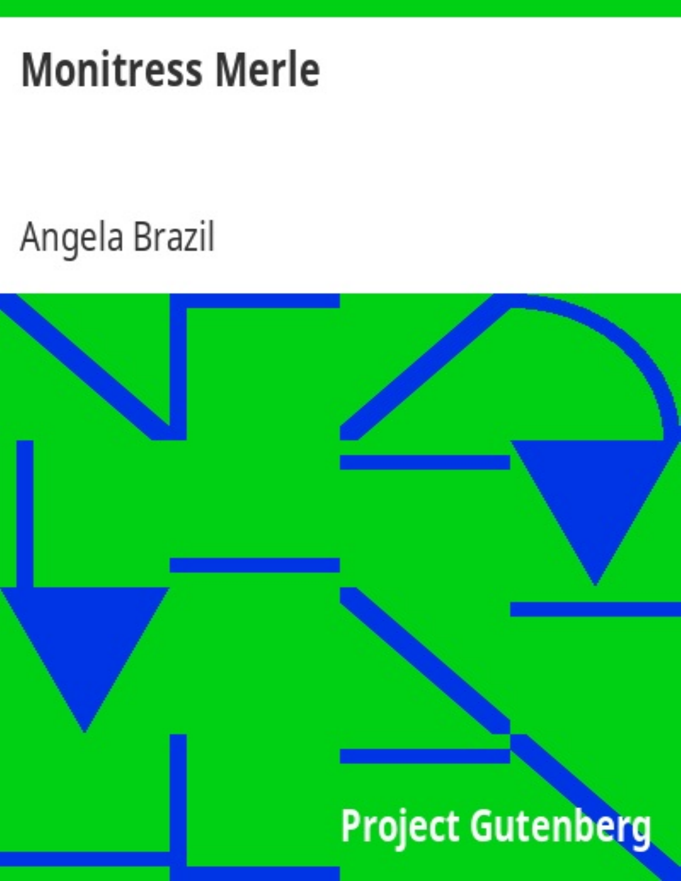# Monitress Merle

Angela Brazil

Project Gutenberg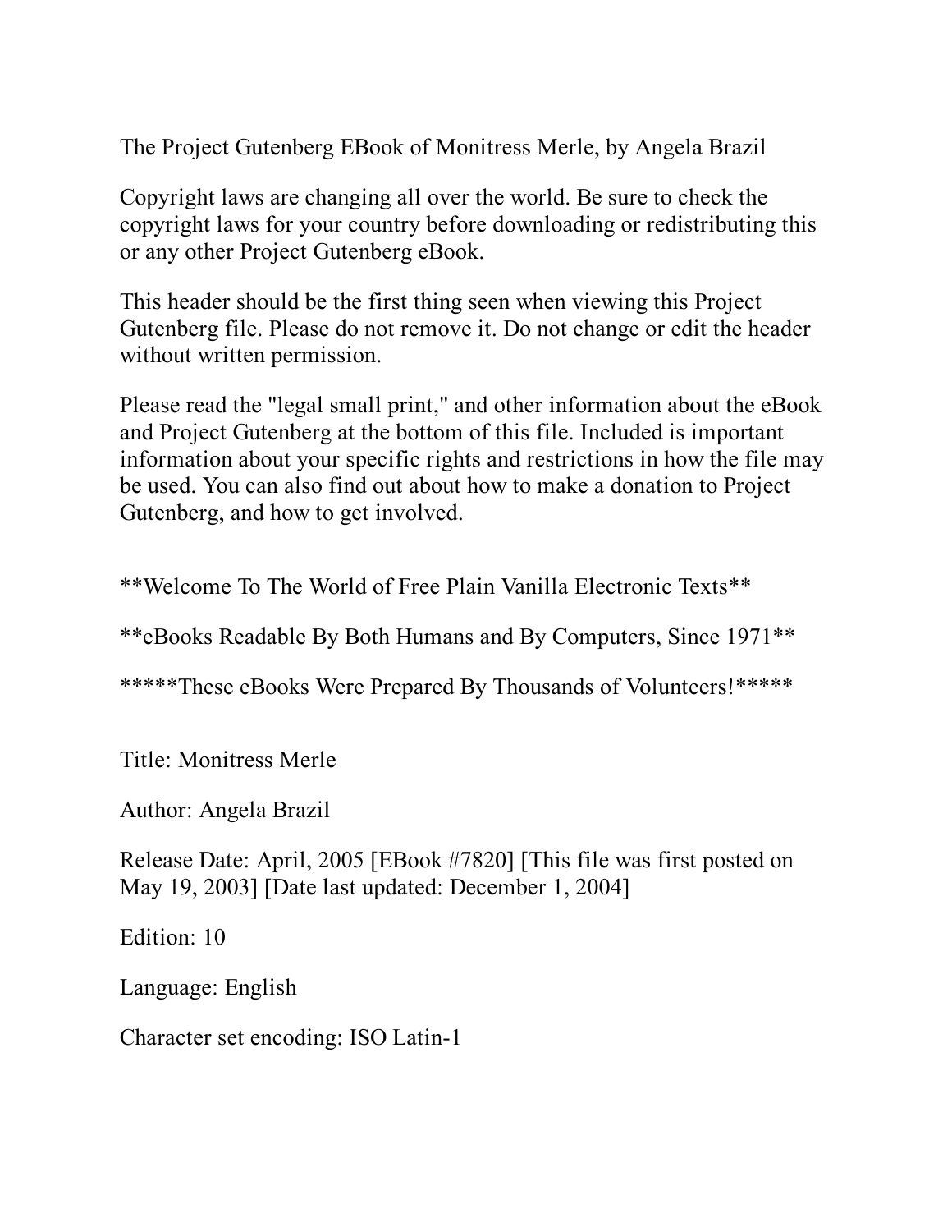The Project Gutenberg EBook of Monitress Merle, by Angela Brazil

Copyright laws are changing all over the world. Be sure to check the copyright laws for your country before downloading or redistributing this or any other Project Gutenberg eBook.

This header should be the first thing seen when viewing this Project Gutenberg file. Please do not remove it. Do not change or edit the header without written permission.

Please read the "legal small print," and other information about the eBook and Project Gutenberg at the bottom of this file. Included is important information about your specific rights and restrictions in how the file may be used. You can also find out about how to make a donation to Project Gutenberg, and how to get involved.

**Welcome To The World of Free Plain Vanilla Electronic Texts**

**eBooks Readable By Both Humans and By Computers, Since 1971**

*****These eBooks Were Prepared By Thousands of Volunteers!*****

Title: Monitress Merle

Author: Angela Brazil

Release Date: April, 2005 [EBook #7820] [This file was first posted on May 19, 2003] [Date last updated: December 1, 2004]

Edition: 10

Language: English

Character set encoding: ISO Latin-1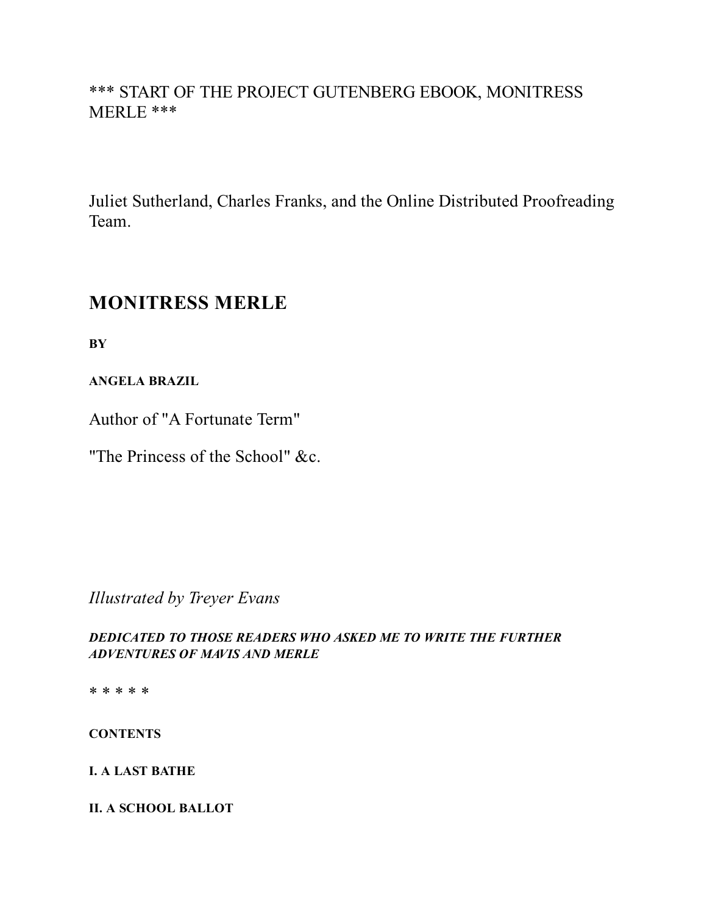*** START OF THE PROJECT GUTENBERG EBOOK, MONITRESS MERLE ***

Juliet Sutherland, Charles Franks, and the Online Distributed Proofreading Team.

## MONITRESS MERLE

**BY**

**ANGELA BRAZIL**

Author of "A Fortunate Term"

"The Princess of the School" &c.

*Illustrated by Treyer Evans*

***DEDICATED TO THOSE READERS WHO ASKED ME TO WRITE THE FURTHER ADVENTURES OF MAVIS AND MERLE***

* * * * *

**CONTENTS**

**I. A LAST BATHE**

**II. A SCHOOL BALLOT**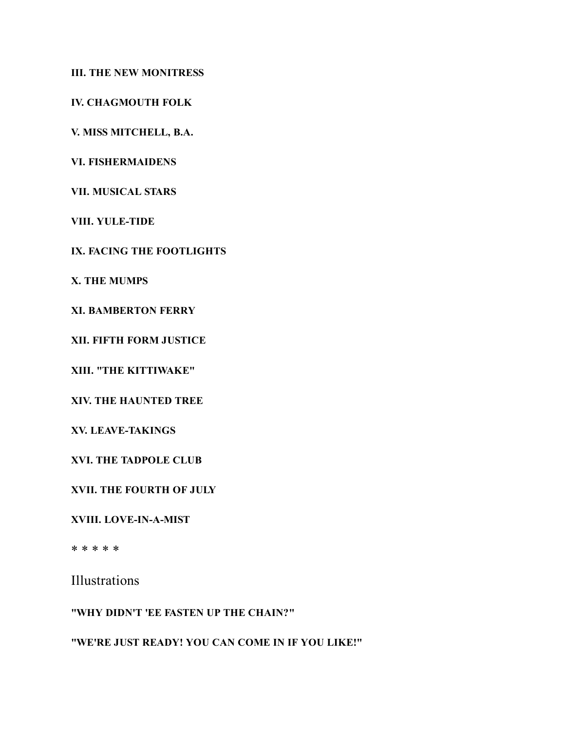**III. THE NEW MONITRESS**

**IV. CHAGMOUTH FOLK**

**V. MISS MITCHELL, B.A.**

**VI. FISHERMAIDENS**

**VII. MUSICAL STARS**

**VIII. YULE-TIDE**

**IX. FACING THE FOOTLIGHTS**

**X. THE MUMPS**

**XI. BAMBERTON FERRY**

**XII. FIFTH FORM JUSTICE**

**XIII. "THE KITTIWAKE"**

**XIV. THE HAUNTED TREE**

**XV. LEAVE-TAKINGS**

**XVI. THE TADPOLE CLUB**

**XVII. THE FOURTH OF JULY**

**XVIII. LOVE-IN-A-MIST**

* * * * *

## Illustrations

**"WHY DIDN'T 'EE FASTEN UP THE CHAIN?"**

**"WE'RE JUST READY! YOU CAN COME IN IF YOU LIKE!"**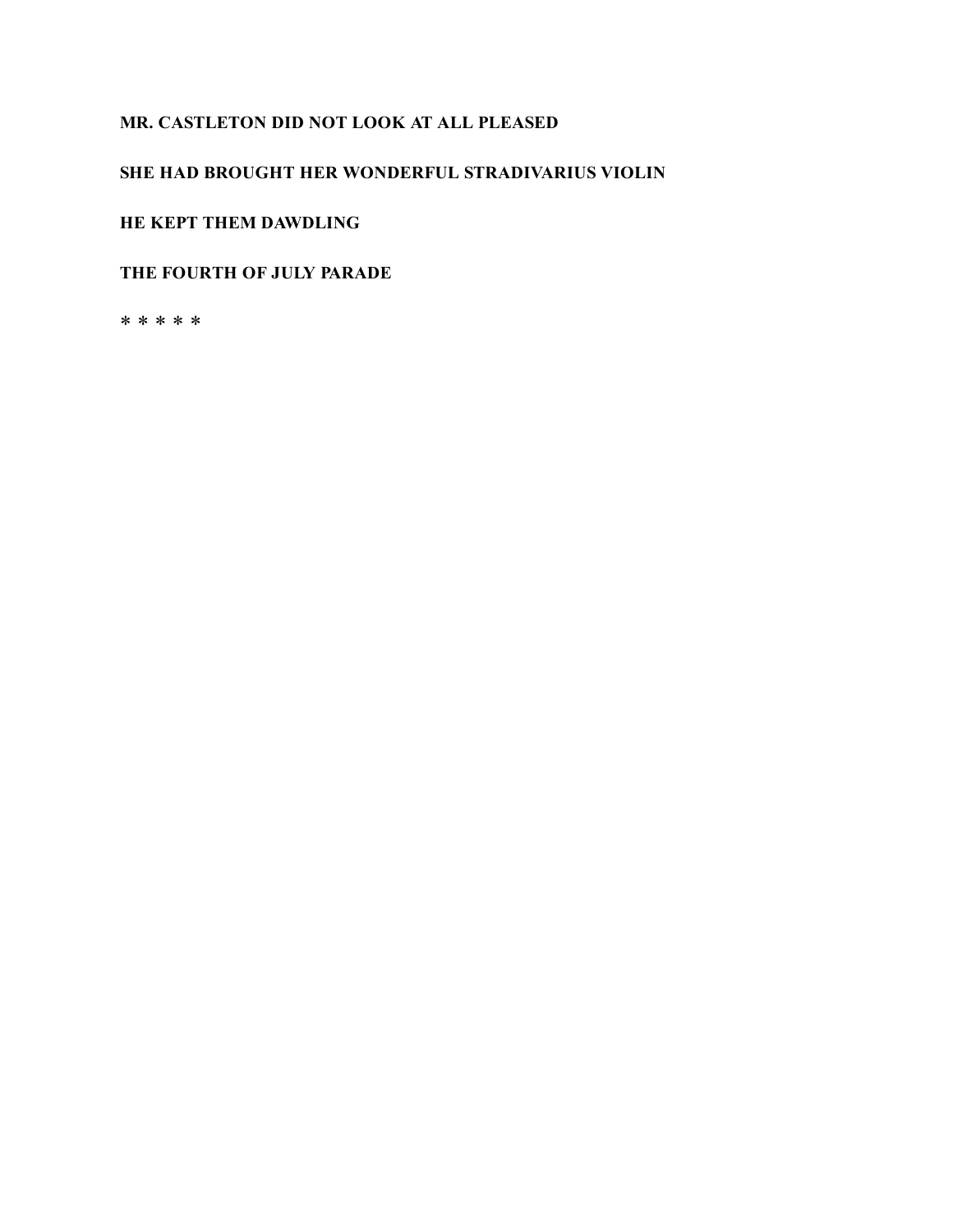**MR. CASTLETON DID NOT LOOK AT ALL PLEASED**

**SHE HAD BROUGHT HER WONDERFUL STRADIVARIUS VIOLIN**

**HE KEPT THEM DAWDLING**

**THE FOURTH OF JULY PARADE**

**\* \* \* \* \***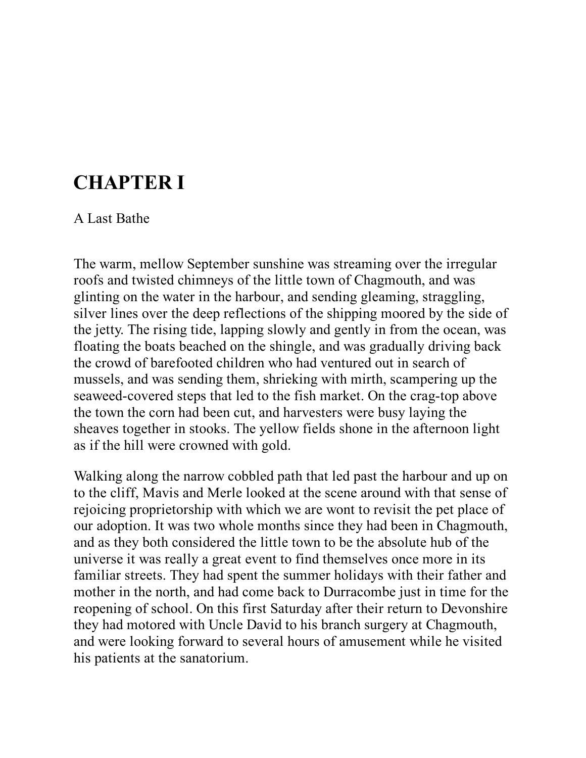# CHAPTER I

A Last Bathe

The warm, mellow September sunshine was streaming over the irregular roofs and twisted chimneys of the little town of Chagmouth, and was glinting on the water in the harbour, and sending gleaming, straggling, silver lines over the deep reflections of the shipping moored by the side of the jetty. The rising tide, lapping slowly and gently in from the ocean, was floating the boats beached on the shingle, and was gradually driving back the crowd of barefooted children who had ventured out in search of mussels, and was sending them, shrieking with mirth, scampering up the seaweed-covered steps that led to the fish market. On the crag-top above the town the corn had been cut, and harvesters were busy laying the sheaves together in stooks. The yellow fields shone in the afternoon light as if the hill were crowned with gold.

Walking along the narrow cobbled path that led past the harbour and up on to the cliff, Mavis and Merle looked at the scene around with that sense of rejoicing proprietorship with which we are wont to revisit the pet place of our adoption. It was two whole months since they had been in Chagmouth, and as they both considered the little town to be the absolute hub of the universe it was really a great event to find themselves once more in its familiar streets. They had spent the summer holidays with their father and mother in the north, and had come back to Durracombe just in time for the reopening of school. On this first Saturday after their return to Devonshire they had motored with Uncle David to his branch surgery at Chagmouth, and were looking forward to several hours of amusement while he visited his patients at the sanatorium.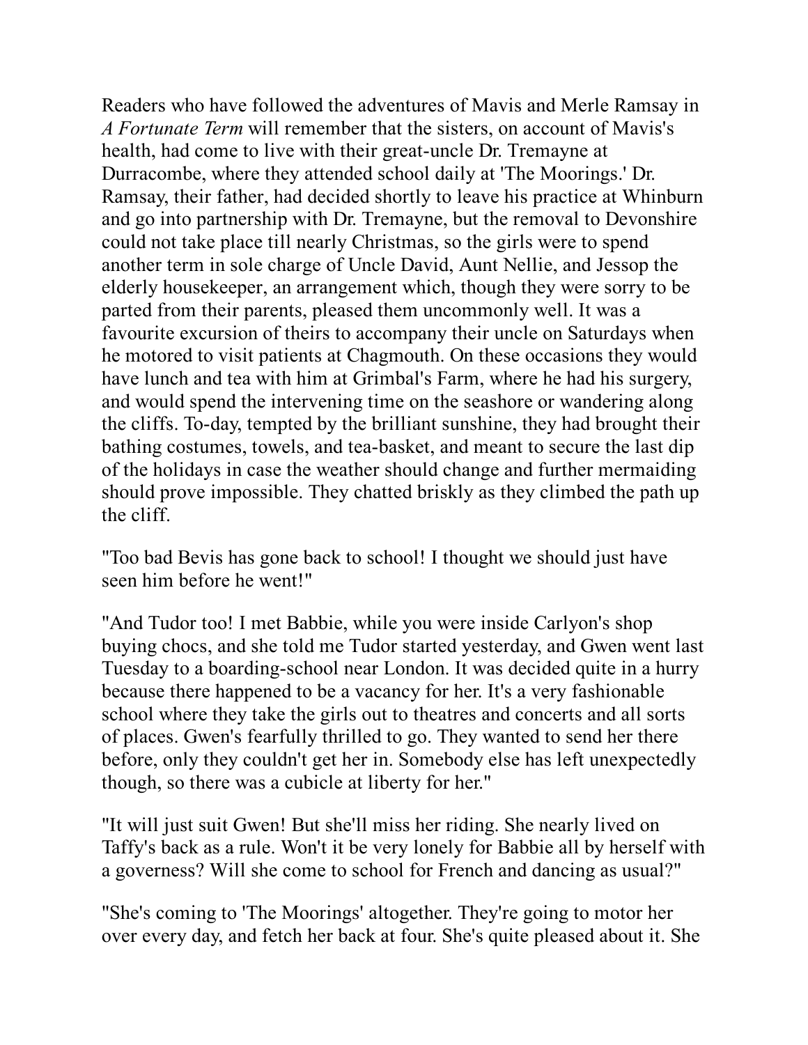Readers who have followed the adventures of Mavis and Merle Ramsay in *A Fortunate Term* will remember that the sisters, on account of Mavis's health, had come to live with their great-uncle Dr. Tremayne at Durracombe, where they attended school daily at 'The Moorings.' Dr. Ramsay, their father, had decided shortly to leave his practice at Whinburn and go into partnership with Dr. Tremayne, but the removal to Devonshire could not take place till nearly Christmas, so the girls were to spend another term in sole charge of Uncle David, Aunt Nellie, and Jessop the elderly housekeeper, an arrangement which, though they were sorry to be parted from their parents, pleased them uncommonly well. It was a favourite excursion of theirs to accompany their uncle on Saturdays when he motored to visit patients at Chagmouth. On these occasions they would have lunch and tea with him at Grimbal's Farm, where he had his surgery, and would spend the intervening time on the seashore or wandering along the cliffs. To-day, tempted by the brilliant sunshine, they had brought their bathing costumes, towels, and tea-basket, and meant to secure the last dip of the holidays in case the weather should change and further mermaiding should prove impossible. They chatted briskly as they climbed the path up the cliff.

"Too bad Bevis has gone back to school! I thought we should just have seen him before he went!"

"And Tudor too! I met Babbie, while you were inside Carlyon's shop buying chocs, and she told me Tudor started yesterday, and Gwen went last Tuesday to a boarding-school near London. It was decided quite in a hurry because there happened to be a vacancy for her. It's a very fashionable school where they take the girls out to theatres and concerts and all sorts of places. Gwen's fearfully thrilled to go. They wanted to send her there before, only they couldn't get her in. Somebody else has left unexpectedly though, so there was a cubicle at liberty for her."

"It will just suit Gwen! But she'll miss her riding. She nearly lived on Taffy's back as a rule. Won't it be very lonely for Babbie all by herself with a governess? Will she come to school for French and dancing as usual?"

"She's coming to 'The Moorings' altogether. They're going to motor her over every day, and fetch her back at four. She's quite pleased about it. She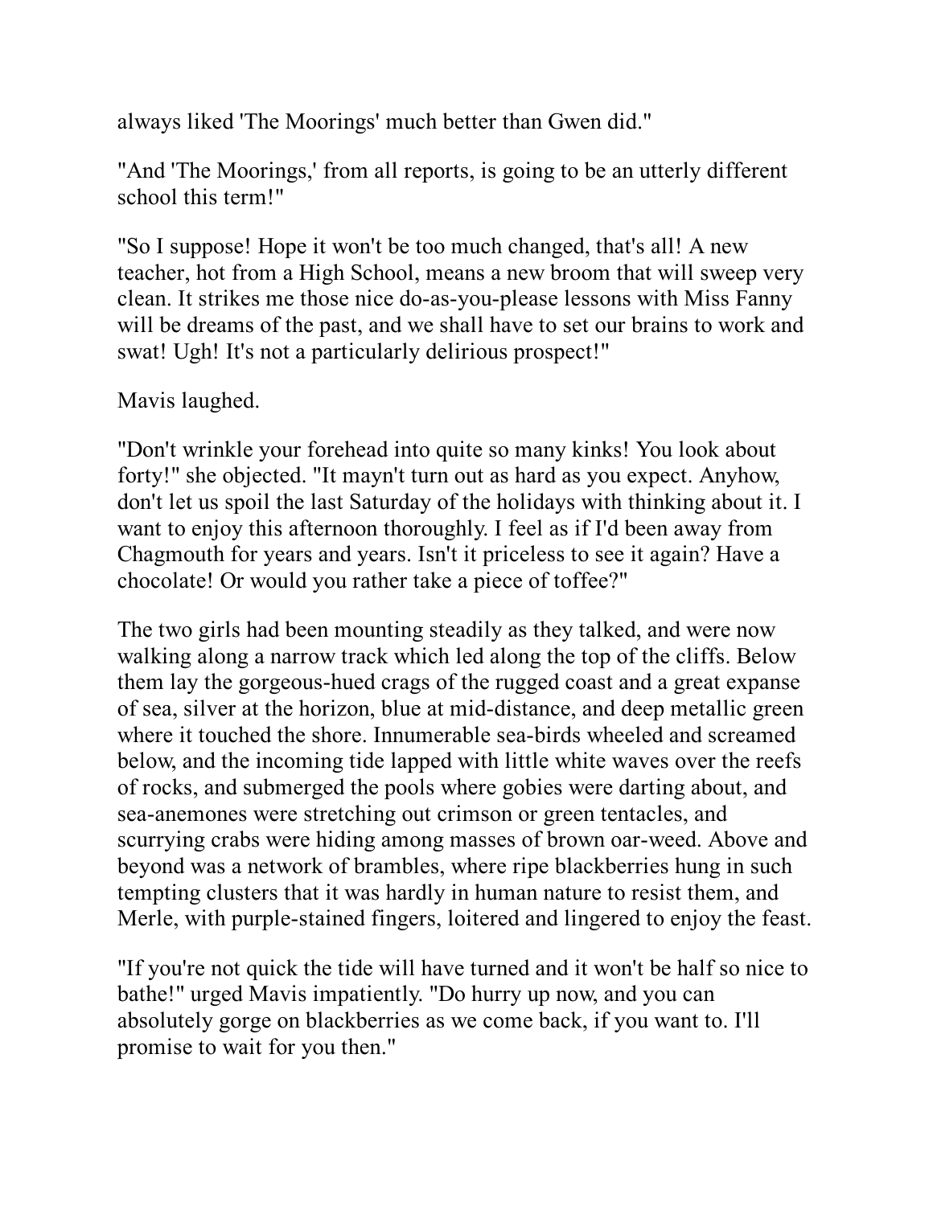always liked 'The Moorings' much better than Gwen did."

"And 'The Moorings,' from all reports, is going to be an utterly different school this term!"

"So I suppose! Hope it won't be too much changed, that's all! A new teacher, hot from a High School, means a new broom that will sweep very clean. It strikes me those nice do-as-you-please lessons with Miss Fanny will be dreams of the past, and we shall have to set our brains to work and swat! Ugh! It's not a particularly delirious prospect!"

Mavis laughed.

"Don't wrinkle your forehead into quite so many kinks! You look about forty!" she objected. "It mayn't turn out as hard as you expect. Anyhow, don't let us spoil the last Saturday of the holidays with thinking about it. I want to enjoy this afternoon thoroughly. I feel as if I'd been away from Chagmouth for years and years. Isn't it priceless to see it again? Have a chocolate! Or would you rather take a piece of toffee?"

The two girls had been mounting steadily as they talked, and were now walking along a narrow track which led along the top of the cliffs. Below them lay the gorgeous-hued crags of the rugged coast and a great expanse of sea, silver at the horizon, blue at mid-distance, and deep metallic green where it touched the shore. Innumerable sea-birds wheeled and screamed below, and the incoming tide lapped with little white waves over the reefs of rocks, and submerged the pools where gobies were darting about, and sea-anemones were stretching out crimson or green tentacles, and scurrying crabs were hiding among masses of brown oar-weed. Above and beyond was a network of brambles, where ripe blackberries hung in such tempting clusters that it was hardly in human nature to resist them, and Merle, with purple-stained fingers, loitered and lingered to enjoy the feast.

"If you're not quick the tide will have turned and it won't be half so nice to bathe!" urged Mavis impatiently. "Do hurry up now, and you can absolutely gorge on blackberries as we come back, if you want to. I'll promise to wait for you then."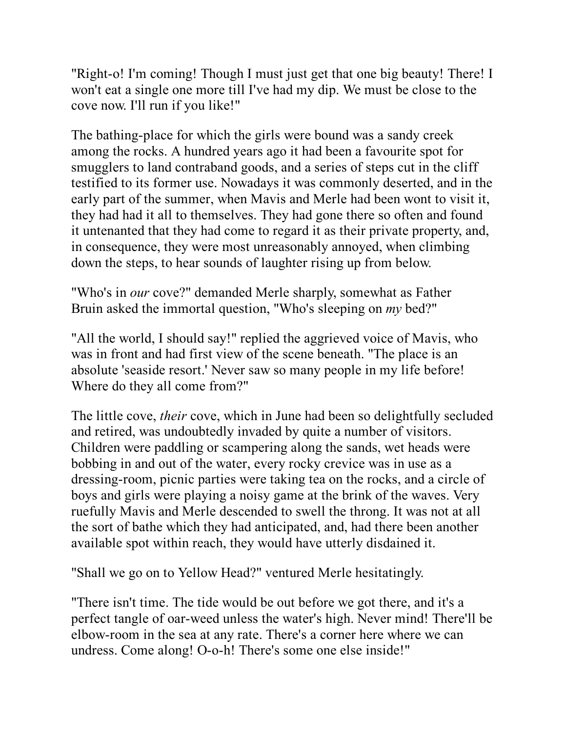"Right-o! I'm coming! Though I must just get that one big beauty! There! I won't eat a single one more till I've had my dip. We must be close to the cove now. I'll run if you like!"

The bathing-place for which the girls were bound was a sandy creek among the rocks. A hundred years ago it had been a favourite spot for smugglers to land contraband goods, and a series of steps cut in the cliff testified to its former use. Nowadays it was commonly deserted, and in the early part of the summer, when Mavis and Merle had been wont to visit it, they had had it all to themselves. They had gone there so often and found it untenanted that they had come to regard it as their private property, and, in consequence, they were most unreasonably annoyed, when climbing down the steps, to hear sounds of laughter rising up from below.

"Who's in *our* cove?" demanded Merle sharply, somewhat as Father Bruin asked the immortal question, "Who's sleeping on *my* bed?"

"All the world, I should say!" replied the aggrieved voice of Mavis, who was in front and had first view of the scene beneath. "The place is an absolute 'seaside resort.' Never saw so many people in my life before! Where do they all come from?"

The little cove, *their* cove, which in June had been so delightfully secluded and retired, was undoubtedly invaded by quite a number of visitors. Children were paddling or scampering along the sands, wet heads were bobbing in and out of the water, every rocky crevice was in use as a dressing-room, picnic parties were taking tea on the rocks, and a circle of boys and girls were playing a noisy game at the brink of the waves. Very ruefully Mavis and Merle descended to swell the throng. It was not at all the sort of bathe which they had anticipated, and, had there been another available spot within reach, they would have utterly disdained it.

"Shall we go on to Yellow Head?" ventured Merle hesitatingly.

"There isn't time. The tide would be out before we got there, and it's a perfect tangle of oar-weed unless the water's high. Never mind! There'll be elbow-room in the sea at any rate. There's a corner here where we can undress. Come along! O-o-h! There's some one else inside!"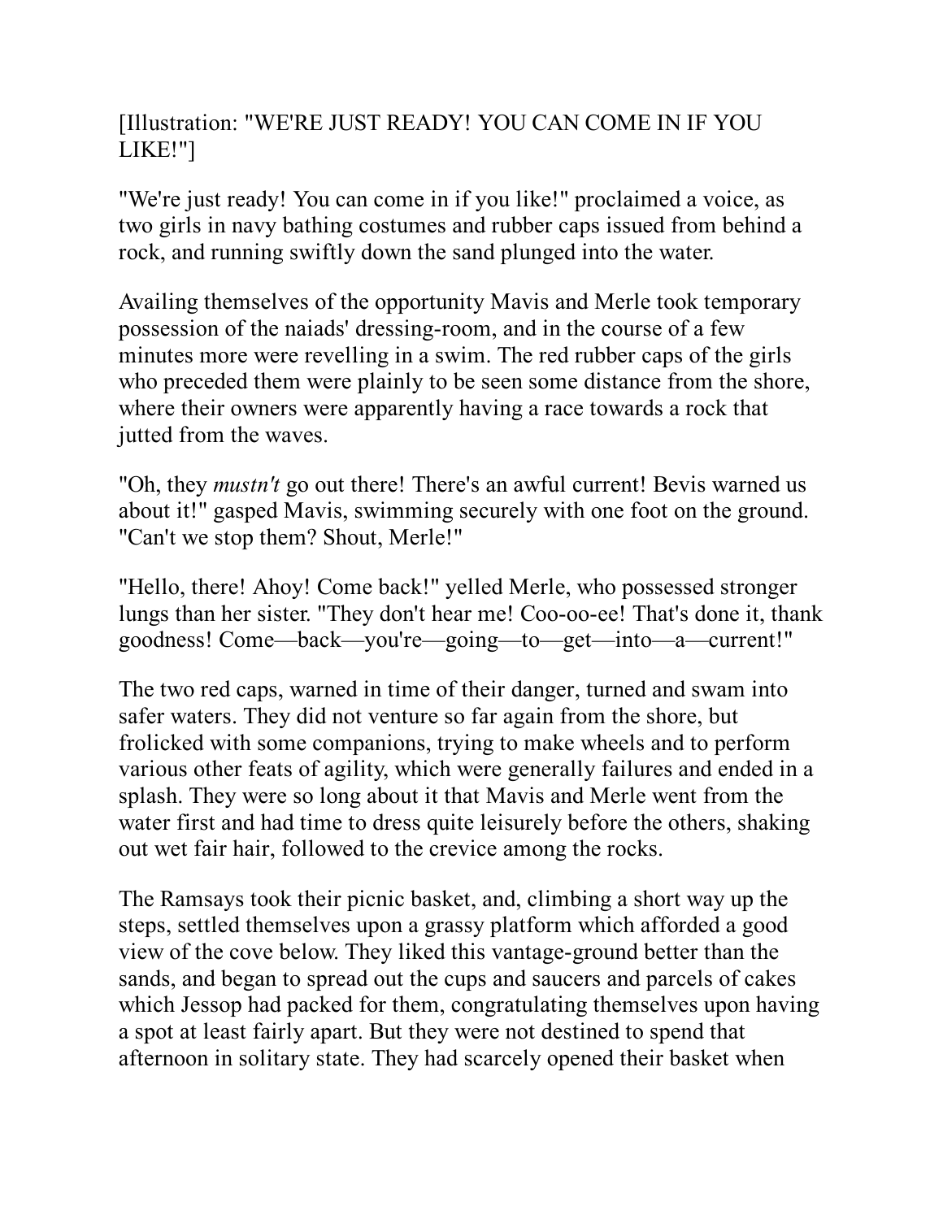[Illustration: "WE'RE JUST READY! YOU CAN COME IN IF YOU LIKE!"]

"We're just ready! You can come in if you like!" proclaimed a voice, as two girls in navy bathing costumes and rubber caps issued from behind a rock, and running swiftly down the sand plunged into the water.

Availing themselves of the opportunity Mavis and Merle took temporary possession of the naiads' dressing-room, and in the course of a few minutes more were revelling in a swim. The red rubber caps of the girls who preceded them were plainly to be seen some distance from the shore, where their owners were apparently having a race towards a rock that jutted from the waves.

"Oh, they *mustn't* go out there! There's an awful current! Bevis warned us about it!" gasped Mavis, swimming securely with one foot on the ground. "Can't we stop them? Shout, Merle!"

"Hello, there! Ahoy! Come back!" yelled Merle, who possessed stronger lungs than her sister. "They don't hear me! Coo-oo-ee! That's done it, thank goodness! Come—back—you're—going—to—get—into—a—current!"

The two red caps, warned in time of their danger, turned and swam into safer waters. They did not venture so far again from the shore, but frolicked with some companions, trying to make wheels and to perform various other feats of agility, which were generally failures and ended in a splash. They were so long about it that Mavis and Merle went from the water first and had time to dress quite leisurely before the others, shaking out wet fair hair, followed to the crevice among the rocks.

The Ramsays took their picnic basket, and, climbing a short way up the steps, settled themselves upon a grassy platform which afforded a good view of the cove below. They liked this vantage-ground better than the sands, and began to spread out the cups and saucers and parcels of cakes which Jessop had packed for them, congratulating themselves upon having a spot at least fairly apart. But they were not destined to spend that afternoon in solitary state. They had scarcely opened their basket when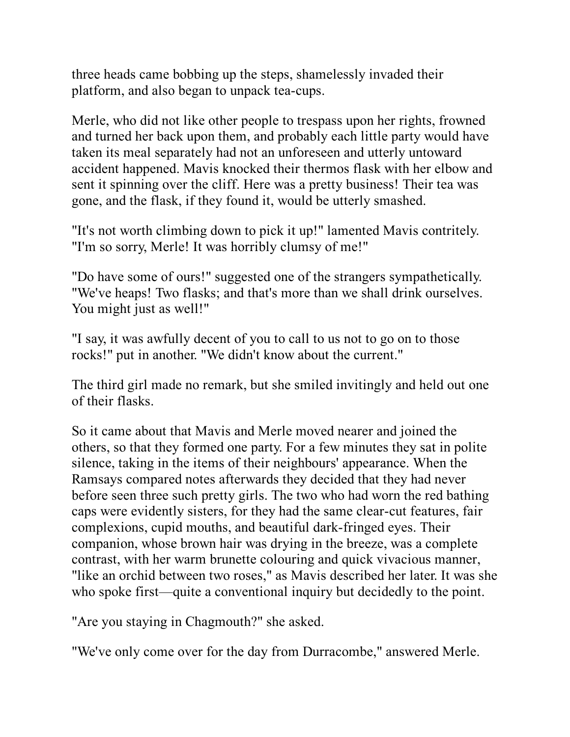three heads came bobbing up the steps, shamelessly invaded their platform, and also began to unpack tea-cups.

Merle, who did not like other people to trespass upon her rights, frowned and turned her back upon them, and probably each little party would have taken its meal separately had not an unforeseen and utterly untoward accident happened. Mavis knocked their thermos flask with her elbow and sent it spinning over the cliff. Here was a pretty business! Their tea was gone, and the flask, if they found it, would be utterly smashed.

"It's not worth climbing down to pick it up!" lamented Mavis contritely. "I'm so sorry, Merle! It was horribly clumsy of me!"

"Do have some of ours!" suggested one of the strangers sympathetically. "We've heaps! Two flasks; and that's more than we shall drink ourselves. You might just as well!"

"I say, it was awfully decent of you to call to us not to go on to those rocks!" put in another. "We didn't know about the current."

The third girl made no remark, but she smiled invitingly and held out one of their flasks.

So it came about that Mavis and Merle moved nearer and joined the others, so that they formed one party. For a few minutes they sat in polite silence, taking in the items of their neighbours' appearance. When the Ramsays compared notes afterwards they decided that they had never before seen three such pretty girls. The two who had worn the red bathing caps were evidently sisters, for they had the same clear-cut features, fair complexions, cupid mouths, and beautiful dark-fringed eyes. Their companion, whose brown hair was drying in the breeze, was a complete contrast, with her warm brunette colouring and quick vivacious manner, "like an orchid between two roses," as Mavis described her later. It was she who spoke first—quite a conventional inquiry but decidedly to the point.

"Are you staying in Chagmouth?" she asked.

"We've only come over for the day from Durracombe," answered Merle.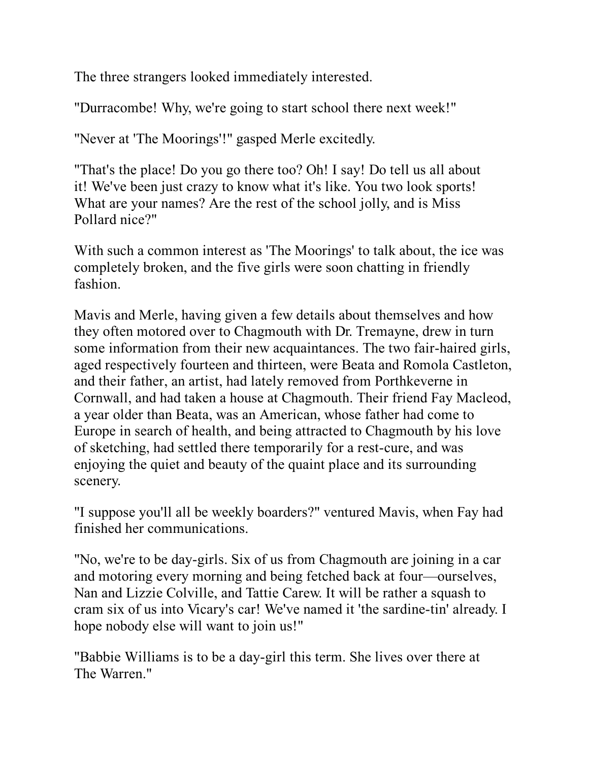The three strangers looked immediately interested.

"Durracombe! Why, we're going to start school there next week!"

"Never at 'The Moorings'!" gasped Merle excitedly.

"That's the place! Do you go there too? Oh! I say! Do tell us all about it! We've been just crazy to know what it's like. You two look sports! What are your names? Are the rest of the school jolly, and is Miss Pollard nice?"

With such a common interest as 'The Moorings' to talk about, the ice was completely broken, and the five girls were soon chatting in friendly fashion.

Mavis and Merle, having given a few details about themselves and how they often motored over to Chagmouth with Dr. Tremayne, drew in turn some information from their new acquaintances. The two fair-haired girls, aged respectively fourteen and thirteen, were Beata and Romola Castleton, and their father, an artist, had lately removed from Porthkeverne in Cornwall, and had taken a house at Chagmouth. Their friend Fay Macleod, a year older than Beata, was an American, whose father had come to Europe in search of health, and being attracted to Chagmouth by his love of sketching, had settled there temporarily for a rest-cure, and was enjoying the quiet and beauty of the quaint place and its surrounding scenery.

"I suppose you'll all be weekly boarders?" ventured Mavis, when Fay had finished her communications.

"No, we're to be day-girls. Six of us from Chagmouth are joining in a car and motoring every morning and being fetched back at four—ourselves, Nan and Lizzie Colville, and Tattie Carew. It will be rather a squash to cram six of us into Vicary's car! We've named it 'the sardine-tin' already. I hope nobody else will want to join us!"

"Babbie Williams is to be a day-girl this term. She lives over there at The Warren."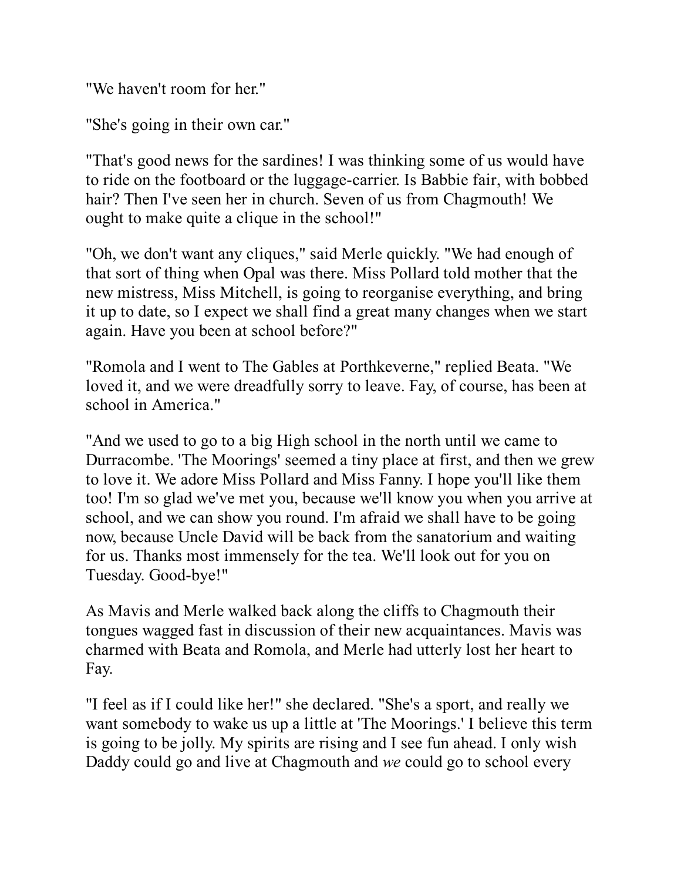"We haven't room for her."

"She's going in their own car."

"That's good news for the sardines! I was thinking some of us would have to ride on the footboard or the luggage-carrier. Is Babbie fair, with bobbed hair? Then I've seen her in church. Seven of us from Chagmouth! We ought to make quite a clique in the school!"

"Oh, we don't want any cliques," said Merle quickly. "We had enough of that sort of thing when Opal was there. Miss Pollard told mother that the new mistress, Miss Mitchell, is going to reorganise everything, and bring it up to date, so I expect we shall find a great many changes when we start again. Have you been at school before?"

"Romola and I went to The Gables at Porthkeverne," replied Beata. "We loved it, and we were dreadfully sorry to leave. Fay, of course, has been at school in America."

"And we used to go to a big High school in the north until we came to Durracombe. 'The Moorings' seemed a tiny place at first, and then we grew to love it. We adore Miss Pollard and Miss Fanny. I hope you'll like them too! I'm so glad we've met you, because we'll know you when you arrive at school, and we can show you round. I'm afraid we shall have to be going now, because Uncle David will be back from the sanatorium and waiting for us. Thanks most immensely for the tea. We'll look out for you on Tuesday. Good-bye!"

As Mavis and Merle walked back along the cliffs to Chagmouth their tongues wagged fast in discussion of their new acquaintances. Mavis was charmed with Beata and Romola, and Merle had utterly lost her heart to Fay.

"I feel as if I could like her!" she declared. "She's a sport, and really we want somebody to wake us up a little at 'The Moorings.' I believe this term is going to be jolly. My spirits are rising and I see fun ahead. I only wish Daddy could go and live at Chagmouth and *we* could go to school every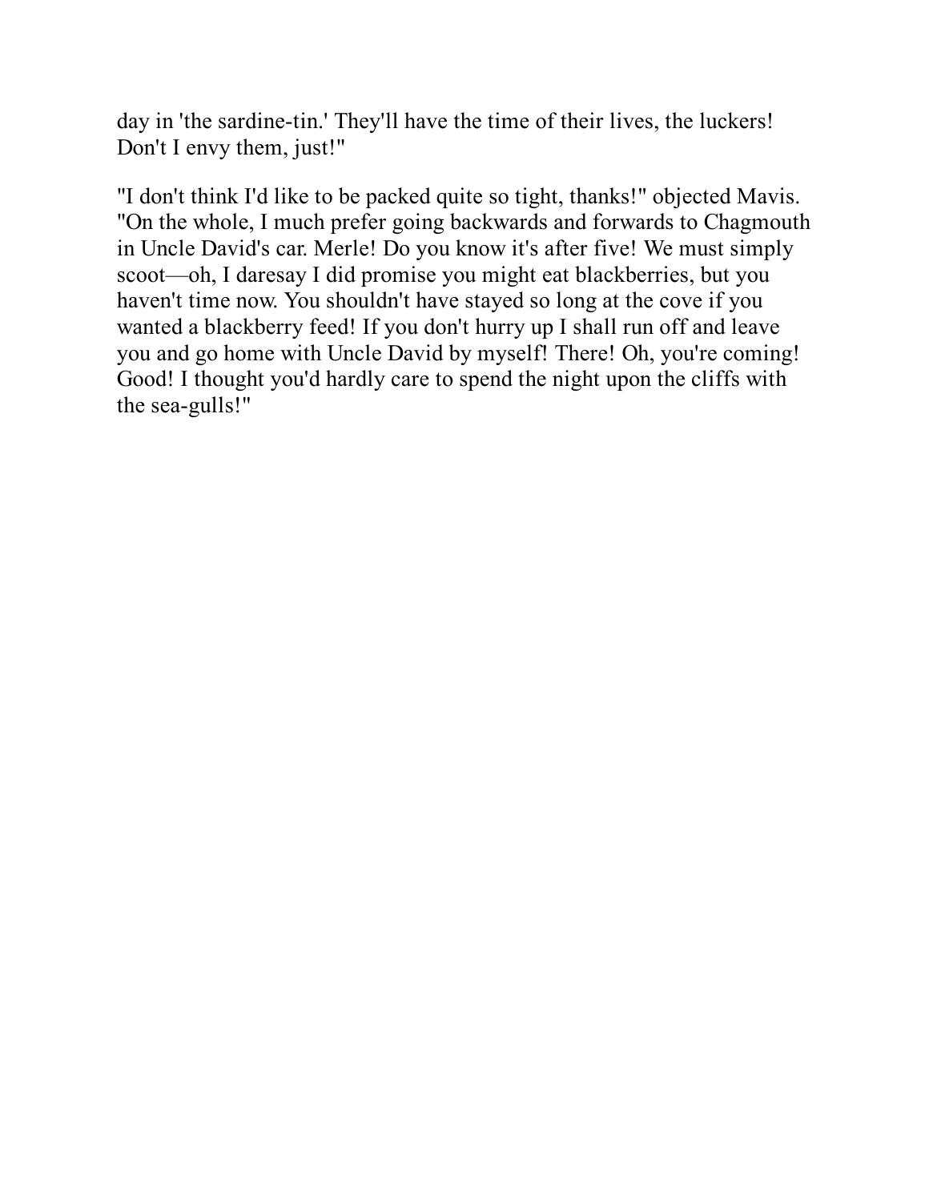day in 'the sardine-tin.' They'll have the time of their lives, the luckers! Don't I envy them, just!"

"I don't think I'd like to be packed quite so tight, thanks!" objected Mavis. "On the whole, I much prefer going backwards and forwards to Chagmouth in Uncle David's car. Merle! Do you know it's after five! We must simply scoot—oh, I daresay I did promise you might eat blackberries, but you haven't time now. You shouldn't have stayed so long at the cove if you wanted a blackberry feed! If you don't hurry up I shall run off and leave you and go home with Uncle David by myself! There! Oh, you're coming! Good! I thought you'd hardly care to spend the night upon the cliffs with the sea-gulls!"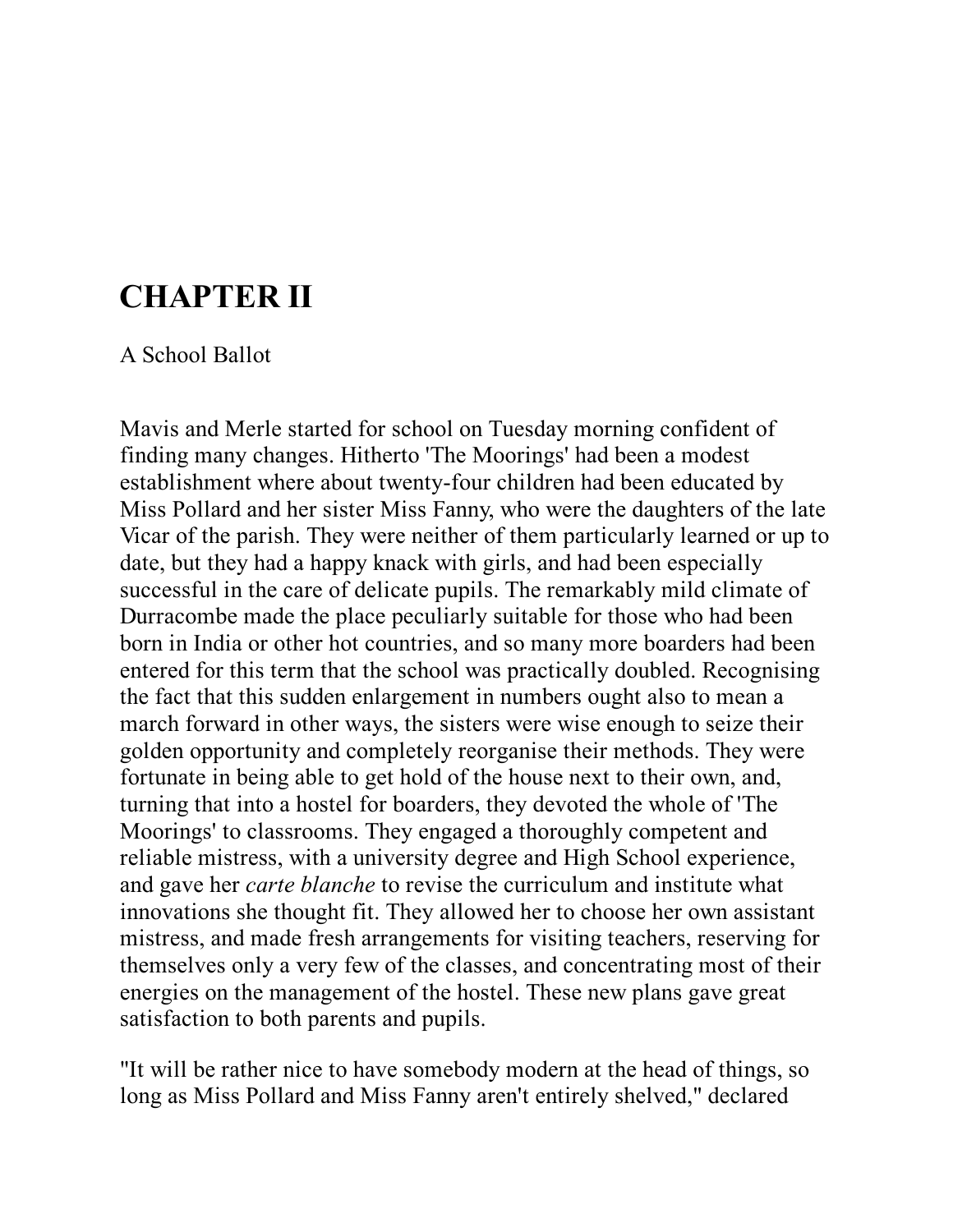# CHAPTER II

A School Ballot

Mavis and Merle started for school on Tuesday morning confident of finding many changes. Hitherto 'The Moorings' had been a modest establishment where about twenty-four children had been educated by Miss Pollard and her sister Miss Fanny, who were the daughters of the late Vicar of the parish. They were neither of them particularly learned or up to date, but they had a happy knack with girls, and had been especially successful in the care of delicate pupils. The remarkably mild climate of Durracombe made the place peculiarly suitable for those who had been born in India or other hot countries, and so many more boarders had been entered for this term that the school was practically doubled. Recognising the fact that this sudden enlargement in numbers ought also to mean a march forward in other ways, the sisters were wise enough to seize their golden opportunity and completely reorganise their methods. They were fortunate in being able to get hold of the house next to their own, and, turning that into a hostel for boarders, they devoted the whole of 'The Moorings' to classrooms. They engaged a thoroughly competent and reliable mistress, with a university degree and High School experience, and gave her *carte blanche* to revise the curriculum and institute what innovations she thought fit. They allowed her to choose her own assistant mistress, and made fresh arrangements for visiting teachers, reserving for themselves only a very few of the classes, and concentrating most of their energies on the management of the hostel. These new plans gave great satisfaction to both parents and pupils.

"It will be rather nice to have somebody modern at the head of things, so long as Miss Pollard and Miss Fanny aren't entirely shelved," declared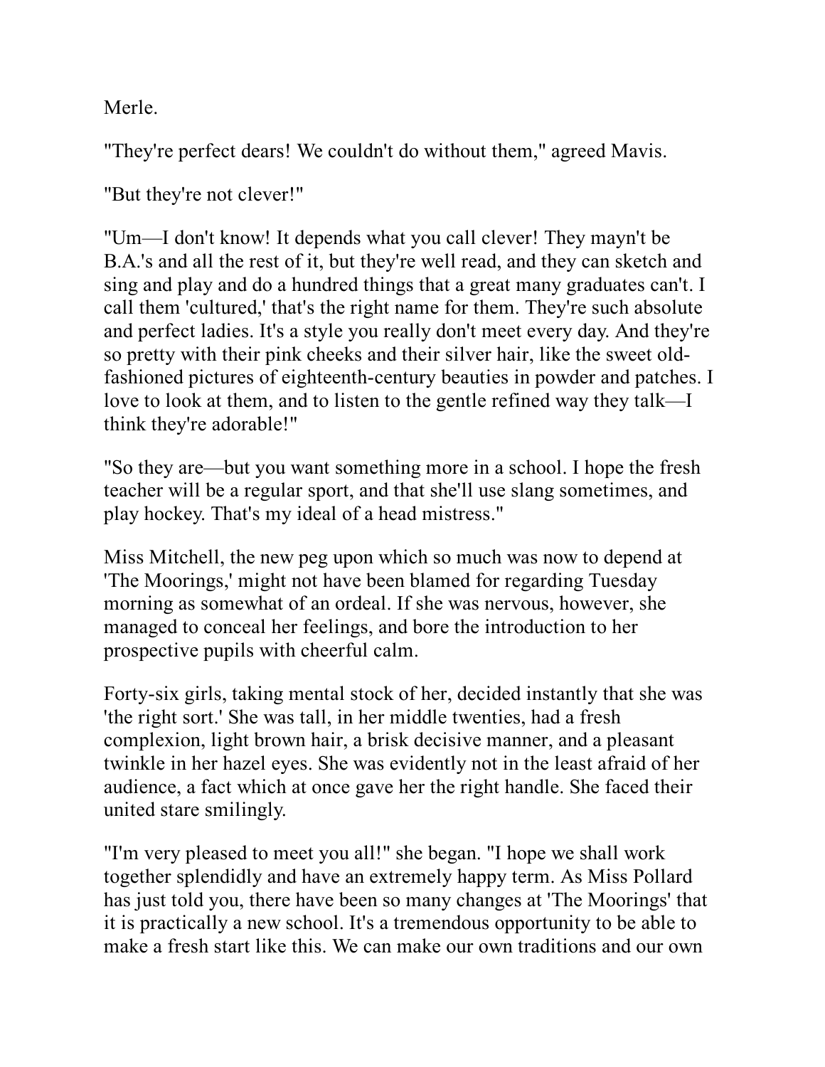Merle.

"They're perfect dears! We couldn't do without them," agreed Mavis.

"But they're not clever!"

"Um—I don't know! It depends what you call clever! They mayn't be B.A.'s and all the rest of it, but they're well read, and they can sketch and sing and play and do a hundred things that a great many graduates can't. I call them 'cultured,' that's the right name for them. They're such absolute and perfect ladies. It's a style you really don't meet every day. And they're so pretty with their pink cheeks and their silver hair, like the sweet old-fashioned pictures of eighteenth-century beauties in powder and patches. I love to look at them, and to listen to the gentle refined way they talk—I think they're adorable!"

"So they are—but you want something more in a school. I hope the fresh teacher will be a regular sport, and that she'll use slang sometimes, and play hockey. That's my ideal of a head mistress."

Miss Mitchell, the new peg upon which so much was now to depend at 'The Moorings,' might not have been blamed for regarding Tuesday morning as somewhat of an ordeal. If she was nervous, however, she managed to conceal her feelings, and bore the introduction to her prospective pupils with cheerful calm.

Forty-six girls, taking mental stock of her, decided instantly that she was 'the right sort.' She was tall, in her middle twenties, had a fresh complexion, light brown hair, a brisk decisive manner, and a pleasant twinkle in her hazel eyes. She was evidently not in the least afraid of her audience, a fact which at once gave her the right handle. She faced their united stare smilingly.

"I'm very pleased to meet you all!" she began. "I hope we shall work together splendidly and have an extremely happy term. As Miss Pollard has just told you, there have been so many changes at 'The Moorings' that it is practically a new school. It's a tremendous opportunity to be able to make a fresh start like this. We can make our own traditions and our own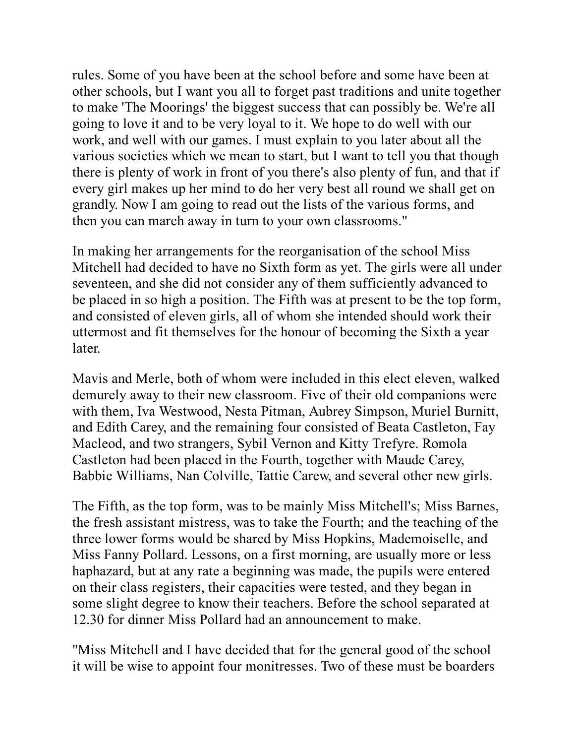rules. Some of you have been at the school before and some have been at other schools, but I want you all to forget past traditions and unite together to make 'The Moorings' the biggest success that can possibly be. We're all going to love it and to be very loyal to it. We hope to do well with our work, and well with our games. I must explain to you later about all the various societies which we mean to start, but I want to tell you that though there is plenty of work in front of you there's also plenty of fun, and that if every girl makes up her mind to do her very best all round we shall get on grandly. Now I am going to read out the lists of the various forms, and then you can march away in turn to your own classrooms."

In making her arrangements for the reorganisation of the school Miss Mitchell had decided to have no Sixth form as yet. The girls were all under seventeen, and she did not consider any of them sufficiently advanced to be placed in so high a position. The Fifth was at present to be the top form, and consisted of eleven girls, all of whom she intended should work their uttermost and fit themselves for the honour of becoming the Sixth a year later.

Mavis and Merle, both of whom were included in this elect eleven, walked demurely away to their new classroom. Five of their old companions were with them, Iva Westwood, Nesta Pitman, Aubrey Simpson, Muriel Burnitt, and Edith Carey, and the remaining four consisted of Beata Castleton, Fay Macleod, and two strangers, Sybil Vernon and Kitty Trefyre. Romola Castleton had been placed in the Fourth, together with Maude Carey, Babbie Williams, Nan Colville, Tattie Carew, and several other new girls.

The Fifth, as the top form, was to be mainly Miss Mitchell's; Miss Barnes, the fresh assistant mistress, was to take the Fourth; and the teaching of the three lower forms would be shared by Miss Hopkins, Mademoiselle, and Miss Fanny Pollard. Lessons, on a first morning, are usually more or less haphazard, but at any rate a beginning was made, the pupils were entered on their class registers, their capacities were tested, and they began in some slight degree to know their teachers. Before the school separated at 12.30 for dinner Miss Pollard had an announcement to make.

"Miss Mitchell and I have decided that for the general good of the school it will be wise to appoint four monitresses. Two of these must be boarders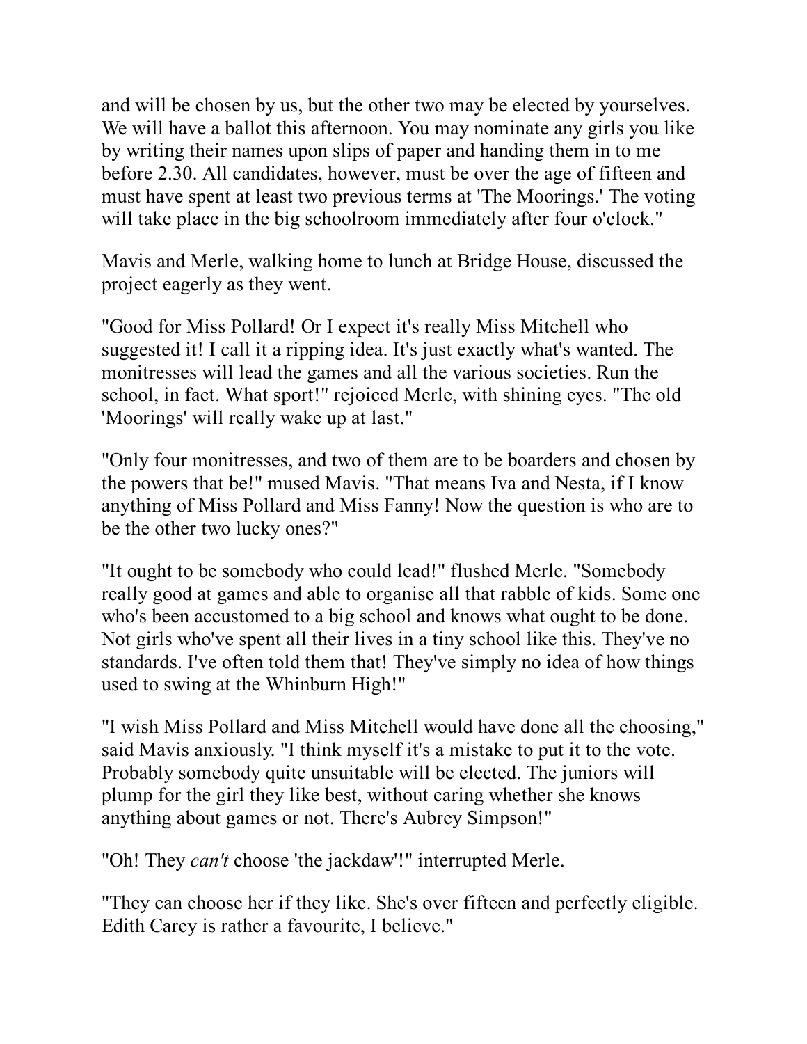and will be chosen by us, but the other two may be elected by yourselves. We will have a ballot this afternoon. You may nominate any girls you like by writing their names upon slips of paper and handing them in to me before 2.30. All candidates, however, must be over the age of fifteen and must have spent at least two previous terms at 'The Moorings.' The voting will take place in the big schoolroom immediately after four o'clock."

Mavis and Merle, walking home to lunch at Bridge House, discussed the project eagerly as they went.

"Good for Miss Pollard! Or I expect it's really Miss Mitchell who suggested it! I call it a ripping idea. It's just exactly what's wanted. The monitresses will lead the games and all the various societies. Run the school, in fact. What sport!" rejoiced Merle, with shining eyes. "The old 'Moorings' will really wake up at last."

"Only four monitresses, and two of them are to be boarders and chosen by the powers that be!" mused Mavis. "That means Iva and Nesta, if I know anything of Miss Pollard and Miss Fanny! Now the question is who are to be the other two lucky ones?"

"It ought to be somebody who could lead!" flushed Merle. "Somebody really good at games and able to organise all that rabble of kids. Some one who's been accustomed to a big school and knows what ought to be done. Not girls who've spent all their lives in a tiny school like this. They've no standards. I've often told them that! They've simply no idea of how things used to swing at the Whinburn High!"

"I wish Miss Pollard and Miss Mitchell would have done all the choosing," said Mavis anxiously. "I think myself it's a mistake to put it to the vote. Probably somebody quite unsuitable will be elected. The juniors will plump for the girl they like best, without caring whether she knows anything about games or not. There's Aubrey Simpson!"

"Oh! They *can't* choose 'the jackdaw'!" interrupted Merle.

"They can choose her if they like. She's over fifteen and perfectly eligible. Edith Carey is rather a favourite, I believe."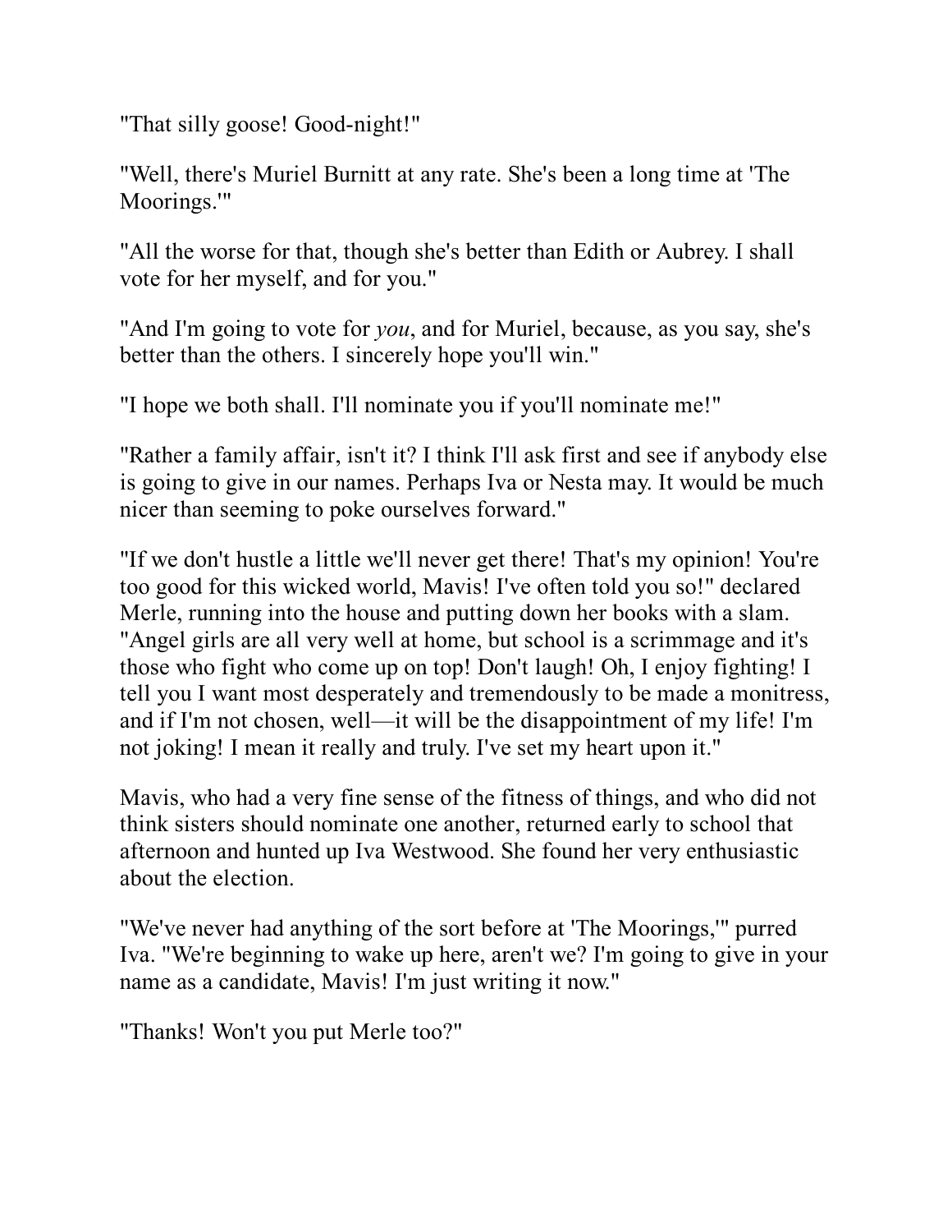"That silly goose! Good-night!"

"Well, there's Muriel Burnitt at any rate. She's been a long time at 'The Moorings.'"

"All the worse for that, though she's better than Edith or Aubrey. I shall vote for her myself, and for you."

"And I'm going to vote for *you*, and for Muriel, because, as you say, she's better than the others. I sincerely hope you'll win."

"I hope we both shall. I'll nominate you if you'll nominate me!"

"Rather a family affair, isn't it? I think I'll ask first and see if anybody else is going to give in our names. Perhaps Iva or Nesta may. It would be much nicer than seeming to poke ourselves forward."

"If we don't hustle a little we'll never get there! That's my opinion! You're too good for this wicked world, Mavis! I've often told you so!" declared Merle, running into the house and putting down her books with a slam. "Angel girls are all very well at home, but school is a scrimmage and it's those who fight who come up on top! Don't laugh! Oh, I enjoy fighting! I tell you I want most desperately and tremendously to be made a monitress, and if I'm not chosen, well—it will be the disappointment of my life! I'm not joking! I mean it really and truly. I've set my heart upon it."

Mavis, who had a very fine sense of the fitness of things, and who did not think sisters should nominate one another, returned early to school that afternoon and hunted up Iva Westwood. She found her very enthusiastic about the election.

"We've never had anything of the sort before at 'The Moorings,'" purred Iva. "We're beginning to wake up here, aren't we? I'm going to give in your name as a candidate, Mavis! I'm just writing it now."

"Thanks! Won't you put Merle too?"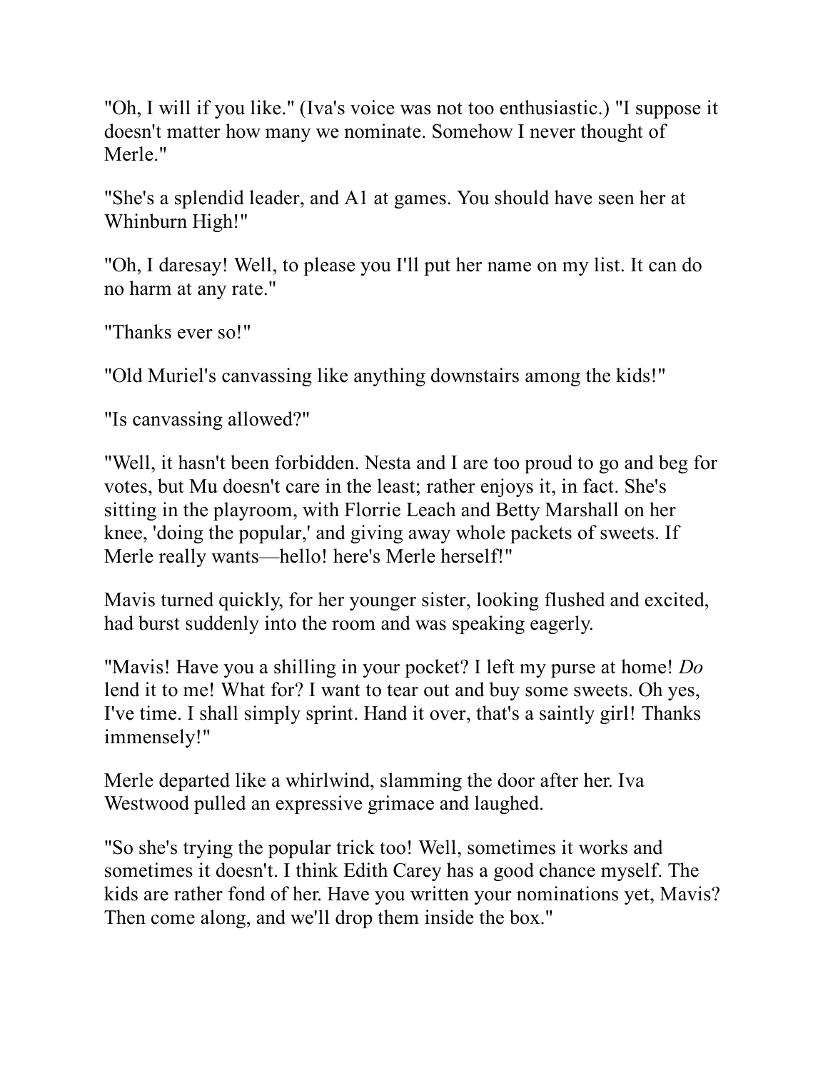"Oh, I will if you like." (Iva's voice was not too enthusiastic.) "I suppose it doesn't matter how many we nominate. Somehow I never thought of Merle."

"She's a splendid leader, and A1 at games. You should have seen her at Whinburn High!"

"Oh, I daresay! Well, to please you I'll put her name on my list. It can do no harm at any rate."

"Thanks ever so!"

"Old Muriel's canvassing like anything downstairs among the kids!"

"Is canvassing allowed?"

"Well, it hasn't been forbidden. Nesta and I are too proud to go and beg for votes, but Mu doesn't care in the least; rather enjoys it, in fact. She's sitting in the playroom, with Florrie Leach and Betty Marshall on her knee, 'doing the popular,' and giving away whole packets of sweets. If Merle really wants—hello! here's Merle herself!"

Mavis turned quickly, for her younger sister, looking flushed and excited, had burst suddenly into the room and was speaking eagerly.

"Mavis! Have you a shilling in your pocket? I left my purse at home! *Do* lend it to me! What for? I want to tear out and buy some sweets. Oh yes, I've time. I shall simply sprint. Hand it over, that's a saintly girl! Thanks immensely!"

Merle departed like a whirlwind, slamming the door after her. Iva Westwood pulled an expressive grimace and laughed.

"So she's trying the popular trick too! Well, sometimes it works and sometimes it doesn't. I think Edith Carey has a good chance myself. The kids are rather fond of her. Have you written your nominations yet, Mavis? Then come along, and we'll drop them inside the box."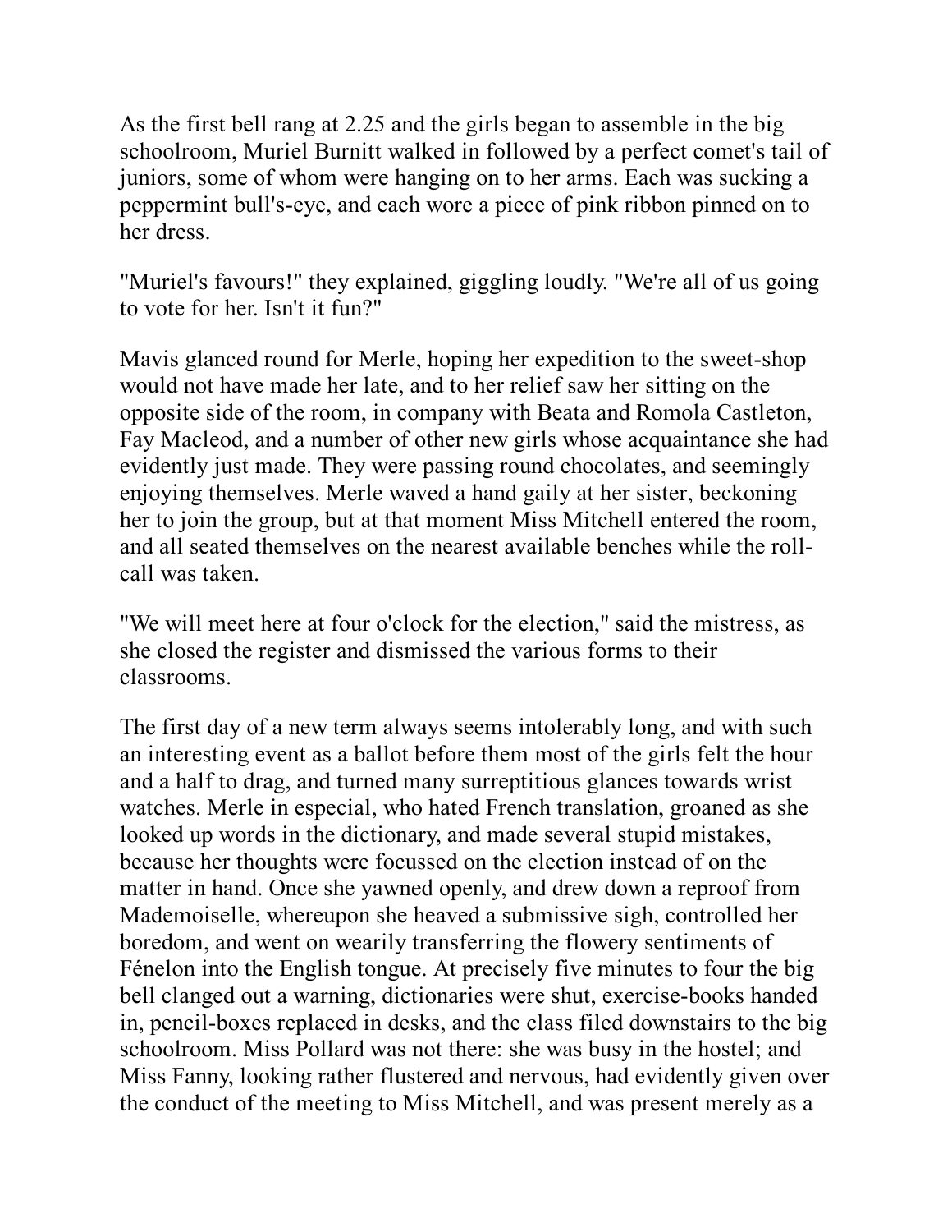As the first bell rang at 2.25 and the girls began to assemble in the big schoolroom, Muriel Burnitt walked in followed by a perfect comet's tail of juniors, some of whom were hanging on to her arms. Each was sucking a peppermint bull's-eye, and each wore a piece of pink ribbon pinned on to her dress.

"Muriel's favours!" they explained, giggling loudly. "We're all of us going to vote for her. Isn't it fun?"

Mavis glanced round for Merle, hoping her expedition to the sweet-shop would not have made her late, and to her relief saw her sitting on the opposite side of the room, in company with Beata and Romola Castleton, Fay Macleod, and a number of other new girls whose acquaintance she had evidently just made. They were passing round chocolates, and seemingly enjoying themselves. Merle waved a hand gaily at her sister, beckoning her to join the group, but at that moment Miss Mitchell entered the room, and all seated themselves on the nearest available benches while the roll-call was taken.

"We will meet here at four o'clock for the election," said the mistress, as she closed the register and dismissed the various forms to their classrooms.

The first day of a new term always seems intolerably long, and with such an interesting event as a ballot before them most of the girls felt the hour and a half to drag, and turned many surreptitious glances towards wrist watches. Merle in especial, who hated French translation, groaned as she looked up words in the dictionary, and made several stupid mistakes, because her thoughts were focussed on the election instead of on the matter in hand. Once she yawned openly, and drew down a reproof from Mademoiselle, whereupon she heaved a submissive sigh, controlled her boredom, and went on wearily transferring the flowery sentiments of Fénelon into the English tongue. At precisely five minutes to four the big bell clanged out a warning, dictionaries were shut, exercise-books handed in, pencil-boxes replaced in desks, and the class filed downstairs to the big schoolroom. Miss Pollard was not there: she was busy in the hostel; and Miss Fanny, looking rather flustered and nervous, had evidently given over the conduct of the meeting to Miss Mitchell, and was present merely as a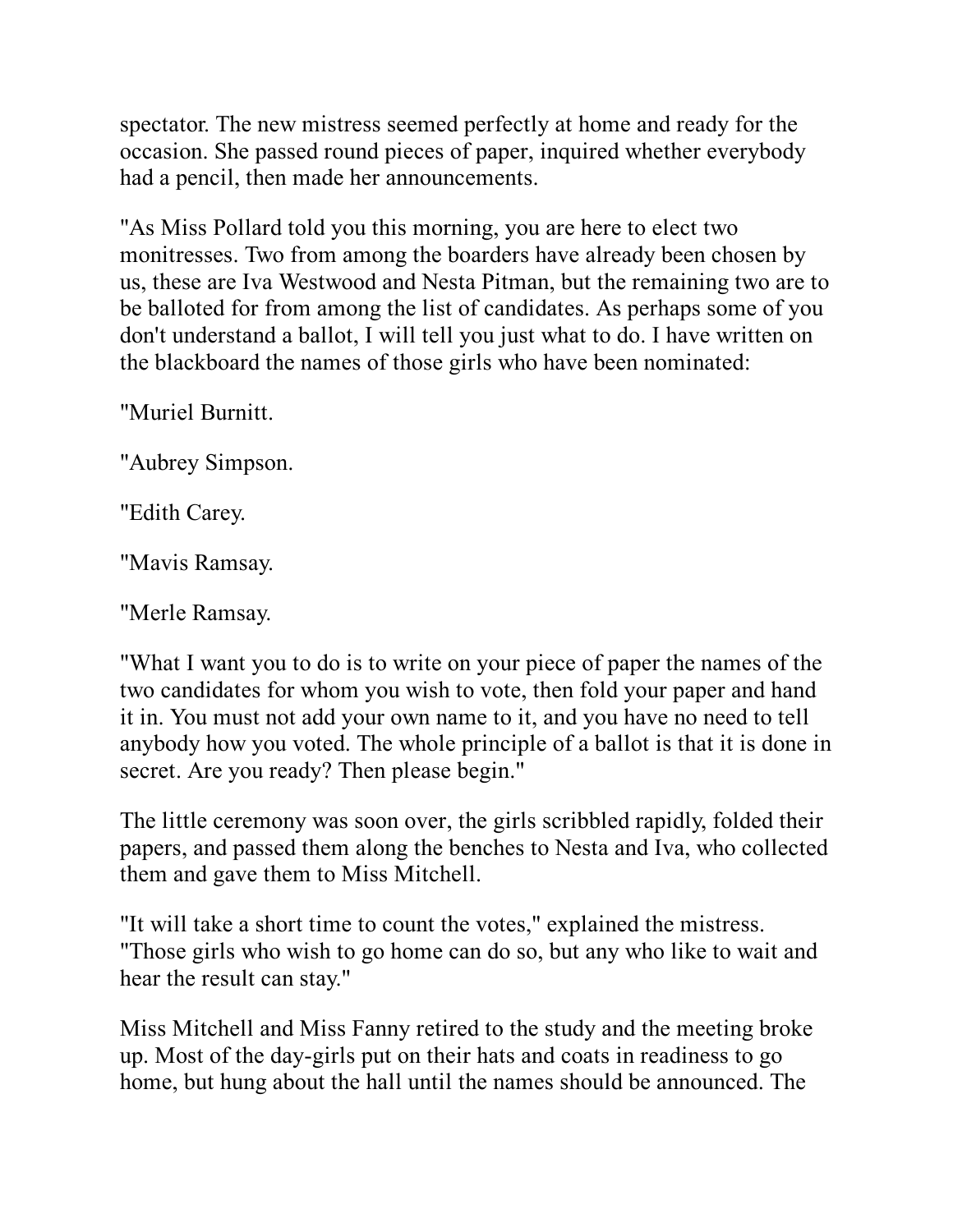spectator. The new mistress seemed perfectly at home and ready for the occasion. She passed round pieces of paper, inquired whether everybody had a pencil, then made her announcements.

"As Miss Pollard told you this morning, you are here to elect two monitresses. Two from among the boarders have already been chosen by us, these are Iva Westwood and Nesta Pitman, but the remaining two are to be balloted for from among the list of candidates. As perhaps some of you don't understand a ballot, I will tell you just what to do. I have written on the blackboard the names of those girls who have been nominated:

"Muriel Burnitt.

"Aubrey Simpson.

"Edith Carey.

"Mavis Ramsay.

"Merle Ramsay.

"What I want you to do is to write on your piece of paper the names of the two candidates for whom you wish to vote, then fold your paper and hand it in. You must not add your own name to it, and you have no need to tell anybody how you voted. The whole principle of a ballot is that it is done in secret. Are you ready? Then please begin."

The little ceremony was soon over, the girls scribbled rapidly, folded their papers, and passed them along the benches to Nesta and Iva, who collected them and gave them to Miss Mitchell.

"It will take a short time to count the votes," explained the mistress. "Those girls who wish to go home can do so, but any who like to wait and hear the result can stay."

Miss Mitchell and Miss Fanny retired to the study and the meeting broke up. Most of the day-girls put on their hats and coats in readiness to go home, but hung about the hall until the names should be announced. The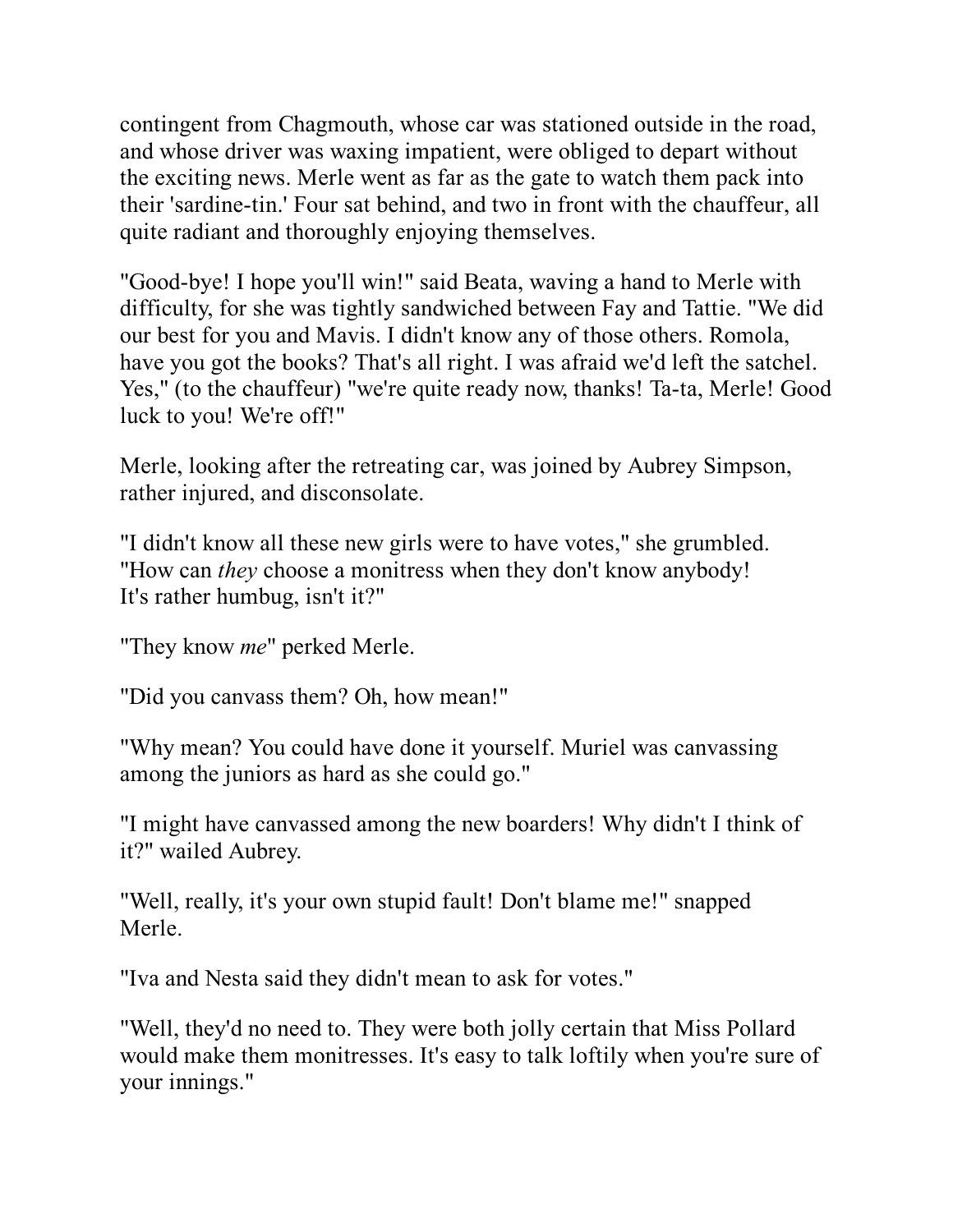contingent from Chagmouth, whose car was stationed outside in the road, and whose driver was waxing impatient, were obliged to depart without the exciting news. Merle went as far as the gate to watch them pack into their 'sardine-tin.' Four sat behind, and two in front with the chauffeur, all quite radiant and thoroughly enjoying themselves.

"Good-bye! I hope you'll win!" said Beata, waving a hand to Merle with difficulty, for she was tightly sandwiched between Fay and Tattie. "We did our best for you and Mavis. I didn't know any of those others. Romola, have you got the books? That's all right. I was afraid we'd left the satchel. Yes," (to the chauffeur) "we're quite ready now, thanks! Ta-ta, Merle! Good luck to you! We're off!"

Merle, looking after the retreating car, was joined by Aubrey Simpson, rather injured, and disconsolate.

"I didn't know all these new girls were to have votes," she grumbled. "How can *they* choose a monitress when they don't know anybody! It's rather humbug, isn't it?"

"They know *me*" perked Merle.

"Did you canvass them? Oh, how mean!"

"Why mean? You could have done it yourself. Muriel was canvassing among the juniors as hard as she could go."

"I might have canvassed among the new boarders! Why didn't I think of it?" wailed Aubrey.

"Well, really, it's your own stupid fault! Don't blame me!" snapped Merle.

"Iva and Nesta said they didn't mean to ask for votes."

"Well, they'd no need to. They were both jolly certain that Miss Pollard would make them monitresses. It's easy to talk loftily when you're sure of your innings."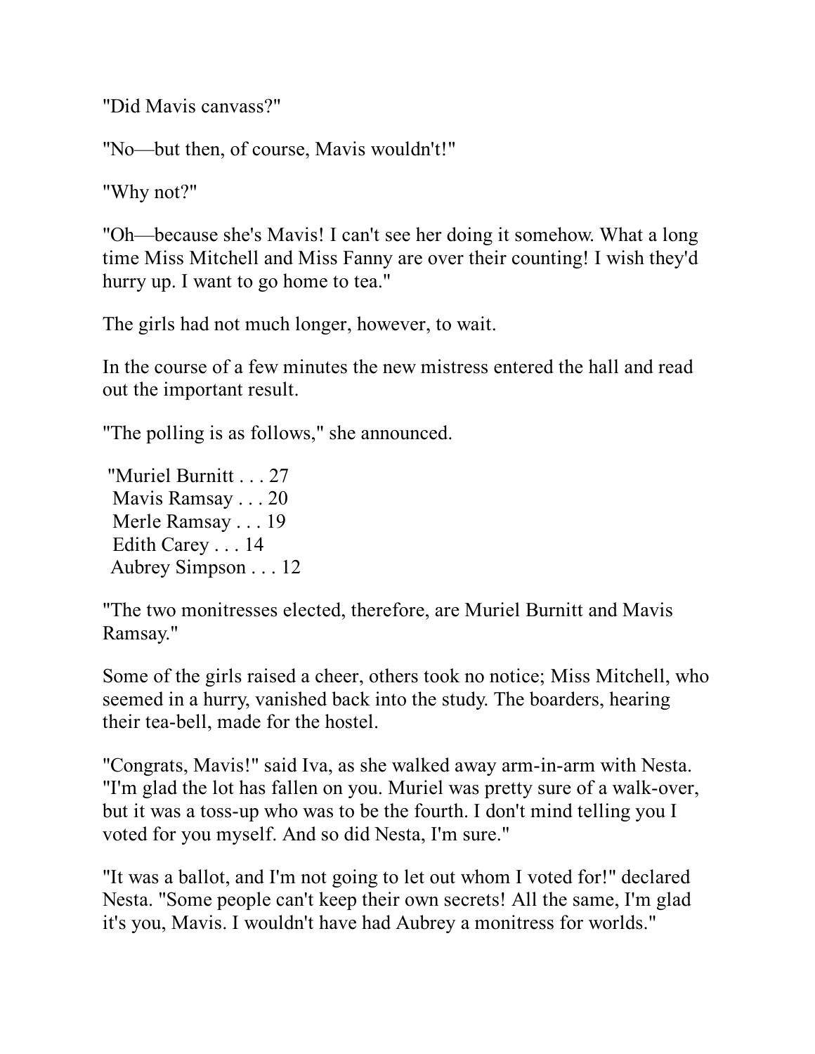"Did Mavis canvass?"

"No—but then, of course, Mavis wouldn't!"

"Why not?"

"Oh—because she's Mavis! I can't see her doing it somehow. What a long time Miss Mitchell and Miss Fanny are over their counting! I wish they'd hurry up. I want to go home to tea."

The girls had not much longer, however, to wait.

In the course of a few minutes the new mistress entered the hall and read out the important result.

"The polling is as follows," she announced.

"Muriel Burnitt . . . 27  
Mavis Ramsay . . . 20  
Merle Ramsay . . . 19  
Edith Carey . . . 14  
Aubrey Simpson . . . 12

"The two monitresses elected, therefore, are Muriel Burnitt and Mavis Ramsay."

Some of the girls raised a cheer, others took no notice; Miss Mitchell, who seemed in a hurry, vanished back into the study. The boarders, hearing their tea-bell, made for the hostel.

"Congrats, Mavis!" said Iva, as she walked away arm-in-arm with Nesta. "I'm glad the lot has fallen on you. Muriel was pretty sure of a walk-over, but it was a toss-up who was to be the fourth. I don't mind telling you I voted for you myself. And so did Nesta, I'm sure."

"It was a ballot, and I'm not going to let out whom I voted for!" declared Nesta. "Some people can't keep their own secrets! All the same, I'm glad it's you, Mavis. I wouldn't have had Aubrey a monitress for worlds."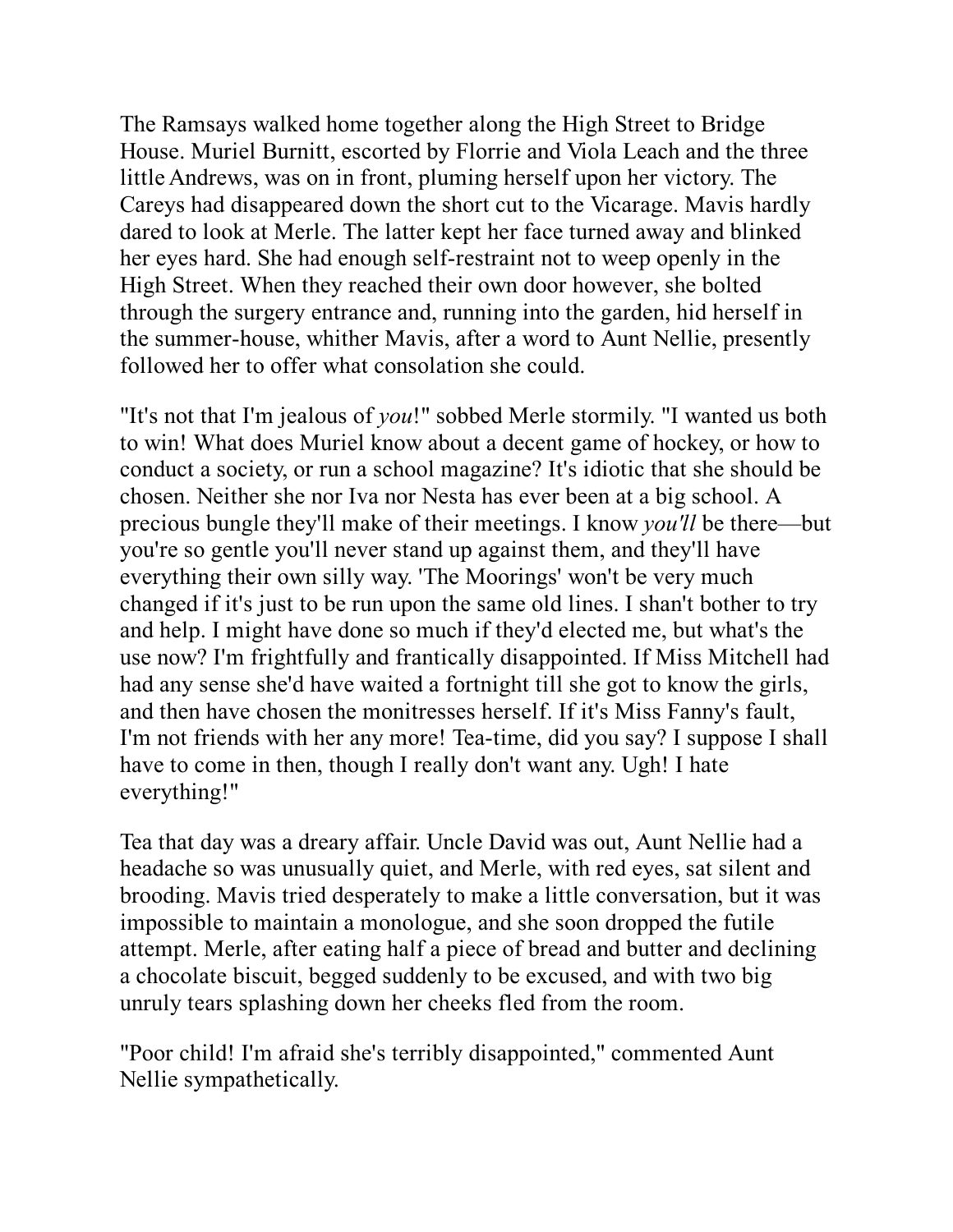The Ramsays walked home together along the High Street to Bridge House. Muriel Burnitt, escorted by Florrie and Viola Leach and the three little Andrews, was on in front, pluming herself upon her victory. The Careys had disappeared down the short cut to the Vicarage. Mavis hardly dared to look at Merle. The latter kept her face turned away and blinked her eyes hard. She had enough self-restraint not to weep openly in the High Street. When they reached their own door however, she bolted through the surgery entrance and, running into the garden, hid herself in the summer-house, whither Mavis, after a word to Aunt Nellie, presently followed her to offer what consolation she could.

"It's not that I'm jealous of *you*!" sobbed Merle stormily. "I wanted us both to win! What does Muriel know about a decent game of hockey, or how to conduct a society, or run a school magazine? It's idiotic that she should be chosen. Neither she nor Iva nor Nesta has ever been at a big school. A precious bungle they'll make of their meetings. I know *you'll* be there—but you're so gentle you'll never stand up against them, and they'll have everything their own silly way. 'The Moorings' won't be very much changed if it's just to be run upon the same old lines. I shan't bother to try and help. I might have done so much if they'd elected me, but what's the use now? I'm frightfully and frantically disappointed. If Miss Mitchell had had any sense she'd have waited a fortnight till she got to know the girls, and then have chosen the monitresses herself. If it's Miss Fanny's fault, I'm not friends with her any more! Tea-time, did you say? I suppose I shall have to come in then, though I really don't want any. Ugh! I hate everything!"

Tea that day was a dreary affair. Uncle David was out, Aunt Nellie had a headache so was unusually quiet, and Merle, with red eyes, sat silent and brooding. Mavis tried desperately to make a little conversation, but it was impossible to maintain a monologue, and she soon dropped the futile attempt. Merle, after eating half a piece of bread and butter and declining a chocolate biscuit, begged suddenly to be excused, and with two big unruly tears splashing down her cheeks fled from the room.

"Poor child! I'm afraid she's terribly disappointed," commented Aunt Nellie sympathetically.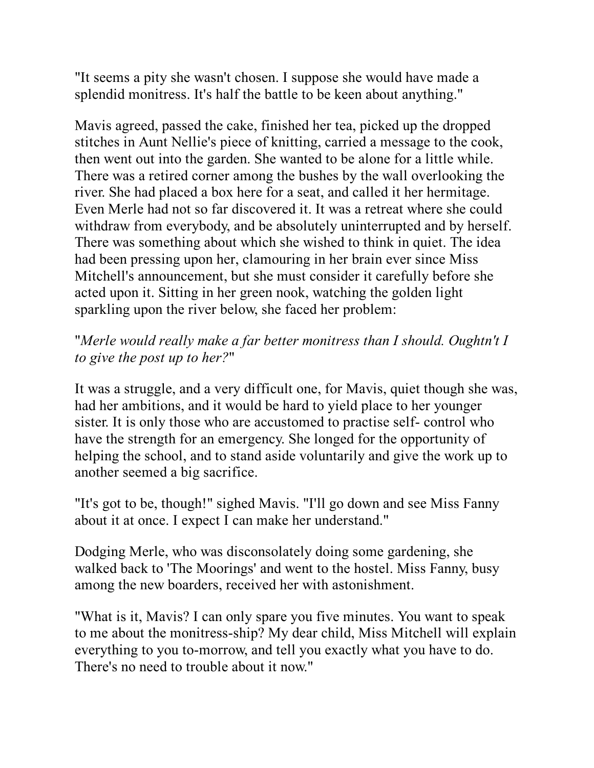"It seems a pity she wasn't chosen. I suppose she would have made a splendid monitress. It's half the battle to be keen about anything."

Mavis agreed, passed the cake, finished her tea, picked up the dropped stitches in Aunt Nellie's piece of knitting, carried a message to the cook, then went out into the garden. She wanted to be alone for a little while. There was a retired corner among the bushes by the wall overlooking the river. She had placed a box here for a seat, and called it her hermitage. Even Merle had not so far discovered it. It was a retreat where she could withdraw from everybody, and be absolutely uninterrupted and by herself. There was something about which she wished to think in quiet. The idea had been pressing upon her, clamouring in her brain ever since Miss Mitchell's announcement, but she must consider it carefully before she acted upon it. Sitting in her green nook, watching the golden light sparkling upon the river below, she faced her problem:

"*Merle would really make a far better monitress than I should. Oughtn't I to give the post up to her?*"

It was a struggle, and a very difficult one, for Mavis, quiet though she was, had her ambitions, and it would be hard to yield place to her younger sister. It is only those who are accustomed to practise self- control who have the strength for an emergency. She longed for the opportunity of helping the school, and to stand aside voluntarily and give the work up to another seemed a big sacrifice.

"It's got to be, though!" sighed Mavis. "I'll go down and see Miss Fanny about it at once. I expect I can make her understand."

Dodging Merle, who was disconsolately doing some gardening, she walked back to 'The Moorings' and went to the hostel. Miss Fanny, busy among the new boarders, received her with astonishment.

"What is it, Mavis? I can only spare you five minutes. You want to speak to me about the monitress-ship? My dear child, Miss Mitchell will explain everything to you to-morrow, and tell you exactly what you have to do. There's no need to trouble about it now."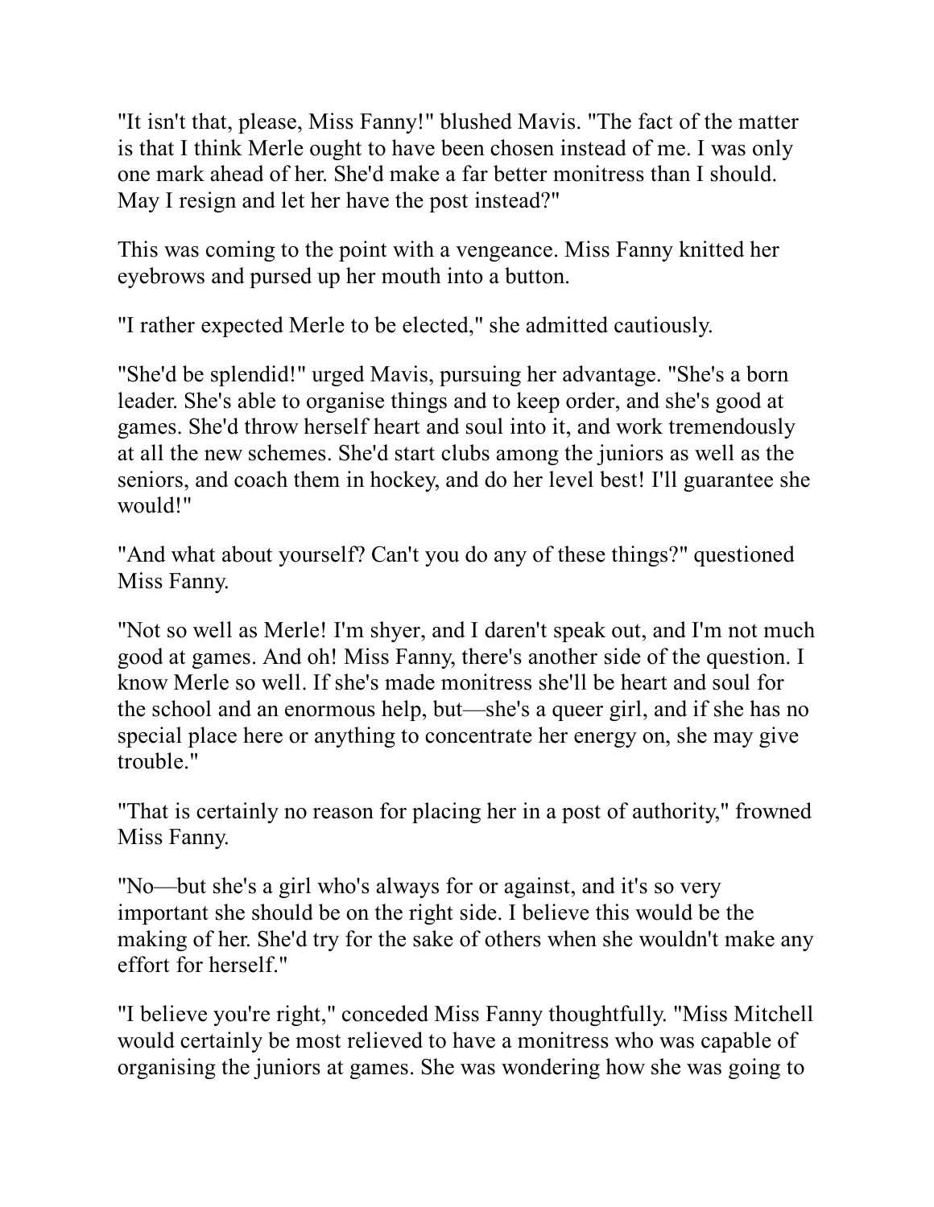"It isn't that, please, Miss Fanny!" blushed Mavis. "The fact of the matter is that I think Merle ought to have been chosen instead of me. I was only one mark ahead of her. She'd make a far better monitress than I should. May I resign and let her have the post instead?"

This was coming to the point with a vengeance. Miss Fanny knitted her eyebrows and pursed up her mouth into a button.

"I rather expected Merle to be elected," she admitted cautiously.

"She'd be splendid!" urged Mavis, pursuing her advantage. "She's a born leader. She's able to organise things and to keep order, and she's good at games. She'd throw herself heart and soul into it, and work tremendously at all the new schemes. She'd start clubs among the juniors as well as the seniors, and coach them in hockey, and do her level best! I'll guarantee she would!"

"And what about yourself? Can't you do any of these things?" questioned Miss Fanny.

"Not so well as Merle! I'm shyer, and I daren't speak out, and I'm not much good at games. And oh! Miss Fanny, there's another side of the question. I know Merle so well. If she's made monitress she'll be heart and soul for the school and an enormous help, but—she's a queer girl, and if she has no special place here or anything to concentrate her energy on, she may give trouble."

"That is certainly no reason for placing her in a post of authority," frowned Miss Fanny.

"No—but she's a girl who's always for or against, and it's so very important she should be on the right side. I believe this would be the making of her. She'd try for the sake of others when she wouldn't make any effort for herself."

"I believe you're right," conceded Miss Fanny thoughtfully. "Miss Mitchell would certainly be most relieved to have a monitress who was capable of organising the juniors at games. She was wondering how she was going to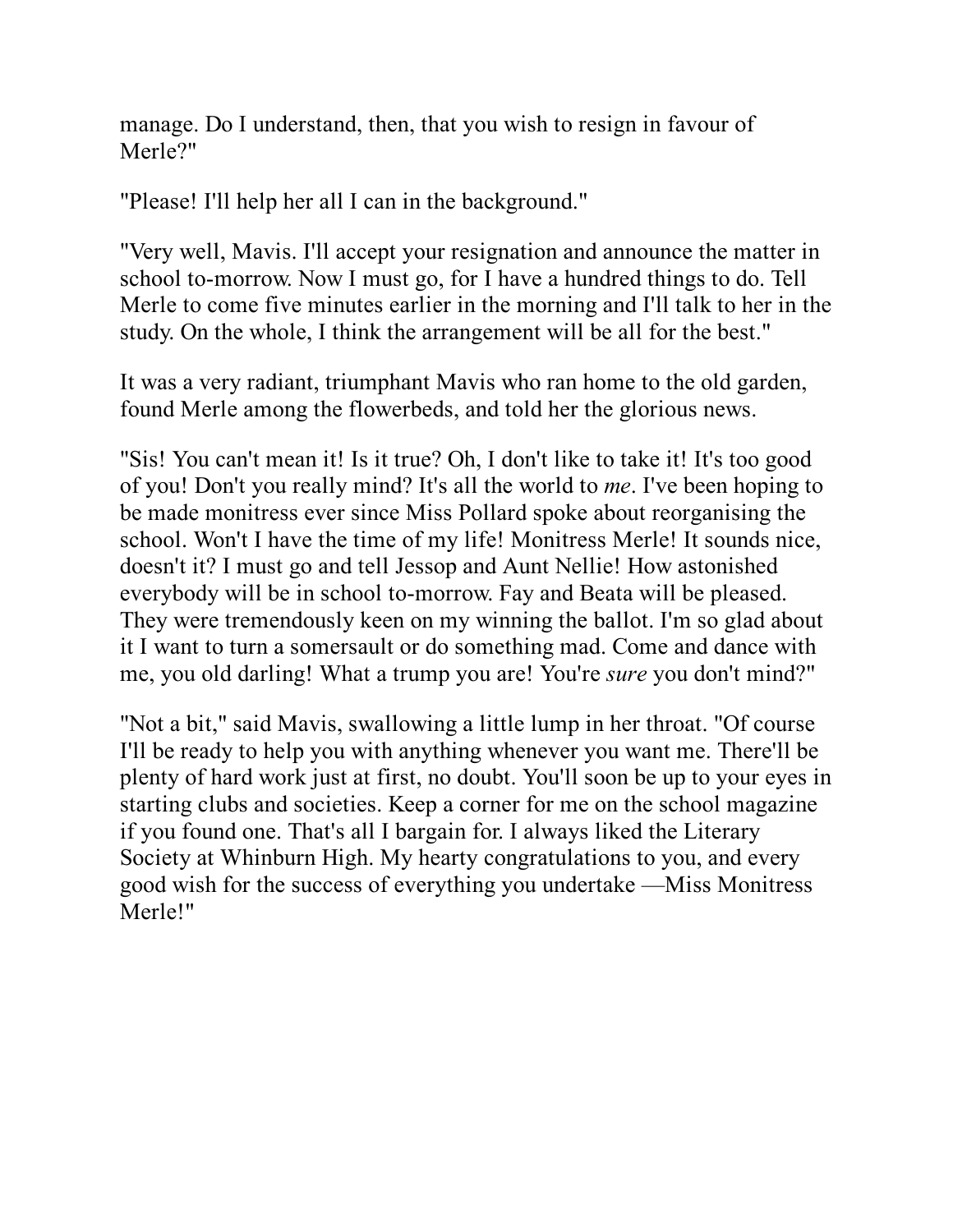manage. Do I understand, then, that you wish to resign in favour of Merle?"

"Please! I'll help her all I can in the background."

"Very well, Mavis. I'll accept your resignation and announce the matter in school to-morrow. Now I must go, for I have a hundred things to do. Tell Merle to come five minutes earlier in the morning and I'll talk to her in the study. On the whole, I think the arrangement will be all for the best."

It was a very radiant, triumphant Mavis who ran home to the old garden, found Merle among the flowerbeds, and told her the glorious news.

"Sis! You can't mean it! Is it true? Oh, I don't like to take it! It's too good of you! Don't you really mind? It's all the world to *me*. I've been hoping to be made monitress ever since Miss Pollard spoke about reorganising the school. Won't I have the time of my life! Monitress Merle! It sounds nice, doesn't it? I must go and tell Jessop and Aunt Nellie! How astonished everybody will be in school to-morrow. Fay and Beata will be pleased. They were tremendously keen on my winning the ballot. I'm so glad about it I want to turn a somersault or do something mad. Come and dance with me, you old darling! What a trump you are! You're *sure* you don't mind?"

"Not a bit," said Mavis, swallowing a little lump in her throat. "Of course I'll be ready to help you with anything whenever you want me. There'll be plenty of hard work just at first, no doubt. You'll soon be up to your eyes in starting clubs and societies. Keep a corner for me on the school magazine if you found one. That's all I bargain for. I always liked the Literary Society at Whinburn High. My hearty congratulations to you, and every good wish for the success of everything you undertake —Miss Monitress Merle!"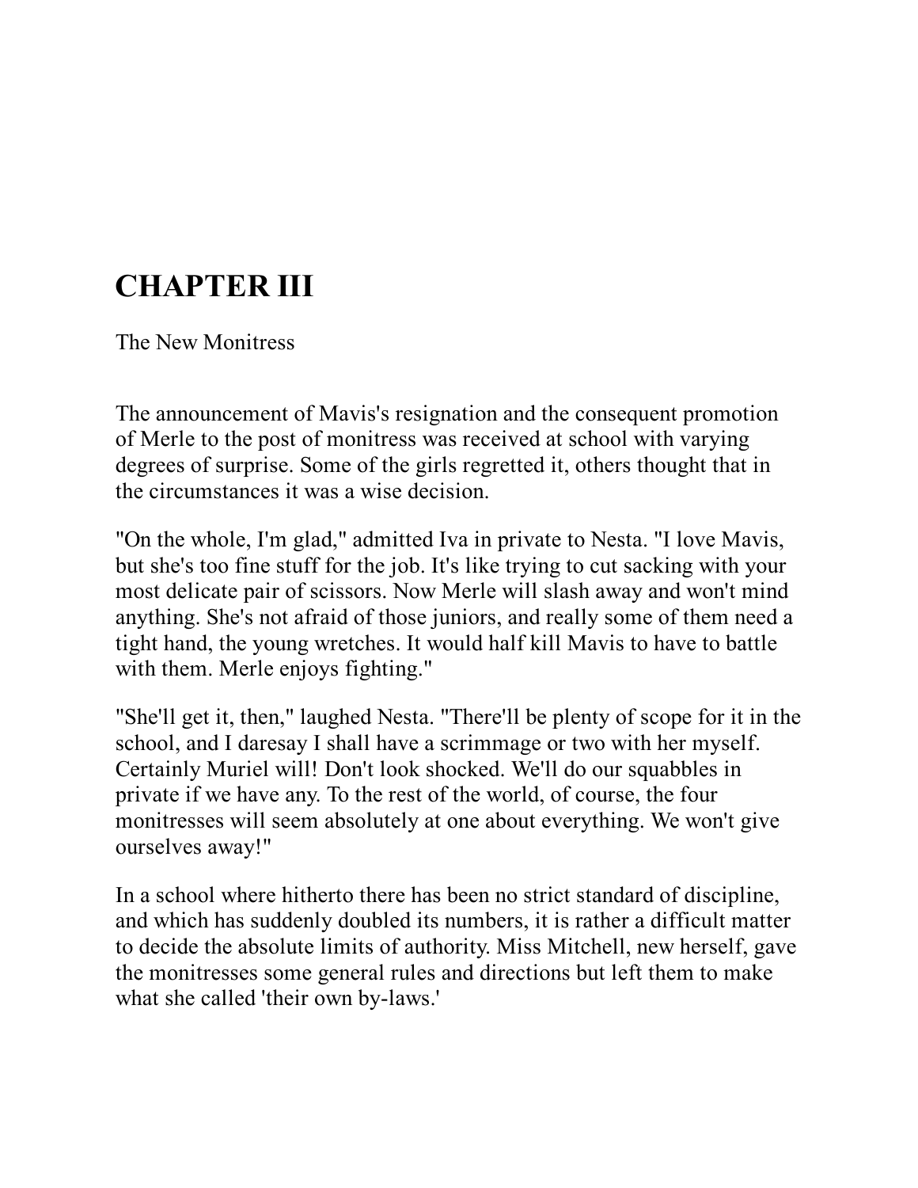# CHAPTER III

The New Monitress

The announcement of Mavis's resignation and the consequent promotion of Merle to the post of monitress was received at school with varying degrees of surprise. Some of the girls regretted it, others thought that in the circumstances it was a wise decision.

"On the whole, I'm glad," admitted Iva in private to Nesta. "I love Mavis, but she's too fine stuff for the job. It's like trying to cut sacking with your most delicate pair of scissors. Now Merle will slash away and won't mind anything. She's not afraid of those juniors, and really some of them need a tight hand, the young wretches. It would half kill Mavis to have to battle with them. Merle enjoys fighting."

"She'll get it, then," laughed Nesta. "There'll be plenty of scope for it in the school, and I daresay I shall have a scrimmage or two with her myself. Certainly Muriel will! Don't look shocked. We'll do our squabbles in private if we have any. To the rest of the world, of course, the four monitresses will seem absolutely at one about everything. We won't give ourselves away!"

In a school where hitherto there has been no strict standard of discipline, and which has suddenly doubled its numbers, it is rather a difficult matter to decide the absolute limits of authority. Miss Mitchell, new herself, gave the monitresses some general rules and directions but left them to make what she called 'their own by-laws.'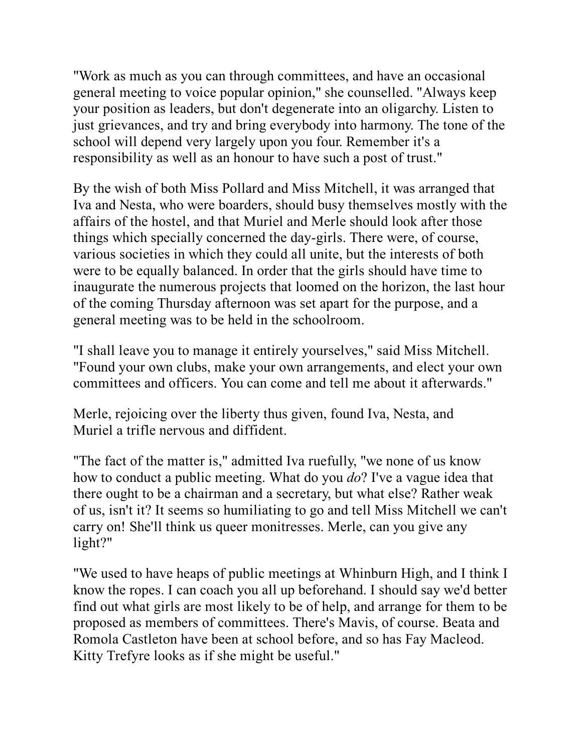"Work as much as you can through committees, and have an occasional general meeting to voice popular opinion," she counselled. "Always keep your position as leaders, but don't degenerate into an oligarchy. Listen to just grievances, and try and bring everybody into harmony. The tone of the school will depend very largely upon you four. Remember it's a responsibility as well as an honour to have such a post of trust."

By the wish of both Miss Pollard and Miss Mitchell, it was arranged that Iva and Nesta, who were boarders, should busy themselves mostly with the affairs of the hostel, and that Muriel and Merle should look after those things which specially concerned the day-girls. There were, of course, various societies in which they could all unite, but the interests of both were to be equally balanced. In order that the girls should have time to inaugurate the numerous projects that loomed on the horizon, the last hour of the coming Thursday afternoon was set apart for the purpose, and a general meeting was to be held in the schoolroom.

"I shall leave you to manage it entirely yourselves," said Miss Mitchell. "Found your own clubs, make your own arrangements, and elect your own committees and officers. You can come and tell me about it afterwards."

Merle, rejoicing over the liberty thus given, found Iva, Nesta, and Muriel a trifle nervous and diffident.

"The fact of the matter is," admitted Iva ruefully, "we none of us know how to conduct a public meeting. What do you *do*? I've a vague idea that there ought to be a chairman and a secretary, but what else? Rather weak of us, isn't it? It seems so humiliating to go and tell Miss Mitchell we can't carry on! She'll think us queer monitresses. Merle, can you give any light?"

"We used to have heaps of public meetings at Whinburn High, and I think I know the ropes. I can coach you all up beforehand. I should say we'd better find out what girls are most likely to be of help, and arrange for them to be proposed as members of committees. There's Mavis, of course. Beata and Romola Castleton have been at school before, and so has Fay Macleod. Kitty Trefyre looks as if she might be useful."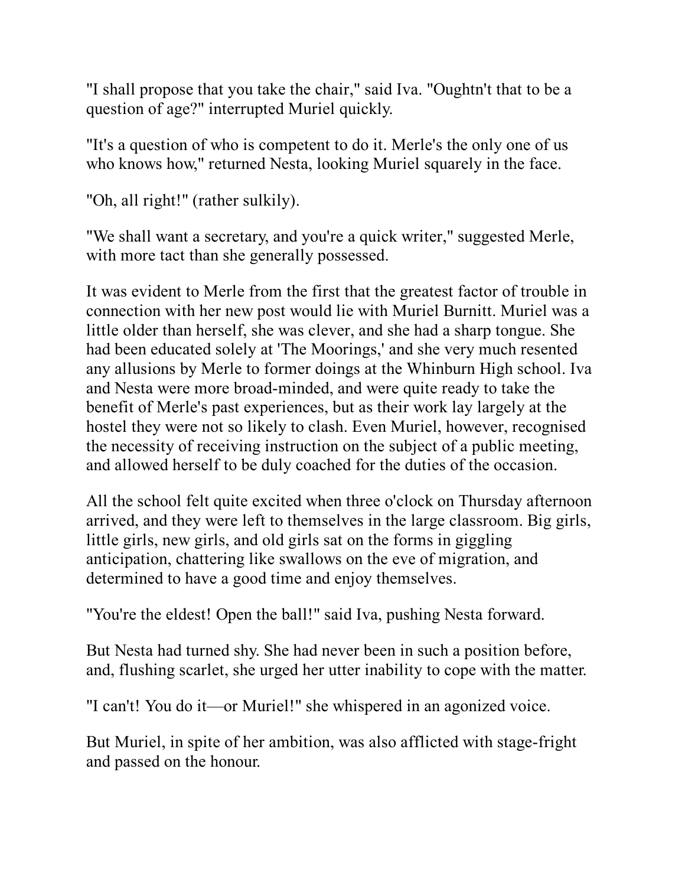"I shall propose that you take the chair," said Iva. "Oughtn't that to be a question of age?" interrupted Muriel quickly.

"It's a question of who is competent to do it. Merle's the only one of us who knows how," returned Nesta, looking Muriel squarely in the face.

"Oh, all right!" (rather sulkily).

"We shall want a secretary, and you're a quick writer," suggested Merle, with more tact than she generally possessed.

It was evident to Merle from the first that the greatest factor of trouble in connection with her new post would lie with Muriel Burnitt. Muriel was a little older than herself, she was clever, and she had a sharp tongue. She had been educated solely at 'The Moorings,' and she very much resented any allusions by Merle to former doings at the Whinburn High school. Iva and Nesta were more broad-minded, and were quite ready to take the benefit of Merle's past experiences, but as their work lay largely at the hostel they were not so likely to clash. Even Muriel, however, recognised the necessity of receiving instruction on the subject of a public meeting, and allowed herself to be duly coached for the duties of the occasion.

All the school felt quite excited when three o'clock on Thursday afternoon arrived, and they were left to themselves in the large classroom. Big girls, little girls, new girls, and old girls sat on the forms in giggling anticipation, chattering like swallows on the eve of migration, and determined to have a good time and enjoy themselves.

"You're the eldest! Open the ball!" said Iva, pushing Nesta forward.

But Nesta had turned shy. She had never been in such a position before, and, flushing scarlet, she urged her utter inability to cope with the matter.

"I can't! You do it—or Muriel!" she whispered in an agonized voice.

But Muriel, in spite of her ambition, was also afflicted with stage-fright and passed on the honour.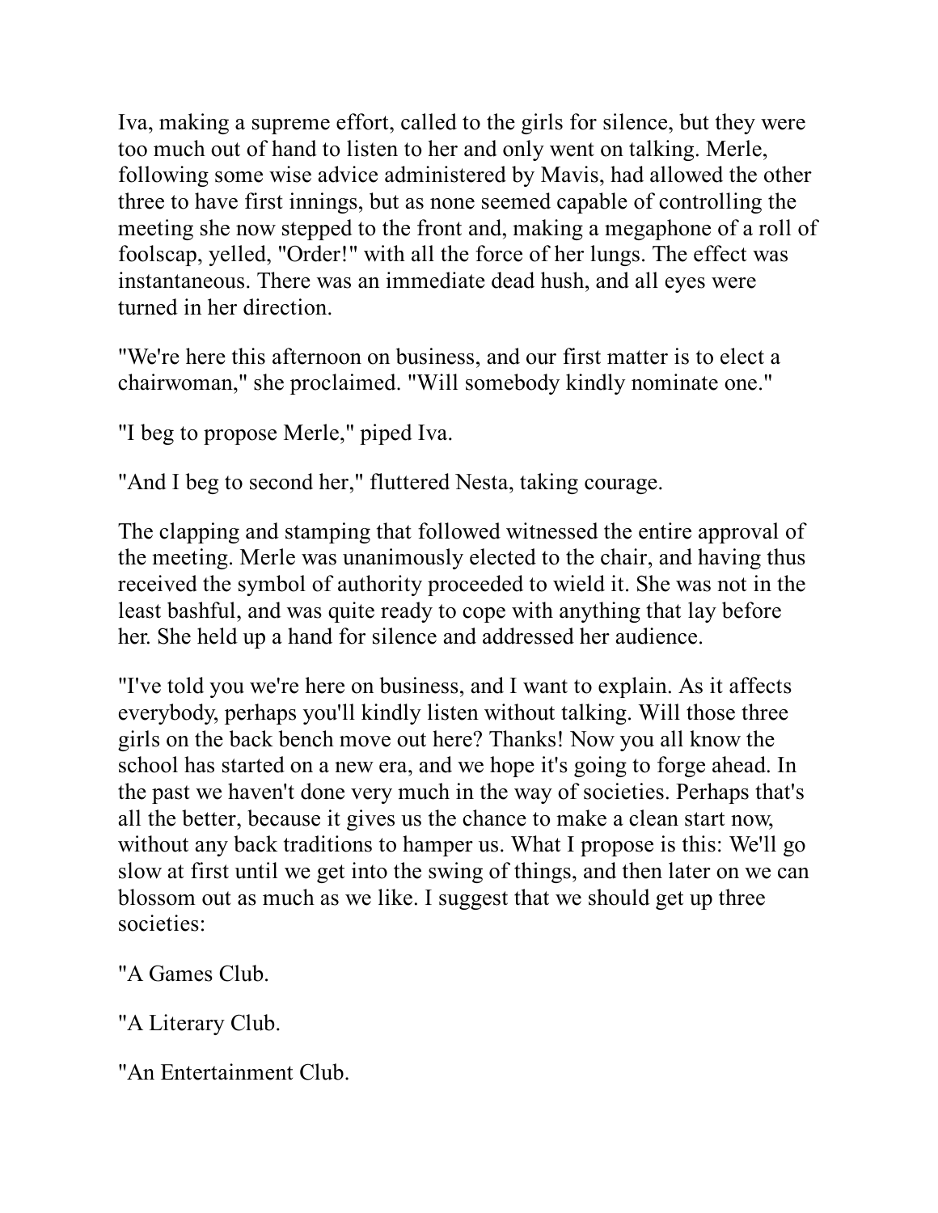Iva, making a supreme effort, called to the girls for silence, but they were too much out of hand to listen to her and only went on talking. Merle, following some wise advice administered by Mavis, had allowed the other three to have first innings, but as none seemed capable of controlling the meeting she now stepped to the front and, making a megaphone of a roll of foolscap, yelled, "Order!" with all the force of her lungs. The effect was instantaneous. There was an immediate dead hush, and all eyes were turned in her direction.

"We're here this afternoon on business, and our first matter is to elect a chairwoman," she proclaimed. "Will somebody kindly nominate one."

"I beg to propose Merle," piped Iva.

"And I beg to second her," fluttered Nesta, taking courage.

The clapping and stamping that followed witnessed the entire approval of the meeting. Merle was unanimously elected to the chair, and having thus received the symbol of authority proceeded to wield it. She was not in the least bashful, and was quite ready to cope with anything that lay before her. She held up a hand for silence and addressed her audience.

"I've told you we're here on business, and I want to explain. As it affects everybody, perhaps you'll kindly listen without talking. Will those three girls on the back bench move out here? Thanks! Now you all know the school has started on a new era, and we hope it's going to forge ahead. In the past we haven't done very much in the way of societies. Perhaps that's all the better, because it gives us the chance to make a clean start now, without any back traditions to hamper us. What I propose is this: We'll go slow at first until we get into the swing of things, and then later on we can blossom out as much as we like. I suggest that we should get up three societies:

"A Games Club.

"A Literary Club.

"An Entertainment Club.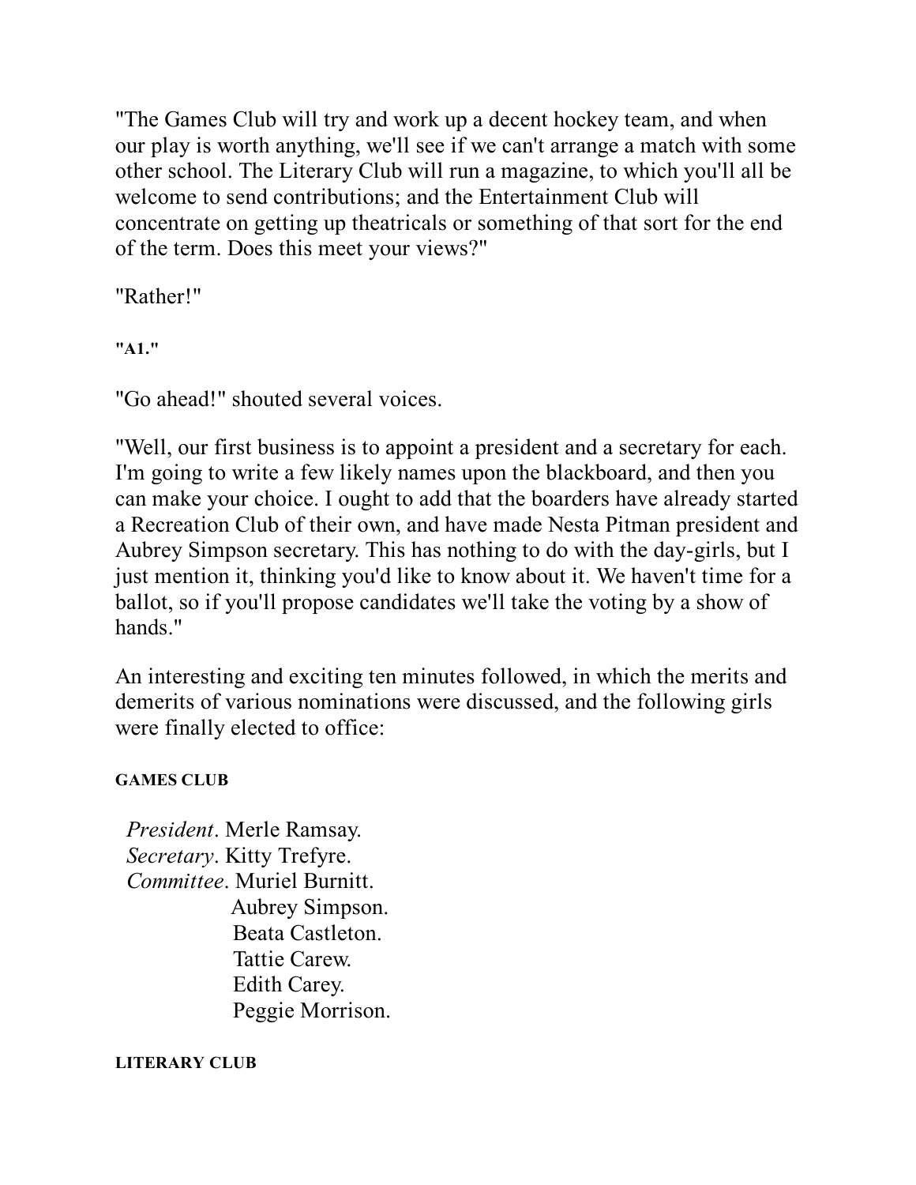"The Games Club will try and work up a decent hockey team, and when our play is worth anything, we'll see if we can't arrange a match with some other school. The Literary Club will run a magazine, to which you'll all be welcome to send contributions; and the Entertainment Club will concentrate on getting up theatricals or something of that sort for the end of the term. Does this meet your views?"

"Rather!"

**"A1."**

"Go ahead!" shouted several voices.

"Well, our first business is to appoint a president and a secretary for each. I'm going to write a few likely names upon the blackboard, and then you can make your choice. I ought to add that the boarders have already started a Recreation Club of their own, and have made Nesta Pitman president and Aubrey Simpson secretary. This has nothing to do with the day-girls, but I just mention it, thinking you'd like to know about it. We haven't time for a ballot, so if you'll propose candidates we'll take the voting by a show of hands."

An interesting and exciting ten minutes followed, in which the merits and demerits of various nominations were discussed, and the following girls were finally elected to office:

**GAMES CLUB**

*President*. Merle Ramsay.
*Secretary*. Kitty Trefyre.
*Committee*. Muriel Burnitt.
Aubrey Simpson.
Beata Castleton.
Tattie Carew.
Edith Carey.
Peggie Morrison.

**LITERARY CLUB**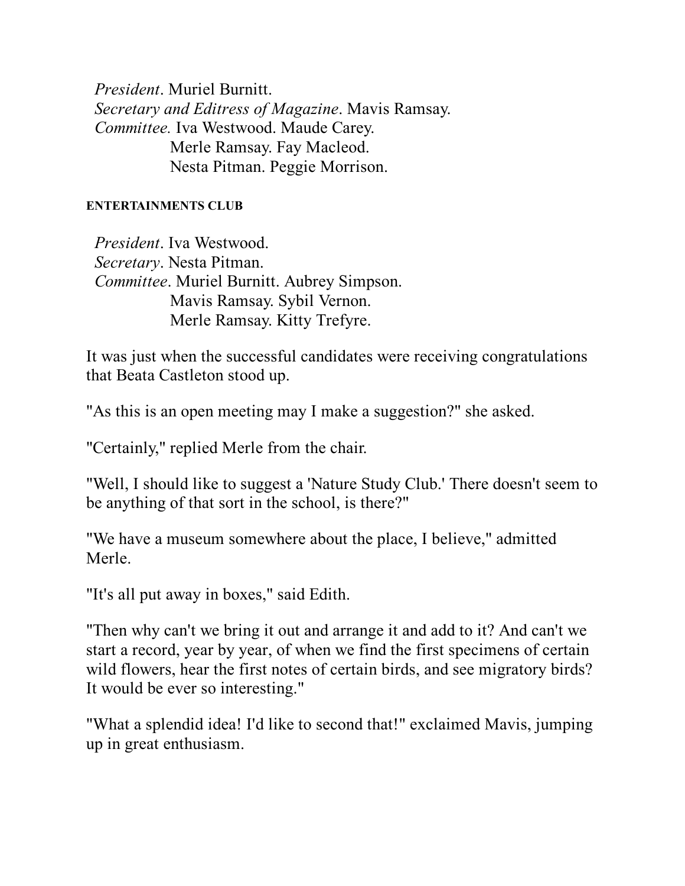*President*. Muriel Burnitt.
*Secretary and Editress of Magazine*. Mavis Ramsay.
*Committee.* Iva Westwood. Maude Carey.
Merle Ramsay. Fay Macleod.
Nesta Pitman. Peggie Morrison.

#### ENTERTAINMENTS CLUB

*President*. Iva Westwood.
*Secretary*. Nesta Pitman.
*Committee*. Muriel Burnitt. Aubrey Simpson.
Mavis Ramsay. Sybil Vernon.
Merle Ramsay. Kitty Trefyre.

It was just when the successful candidates were receiving congratulations that Beata Castleton stood up.

"As this is an open meeting may I make a suggestion?" she asked.

"Certainly," replied Merle from the chair.

"Well, I should like to suggest a 'Nature Study Club.' There doesn't seem to be anything of that sort in the school, is there?"

"We have a museum somewhere about the place, I believe," admitted Merle.

"It's all put away in boxes," said Edith.

"Then why can't we bring it out and arrange it and add to it? And can't we start a record, year by year, of when we find the first specimens of certain wild flowers, hear the first notes of certain birds, and see migratory birds? It would be ever so interesting."

"What a splendid idea! I'd like to second that!" exclaimed Mavis, jumping up in great enthusiasm.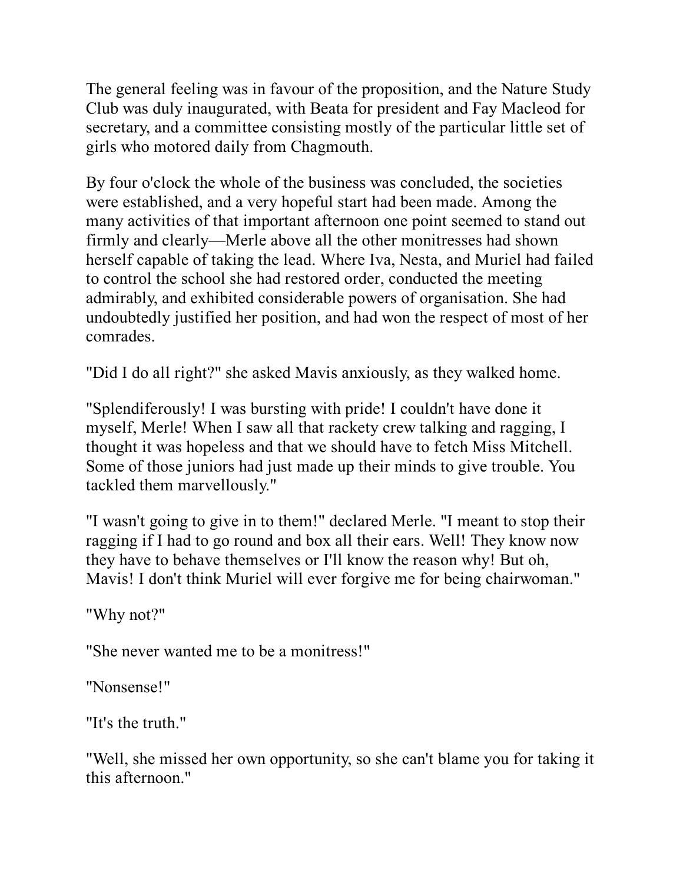The general feeling was in favour of the proposition, and the Nature Study Club was duly inaugurated, with Beata for president and Fay Macleod for secretary, and a committee consisting mostly of the particular little set of girls who motored daily from Chagmouth.

By four o'clock the whole of the business was concluded, the societies were established, and a very hopeful start had been made. Among the many activities of that important afternoon one point seemed to stand out firmly and clearly—Merle above all the other monitresses had shown herself capable of taking the lead. Where Iva, Nesta, and Muriel had failed to control the school she had restored order, conducted the meeting admirably, and exhibited considerable powers of organisation. She had undoubtedly justified her position, and had won the respect of most of her comrades.

"Did I do all right?" she asked Mavis anxiously, as they walked home.

"Splendiferously! I was bursting with pride! I couldn't have done it myself, Merle! When I saw all that rackety crew talking and ragging, I thought it was hopeless and that we should have to fetch Miss Mitchell. Some of those juniors had just made up their minds to give trouble. You tackled them marvellously."

"I wasn't going to give in to them!" declared Merle. "I meant to stop their ragging if I had to go round and box all their ears. Well! They know now they have to behave themselves or I'll know the reason why! But oh, Mavis! I don't think Muriel will ever forgive me for being chairwoman."

"Why not?"

"She never wanted me to be a monitress!"

"Nonsense!"

"It's the truth."

"Well, she missed her own opportunity, so she can't blame you for taking it this afternoon."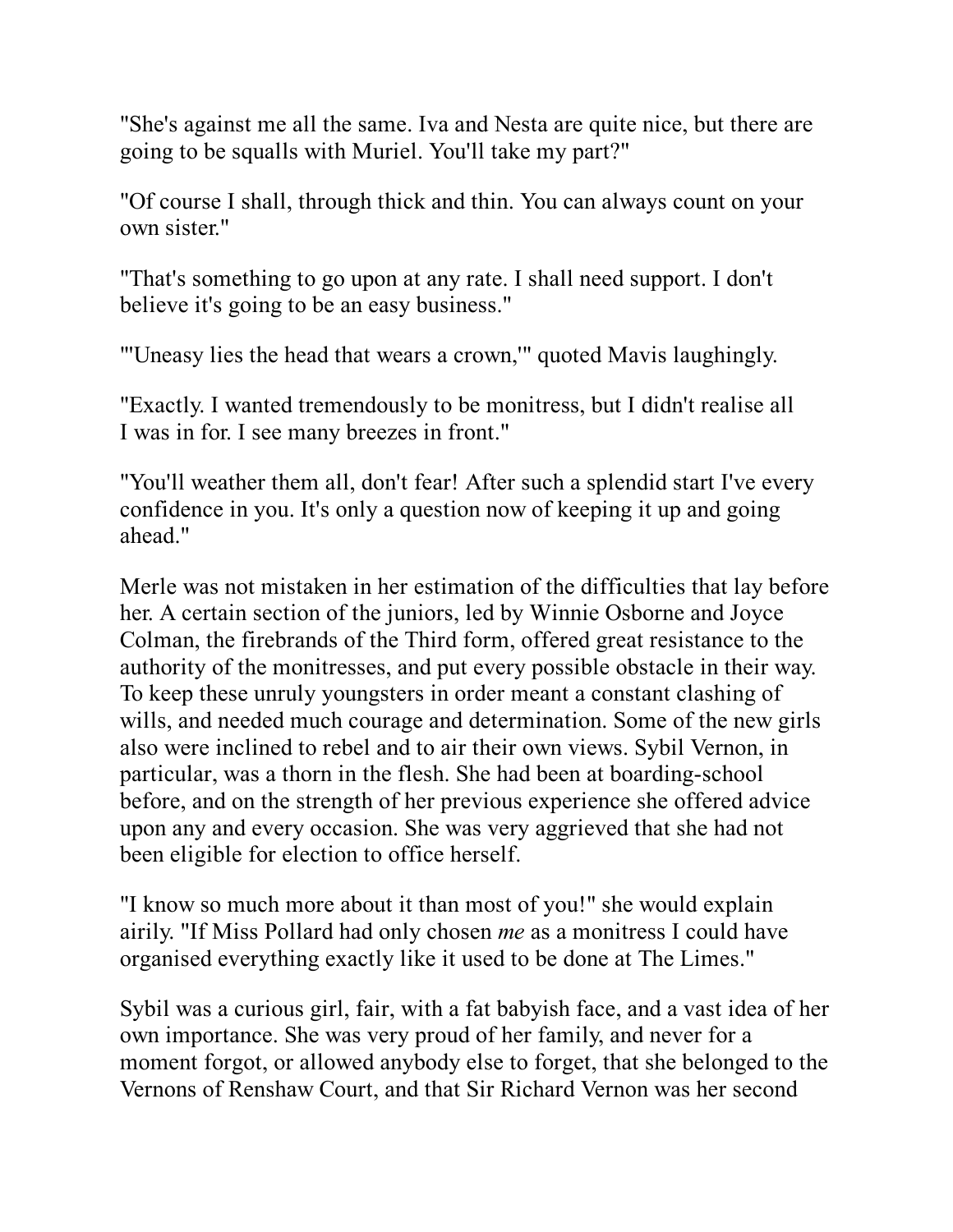"She's against me all the same. Iva and Nesta are quite nice, but there are going to be squalls with Muriel. You'll take my part?"

"Of course I shall, through thick and thin. You can always count on your own sister."

"That's something to go upon at any rate. I shall need support. I don't believe it's going to be an easy business."

"'Uneasy lies the head that wears a crown,'" quoted Mavis laughingly.

"Exactly. I wanted tremendously to be monitress, but I didn't realise all I was in for. I see many breezes in front."

"You'll weather them all, don't fear! After such a splendid start I've every confidence in you. It's only a question now of keeping it up and going ahead."

Merle was not mistaken in her estimation of the difficulties that lay before her. A certain section of the juniors, led by Winnie Osborne and Joyce Colman, the firebrands of the Third form, offered great resistance to the authority of the monitresses, and put every possible obstacle in their way. To keep these unruly youngsters in order meant a constant clashing of wills, and needed much courage and determination. Some of the new girls also were inclined to rebel and to air their own views. Sybil Vernon, in particular, was a thorn in the flesh. She had been at boarding-school before, and on the strength of her previous experience she offered advice upon any and every occasion. She was very aggrieved that she had not been eligible for election to office herself.

"I know so much more about it than most of you!" she would explain airily. "If Miss Pollard had only chosen *me* as a monitress I could have organised everything exactly like it used to be done at The Limes."

Sybil was a curious girl, fair, with a fat babyish face, and a vast idea of her own importance. She was very proud of her family, and never for a moment forgot, or allowed anybody else to forget, that she belonged to the Vernons of Renshaw Court, and that Sir Richard Vernon was her second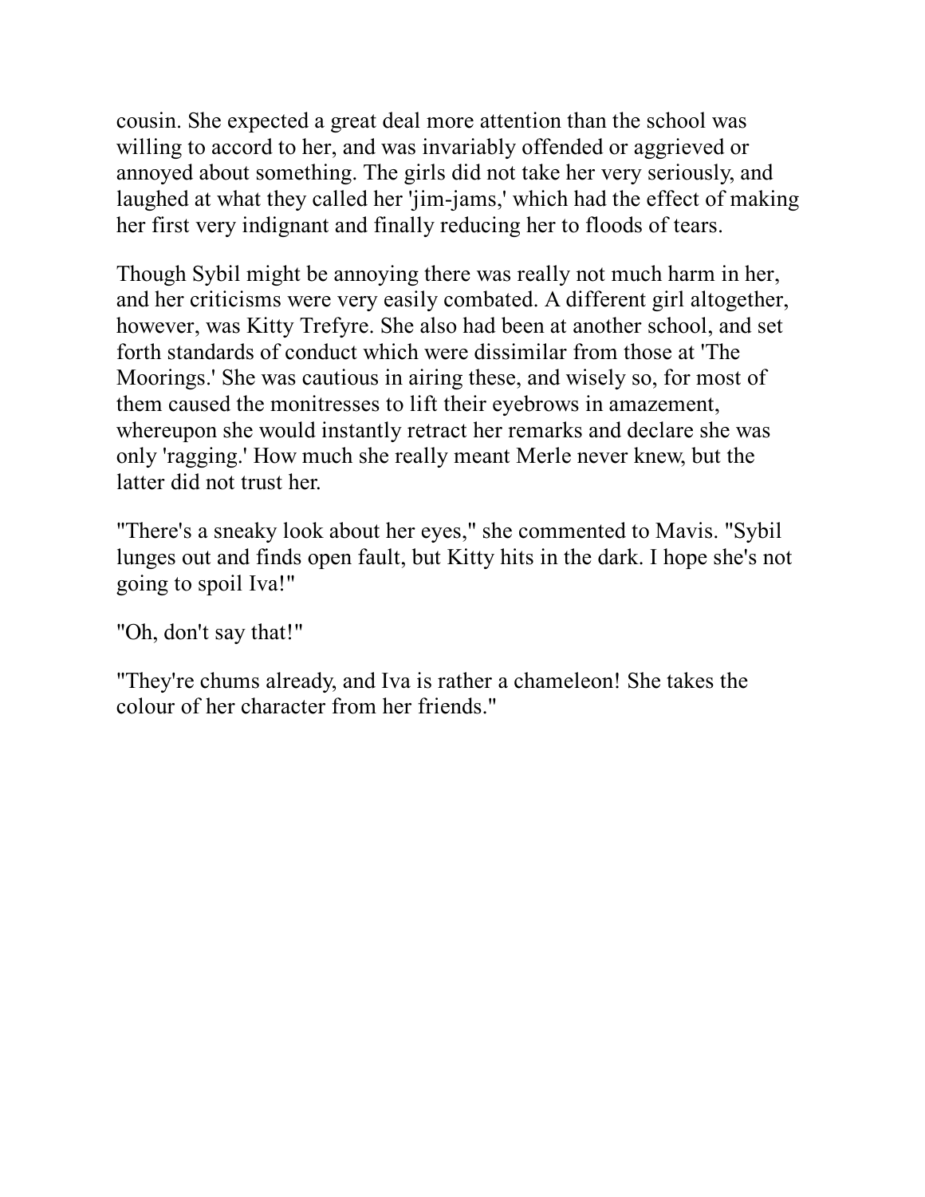cousin. She expected a great deal more attention than the school was willing to accord to her, and was invariably offended or aggrieved or annoyed about something. The girls did not take her very seriously, and laughed at what they called her 'jim-jams,' which had the effect of making her first very indignant and finally reducing her to floods of tears.

Though Sybil might be annoying there was really not much harm in her, and her criticisms were very easily combated. A different girl altogether, however, was Kitty Trefyre. She also had been at another school, and set forth standards of conduct which were dissimilar from those at 'The Moorings.' She was cautious in airing these, and wisely so, for most of them caused the monitresses to lift their eyebrows in amazement, whereupon she would instantly retract her remarks and declare she was only 'ragging.' How much she really meant Merle never knew, but the latter did not trust her.

"There's a sneaky look about her eyes," she commented to Mavis. "Sybil lunges out and finds open fault, but Kitty hits in the dark. I hope she's not going to spoil Iva!"

"Oh, don't say that!"

"They're chums already, and Iva is rather a chameleon! She takes the colour of her character from her friends."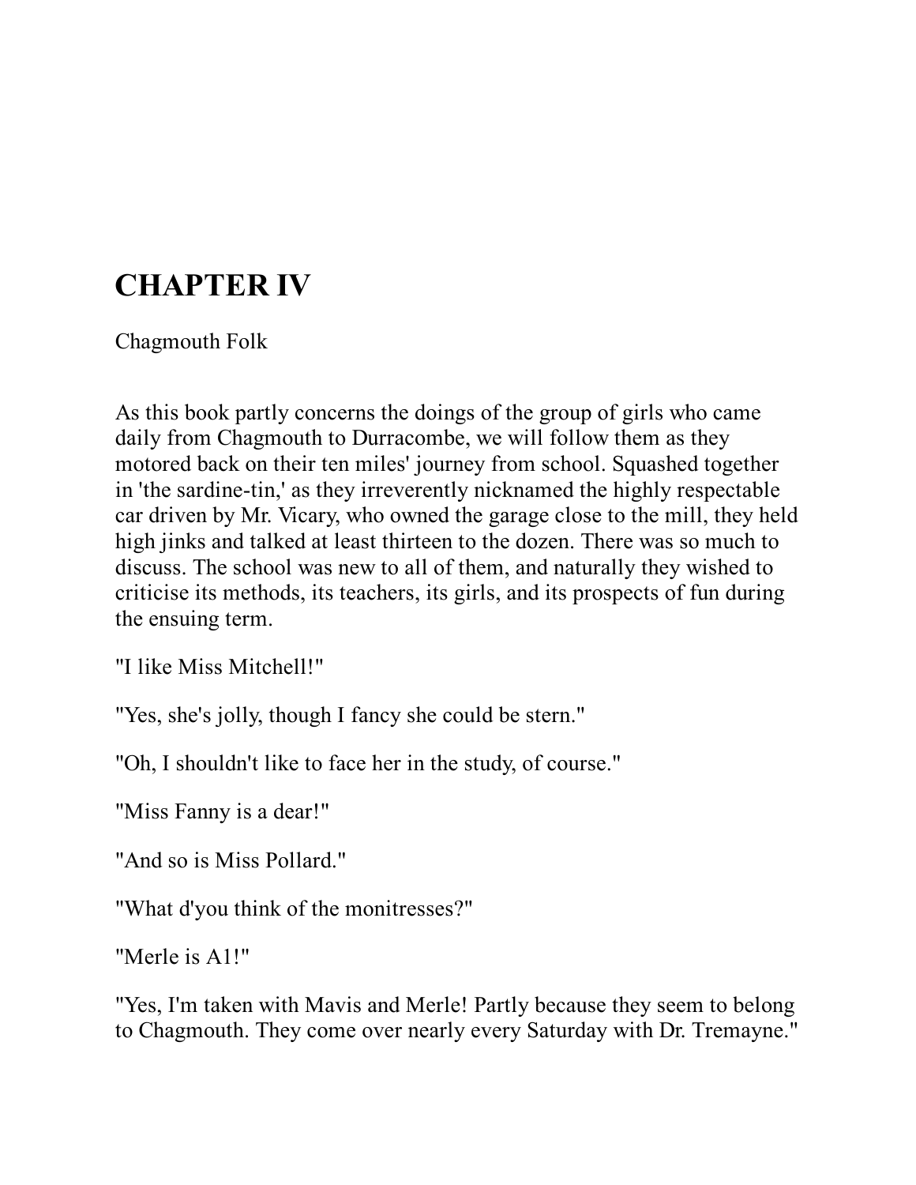# CHAPTER IV

Chagmouth Folk

As this book partly concerns the doings of the group of girls who came daily from Chagmouth to Durracombe, we will follow them as they motored back on their ten miles' journey from school. Squashed together in 'the sardine-tin,' as they irreverently nicknamed the highly respectable car driven by Mr. Vicary, who owned the garage close to the mill, they held high jinks and talked at least thirteen to the dozen. There was so much to discuss. The school was new to all of them, and naturally they wished to criticise its methods, its teachers, its girls, and its prospects of fun during the ensuing term.

"I like Miss Mitchell!"

"Yes, she's jolly, though I fancy she could be stern."

"Oh, I shouldn't like to face her in the study, of course."

"Miss Fanny is a dear!"

"And so is Miss Pollard."

"What d'you think of the monitresses?"

"Merle is A1!"

"Yes, I'm taken with Mavis and Merle! Partly because they seem to belong to Chagmouth. They come over nearly every Saturday with Dr. Tremayne."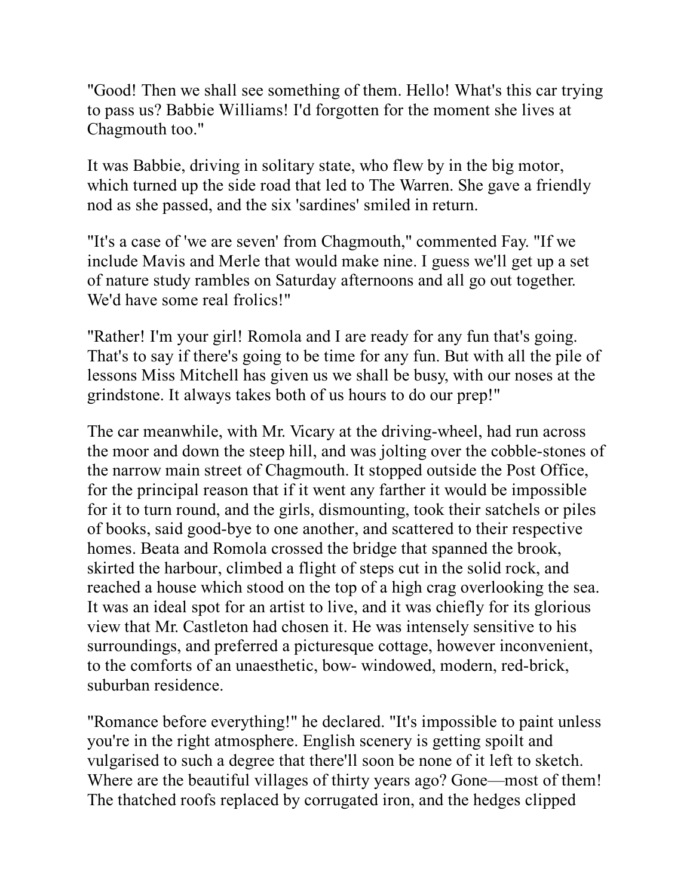"Good! Then we shall see something of them. Hello! What's this car trying to pass us? Babbie Williams! I'd forgotten for the moment she lives at Chagmouth too."

It was Babbie, driving in solitary state, who flew by in the big motor, which turned up the side road that led to The Warren. She gave a friendly nod as she passed, and the six 'sardines' smiled in return.

"It's a case of 'we are seven' from Chagmouth," commented Fay. "If we include Mavis and Merle that would make nine. I guess we'll get up a set of nature study rambles on Saturday afternoons and all go out together. We'd have some real frolics!"

"Rather! I'm your girl! Romola and I are ready for any fun that's going. That's to say if there's going to be time for any fun. But with all the pile of lessons Miss Mitchell has given us we shall be busy, with our noses at the grindstone. It always takes both of us hours to do our prep!"

The car meanwhile, with Mr. Vicary at the driving-wheel, had run across the moor and down the steep hill, and was jolting over the cobble-stones of the narrow main street of Chagmouth. It stopped outside the Post Office, for the principal reason that if it went any farther it would be impossible for it to turn round, and the girls, dismounting, took their satchels or piles of books, said good-bye to one another, and scattered to their respective homes. Beata and Romola crossed the bridge that spanned the brook, skirted the harbour, climbed a flight of steps cut in the solid rock, and reached a house which stood on the top of a high crag overlooking the sea. It was an ideal spot for an artist to live, and it was chiefly for its glorious view that Mr. Castleton had chosen it. He was intensely sensitive to his surroundings, and preferred a picturesque cottage, however inconvenient, to the comforts of an unaesthetic, bow- windowed, modern, red-brick, suburban residence.

"Romance before everything!" he declared. "It's impossible to paint unless you're in the right atmosphere. English scenery is getting spoilt and vulgarised to such a degree that there'll soon be none of it left to sketch. Where are the beautiful villages of thirty years ago? Gone—most of them! The thatched roofs replaced by corrugated iron, and the hedges clipped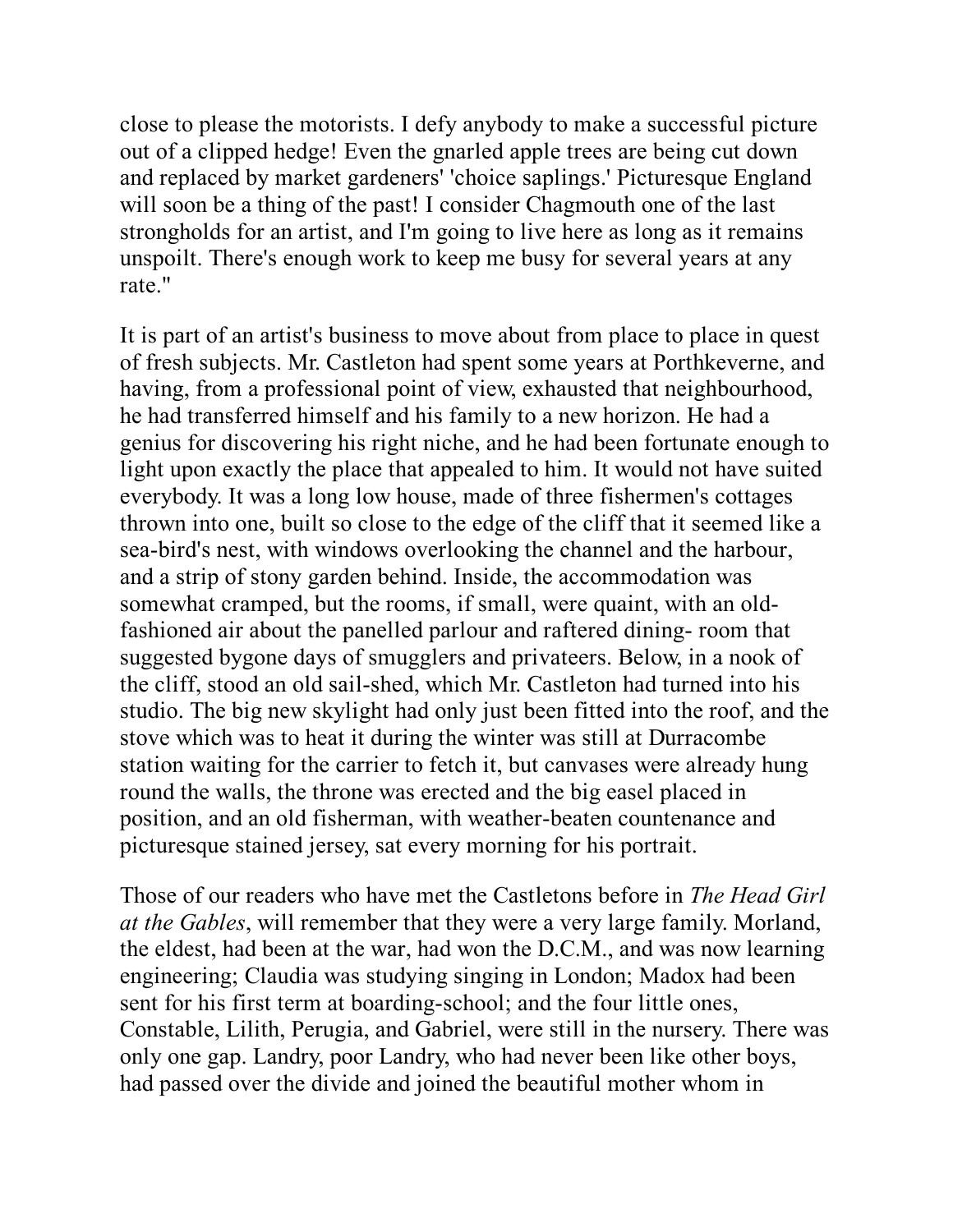close to please the motorists. I defy anybody to make a successful picture out of a clipped hedge! Even the gnarled apple trees are being cut down and replaced by market gardeners' 'choice saplings.' Picturesque England will soon be a thing of the past! I consider Chagmouth one of the last strongholds for an artist, and I'm going to live here as long as it remains unspoilt. There's enough work to keep me busy for several years at any rate."

It is part of an artist's business to move about from place to place in quest of fresh subjects. Mr. Castleton had spent some years at Porthkeverne, and having, from a professional point of view, exhausted that neighbourhood, he had transferred himself and his family to a new horizon. He had a genius for discovering his right niche, and he had been fortunate enough to light upon exactly the place that appealed to him. It would not have suited everybody. It was a long low house, made of three fishermen's cottages thrown into one, built so close to the edge of the cliff that it seemed like a sea-bird's nest, with windows overlooking the channel and the harbour, and a strip of stony garden behind. Inside, the accommodation was somewhat cramped, but the rooms, if small, were quaint, with an old-fashioned air about the panelled parlour and raftered dining- room that suggested bygone days of smugglers and privateers. Below, in a nook of the cliff, stood an old sail-shed, which Mr. Castleton had turned into his studio. The big new skylight had only just been fitted into the roof, and the stove which was to heat it during the winter was still at Durracombe station waiting for the carrier to fetch it, but canvases were already hung round the walls, the throne was erected and the big easel placed in position, and an old fisherman, with weather-beaten countenance and picturesque stained jersey, sat every morning for his portrait.

Those of our readers who have met the Castletons before in *The Head Girl at the Gables*, will remember that they were a very large family. Morland, the eldest, had been at the war, had won the D.C.M., and was now learning engineering; Claudia was studying singing in London; Madox had been sent for his first term at boarding-school; and the four little ones, Constable, Lilith, Perugia, and Gabriel, were still in the nursery. There was only one gap. Landry, poor Landry, who had never been like other boys, had passed over the divide and joined the beautiful mother whom in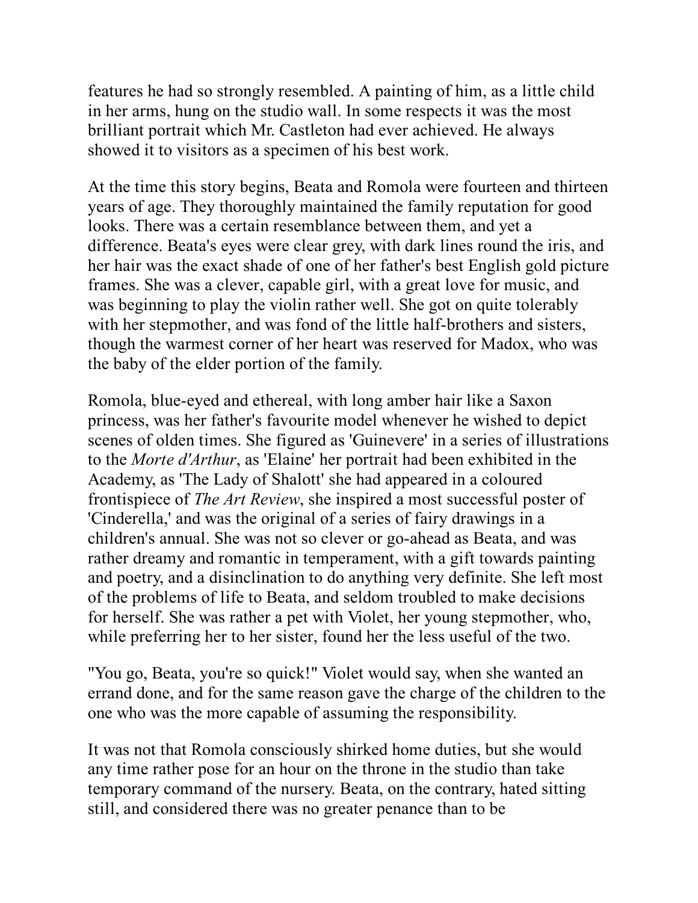features he had so strongly resembled. A painting of him, as a little child in her arms, hung on the studio wall. In some respects it was the most brilliant portrait which Mr. Castleton had ever achieved. He always showed it to visitors as a specimen of his best work.

At the time this story begins, Beata and Romola were fourteen and thirteen years of age. They thoroughly maintained the family reputation for good looks. There was a certain resemblance between them, and yet a difference. Beata's eyes were clear grey, with dark lines round the iris, and her hair was the exact shade of one of her father's best English gold picture frames. She was a clever, capable girl, with a great love for music, and was beginning to play the violin rather well. She got on quite tolerably with her stepmother, and was fond of the little half-brothers and sisters, though the warmest corner of her heart was reserved for Madox, who was the baby of the elder portion of the family.

Romola, blue-eyed and ethereal, with long amber hair like a Saxon princess, was her father's favourite model whenever he wished to depict scenes of olden times. She figured as 'Guinevere' in a series of illustrations to the *Morte d'Arthur*, as 'Elaine' her portrait had been exhibited in the Academy, as 'The Lady of Shalott' she had appeared in a coloured frontispiece of *The Art Review*, she inspired a most successful poster of 'Cinderella,' and was the original of a series of fairy drawings in a children's annual. She was not so clever or go-ahead as Beata, and was rather dreamy and romantic in temperament, with a gift towards painting and poetry, and a disinclination to do anything very definite. She left most of the problems of life to Beata, and seldom troubled to make decisions for herself. She was rather a pet with Violet, her young stepmother, who, while preferring her to her sister, found her the less useful of the two.

"You go, Beata, you're so quick!" Violet would say, when she wanted an errand done, and for the same reason gave the charge of the children to the one who was the more capable of assuming the responsibility.

It was not that Romola consciously shirked home duties, but she would any time rather pose for an hour on the throne in the studio than take temporary command of the nursery. Beata, on the contrary, hated sitting still, and considered there was no greater penance than to be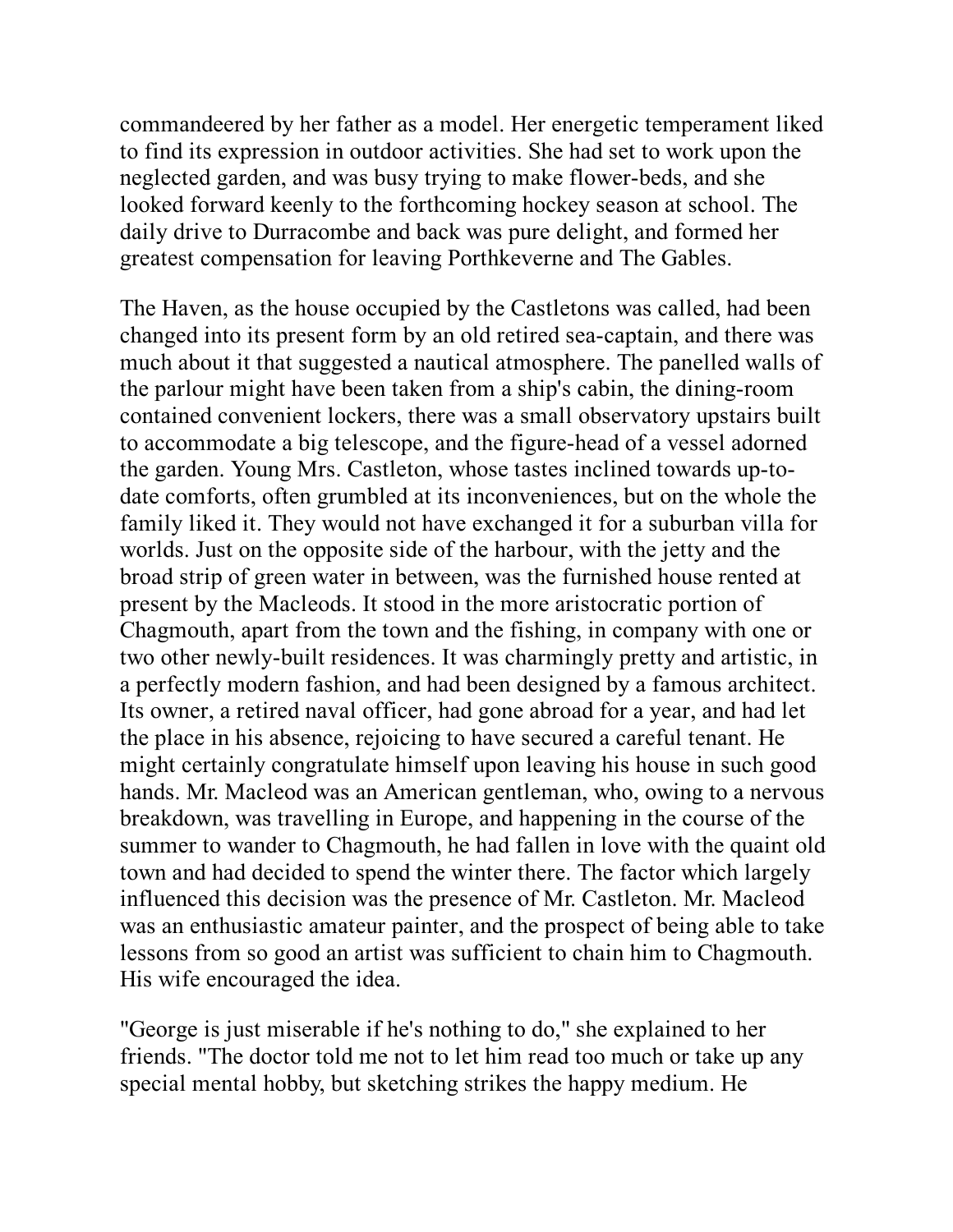commandeered by her father as a model. Her energetic temperament liked to find its expression in outdoor activities. She had set to work upon the neglected garden, and was busy trying to make flower-beds, and she looked forward keenly to the forthcoming hockey season at school. The daily drive to Durracombe and back was pure delight, and formed her greatest compensation for leaving Porthkeverne and The Gables.

The Haven, as the house occupied by the Castletons was called, had been changed into its present form by an old retired sea-captain, and there was much about it that suggested a nautical atmosphere. The panelled walls of the parlour might have been taken from a ship's cabin, the dining-room contained convenient lockers, there was a small observatory upstairs built to accommodate a big telescope, and the figure-head of a vessel adorned the garden. Young Mrs. Castleton, whose tastes inclined towards up-to-date comforts, often grumbled at its inconveniences, but on the whole the family liked it. They would not have exchanged it for a suburban villa for worlds. Just on the opposite side of the harbour, with the jetty and the broad strip of green water in between, was the furnished house rented at present by the Macleods. It stood in the more aristocratic portion of Chagmouth, apart from the town and the fishing, in company with one or two other newly-built residences. It was charmingly pretty and artistic, in a perfectly modern fashion, and had been designed by a famous architect. Its owner, a retired naval officer, had gone abroad for a year, and had let the place in his absence, rejoicing to have secured a careful tenant. He might certainly congratulate himself upon leaving his house in such good hands. Mr. Macleod was an American gentleman, who, owing to a nervous breakdown, was travelling in Europe, and happening in the course of the summer to wander to Chagmouth, he had fallen in love with the quaint old town and had decided to spend the winter there. The factor which largely influenced this decision was the presence of Mr. Castleton. Mr. Macleod was an enthusiastic amateur painter, and the prospect of being able to take lessons from so good an artist was sufficient to chain him to Chagmouth. His wife encouraged the idea.

"George is just miserable if he's nothing to do," she explained to her friends. "The doctor told me not to let him read too much or take up any special mental hobby, but sketching strikes the happy medium. He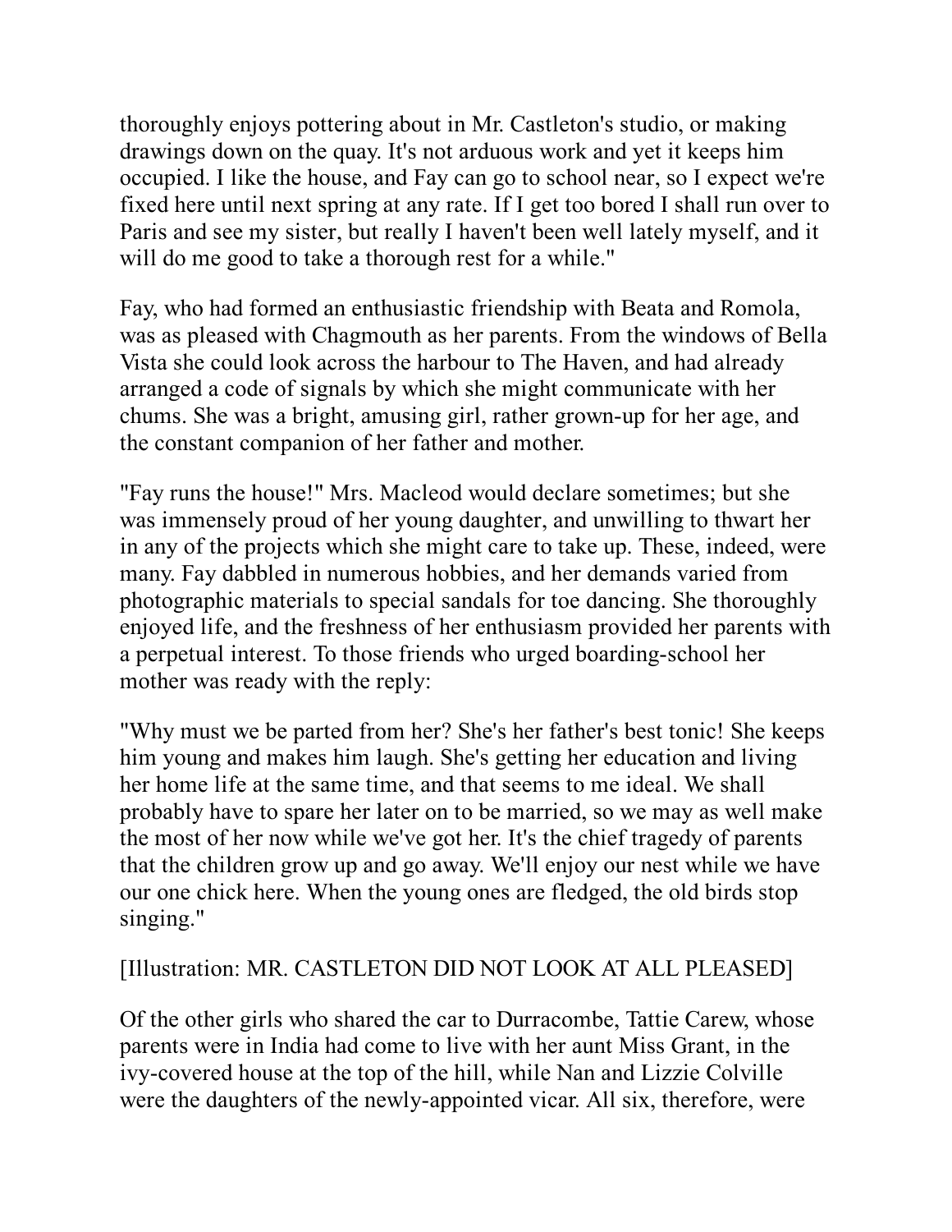thoroughly enjoys pottering about in Mr. Castleton's studio, or making drawings down on the quay. It's not arduous work and yet it keeps him occupied. I like the house, and Fay can go to school near, so I expect we're fixed here until next spring at any rate. If I get too bored I shall run over to Paris and see my sister, but really I haven't been well lately myself, and it will do me good to take a thorough rest for a while."

Fay, who had formed an enthusiastic friendship with Beata and Romola, was as pleased with Chagmouth as her parents. From the windows of Bella Vista she could look across the harbour to The Haven, and had already arranged a code of signals by which she might communicate with her chums. She was a bright, amusing girl, rather grown-up for her age, and the constant companion of her father and mother.

"Fay runs the house!" Mrs. Macleod would declare sometimes; but she was immensely proud of her young daughter, and unwilling to thwart her in any of the projects which she might care to take up. These, indeed, were many. Fay dabbled in numerous hobbies, and her demands varied from photographic materials to special sandals for toe dancing. She thoroughly enjoyed life, and the freshness of her enthusiasm provided her parents with a perpetual interest. To those friends who urged boarding-school her mother was ready with the reply:

"Why must we be parted from her? She's her father's best tonic! She keeps him young and makes him laugh. She's getting her education and living her home life at the same time, and that seems to me ideal. We shall probably have to spare her later on to be married, so we may as well make the most of her now while we've got her. It's the chief tragedy of parents that the children grow up and go away. We'll enjoy our nest while we have our one chick here. When the young ones are fledged, the old birds stop singing."

[Illustration: MR. CASTLETON DID NOT LOOK AT ALL PLEASED]

Of the other girls who shared the car to Durracombe, Tattie Carew, whose parents were in India had come to live with her aunt Miss Grant, in the ivy-covered house at the top of the hill, while Nan and Lizzie Colville were the daughters of the newly-appointed vicar. All six, therefore, were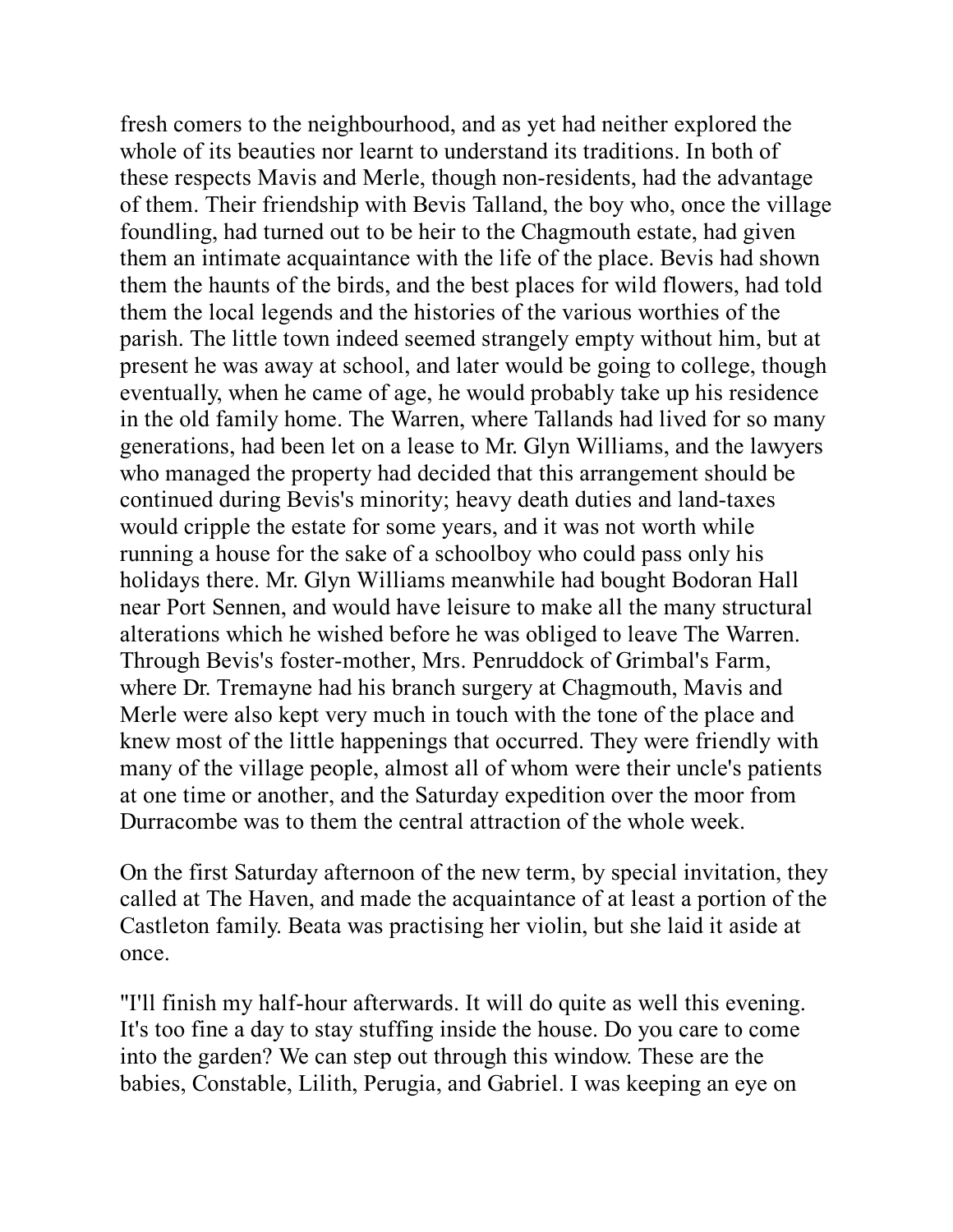fresh comers to the neighbourhood, and as yet had neither explored the whole of its beauties nor learnt to understand its traditions. In both of these respects Mavis and Merle, though non-residents, had the advantage of them. Their friendship with Bevis Talland, the boy who, once the village foundling, had turned out to be heir to the Chagmouth estate, had given them an intimate acquaintance with the life of the place. Bevis had shown them the haunts of the birds, and the best places for wild flowers, had told them the local legends and the histories of the various worthies of the parish. The little town indeed seemed strangely empty without him, but at present he was away at school, and later would be going to college, though eventually, when he came of age, he would probably take up his residence in the old family home. The Warren, where Tallands had lived for so many generations, had been let on a lease to Mr. Glyn Williams, and the lawyers who managed the property had decided that this arrangement should be continued during Bevis's minority; heavy death duties and land-taxes would cripple the estate for some years, and it was not worth while running a house for the sake of a schoolboy who could pass only his holidays there. Mr. Glyn Williams meanwhile had bought Bodoran Hall near Port Sennen, and would have leisure to make all the many structural alterations which he wished before he was obliged to leave The Warren. Through Bevis's foster-mother, Mrs. Penruddock of Grimbal's Farm, where Dr. Tremayne had his branch surgery at Chagmouth, Mavis and Merle were also kept very much in touch with the tone of the place and knew most of the little happenings that occurred. They were friendly with many of the village people, almost all of whom were their uncle's patients at one time or another, and the Saturday expedition over the moor from Durracombe was to them the central attraction of the whole week.

On the first Saturday afternoon of the new term, by special invitation, they called at The Haven, and made the acquaintance of at least a portion of the Castleton family. Beata was practising her violin, but she laid it aside at once.

"I'll finish my half-hour afterwards. It will do quite as well this evening. It's too fine a day to stay stuffing inside the house. Do you care to come into the garden? We can step out through this window. These are the babies, Constable, Lilith, Perugia, and Gabriel. I was keeping an eye on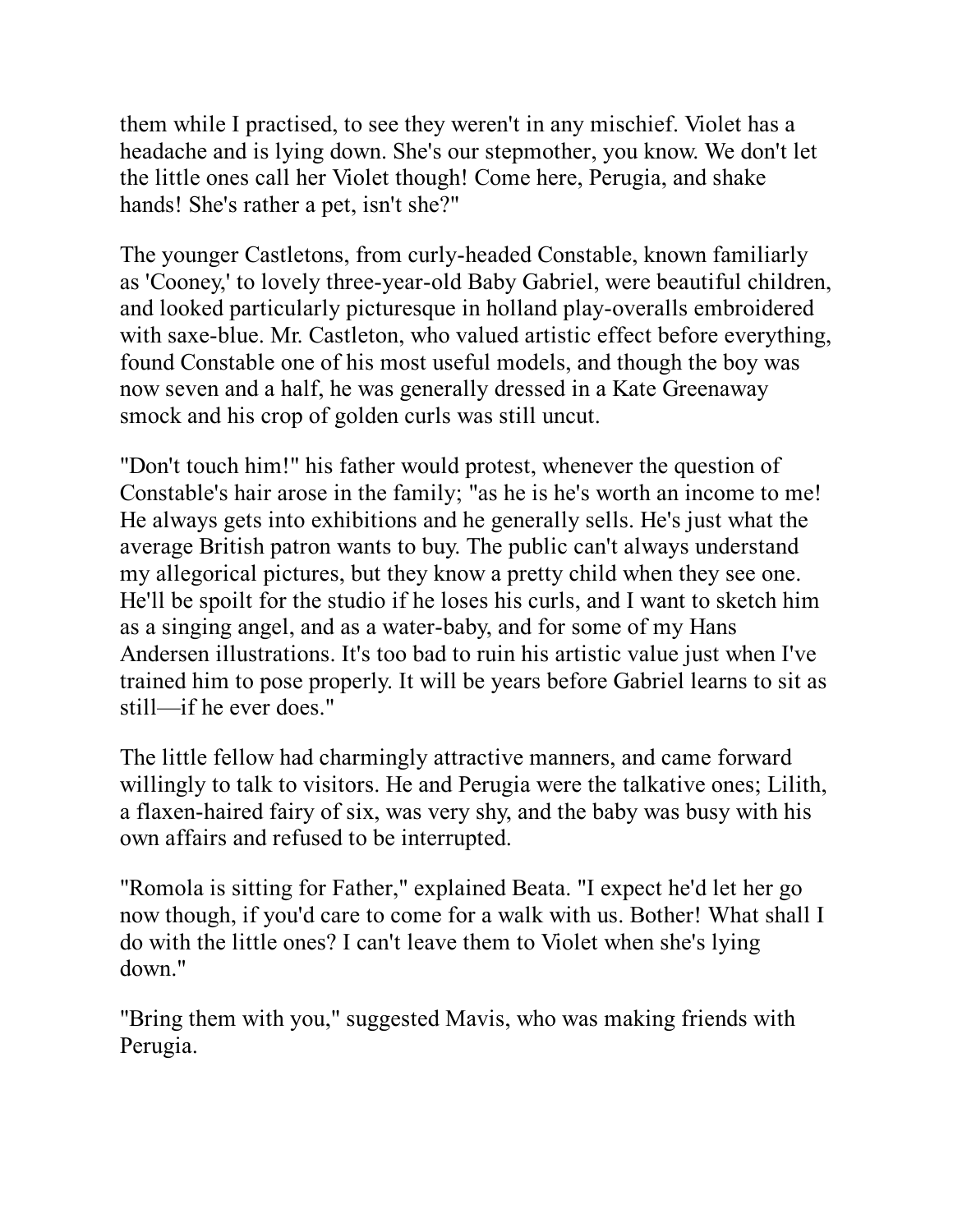them while I practised, to see they weren't in any mischief. Violet has a headache and is lying down. She's our stepmother, you know. We don't let the little ones call her Violet though! Come here, Perugia, and shake hands! She's rather a pet, isn't she?"

The younger Castletons, from curly-headed Constable, known familiarly as 'Cooney,' to lovely three-year-old Baby Gabriel, were beautiful children, and looked particularly picturesque in holland play-overalls embroidered with saxe-blue. Mr. Castleton, who valued artistic effect before everything, found Constable one of his most useful models, and though the boy was now seven and a half, he was generally dressed in a Kate Greenaway smock and his crop of golden curls was still uncut.

"Don't touch him!" his father would protest, whenever the question of Constable's hair arose in the family; "as he is he's worth an income to me! He always gets into exhibitions and he generally sells. He's just what the average British patron wants to buy. The public can't always understand my allegorical pictures, but they know a pretty child when they see one. He'll be spoilt for the studio if he loses his curls, and I want to sketch him as a singing angel, and as a water-baby, and for some of my Hans Andersen illustrations. It's too bad to ruin his artistic value just when I've trained him to pose properly. It will be years before Gabriel learns to sit as still—if he ever does."

The little fellow had charmingly attractive manners, and came forward willingly to talk to visitors. He and Perugia were the talkative ones; Lilith, a flaxen-haired fairy of six, was very shy, and the baby was busy with his own affairs and refused to be interrupted.

"Romola is sitting for Father," explained Beata. "I expect he'd let her go now though, if you'd care to come for a walk with us. Bother! What shall I do with the little ones? I can't leave them to Violet when she's lying down."

"Bring them with you," suggested Mavis, who was making friends with Perugia.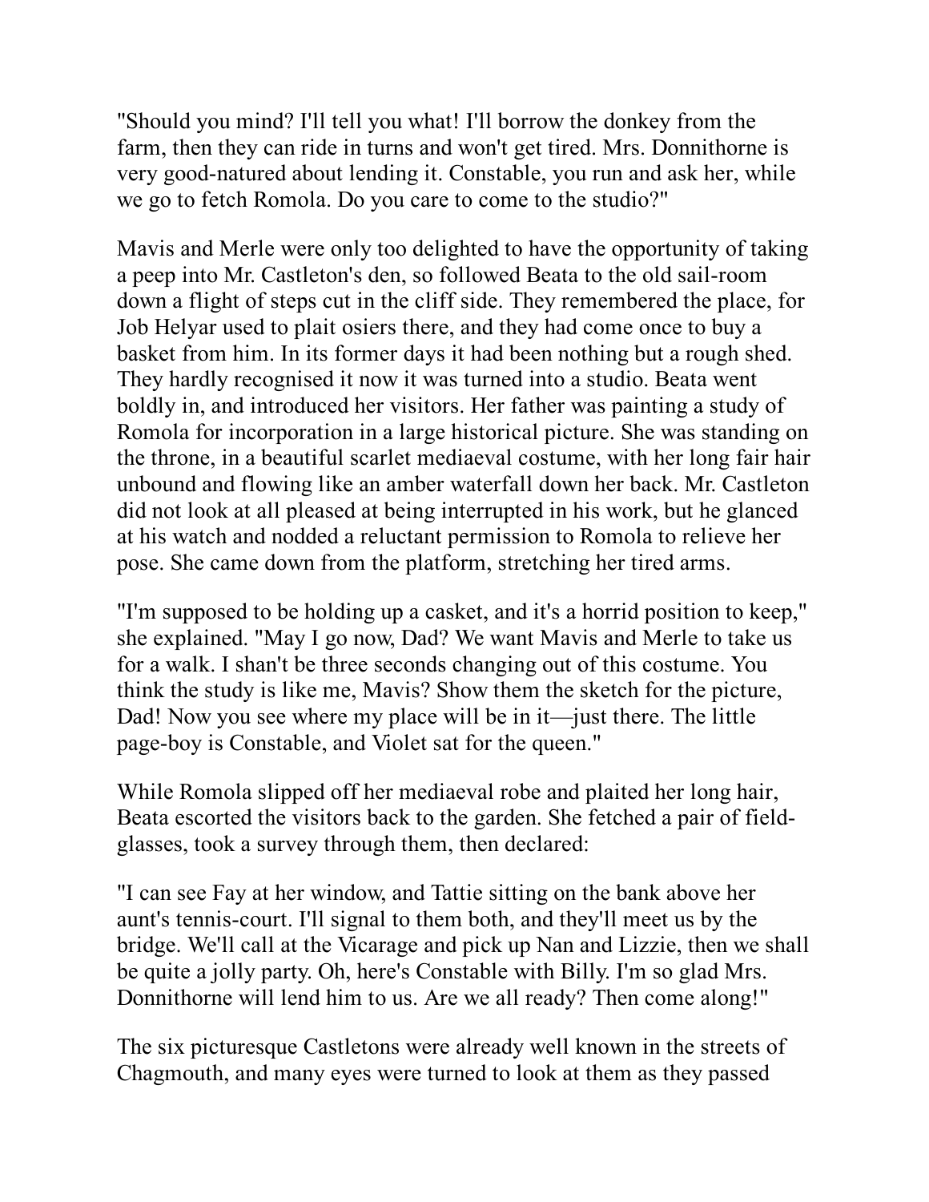"Should you mind? I'll tell you what! I'll borrow the donkey from the farm, then they can ride in turns and won't get tired. Mrs. Donnithorne is very good-natured about lending it. Constable, you run and ask her, while we go to fetch Romola. Do you care to come to the studio?"

Mavis and Merle were only too delighted to have the opportunity of taking a peep into Mr. Castleton's den, so followed Beata to the old sail-room down a flight of steps cut in the cliff side. They remembered the place, for Job Helyar used to plait osiers there, and they had come once to buy a basket from him. In its former days it had been nothing but a rough shed. They hardly recognised it now it was turned into a studio. Beata went boldly in, and introduced her visitors. Her father was painting a study of Romola for incorporation in a large historical picture. She was standing on the throne, in a beautiful scarlet mediaeval costume, with her long fair hair unbound and flowing like an amber waterfall down her back. Mr. Castleton did not look at all pleased at being interrupted in his work, but he glanced at his watch and nodded a reluctant permission to Romola to relieve her pose. She came down from the platform, stretching her tired arms.

"I'm supposed to be holding up a casket, and it's a horrid position to keep," she explained. "May I go now, Dad? We want Mavis and Merle to take us for a walk. I shan't be three seconds changing out of this costume. You think the study is like me, Mavis? Show them the sketch for the picture, Dad! Now you see where my place will be in it—just there. The little page-boy is Constable, and Violet sat for the queen."

While Romola slipped off her mediaeval robe and plaited her long hair, Beata escorted the visitors back to the garden. She fetched a pair of field-glasses, took a survey through them, then declared:

"I can see Fay at her window, and Tattie sitting on the bank above her aunt's tennis-court. I'll signal to them both, and they'll meet us by the bridge. We'll call at the Vicarage and pick up Nan and Lizzie, then we shall be quite a jolly party. Oh, here's Constable with Billy. I'm so glad Mrs. Donnithorne will lend him to us. Are we all ready? Then come along!"

The six picturesque Castletons were already well known in the streets of Chagmouth, and many eyes were turned to look at them as they passed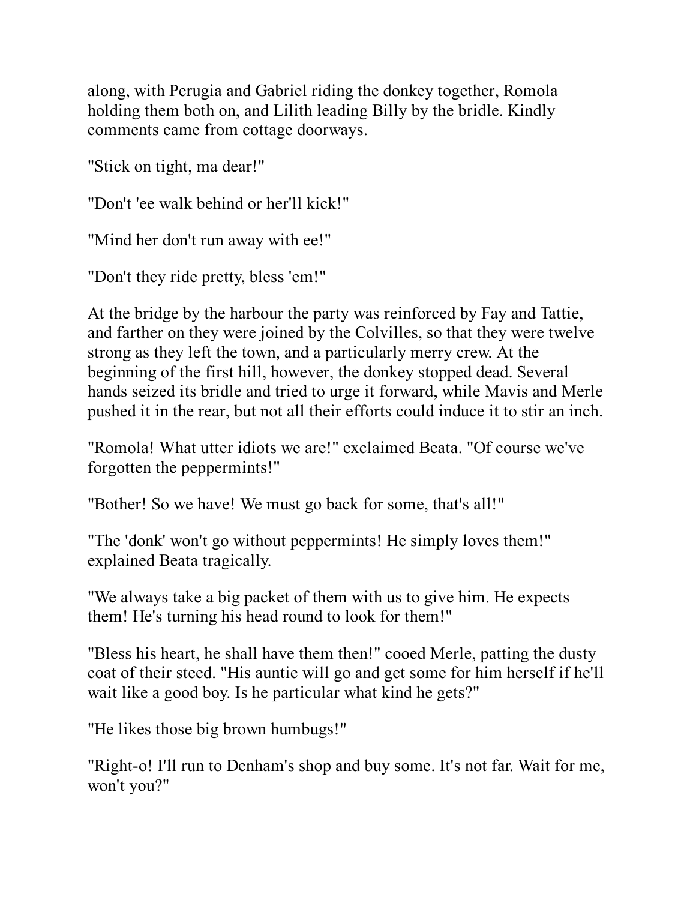along, with Perugia and Gabriel riding the donkey together, Romola holding them both on, and Lilith leading Billy by the bridle. Kindly comments came from cottage doorways.

"Stick on tight, ma dear!"

"Don't 'ee walk behind or her'll kick!"

"Mind her don't run away with ee!"

"Don't they ride pretty, bless 'em!"

At the bridge by the harbour the party was reinforced by Fay and Tattie, and farther on they were joined by the Colvilles, so that they were twelve strong as they left the town, and a particularly merry crew. At the beginning of the first hill, however, the donkey stopped dead. Several hands seized its bridle and tried to urge it forward, while Mavis and Merle pushed it in the rear, but not all their efforts could induce it to stir an inch.

"Romola! What utter idiots we are!" exclaimed Beata. "Of course we've forgotten the peppermints!"

"Bother! So we have! We must go back for some, that's all!"

"The 'donk' won't go without peppermints! He simply loves them!" explained Beata tragically.

"We always take a big packet of them with us to give him. He expects them! He's turning his head round to look for them!"

"Bless his heart, he shall have them then!" cooed Merle, patting the dusty coat of their steed. "His auntie will go and get some for him herself if he'll wait like a good boy. Is he particular what kind he gets?"

"He likes those big brown humbugs!"

"Right-o! I'll run to Denham's shop and buy some. It's not far. Wait for me, won't you?"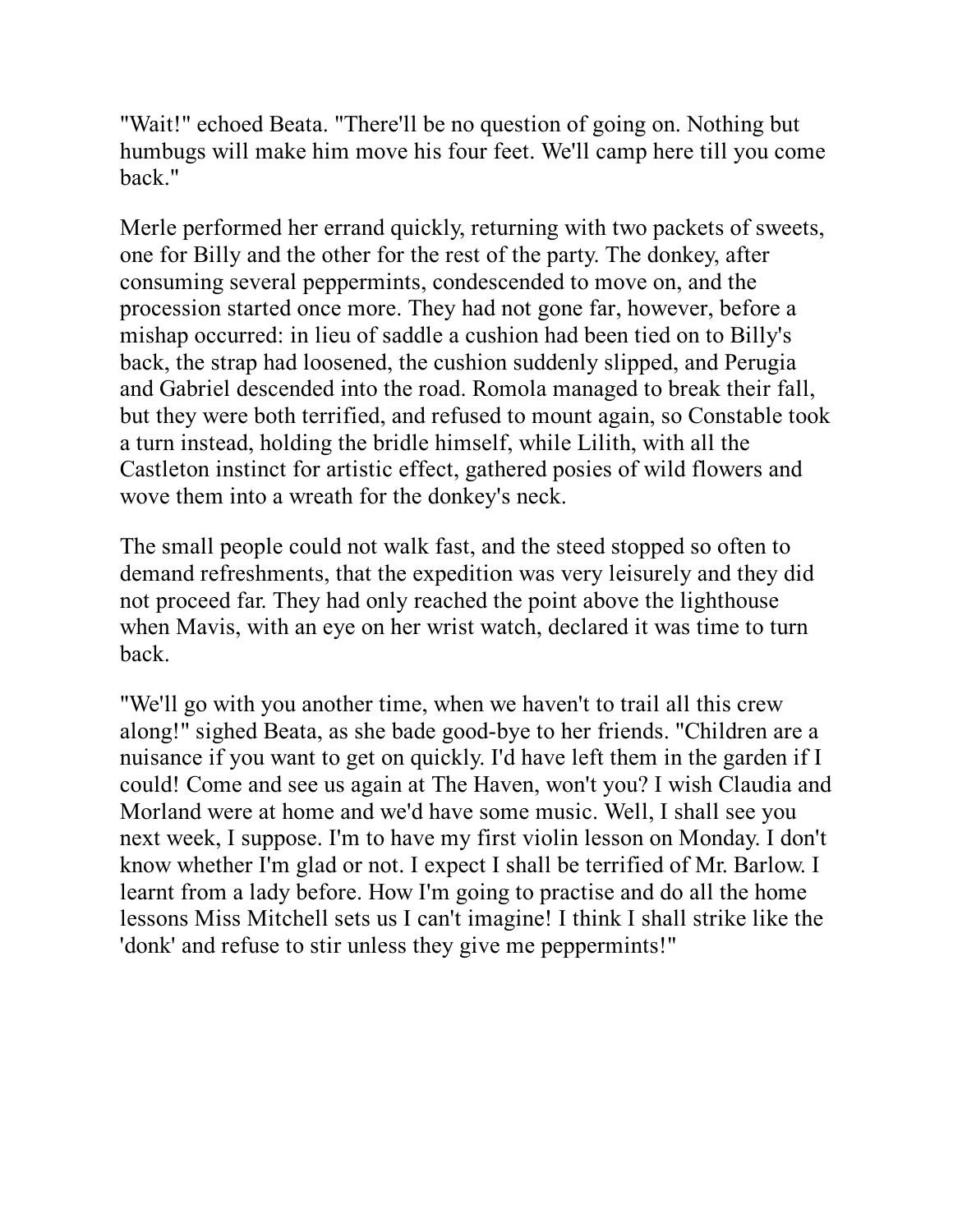"Wait!" echoed Beata. "There'll be no question of going on. Nothing but humbugs will make him move his four feet. We'll camp here till you come back."

Merle performed her errand quickly, returning with two packets of sweets, one for Billy and the other for the rest of the party. The donkey, after consuming several peppermints, condescended to move on, and the procession started once more. They had not gone far, however, before a mishap occurred: in lieu of saddle a cushion had been tied on to Billy's back, the strap had loosened, the cushion suddenly slipped, and Perugia and Gabriel descended into the road. Romola managed to break their fall, but they were both terrified, and refused to mount again, so Constable took a turn instead, holding the bridle himself, while Lilith, with all the Castleton instinct for artistic effect, gathered posies of wild flowers and wove them into a wreath for the donkey's neck.

The small people could not walk fast, and the steed stopped so often to demand refreshments, that the expedition was very leisurely and they did not proceed far. They had only reached the point above the lighthouse when Mavis, with an eye on her wrist watch, declared it was time to turn back.

"We'll go with you another time, when we haven't to trail all this crew along!" sighed Beata, as she bade good-bye to her friends. "Children are a nuisance if you want to get on quickly. I'd have left them in the garden if I could! Come and see us again at The Haven, won't you? I wish Claudia and Morland were at home and we'd have some music. Well, I shall see you next week, I suppose. I'm to have my first violin lesson on Monday. I don't know whether I'm glad or not. I expect I shall be terrified of Mr. Barlow. I learnt from a lady before. How I'm going to practise and do all the home lessons Miss Mitchell sets us I can't imagine! I think I shall strike like the 'donk' and refuse to stir unless they give me peppermints!"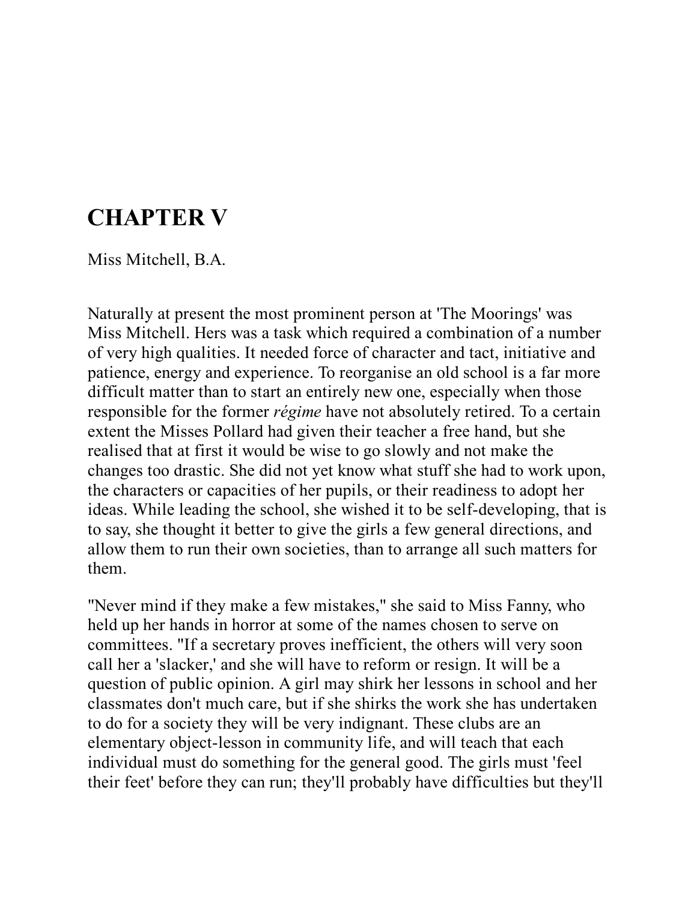# CHAPTER V

Miss Mitchell, B.A.

Naturally at present the most prominent person at 'The Moorings' was Miss Mitchell. Hers was a task which required a combination of a number of very high qualities. It needed force of character and tact, initiative and patience, energy and experience. To reorganise an old school is a far more difficult matter than to start an entirely new one, especially when those responsible for the former *régime* have not absolutely retired. To a certain extent the Misses Pollard had given their teacher a free hand, but she realised that at first it would be wise to go slowly and not make the changes too drastic. She did not yet know what stuff she had to work upon, the characters or capacities of her pupils, or their readiness to adopt her ideas. While leading the school, she wished it to be self-developing, that is to say, she thought it better to give the girls a few general directions, and allow them to run their own societies, than to arrange all such matters for them.

"Never mind if they make a few mistakes," she said to Miss Fanny, who held up her hands in horror at some of the names chosen to serve on committees. "If a secretary proves inefficient, the others will very soon call her a 'slacker,' and she will have to reform or resign. It will be a question of public opinion. A girl may shirk her lessons in school and her classmates don't much care, but if she shirks the work she has undertaken to do for a society they will be very indignant. These clubs are an elementary object-lesson in community life, and will teach that each individual must do something for the general good. The girls must 'feel their feet' before they can run; they'll probably have difficulties but they'll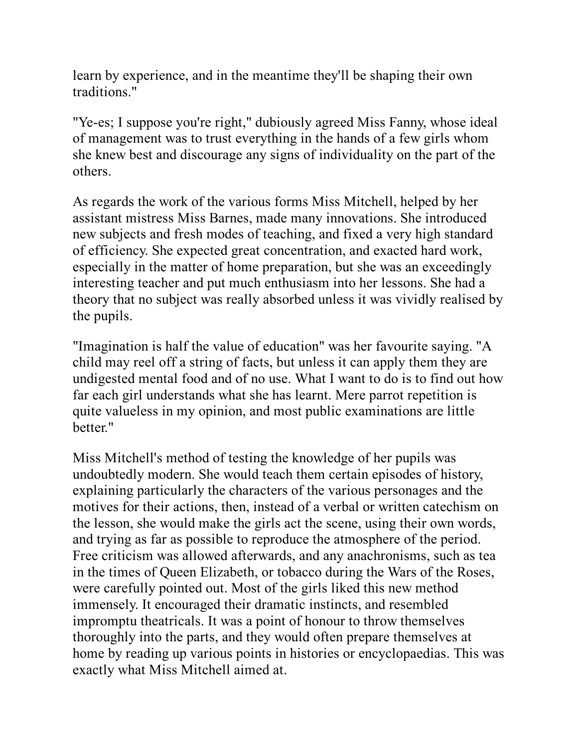learn by experience, and in the meantime they'll be shaping their own traditions."

"Ye-es; I suppose you're right," dubiously agreed Miss Fanny, whose ideal of management was to trust everything in the hands of a few girls whom she knew best and discourage any signs of individuality on the part of the others.

As regards the work of the various forms Miss Mitchell, helped by her assistant mistress Miss Barnes, made many innovations. She introduced new subjects and fresh modes of teaching, and fixed a very high standard of efficiency. She expected great concentration, and exacted hard work, especially in the matter of home preparation, but she was an exceedingly interesting teacher and put much enthusiasm into her lessons. She had a theory that no subject was really absorbed unless it was vividly realised by the pupils.

"Imagination is half the value of education" was her favourite saying. "A child may reel off a string of facts, but unless it can apply them they are undigested mental food and of no use. What I want to do is to find out how far each girl understands what she has learnt. Mere parrot repetition is quite valueless in my opinion, and most public examinations are little better."

Miss Mitchell's method of testing the knowledge of her pupils was undoubtedly modern. She would teach them certain episodes of history, explaining particularly the characters of the various personages and the motives for their actions, then, instead of a verbal or written catechism on the lesson, she would make the girls act the scene, using their own words, and trying as far as possible to reproduce the atmosphere of the period. Free criticism was allowed afterwards, and any anachronisms, such as tea in the times of Queen Elizabeth, or tobacco during the Wars of the Roses, were carefully pointed out. Most of the girls liked this new method immensely. It encouraged their dramatic instincts, and resembled impromptu theatricals. It was a point of honour to throw themselves thoroughly into the parts, and they would often prepare themselves at home by reading up various points in histories or encyclopaedias. This was exactly what Miss Mitchell aimed at.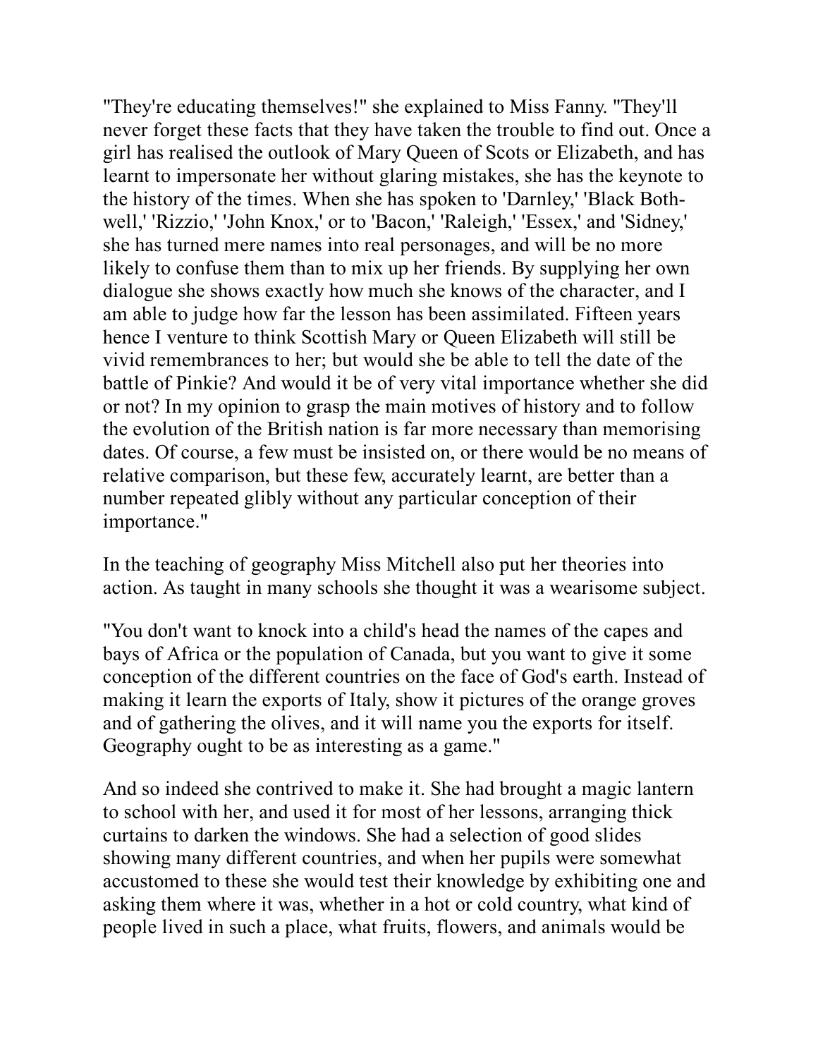"They're educating themselves!" she explained to Miss Fanny. "They'll never forget these facts that they have taken the trouble to find out. Once a girl has realised the outlook of Mary Queen of Scots or Elizabeth, and has learnt to impersonate her without glaring mistakes, she has the keynote to the history of the times. When she has spoken to 'Darnley,' 'Black Bothwell,' 'Rizzio,' 'John Knox,' or to 'Bacon,' 'Raleigh,' 'Essex,' and 'Sidney,' she has turned mere names into real personages, and will be no more likely to confuse them than to mix up her friends. By supplying her own dialogue she shows exactly how much she knows of the character, and I am able to judge how far the lesson has been assimilated. Fifteen years hence I venture to think Scottish Mary or Queen Elizabeth will still be vivid remembrances to her; but would she be able to tell the date of the battle of Pinkie? And would it be of very vital importance whether she did or not? In my opinion to grasp the main motives of history and to follow the evolution of the British nation is far more necessary than memorising dates. Of course, a few must be insisted on, or there would be no means of relative comparison, but these few, accurately learnt, are better than a number repeated glibly without any particular conception of their importance."

In the teaching of geography Miss Mitchell also put her theories into action. As taught in many schools she thought it was a wearisome subject.

"You don't want to knock into a child's head the names of the capes and bays of Africa or the population of Canada, but you want to give it some conception of the different countries on the face of God's earth. Instead of making it learn the exports of Italy, show it pictures of the orange groves and of gathering the olives, and it will name you the exports for itself. Geography ought to be as interesting as a game."

And so indeed she contrived to make it. She had brought a magic lantern to school with her, and used it for most of her lessons, arranging thick curtains to darken the windows. She had a selection of good slides showing many different countries, and when her pupils were somewhat accustomed to these she would test their knowledge by exhibiting one and asking them where it was, whether in a hot or cold country, what kind of people lived in such a place, what fruits, flowers, and animals would be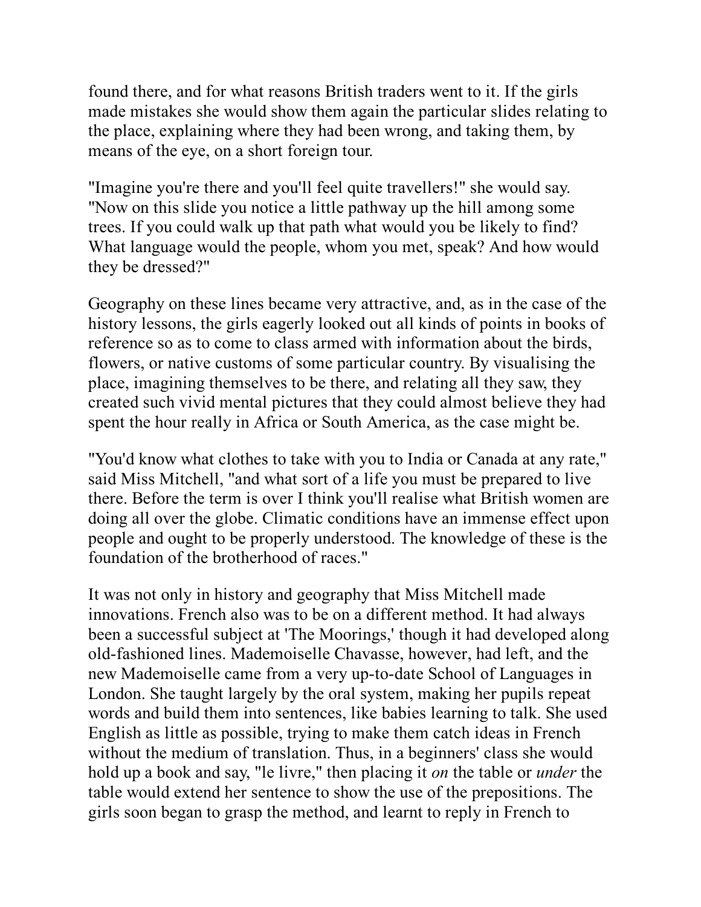found there, and for what reasons British traders went to it. If the girls made mistakes she would show them again the particular slides relating to the place, explaining where they had been wrong, and taking them, by means of the eye, on a short foreign tour.

"Imagine you're there and you'll feel quite travellers!" she would say. "Now on this slide you notice a little pathway up the hill among some trees. If you could walk up that path what would you be likely to find? What language would the people, whom you met, speak? And how would they be dressed?"

Geography on these lines became very attractive, and, as in the case of the history lessons, the girls eagerly looked out all kinds of points in books of reference so as to come to class armed with information about the birds, flowers, or native customs of some particular country. By visualising the place, imagining themselves to be there, and relating all they saw, they created such vivid mental pictures that they could almost believe they had spent the hour really in Africa or South America, as the case might be.

"You'd know what clothes to take with you to India or Canada at any rate," said Miss Mitchell, "and what sort of a life you must be prepared to live there. Before the term is over I think you'll realise what British women are doing all over the globe. Climatic conditions have an immense effect upon people and ought to be properly understood. The knowledge of these is the foundation of the brotherhood of races."

It was not only in history and geography that Miss Mitchell made innovations. French also was to be on a different method. It had always been a successful subject at 'The Moorings,' though it had developed along old-fashioned lines. Mademoiselle Chavasse, however, had left, and the new Mademoiselle came from a very up-to-date School of Languages in London. She taught largely by the oral system, making her pupils repeat words and build them into sentences, like babies learning to talk. She used English as little as possible, trying to make them catch ideas in French without the medium of translation. Thus, in a beginners' class she would hold up a book and say, "le livre," then placing it *on* the table or *under* the table would extend her sentence to show the use of the prepositions. The girls soon began to grasp the method, and learnt to reply in French to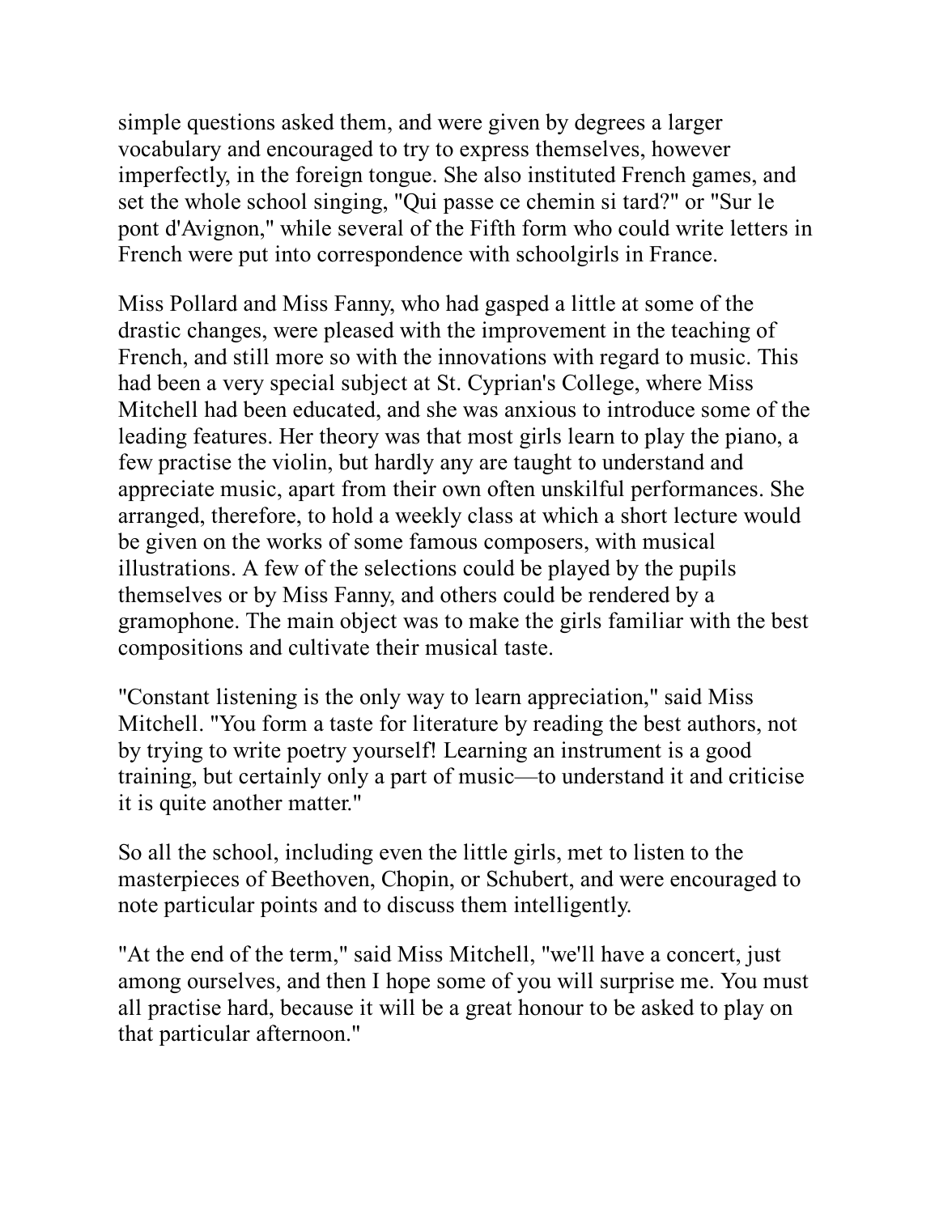simple questions asked them, and were given by degrees a larger vocabulary and encouraged to try to express themselves, however imperfectly, in the foreign tongue. She also instituted French games, and set the whole school singing, "Qui passe ce chemin si tard?" or "Sur le pont d'Avignon," while several of the Fifth form who could write letters in French were put into correspondence with schoolgirls in France.

Miss Pollard and Miss Fanny, who had gasped a little at some of the drastic changes, were pleased with the improvement in the teaching of French, and still more so with the innovations with regard to music. This had been a very special subject at St. Cyprian's College, where Miss Mitchell had been educated, and she was anxious to introduce some of the leading features. Her theory was that most girls learn to play the piano, a few practise the violin, but hardly any are taught to understand and appreciate music, apart from their own often unskilful performances. She arranged, therefore, to hold a weekly class at which a short lecture would be given on the works of some famous composers, with musical illustrations. A few of the selections could be played by the pupils themselves or by Miss Fanny, and others could be rendered by a gramophone. The main object was to make the girls familiar with the best compositions and cultivate their musical taste.

"Constant listening is the only way to learn appreciation," said Miss Mitchell. "You form a taste for literature by reading the best authors, not by trying to write poetry yourself! Learning an instrument is a good training, but certainly only a part of music—to understand it and criticise it is quite another matter."

So all the school, including even the little girls, met to listen to the masterpieces of Beethoven, Chopin, or Schubert, and were encouraged to note particular points and to discuss them intelligently.

"At the end of the term," said Miss Mitchell, "we'll have a concert, just among ourselves, and then I hope some of you will surprise me. You must all practise hard, because it will be a great honour to be asked to play on that particular afternoon."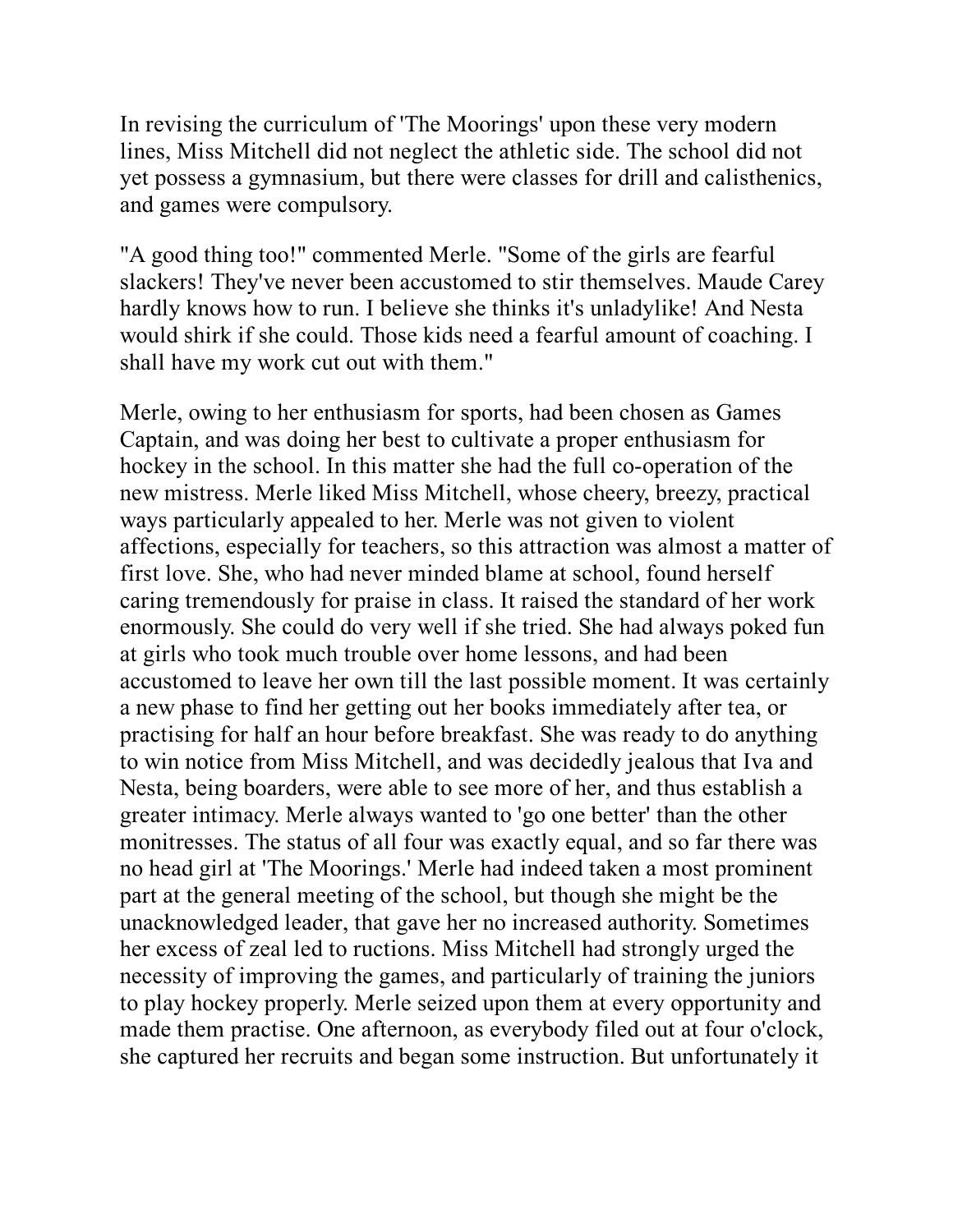In revising the curriculum of 'The Moorings' upon these very modern lines, Miss Mitchell did not neglect the athletic side. The school did not yet possess a gymnasium, but there were classes for drill and calisthenics, and games were compulsory.

"A good thing too!" commented Merle. "Some of the girls are fearful slackers! They've never been accustomed to stir themselves. Maude Carey hardly knows how to run. I believe she thinks it's unladylike! And Nesta would shirk if she could. Those kids need a fearful amount of coaching. I shall have my work cut out with them."

Merle, owing to her enthusiasm for sports, had been chosen as Games Captain, and was doing her best to cultivate a proper enthusiasm for hockey in the school. In this matter she had the full co-operation of the new mistress. Merle liked Miss Mitchell, whose cheery, breezy, practical ways particularly appealed to her. Merle was not given to violent affections, especially for teachers, so this attraction was almost a matter of first love. She, who had never minded blame at school, found herself caring tremendously for praise in class. It raised the standard of her work enormously. She could do very well if she tried. She had always poked fun at girls who took much trouble over home lessons, and had been accustomed to leave her own till the last possible moment. It was certainly a new phase to find her getting out her books immediately after tea, or practising for half an hour before breakfast. She was ready to do anything to win notice from Miss Mitchell, and was decidedly jealous that Iva and Nesta, being boarders, were able to see more of her, and thus establish a greater intimacy. Merle always wanted to 'go one better' than the other monitresses. The status of all four was exactly equal, and so far there was no head girl at 'The Moorings.' Merle had indeed taken a most prominent part at the general meeting of the school, but though she might be the unacknowledged leader, that gave her no increased authority. Sometimes her excess of zeal led to ructions. Miss Mitchell had strongly urged the necessity of improving the games, and particularly of training the juniors to play hockey properly. Merle seized upon them at every opportunity and made them practise. One afternoon, as everybody filed out at four o'clock, she captured her recruits and began some instruction. But unfortunately it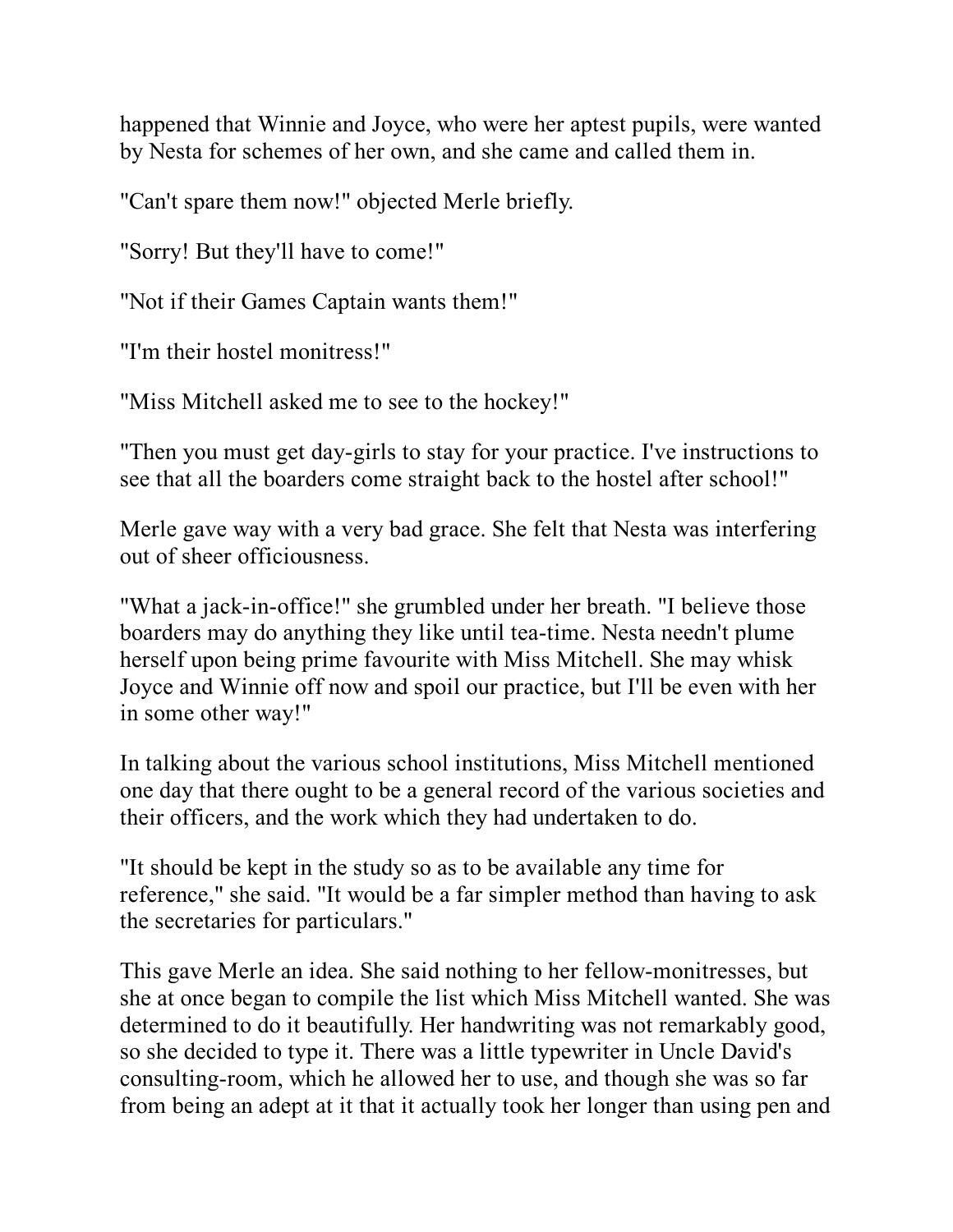happened that Winnie and Joyce, who were her aptest pupils, were wanted by Nesta for schemes of her own, and she came and called them in.

"Can't spare them now!" objected Merle briefly.

"Sorry! But they'll have to come!"

"Not if their Games Captain wants them!"

"I'm their hostel monitress!"

"Miss Mitchell asked me to see to the hockey!"

"Then you must get day-girls to stay for your practice. I've instructions to see that all the boarders come straight back to the hostel after school!"

Merle gave way with a very bad grace. She felt that Nesta was interfering out of sheer officiousness.

"What a jack-in-office!" she grumbled under her breath. "I believe those boarders may do anything they like until tea-time. Nesta needn't plume herself upon being prime favourite with Miss Mitchell. She may whisk Joyce and Winnie off now and spoil our practice, but I'll be even with her in some other way!"

In talking about the various school institutions, Miss Mitchell mentioned one day that there ought to be a general record of the various societies and their officers, and the work which they had undertaken to do.

"It should be kept in the study so as to be available any time for reference," she said. "It would be a far simpler method than having to ask the secretaries for particulars."

This gave Merle an idea. She said nothing to her fellow-monitresses, but she at once began to compile the list which Miss Mitchell wanted. She was determined to do it beautifully. Her handwriting was not remarkably good, so she decided to type it. There was a little typewriter in Uncle David's consulting-room, which he allowed her to use, and though she was so far from being an adept at it that it actually took her longer than using pen and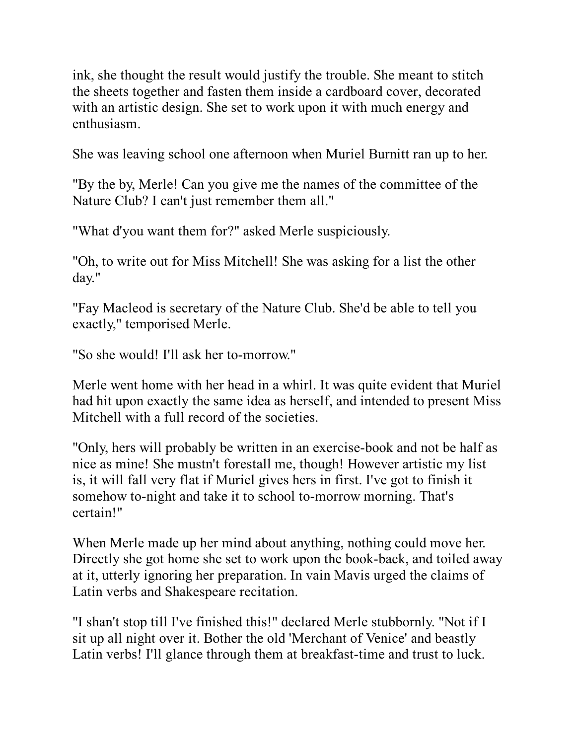ink, she thought the result would justify the trouble. She meant to stitch the sheets together and fasten them inside a cardboard cover, decorated with an artistic design. She set to work upon it with much energy and enthusiasm.

She was leaving school one afternoon when Muriel Burnitt ran up to her.

"By the by, Merle! Can you give me the names of the committee of the Nature Club? I can't just remember them all."

"What d'you want them for?" asked Merle suspiciously.

"Oh, to write out for Miss Mitchell! She was asking for a list the other day."

"Fay Macleod is secretary of the Nature Club. She'd be able to tell you exactly," temporised Merle.

"So she would! I'll ask her to-morrow."

Merle went home with her head in a whirl. It was quite evident that Muriel had hit upon exactly the same idea as herself, and intended to present Miss Mitchell with a full record of the societies.

"Only, hers will probably be written in an exercise-book and not be half as nice as mine! She mustn't forestall me, though! However artistic my list is, it will fall very flat if Muriel gives hers in first. I've got to finish it somehow to-night and take it to school to-morrow morning. That's certain!"

When Merle made up her mind about anything, nothing could move her. Directly she got home she set to work upon the book-back, and toiled away at it, utterly ignoring her preparation. In vain Mavis urged the claims of Latin verbs and Shakespeare recitation.

"I shan't stop till I've finished this!" declared Merle stubbornly. "Not if I sit up all night over it. Bother the old 'Merchant of Venice' and beastly Latin verbs! I'll glance through them at breakfast-time and trust to luck.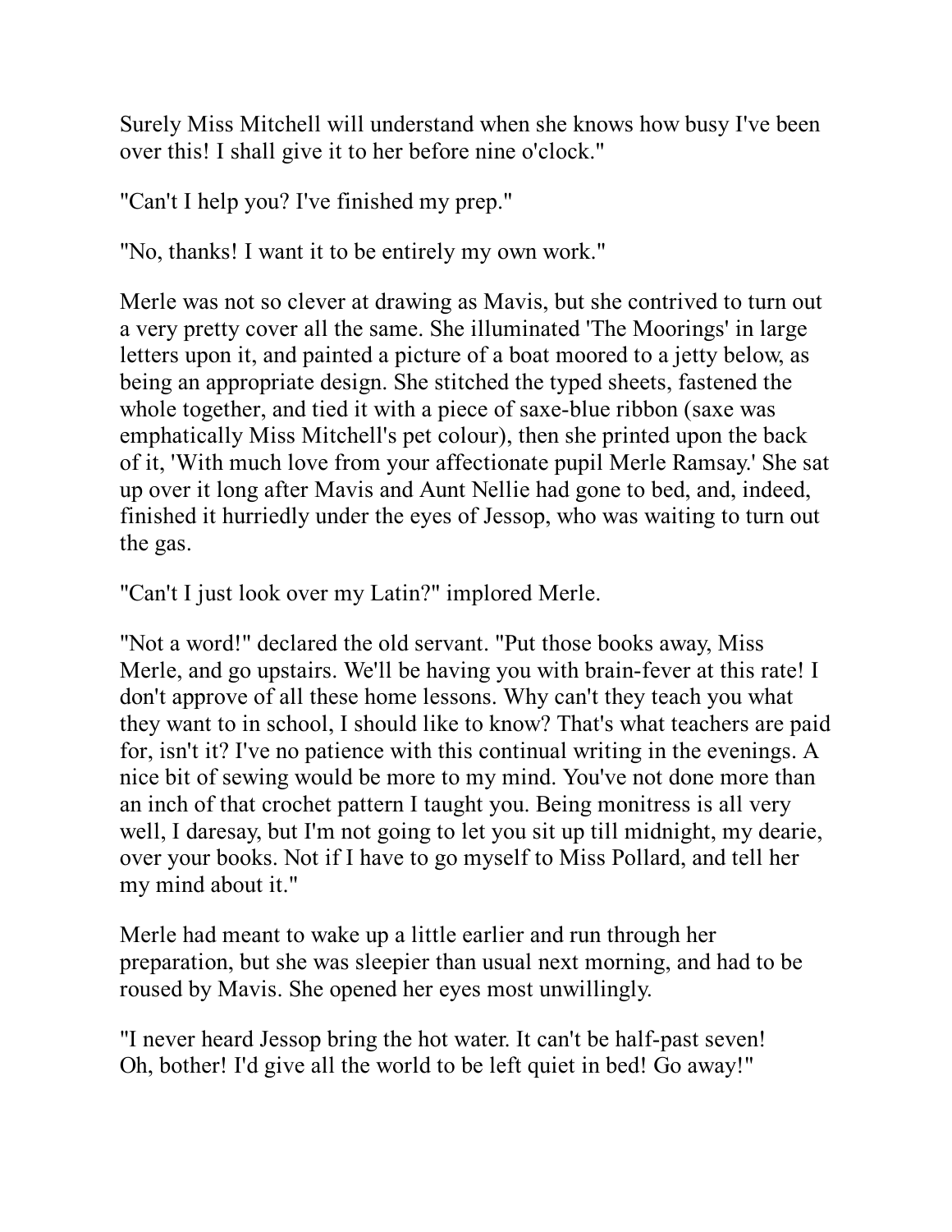Surely Miss Mitchell will understand when she knows how busy I've been over this! I shall give it to her before nine o'clock."

"Can't I help you? I've finished my prep."

"No, thanks! I want it to be entirely my own work."

Merle was not so clever at drawing as Mavis, but she contrived to turn out a very pretty cover all the same. She illuminated 'The Moorings' in large letters upon it, and painted a picture of a boat moored to a jetty below, as being an appropriate design. She stitched the typed sheets, fastened the whole together, and tied it with a piece of saxe-blue ribbon (saxe was emphatically Miss Mitchell's pet colour), then she printed upon the back of it, 'With much love from your affectionate pupil Merle Ramsay.' She sat up over it long after Mavis and Aunt Nellie had gone to bed, and, indeed, finished it hurriedly under the eyes of Jessop, who was waiting to turn out the gas.

"Can't I just look over my Latin?" implored Merle.

"Not a word!" declared the old servant. "Put those books away, Miss Merle, and go upstairs. We'll be having you with brain-fever at this rate! I don't approve of all these home lessons. Why can't they teach you what they want to in school, I should like to know? That's what teachers are paid for, isn't it? I've no patience with this continual writing in the evenings. A nice bit of sewing would be more to my mind. You've not done more than an inch of that crochet pattern I taught you. Being monitress is all very well, I daresay, but I'm not going to let you sit up till midnight, my dearie, over your books. Not if I have to go myself to Miss Pollard, and tell her my mind about it."

Merle had meant to wake up a little earlier and run through her preparation, but she was sleepier than usual next morning, and had to be roused by Mavis. She opened her eyes most unwillingly.

"I never heard Jessop bring the hot water. It can't be half-past seven! Oh, bother! I'd give all the world to be left quiet in bed! Go away!"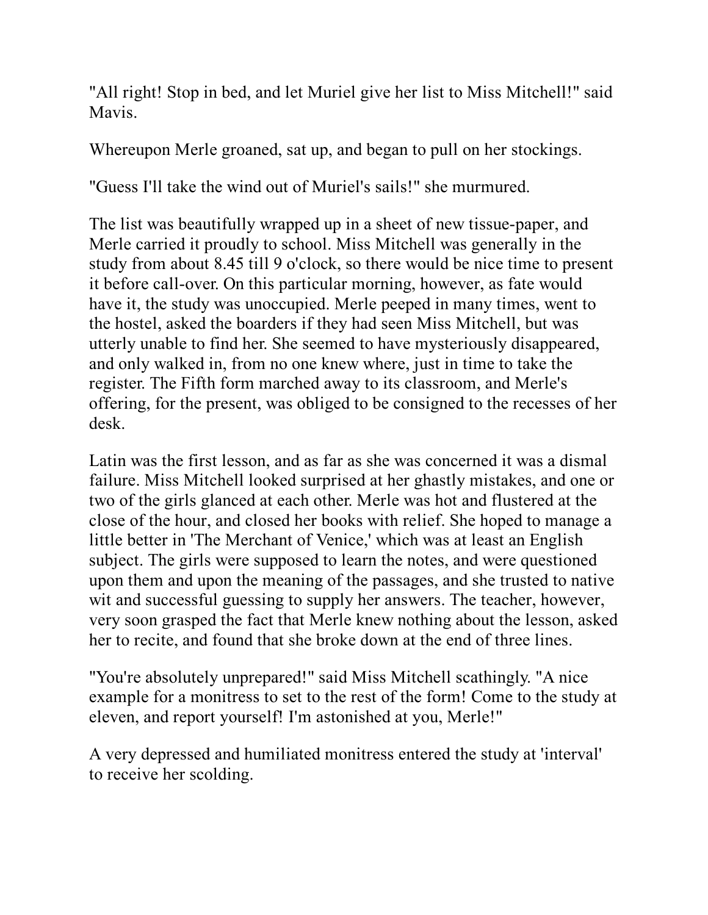"All right! Stop in bed, and let Muriel give her list to Miss Mitchell!" said Mavis.

Whereupon Merle groaned, sat up, and began to pull on her stockings.

"Guess I'll take the wind out of Muriel's sails!" she murmured.

The list was beautifully wrapped up in a sheet of new tissue-paper, and Merle carried it proudly to school. Miss Mitchell was generally in the study from about 8.45 till 9 o'clock, so there would be nice time to present it before call-over. On this particular morning, however, as fate would have it, the study was unoccupied. Merle peeped in many times, went to the hostel, asked the boarders if they had seen Miss Mitchell, but was utterly unable to find her. She seemed to have mysteriously disappeared, and only walked in, from no one knew where, just in time to take the register. The Fifth form marched away to its classroom, and Merle's offering, for the present, was obliged to be consigned to the recesses of her desk.

Latin was the first lesson, and as far as she was concerned it was a dismal failure. Miss Mitchell looked surprised at her ghastly mistakes, and one or two of the girls glanced at each other. Merle was hot and flustered at the close of the hour, and closed her books with relief. She hoped to manage a little better in 'The Merchant of Venice,' which was at least an English subject. The girls were supposed to learn the notes, and were questioned upon them and upon the meaning of the passages, and she trusted to native wit and successful guessing to supply her answers. The teacher, however, very soon grasped the fact that Merle knew nothing about the lesson, asked her to recite, and found that she broke down at the end of three lines.

"You're absolutely unprepared!" said Miss Mitchell scathingly. "A nice example for a monitress to set to the rest of the form! Come to the study at eleven, and report yourself! I'm astonished at you, Merle!"

A very depressed and humiliated monitress entered the study at 'interval' to receive her scolding.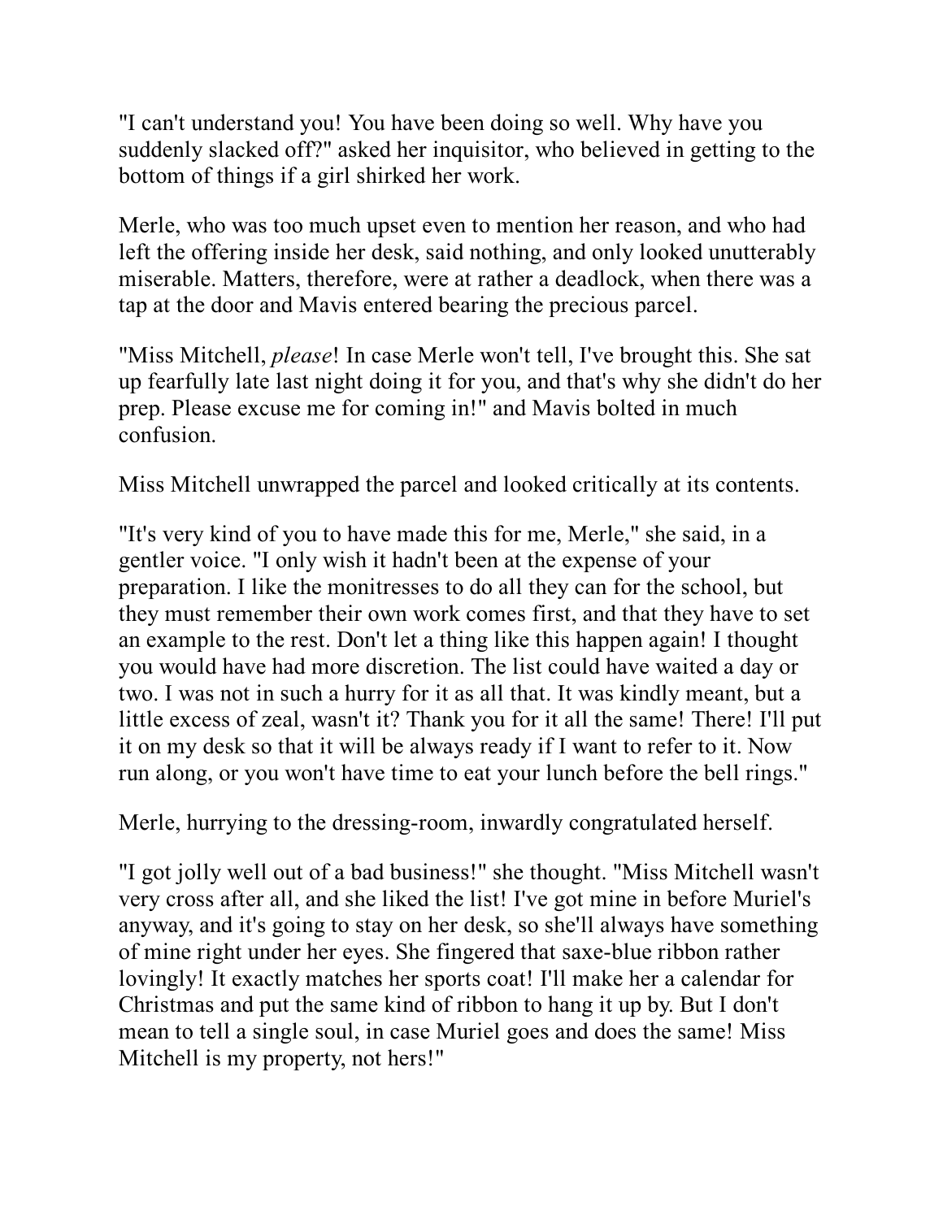"I can't understand you! You have been doing so well. Why have you suddenly slacked off?" asked her inquisitor, who believed in getting to the bottom of things if a girl shirked her work.

Merle, who was too much upset even to mention her reason, and who had left the offering inside her desk, said nothing, and only looked unutterably miserable. Matters, therefore, were at rather a deadlock, when there was a tap at the door and Mavis entered bearing the precious parcel.

"Miss Mitchell, *please*! In case Merle won't tell, I've brought this. She sat up fearfully late last night doing it for you, and that's why she didn't do her prep. Please excuse me for coming in!" and Mavis bolted in much confusion.

Miss Mitchell unwrapped the parcel and looked critically at its contents.

"It's very kind of you to have made this for me, Merle," she said, in a gentler voice. "I only wish it hadn't been at the expense of your preparation. I like the monitresses to do all they can for the school, but they must remember their own work comes first, and that they have to set an example to the rest. Don't let a thing like this happen again! I thought you would have had more discretion. The list could have waited a day or two. I was not in such a hurry for it as all that. It was kindly meant, but a little excess of zeal, wasn't it? Thank you for it all the same! There! I'll put it on my desk so that it will be always ready if I want to refer to it. Now run along, or you won't have time to eat your lunch before the bell rings."

Merle, hurrying to the dressing-room, inwardly congratulated herself.

"I got jolly well out of a bad business!" she thought. "Miss Mitchell wasn't very cross after all, and she liked the list! I've got mine in before Muriel's anyway, and it's going to stay on her desk, so she'll always have something of mine right under her eyes. She fingered that saxe-blue ribbon rather lovingly! It exactly matches her sports coat! I'll make her a calendar for Christmas and put the same kind of ribbon to hang it up by. But I don't mean to tell a single soul, in case Muriel goes and does the same! Miss Mitchell is my property, not hers!"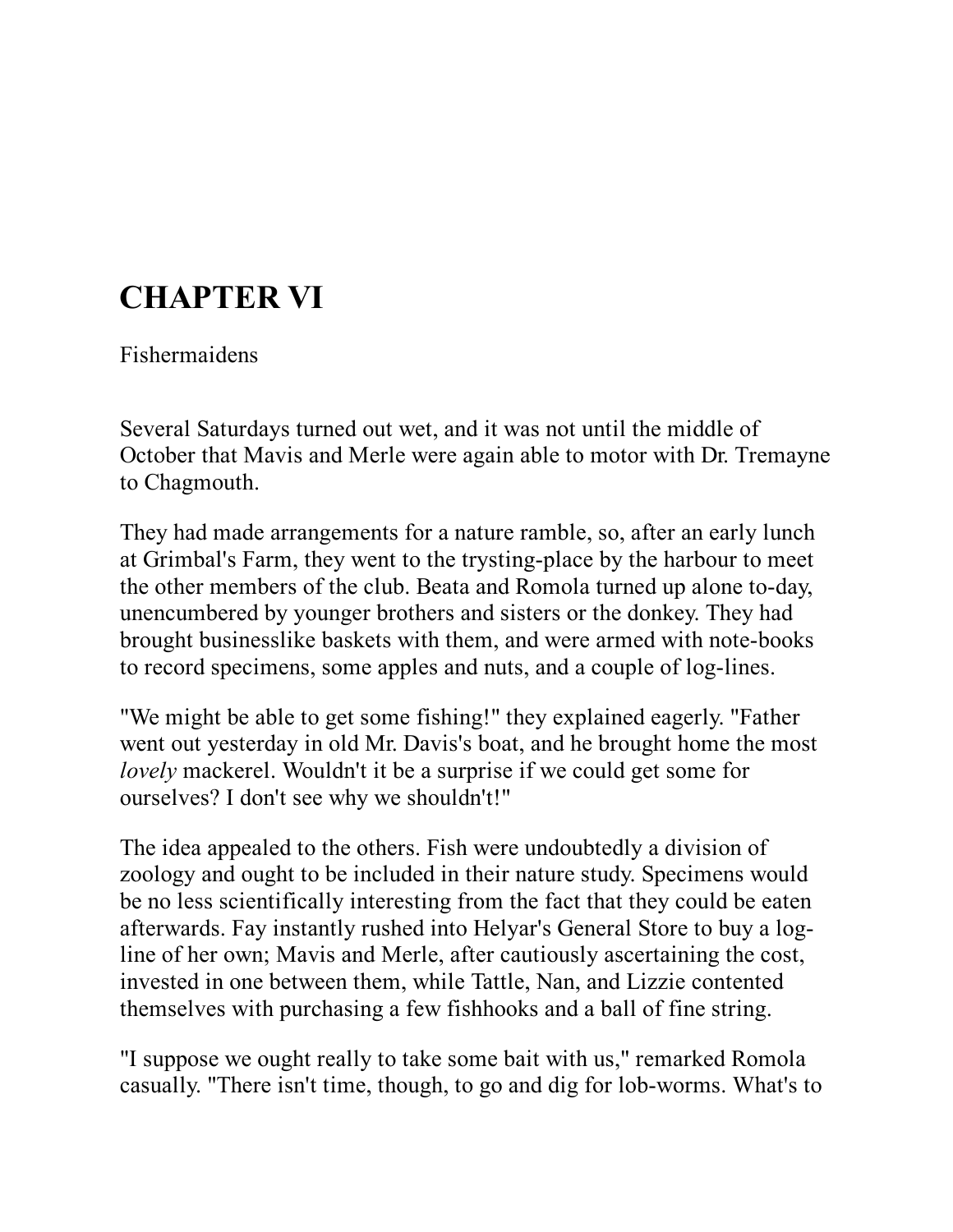# CHAPTER VI

Fishermaidens

Several Saturdays turned out wet, and it was not until the middle of October that Mavis and Merle were again able to motor with Dr. Tremayne to Chagmouth.

They had made arrangements for a nature ramble, so, after an early lunch at Grimbal's Farm, they went to the trysting-place by the harbour to meet the other members of the club. Beata and Romola turned up alone to-day, unencumbered by younger brothers and sisters or the donkey. They had brought businesslike baskets with them, and were armed with note-books to record specimens, some apples and nuts, and a couple of log-lines.

"We might be able to get some fishing!" they explained eagerly. "Father went out yesterday in old Mr. Davis's boat, and he brought home the most *lovely* mackerel. Wouldn't it be a surprise if we could get some for ourselves? I don't see why we shouldn't!"

The idea appealed to the others. Fish were undoubtedly a division of zoology and ought to be included in their nature study. Specimens would be no less scientifically interesting from the fact that they could be eaten afterwards. Fay instantly rushed into Helyar's General Store to buy a log-line of her own; Mavis and Merle, after cautiously ascertaining the cost, invested in one between them, while Tattle, Nan, and Lizzie contented themselves with purchasing a few fishhooks and a ball of fine string.

"I suppose we ought really to take some bait with us," remarked Romola casually. "There isn't time, though, to go and dig for lob-worms. What's to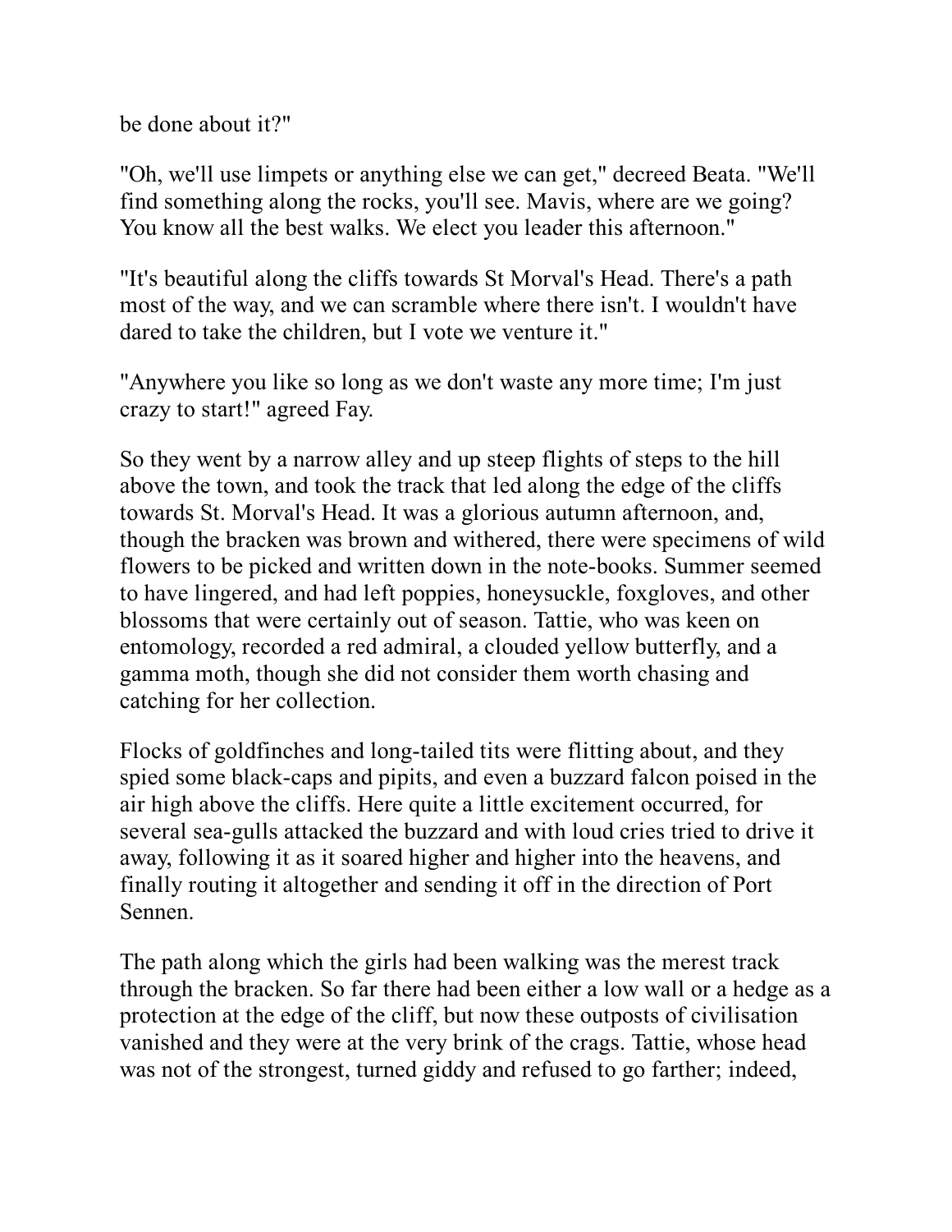be done about it?"

"Oh, we'll use limpets or anything else we can get," decreed Beata. "We'll find something along the rocks, you'll see. Mavis, where are we going? You know all the best walks. We elect you leader this afternoon."

"It's beautiful along the cliffs towards St Morval's Head. There's a path most of the way, and we can scramble where there isn't. I wouldn't have dared to take the children, but I vote we venture it."

"Anywhere you like so long as we don't waste any more time; I'm just crazy to start!" agreed Fay.

So they went by a narrow alley and up steep flights of steps to the hill above the town, and took the track that led along the edge of the cliffs towards St. Morval's Head. It was a glorious autumn afternoon, and, though the bracken was brown and withered, there were specimens of wild flowers to be picked and written down in the note-books. Summer seemed to have lingered, and had left poppies, honeysuckle, foxgloves, and other blossoms that were certainly out of season. Tattie, who was keen on entomology, recorded a red admiral, a clouded yellow butterfly, and a gamma moth, though she did not consider them worth chasing and catching for her collection.

Flocks of goldfinches and long-tailed tits were flitting about, and they spied some black-caps and pipits, and even a buzzard falcon poised in the air high above the cliffs. Here quite a little excitement occurred, for several sea-gulls attacked the buzzard and with loud cries tried to drive it away, following it as it soared higher and higher into the heavens, and finally routing it altogether and sending it off in the direction of Port Sennen.

The path along which the girls had been walking was the merest track through the bracken. So far there had been either a low wall or a hedge as a protection at the edge of the cliff, but now these outposts of civilisation vanished and they were at the very brink of the crags. Tattie, whose head was not of the strongest, turned giddy and refused to go farther; indeed,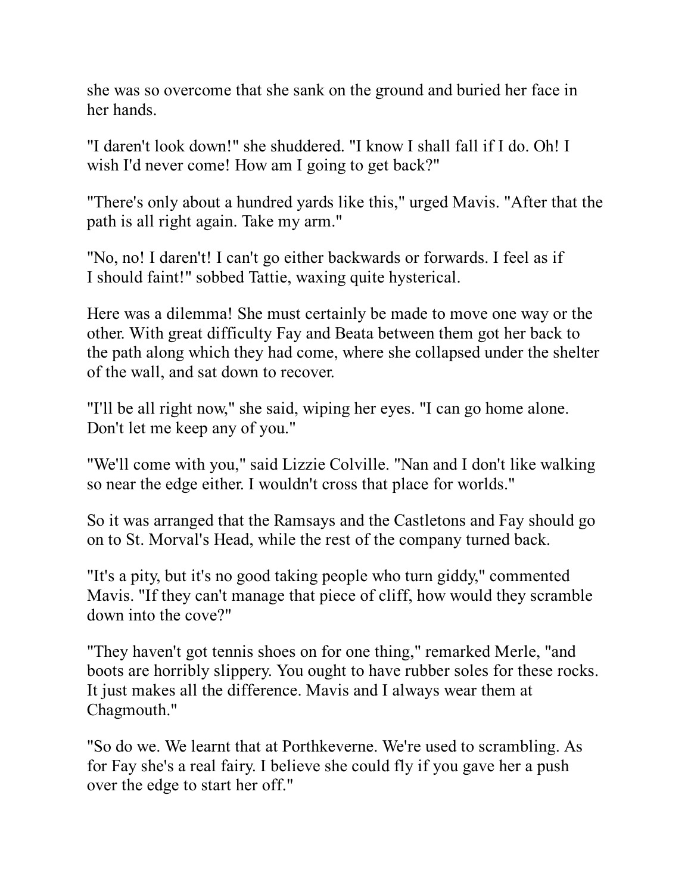she was so overcome that she sank on the ground and buried her face in her hands.

"I daren't look down!" she shuddered. "I know I shall fall if I do. Oh! I wish I'd never come! How am I going to get back?"

"There's only about a hundred yards like this," urged Mavis. "After that the path is all right again. Take my arm."

"No, no! I daren't! I can't go either backwards or forwards. I feel as if I should faint!" sobbed Tattie, waxing quite hysterical.

Here was a dilemma! She must certainly be made to move one way or the other. With great difficulty Fay and Beata between them got her back to the path along which they had come, where she collapsed under the shelter of the wall, and sat down to recover.

"I'll be all right now," she said, wiping her eyes. "I can go home alone. Don't let me keep any of you."

"We'll come with you," said Lizzie Colville. "Nan and I don't like walking so near the edge either. I wouldn't cross that place for worlds."

So it was arranged that the Ramsays and the Castletons and Fay should go on to St. Morval's Head, while the rest of the company turned back.

"It's a pity, but it's no good taking people who turn giddy," commented Mavis. "If they can't manage that piece of cliff, how would they scramble down into the cove?"

"They haven't got tennis shoes on for one thing," remarked Merle, "and boots are horribly slippery. You ought to have rubber soles for these rocks. It just makes all the difference. Mavis and I always wear them at Chagmouth."

"So do we. We learnt that at Porthkeverne. We're used to scrambling. As for Fay she's a real fairy. I believe she could fly if you gave her a push over the edge to start her off."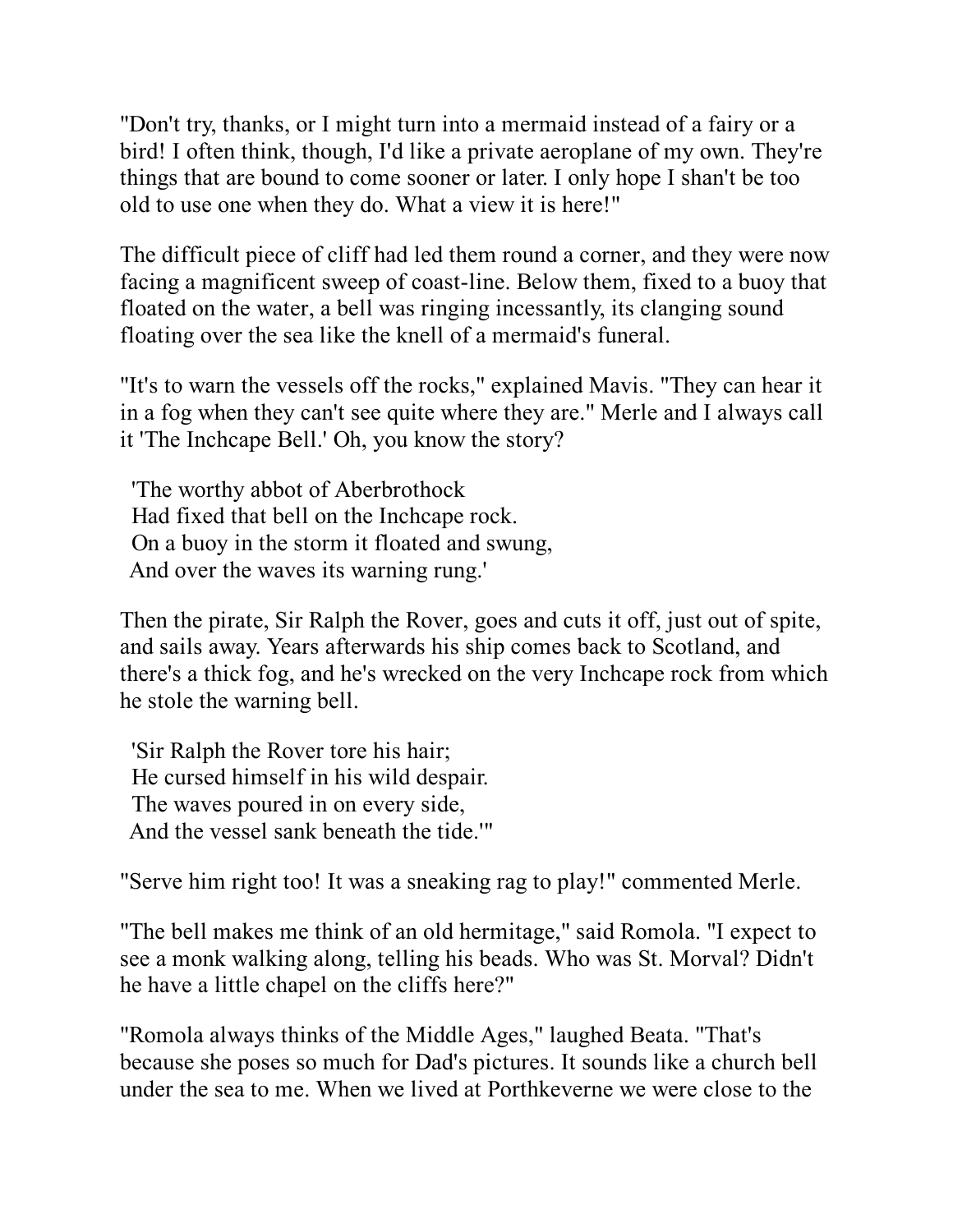"Don't try, thanks, or I might turn into a mermaid instead of a fairy or a bird! I often think, though, I'd like a private aeroplane of my own. They're things that are bound to come sooner or later. I only hope I shan't be too old to use one when they do. What a view it is here!"

The difficult piece of cliff had led them round a corner, and they were now facing a magnificent sweep of coast-line. Below them, fixed to a buoy that floated on the water, a bell was ringing incessantly, its clanging sound floating over the sea like the knell of a mermaid's funeral.

"It's to warn the vessels off the rocks," explained Mavis. "They can hear it in a fog when they can't see quite where they are." Merle and I always call it 'The Inchcape Bell.' Oh, you know the story?

'The worthy abbot of Aberbrothock  
Had fixed that bell on the Inchcape rock.  
On a buoy in the storm it floated and swung,  
And over the waves its warning rung.'

Then the pirate, Sir Ralph the Rover, goes and cuts it off, just out of spite, and sails away. Years afterwards his ship comes back to Scotland, and there's a thick fog, and he's wrecked on the very Inchcape rock from which he stole the warning bell.

'Sir Ralph the Rover tore his hair;  
He cursed himself in his wild despair.  
The waves poured in on every side,  
And the vessel sank beneath the tide.'"

"Serve him right too! It was a sneaking rag to play!" commented Merle.

"The bell makes me think of an old hermitage," said Romola. "I expect to see a monk walking along, telling his beads. Who was St. Morval? Didn't he have a little chapel on the cliffs here?"

"Romola always thinks of the Middle Ages," laughed Beata. "That's because she poses so much for Dad's pictures. It sounds like a church bell under the sea to me. When we lived at Porthkeverne we were close to the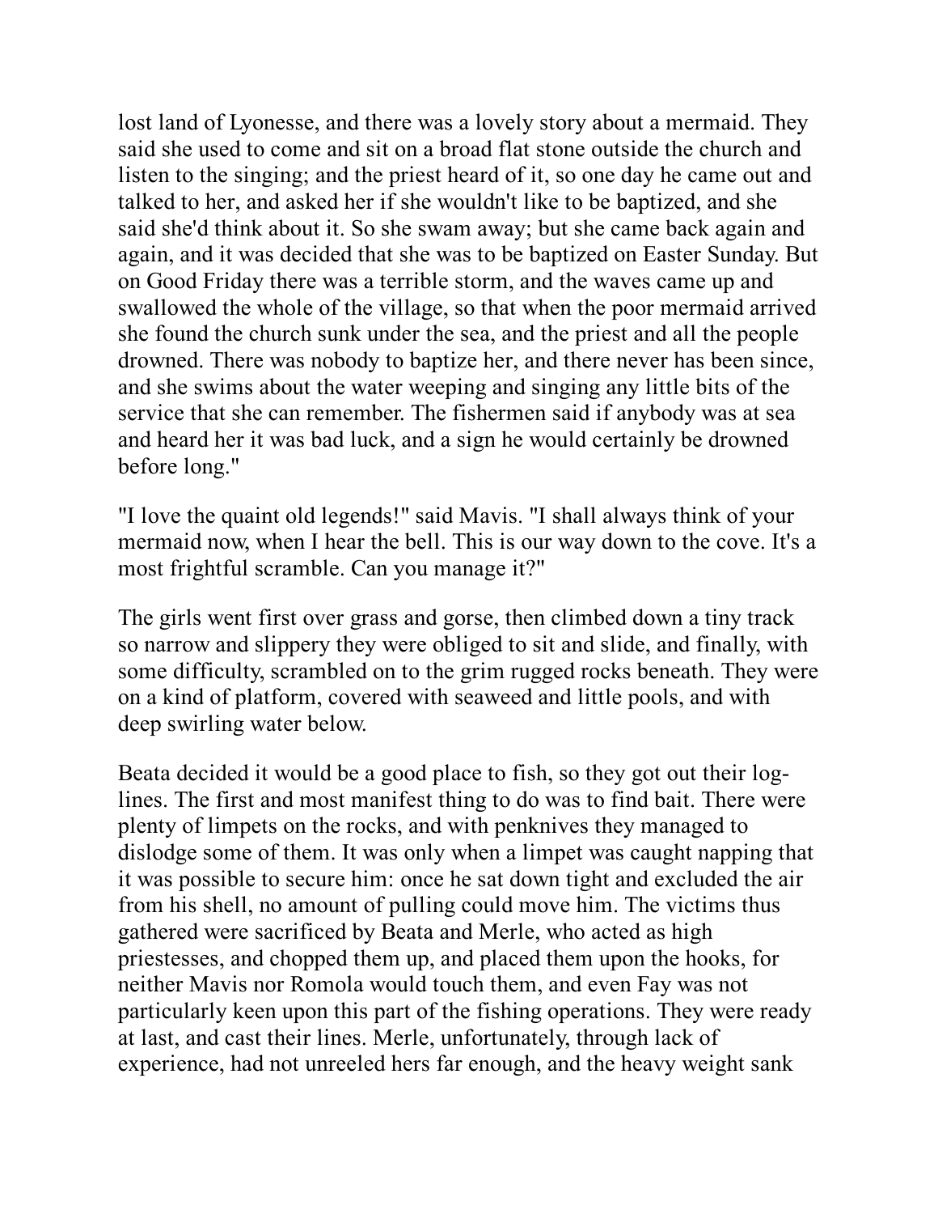lost land of Lyonesse, and there was a lovely story about a mermaid. They said she used to come and sit on a broad flat stone outside the church and listen to the singing; and the priest heard of it, so one day he came out and talked to her, and asked her if she wouldn't like to be baptized, and she said she'd think about it. So she swam away; but she came back again and again, and it was decided that she was to be baptized on Easter Sunday. But on Good Friday there was a terrible storm, and the waves came up and swallowed the whole of the village, so that when the poor mermaid arrived she found the church sunk under the sea, and the priest and all the people drowned. There was nobody to baptize her, and there never has been since, and she swims about the water weeping and singing any little bits of the service that she can remember. The fishermen said if anybody was at sea and heard her it was bad luck, and a sign he would certainly be drowned before long."

"I love the quaint old legends!" said Mavis. "I shall always think of your mermaid now, when I hear the bell. This is our way down to the cove. It's a most frightful scramble. Can you manage it?"

The girls went first over grass and gorse, then climbed down a tiny track so narrow and slippery they were obliged to sit and slide, and finally, with some difficulty, scrambled on to the grim rugged rocks beneath. They were on a kind of platform, covered with seaweed and little pools, and with deep swirling water below.

Beata decided it would be a good place to fish, so they got out their log-lines. The first and most manifest thing to do was to find bait. There were plenty of limpets on the rocks, and with penknives they managed to dislodge some of them. It was only when a limpet was caught napping that it was possible to secure him: once he sat down tight and excluded the air from his shell, no amount of pulling could move him. The victims thus gathered were sacrificed by Beata and Merle, who acted as high priestesses, and chopped them up, and placed them upon the hooks, for neither Mavis nor Romola would touch them, and even Fay was not particularly keen upon this part of the fishing operations. They were ready at last, and cast their lines. Merle, unfortunately, through lack of experience, had not unreeled hers far enough, and the heavy weight sank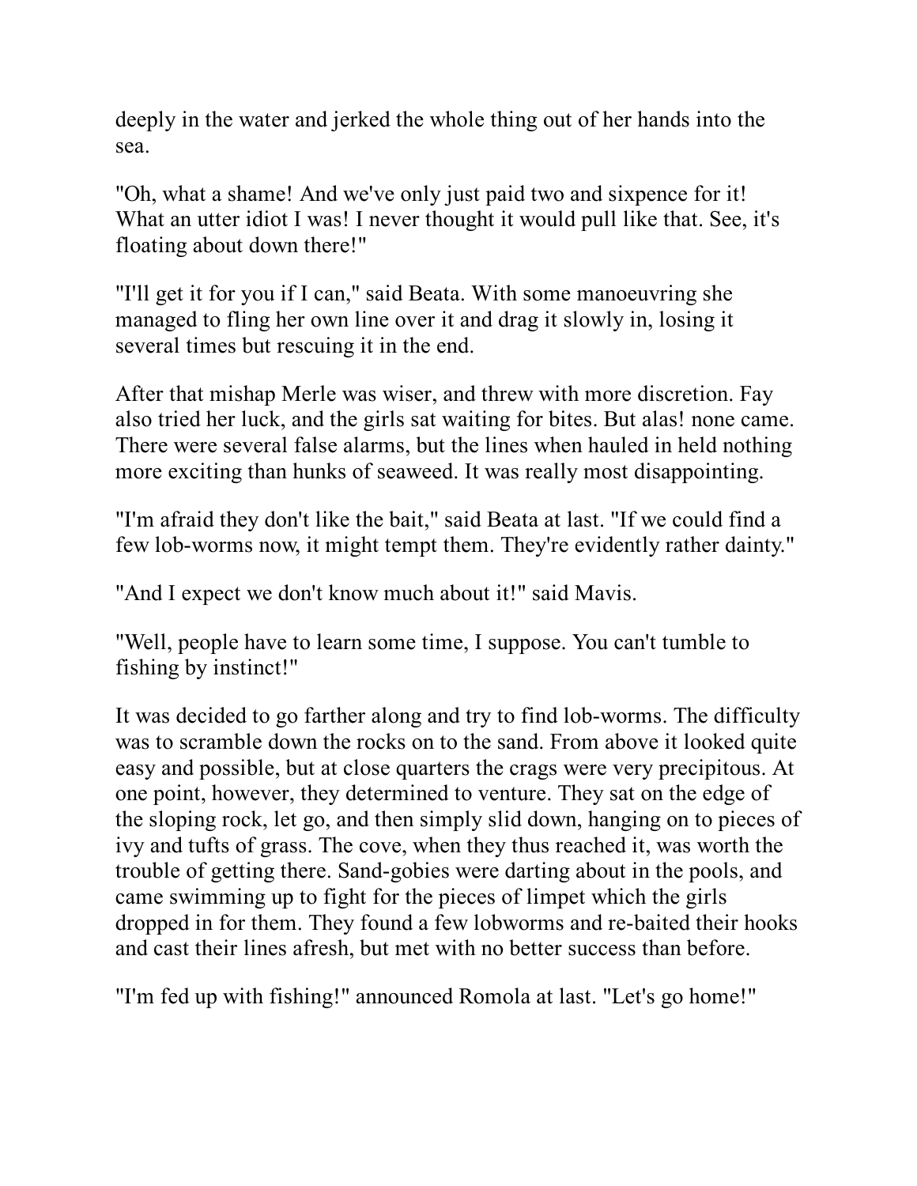deeply in the water and jerked the whole thing out of her hands into the sea.

"Oh, what a shame! And we've only just paid two and sixpence for it! What an utter idiot I was! I never thought it would pull like that. See, it's floating about down there!"

"I'll get it for you if I can," said Beata. With some manoeuvring she managed to fling her own line over it and drag it slowly in, losing it several times but rescuing it in the end.

After that mishap Merle was wiser, and threw with more discretion. Fay also tried her luck, and the girls sat waiting for bites. But alas! none came. There were several false alarms, but the lines when hauled in held nothing more exciting than hunks of seaweed. It was really most disappointing.

"I'm afraid they don't like the bait," said Beata at last. "If we could find a few lob-worms now, it might tempt them. They're evidently rather dainty."

"And I expect we don't know much about it!" said Mavis.

"Well, people have to learn some time, I suppose. You can't tumble to fishing by instinct!"

It was decided to go farther along and try to find lob-worms. The difficulty was to scramble down the rocks on to the sand. From above it looked quite easy and possible, but at close quarters the crags were very precipitous. At one point, however, they determined to venture. They sat on the edge of the sloping rock, let go, and then simply slid down, hanging on to pieces of ivy and tufts of grass. The cove, when they thus reached it, was worth the trouble of getting there. Sand-gobies were darting about in the pools, and came swimming up to fight for the pieces of limpet which the girls dropped in for them. They found a few lobworms and re-baited their hooks and cast their lines afresh, but met with no better success than before.

"I'm fed up with fishing!" announced Romola at last. "Let's go home!"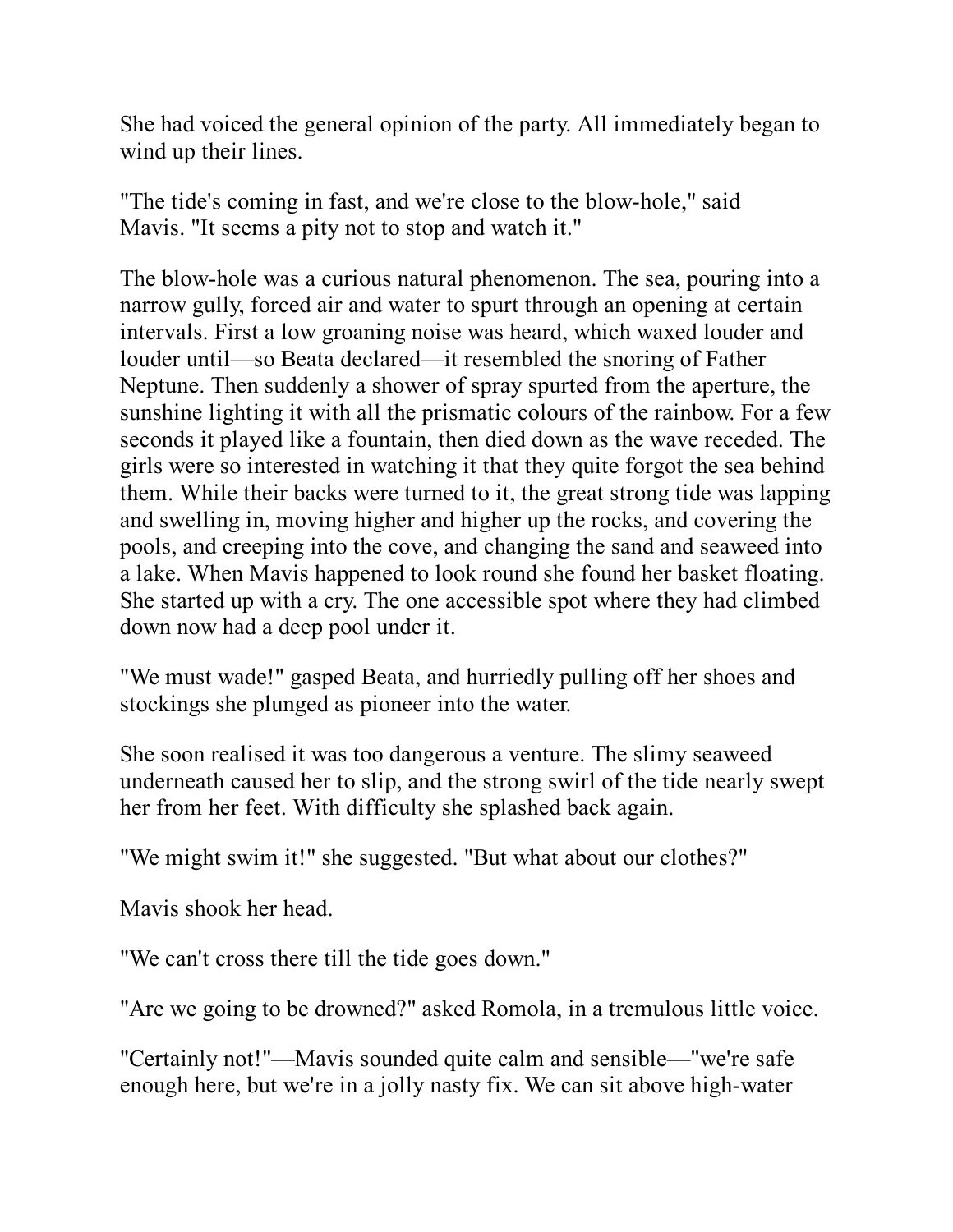She had voiced the general opinion of the party. All immediately began to wind up their lines.

"The tide's coming in fast, and we're close to the blow-hole," said Mavis. "It seems a pity not to stop and watch it."

The blow-hole was a curious natural phenomenon. The sea, pouring into a narrow gully, forced air and water to spurt through an opening at certain intervals. First a low groaning noise was heard, which waxed louder and louder until—so Beata declared—it resembled the snoring of Father Neptune. Then suddenly a shower of spray spurted from the aperture, the sunshine lighting it with all the prismatic colours of the rainbow. For a few seconds it played like a fountain, then died down as the wave receded. The girls were so interested in watching it that they quite forgot the sea behind them. While their backs were turned to it, the great strong tide was lapping and swelling in, moving higher and higher up the rocks, and covering the pools, and creeping into the cove, and changing the sand and seaweed into a lake. When Mavis happened to look round she found her basket floating. She started up with a cry. The one accessible spot where they had climbed down now had a deep pool under it.

"We must wade!" gasped Beata, and hurriedly pulling off her shoes and stockings she plunged as pioneer into the water.

She soon realised it was too dangerous a venture. The slimy seaweed underneath caused her to slip, and the strong swirl of the tide nearly swept her from her feet. With difficulty she splashed back again.

"We might swim it!" she suggested. "But what about our clothes?"

Mavis shook her head.

"We can't cross there till the tide goes down."

"Are we going to be drowned?" asked Romola, in a tremulous little voice.

"Certainly not!"—Mavis sounded quite calm and sensible—"we're safe enough here, but we're in a jolly nasty fix. We can sit above high-water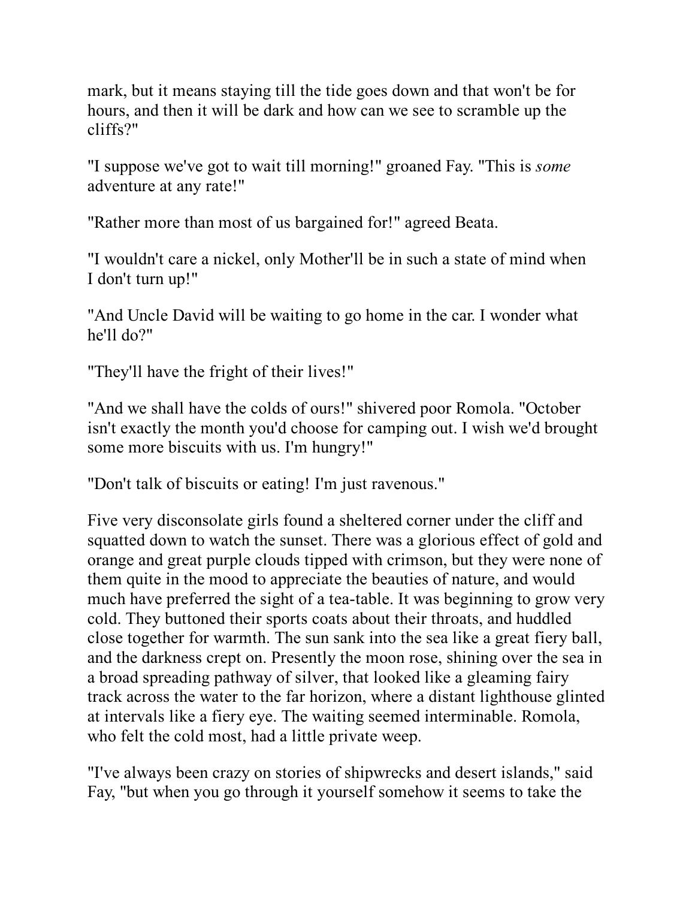mark, but it means staying till the tide goes down and that won't be for hours, and then it will be dark and how can we see to scramble up the cliffs?"

"I suppose we've got to wait till morning!" groaned Fay. "This is *some* adventure at any rate!"

"Rather more than most of us bargained for!" agreed Beata.

"I wouldn't care a nickel, only Mother'll be in such a state of mind when I don't turn up!"

"And Uncle David will be waiting to go home in the car. I wonder what he'll do?"

"They'll have the fright of their lives!"

"And we shall have the colds of ours!" shivered poor Romola. "October isn't exactly the month you'd choose for camping out. I wish we'd brought some more biscuits with us. I'm hungry!"

"Don't talk of biscuits or eating! I'm just ravenous."

Five very disconsolate girls found a sheltered corner under the cliff and squatted down to watch the sunset. There was a glorious effect of gold and orange and great purple clouds tipped with crimson, but they were none of them quite in the mood to appreciate the beauties of nature, and would much have preferred the sight of a tea-table. It was beginning to grow very cold. They buttoned their sports coats about their throats, and huddled close together for warmth. The sun sank into the sea like a great fiery ball, and the darkness crept on. Presently the moon rose, shining over the sea in a broad spreading pathway of silver, that looked like a gleaming fairy track across the water to the far horizon, where a distant lighthouse glinted at intervals like a fiery eye. The waiting seemed interminable. Romola, who felt the cold most, had a little private weep.

"I've always been crazy on stories of shipwrecks and desert islands," said Fay, "but when you go through it yourself somehow it seems to take the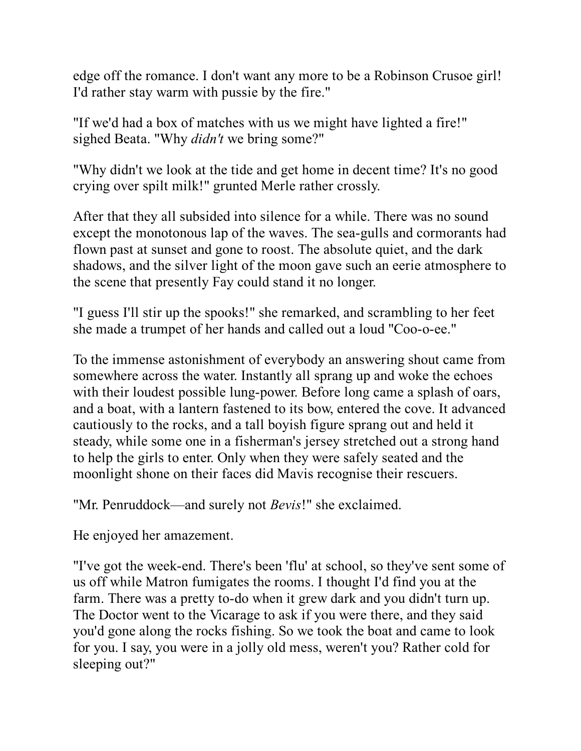edge off the romance. I don't want any more to be a Robinson Crusoe girl! I'd rather stay warm with pussie by the fire."

"If we'd had a box of matches with us we might have lighted a fire!" sighed Beata. "Why *didn't* we bring some?"

"Why didn't we look at the tide and get home in decent time? It's no good crying over spilt milk!" grunted Merle rather crossly.

After that they all subsided into silence for a while. There was no sound except the monotonous lap of the waves. The sea-gulls and cormorants had flown past at sunset and gone to roost. The absolute quiet, and the dark shadows, and the silver light of the moon gave such an eerie atmosphere to the scene that presently Fay could stand it no longer.

"I guess I'll stir up the spooks!" she remarked, and scrambling to her feet she made a trumpet of her hands and called out a loud "Coo-o-ee."

To the immense astonishment of everybody an answering shout came from somewhere across the water. Instantly all sprang up and woke the echoes with their loudest possible lung-power. Before long came a splash of oars, and a boat, with a lantern fastened to its bow, entered the cove. It advanced cautiously to the rocks, and a tall boyish figure sprang out and held it steady, while some one in a fisherman's jersey stretched out a strong hand to help the girls to enter. Only when they were safely seated and the moonlight shone on their faces did Mavis recognise their rescuers.

"Mr. Penruddock—and surely not *Bevis*!" she exclaimed.

He enjoyed her amazement.

"I've got the week-end. There's been 'flu' at school, so they've sent some of us off while Matron fumigates the rooms. I thought I'd find you at the farm. There was a pretty to-do when it grew dark and you didn't turn up. The Doctor went to the Vicarage to ask if you were there, and they said you'd gone along the rocks fishing. So we took the boat and came to look for you. I say, you were in a jolly old mess, weren't you? Rather cold for sleeping out?"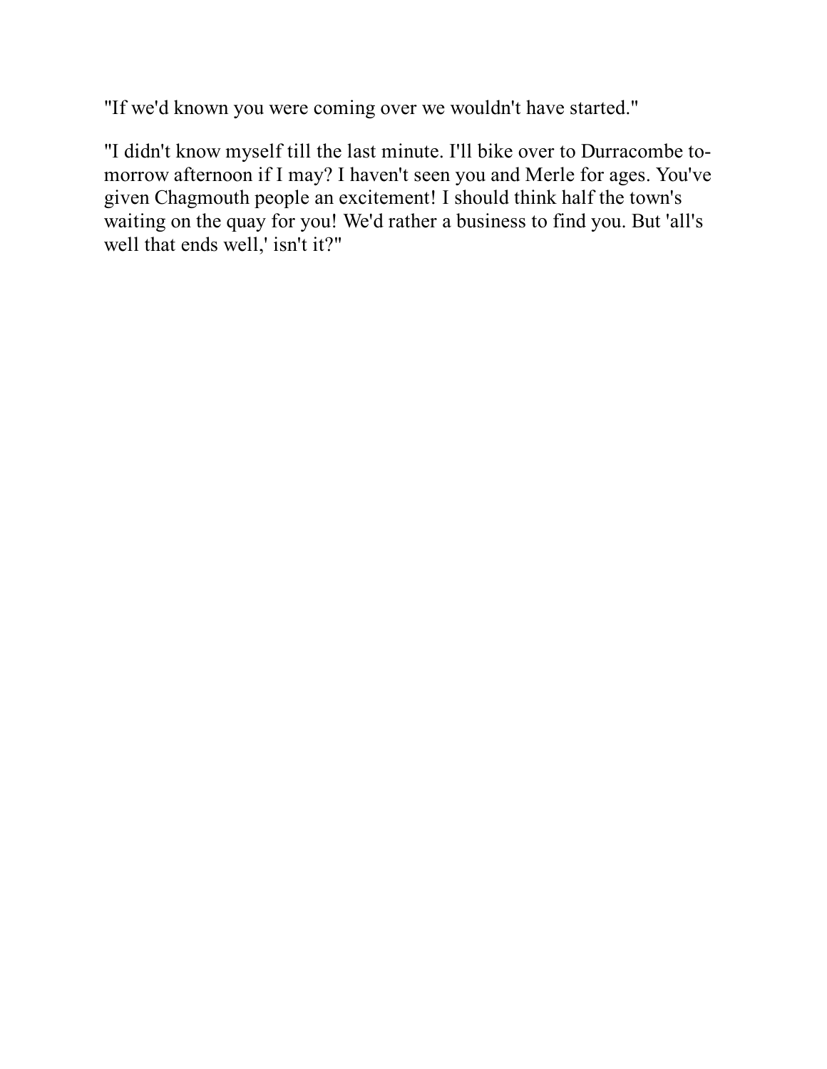"If we'd known you were coming over we wouldn't have started."

"I didn't know myself till the last minute. I'll bike over to Durracombe to-morrow afternoon if I may? I haven't seen you and Merle for ages. You've given Chagmouth people an excitement! I should think half the town's waiting on the quay for you! We'd rather a business to find you. But 'all's well that ends well,' isn't it?"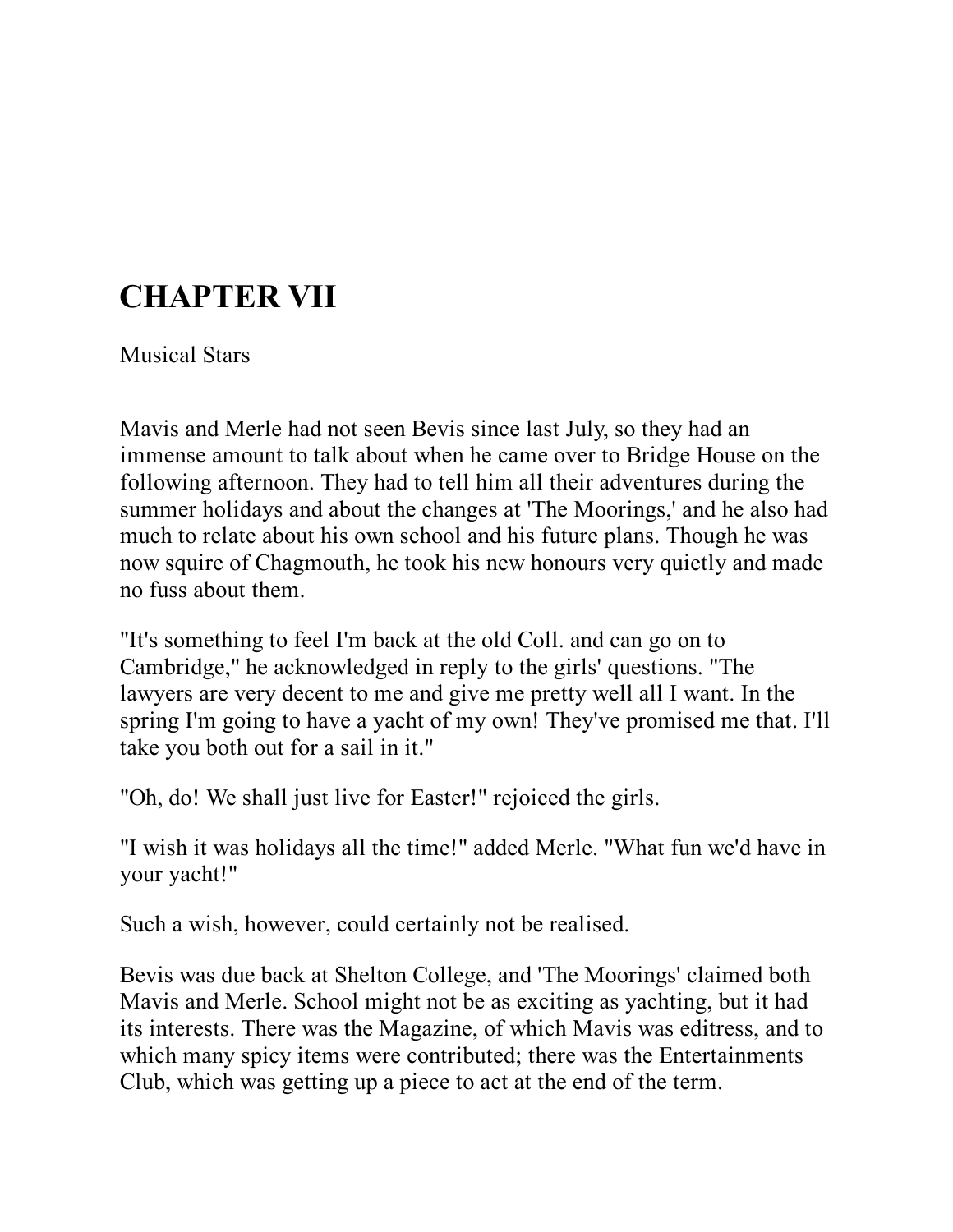# CHAPTER VII

Musical Stars

Mavis and Merle had not seen Bevis since last July, so they had an immense amount to talk about when he came over to Bridge House on the following afternoon. They had to tell him all their adventures during the summer holidays and about the changes at 'The Moorings,' and he also had much to relate about his own school and his future plans. Though he was now squire of Chagmouth, he took his new honours very quietly and made no fuss about them.

"It's something to feel I'm back at the old Coll. and can go on to Cambridge," he acknowledged in reply to the girls' questions. "The lawyers are very decent to me and give me pretty well all I want. In the spring I'm going to have a yacht of my own! They've promised me that. I'll take you both out for a sail in it."

"Oh, do! We shall just live for Easter!" rejoiced the girls.

"I wish it was holidays all the time!" added Merle. "What fun we'd have in your yacht!"

Such a wish, however, could certainly not be realised.

Bevis was due back at Shelton College, and 'The Moorings' claimed both Mavis and Merle. School might not be as exciting as yachting, but it had its interests. There was the Magazine, of which Mavis was editress, and to which many spicy items were contributed; there was the Entertainments Club, which was getting up a piece to act at the end of the term.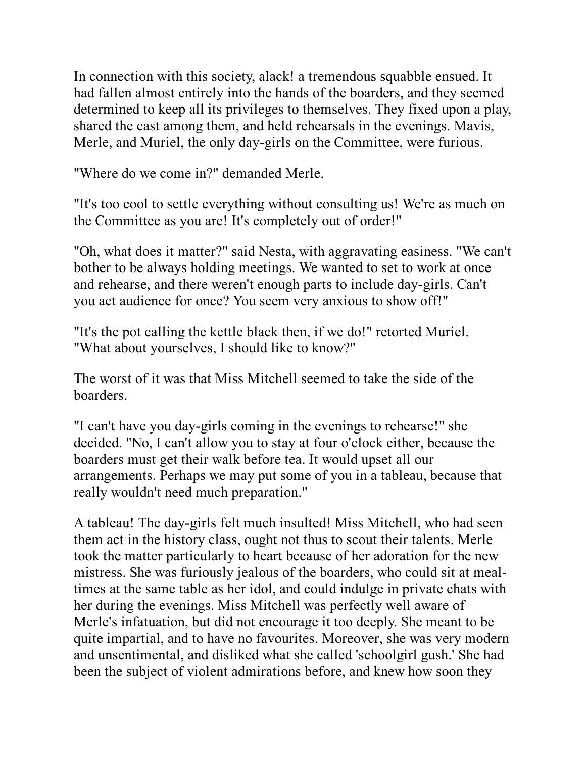In connection with this society, alack! a tremendous squabble ensued. It had fallen almost entirely into the hands of the boarders, and they seemed determined to keep all its privileges to themselves. They fixed upon a play, shared the cast among them, and held rehearsals in the evenings. Mavis, Merle, and Muriel, the only day-girls on the Committee, were furious.

"Where do we come in?" demanded Merle.

"It's too cool to settle everything without consulting us! We're as much on the Committee as you are! It's completely out of order!"

"Oh, what does it matter?" said Nesta, with aggravating easiness. "We can't bother to be always holding meetings. We wanted to set to work at once and rehearse, and there weren't enough parts to include day-girls. Can't you act audience for once? You seem very anxious to show off!"

"It's the pot calling the kettle black then, if we do!" retorted Muriel. "What about yourselves, I should like to know?"

The worst of it was that Miss Mitchell seemed to take the side of the boarders.

"I can't have you day-girls coming in the evenings to rehearse!" she decided. "No, I can't allow you to stay at four o'clock either, because the boarders must get their walk before tea. It would upset all our arrangements. Perhaps we may put some of you in a tableau, because that really wouldn't need much preparation."

A tableau! The day-girls felt much insulted! Miss Mitchell, who had seen them act in the history class, ought not thus to scout their talents. Merle took the matter particularly to heart because of her adoration for the new mistress. She was furiously jealous of the boarders, who could sit at meal-times at the same table as her idol, and could indulge in private chats with her during the evenings. Miss Mitchell was perfectly well aware of Merle's infatuation, but did not encourage it too deeply. She meant to be quite impartial, and to have no favourites. Moreover, she was very modern and unsentimental, and disliked what she called 'schoolgirl gush.' She had been the subject of violent admirations before, and knew how soon they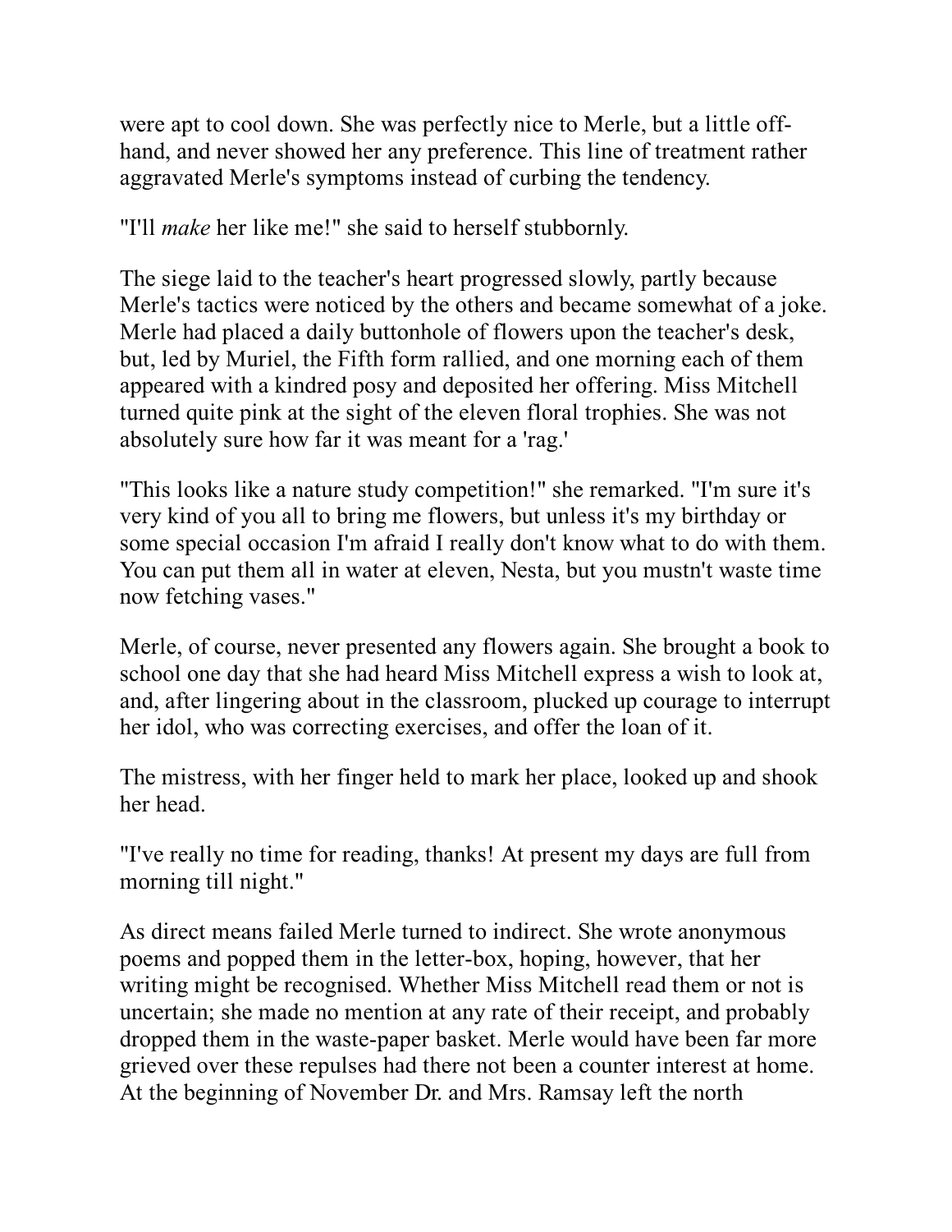were apt to cool down. She was perfectly nice to Merle, but a little off-hand, and never showed her any preference. This line of treatment rather aggravated Merle's symptoms instead of curbing the tendency.

"I'll *make* her like me!" she said to herself stubbornly.

The siege laid to the teacher's heart progressed slowly, partly because Merle's tactics were noticed by the others and became somewhat of a joke. Merle had placed a daily buttonhole of flowers upon the teacher's desk, but, led by Muriel, the Fifth form rallied, and one morning each of them appeared with a kindred posy and deposited her offering. Miss Mitchell turned quite pink at the sight of the eleven floral trophies. She was not absolutely sure how far it was meant for a 'rag.'

"This looks like a nature study competition!" she remarked. "I'm sure it's very kind of you all to bring me flowers, but unless it's my birthday or some special occasion I'm afraid I really don't know what to do with them. You can put them all in water at eleven, Nesta, but you mustn't waste time now fetching vases."

Merle, of course, never presented any flowers again. She brought a book to school one day that she had heard Miss Mitchell express a wish to look at, and, after lingering about in the classroom, plucked up courage to interrupt her idol, who was correcting exercises, and offer the loan of it.

The mistress, with her finger held to mark her place, looked up and shook her head.

"I've really no time for reading, thanks! At present my days are full from morning till night."

As direct means failed Merle turned to indirect. She wrote anonymous poems and popped them in the letter-box, hoping, however, that her writing might be recognised. Whether Miss Mitchell read them or not is uncertain; she made no mention at any rate of their receipt, and probably dropped them in the waste-paper basket. Merle would have been far more grieved over these repulses had there not been a counter interest at home. At the beginning of November Dr. and Mrs. Ramsay left the north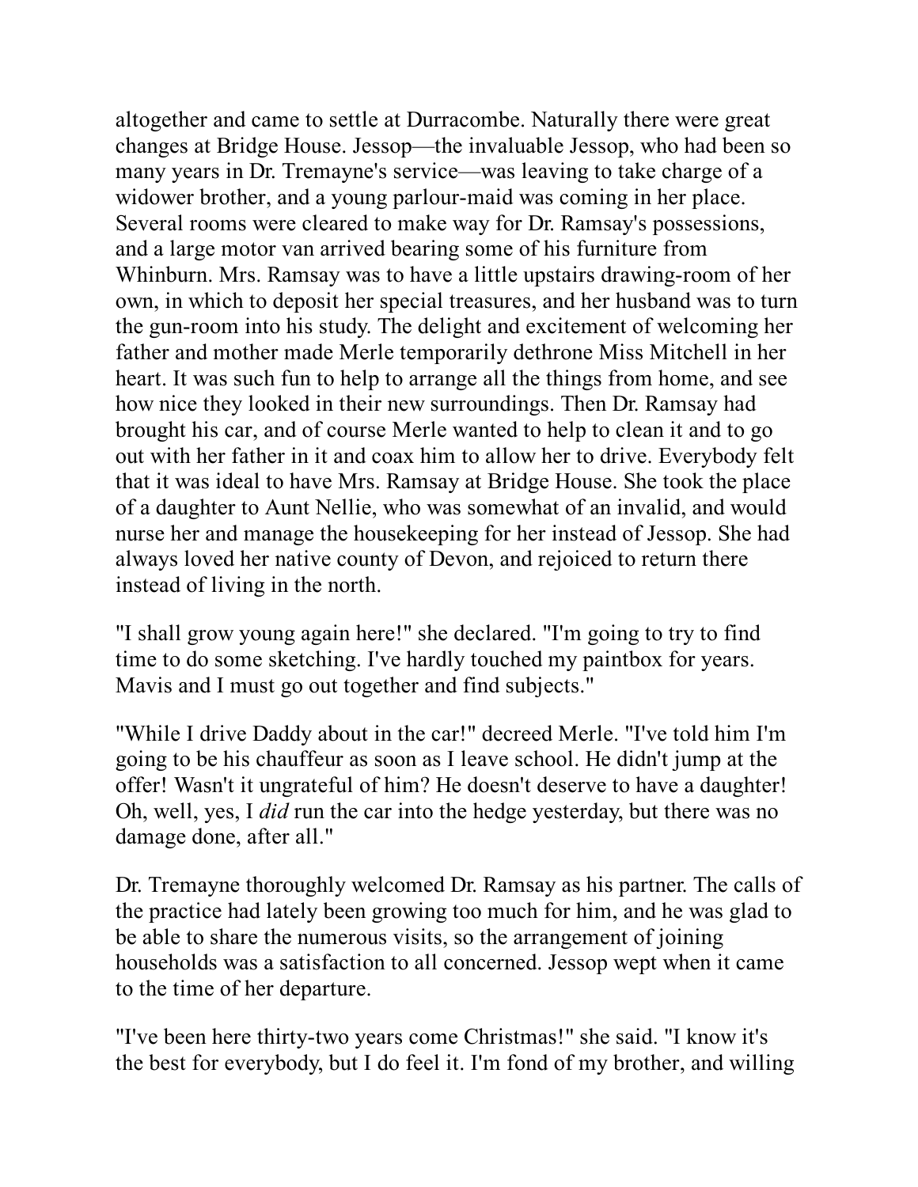altogether and came to settle at Durracombe. Naturally there were great changes at Bridge House. Jessop—the invaluable Jessop, who had been so many years in Dr. Tremayne's service—was leaving to take charge of a widower brother, and a young parlour-maid was coming in her place. Several rooms were cleared to make way for Dr. Ramsay's possessions, and a large motor van arrived bearing some of his furniture from Whinburn. Mrs. Ramsay was to have a little upstairs drawing-room of her own, in which to deposit her special treasures, and her husband was to turn the gun-room into his study. The delight and excitement of welcoming her father and mother made Merle temporarily dethrone Miss Mitchell in her heart. It was such fun to help to arrange all the things from home, and see how nice they looked in their new surroundings. Then Dr. Ramsay had brought his car, and of course Merle wanted to help to clean it and to go out with her father in it and coax him to allow her to drive. Everybody felt that it was ideal to have Mrs. Ramsay at Bridge House. She took the place of a daughter to Aunt Nellie, who was somewhat of an invalid, and would nurse her and manage the housekeeping for her instead of Jessop. She had always loved her native county of Devon, and rejoiced to return there instead of living in the north.

"I shall grow young again here!" she declared. "I'm going to try to find time to do some sketching. I've hardly touched my paintbox for years. Mavis and I must go out together and find subjects."

"While I drive Daddy about in the car!" decreed Merle. "I've told him I'm going to be his chauffeur as soon as I leave school. He didn't jump at the offer! Wasn't it ungrateful of him? He doesn't deserve to have a daughter! Oh, well, yes, I *did* run the car into the hedge yesterday, but there was no damage done, after all."

Dr. Tremayne thoroughly welcomed Dr. Ramsay as his partner. The calls of the practice had lately been growing too much for him, and he was glad to be able to share the numerous visits, so the arrangement of joining households was a satisfaction to all concerned. Jessop wept when it came to the time of her departure.

"I've been here thirty-two years come Christmas!" she said. "I know it's the best for everybody, but I do feel it. I'm fond of my brother, and willing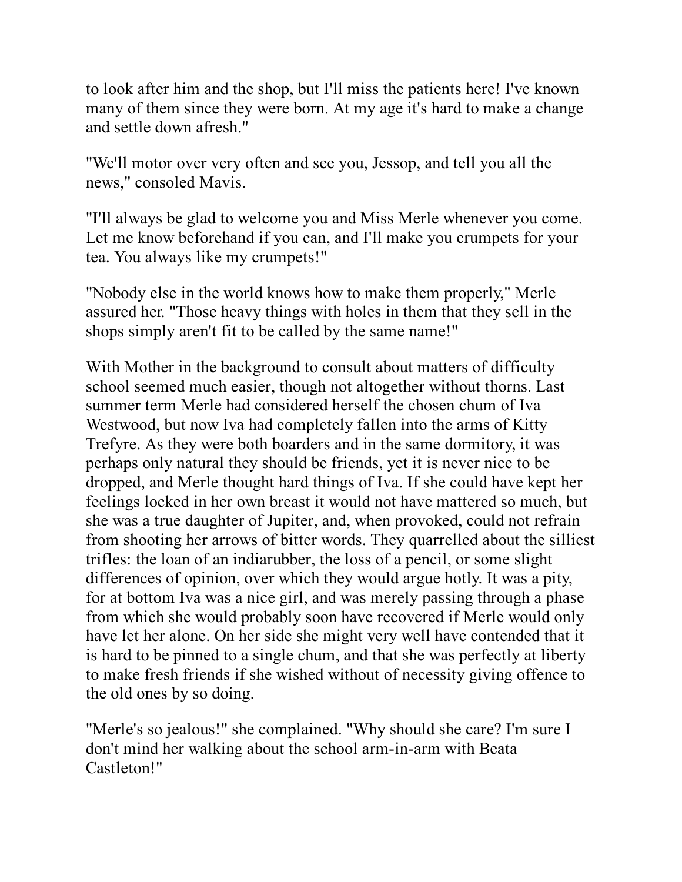to look after him and the shop, but I'll miss the patients here! I've known many of them since they were born. At my age it's hard to make a change and settle down afresh."

"We'll motor over very often and see you, Jessop, and tell you all the news," consoled Mavis.

"I'll always be glad to welcome you and Miss Merle whenever you come. Let me know beforehand if you can, and I'll make you crumpets for your tea. You always like my crumpets!"

"Nobody else in the world knows how to make them properly," Merle assured her. "Those heavy things with holes in them that they sell in the shops simply aren't fit to be called by the same name!"

With Mother in the background to consult about matters of difficulty school seemed much easier, though not altogether without thorns. Last summer term Merle had considered herself the chosen chum of Iva Westwood, but now Iva had completely fallen into the arms of Kitty Trefyre. As they were both boarders and in the same dormitory, it was perhaps only natural they should be friends, yet it is never nice to be dropped, and Merle thought hard things of Iva. If she could have kept her feelings locked in her own breast it would not have mattered so much, but she was a true daughter of Jupiter, and, when provoked, could not refrain from shooting her arrows of bitter words. They quarrelled about the silliest trifles: the loan of an indiarubber, the loss of a pencil, or some slight differences of opinion, over which they would argue hotly. It was a pity, for at bottom Iva was a nice girl, and was merely passing through a phase from which she would probably soon have recovered if Merle would only have let her alone. On her side she might very well have contended that it is hard to be pinned to a single chum, and that she was perfectly at liberty to make fresh friends if she wished without of necessity giving offence to the old ones by so doing.

"Merle's so jealous!" she complained. "Why should she care? I'm sure I don't mind her walking about the school arm-in-arm with Beata Castleton!"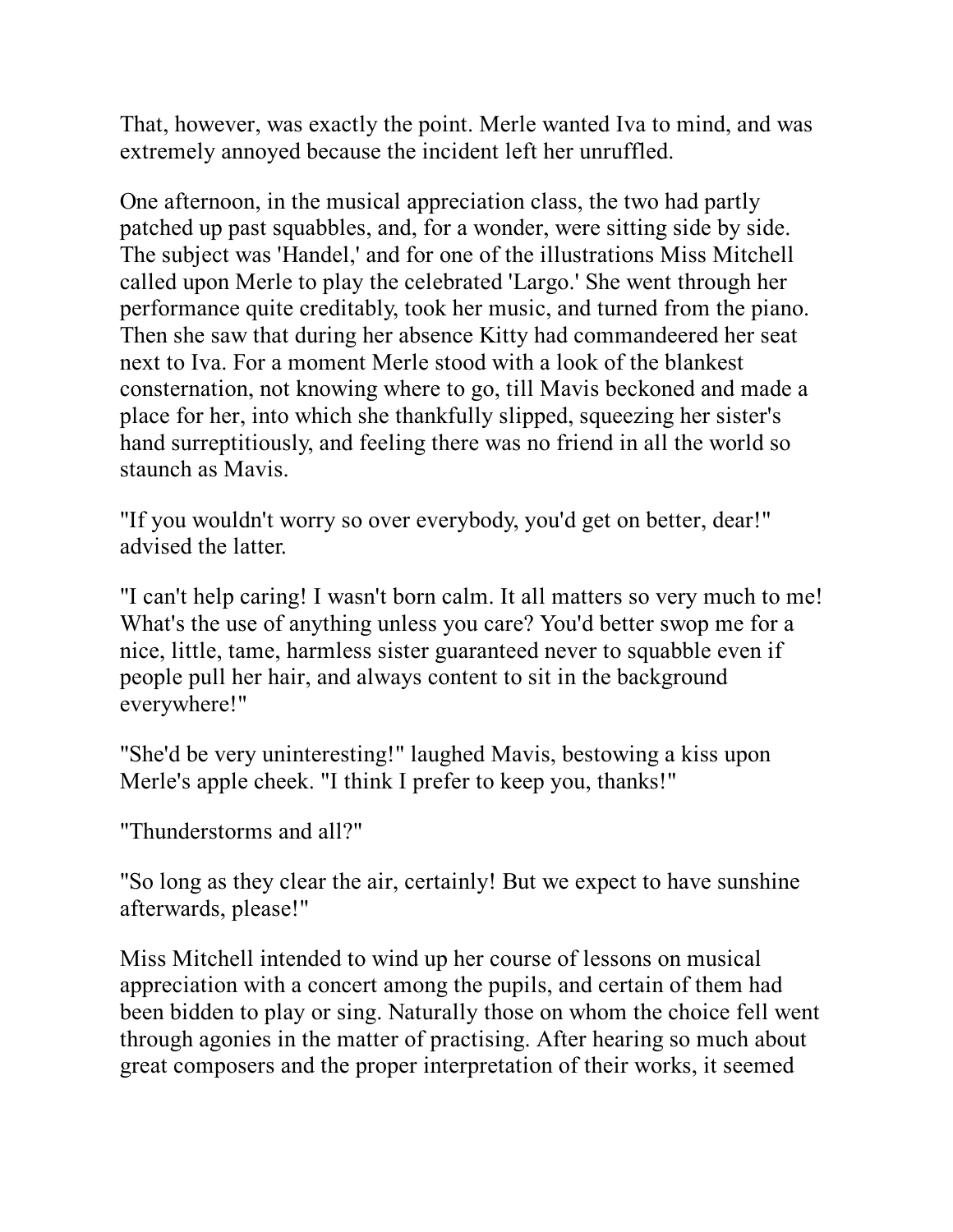That, however, was exactly the point. Merle wanted Iva to mind, and was extremely annoyed because the incident left her unruffled.

One afternoon, in the musical appreciation class, the two had partly patched up past squabbles, and, for a wonder, were sitting side by side. The subject was 'Handel,' and for one of the illustrations Miss Mitchell called upon Merle to play the celebrated 'Largo.' She went through her performance quite creditably, took her music, and turned from the piano. Then she saw that during her absence Kitty had commandeered her seat next to Iva. For a moment Merle stood with a look of the blankest consternation, not knowing where to go, till Mavis beckoned and made a place for her, into which she thankfully slipped, squeezing her sister's hand surreptitiously, and feeling there was no friend in all the world so staunch as Mavis.

"If you wouldn't worry so over everybody, you'd get on better, dear!" advised the latter.

"I can't help caring! I wasn't born calm. It all matters so very much to me! What's the use of anything unless you care? You'd better swop me for a nice, little, tame, harmless sister guaranteed never to squabble even if people pull her hair, and always content to sit in the background everywhere!"

"She'd be very uninteresting!" laughed Mavis, bestowing a kiss upon Merle's apple cheek. "I think I prefer to keep you, thanks!"

"Thunderstorms and all?"

"So long as they clear the air, certainly! But we expect to have sunshine afterwards, please!"

Miss Mitchell intended to wind up her course of lessons on musical appreciation with a concert among the pupils, and certain of them had been bidden to play or sing. Naturally those on whom the choice fell went through agonies in the matter of practising. After hearing so much about great composers and the proper interpretation of their works, it seemed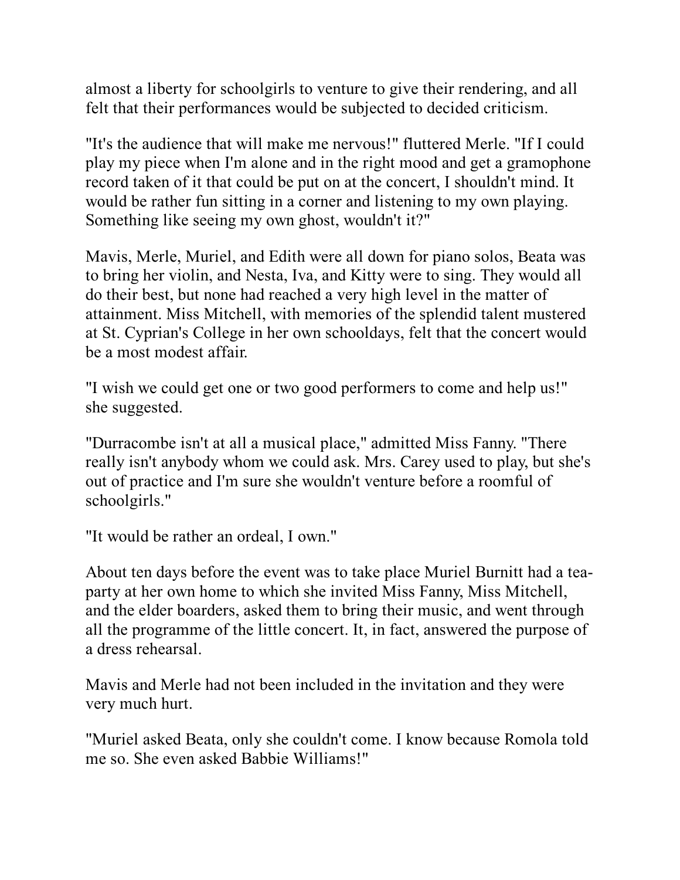almost a liberty for schoolgirls to venture to give their rendering, and all felt that their performances would be subjected to decided criticism.

"It's the audience that will make me nervous!" fluttered Merle. "If I could play my piece when I'm alone and in the right mood and get a gramophone record taken of it that could be put on at the concert, I shouldn't mind. It would be rather fun sitting in a corner and listening to my own playing. Something like seeing my own ghost, wouldn't it?"

Mavis, Merle, Muriel, and Edith were all down for piano solos, Beata was to bring her violin, and Nesta, Iva, and Kitty were to sing. They would all do their best, but none had reached a very high level in the matter of attainment. Miss Mitchell, with memories of the splendid talent mustered at St. Cyprian's College in her own schooldays, felt that the concert would be a most modest affair.

"I wish we could get one or two good performers to come and help us!" she suggested.

"Durracombe isn't at all a musical place," admitted Miss Fanny. "There really isn't anybody whom we could ask. Mrs. Carey used to play, but she's out of practice and I'm sure she wouldn't venture before a roomful of schoolgirls."

"It would be rather an ordeal, I own."

About ten days before the event was to take place Muriel Burnitt had a tea-party at her own home to which she invited Miss Fanny, Miss Mitchell, and the elder boarders, asked them to bring their music, and went through all the programme of the little concert. It, in fact, answered the purpose of a dress rehearsal.

Mavis and Merle had not been included in the invitation and they were very much hurt.

"Muriel asked Beata, only she couldn't come. I know because Romola told me so. She even asked Babbie Williams!"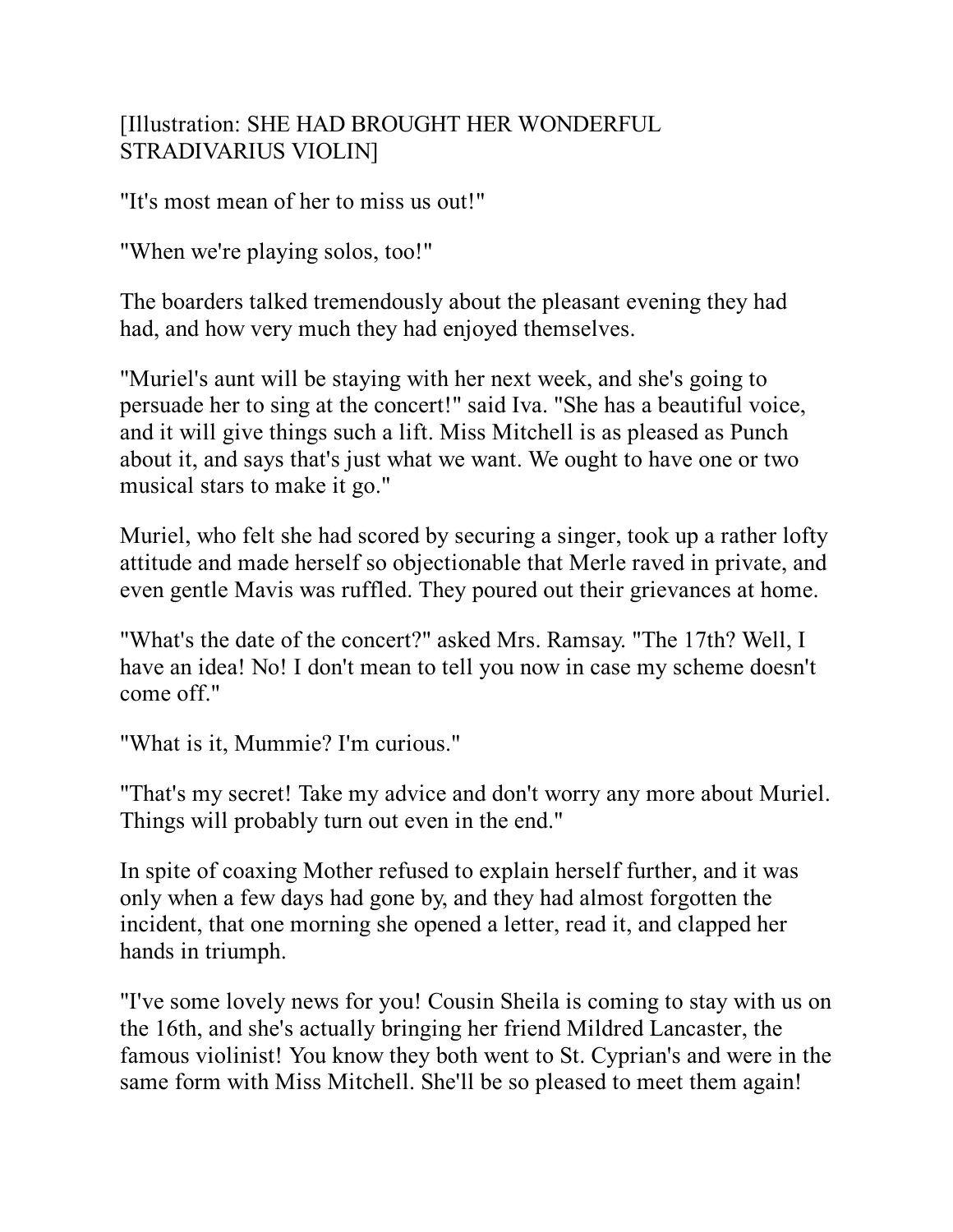[Illustration: SHE HAD BROUGHT HER WONDERFUL STRADIVARIUS VIOLIN]

"It's most mean of her to miss us out!"

"When we're playing solos, too!"

The boarders talked tremendously about the pleasant evening they had had, and how very much they had enjoyed themselves.

"Muriel's aunt will be staying with her next week, and she's going to persuade her to sing at the concert!" said Iva. "She has a beautiful voice, and it will give things such a lift. Miss Mitchell is as pleased as Punch about it, and says that's just what we want. We ought to have one or two musical stars to make it go."

Muriel, who felt she had scored by securing a singer, took up a rather lofty attitude and made herself so objectionable that Merle raved in private, and even gentle Mavis was ruffled. They poured out their grievances at home.

"What's the date of the concert?" asked Mrs. Ramsay. "The 17th? Well, I have an idea! No! I don't mean to tell you now in case my scheme doesn't come off."

"What is it, Mummie? I'm curious."

"That's my secret! Take my advice and don't worry any more about Muriel. Things will probably turn out even in the end."

In spite of coaxing Mother refused to explain herself further, and it was only when a few days had gone by, and they had almost forgotten the incident, that one morning she opened a letter, read it, and clapped her hands in triumph.

"I've some lovely news for you! Cousin Sheila is coming to stay with us on the 16th, and she's actually bringing her friend Mildred Lancaster, the famous violinist! You know they both went to St. Cyprian's and were in the same form with Miss Mitchell. She'll be so pleased to meet them again!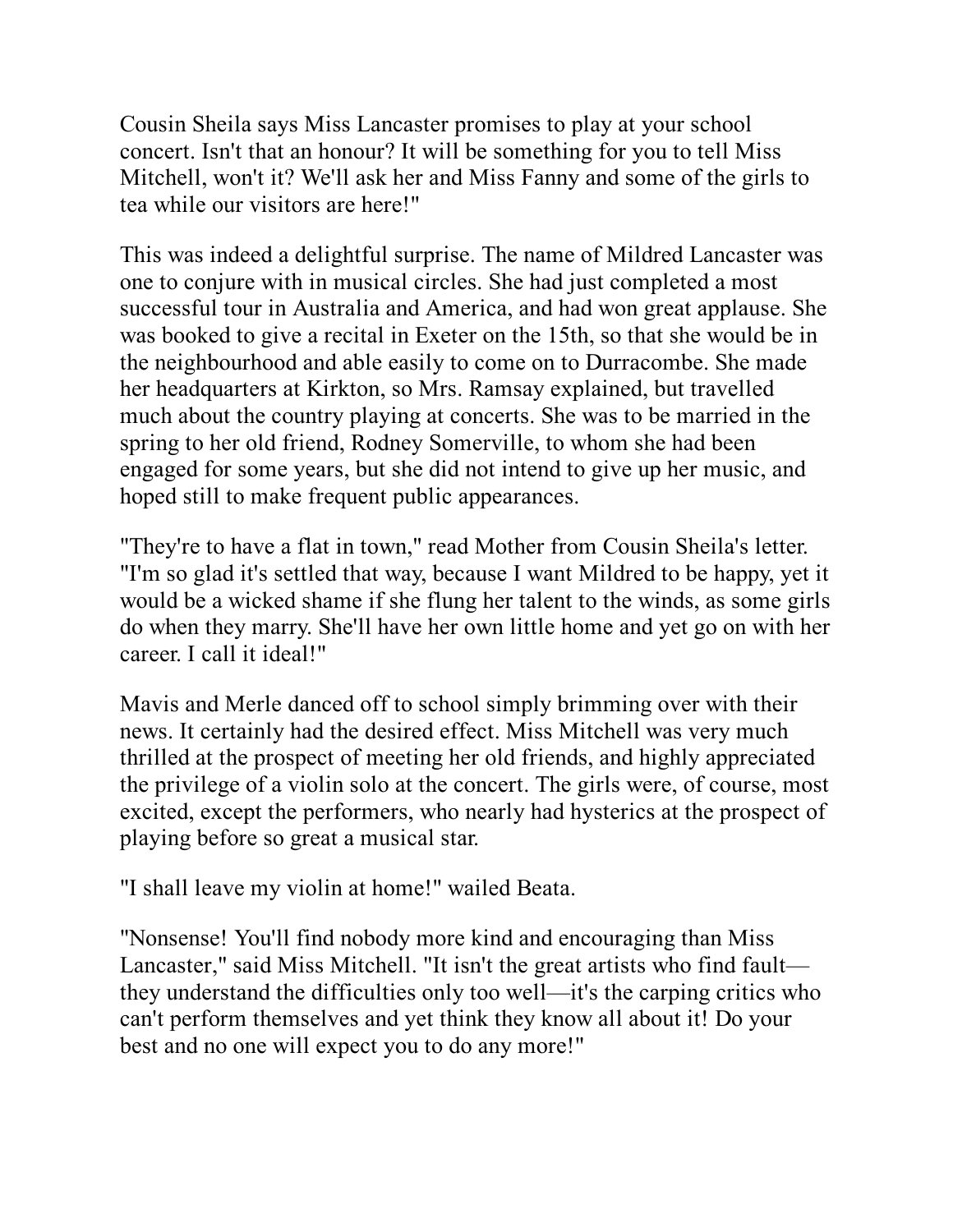Cousin Sheila says Miss Lancaster promises to play at your school concert. Isn't that an honour? It will be something for you to tell Miss Mitchell, won't it? We'll ask her and Miss Fanny and some of the girls to tea while our visitors are here!"

This was indeed a delightful surprise. The name of Mildred Lancaster was one to conjure with in musical circles. She had just completed a most successful tour in Australia and America, and had won great applause. She was booked to give a recital in Exeter on the 15th, so that she would be in the neighbourhood and able easily to come on to Durracombe. She made her headquarters at Kirkton, so Mrs. Ramsay explained, but travelled much about the country playing at concerts. She was to be married in the spring to her old friend, Rodney Somerville, to whom she had been engaged for some years, but she did not intend to give up her music, and hoped still to make frequent public appearances.

"They're to have a flat in town," read Mother from Cousin Sheila's letter. "I'm so glad it's settled that way, because I want Mildred to be happy, yet it would be a wicked shame if she flung her talent to the winds, as some girls do when they marry. She'll have her own little home and yet go on with her career. I call it ideal!"

Mavis and Merle danced off to school simply brimming over with their news. It certainly had the desired effect. Miss Mitchell was very much thrilled at the prospect of meeting her old friends, and highly appreciated the privilege of a violin solo at the concert. The girls were, of course, most excited, except the performers, who nearly had hysterics at the prospect of playing before so great a musical star.

"I shall leave my violin at home!" wailed Beata.

"Nonsense! You'll find nobody more kind and encouraging than Miss Lancaster," said Miss Mitchell. "It isn't the great artists who find fault—they understand the difficulties only too well—it's the carping critics who can't perform themselves and yet think they know all about it! Do your best and no one will expect you to do any more!"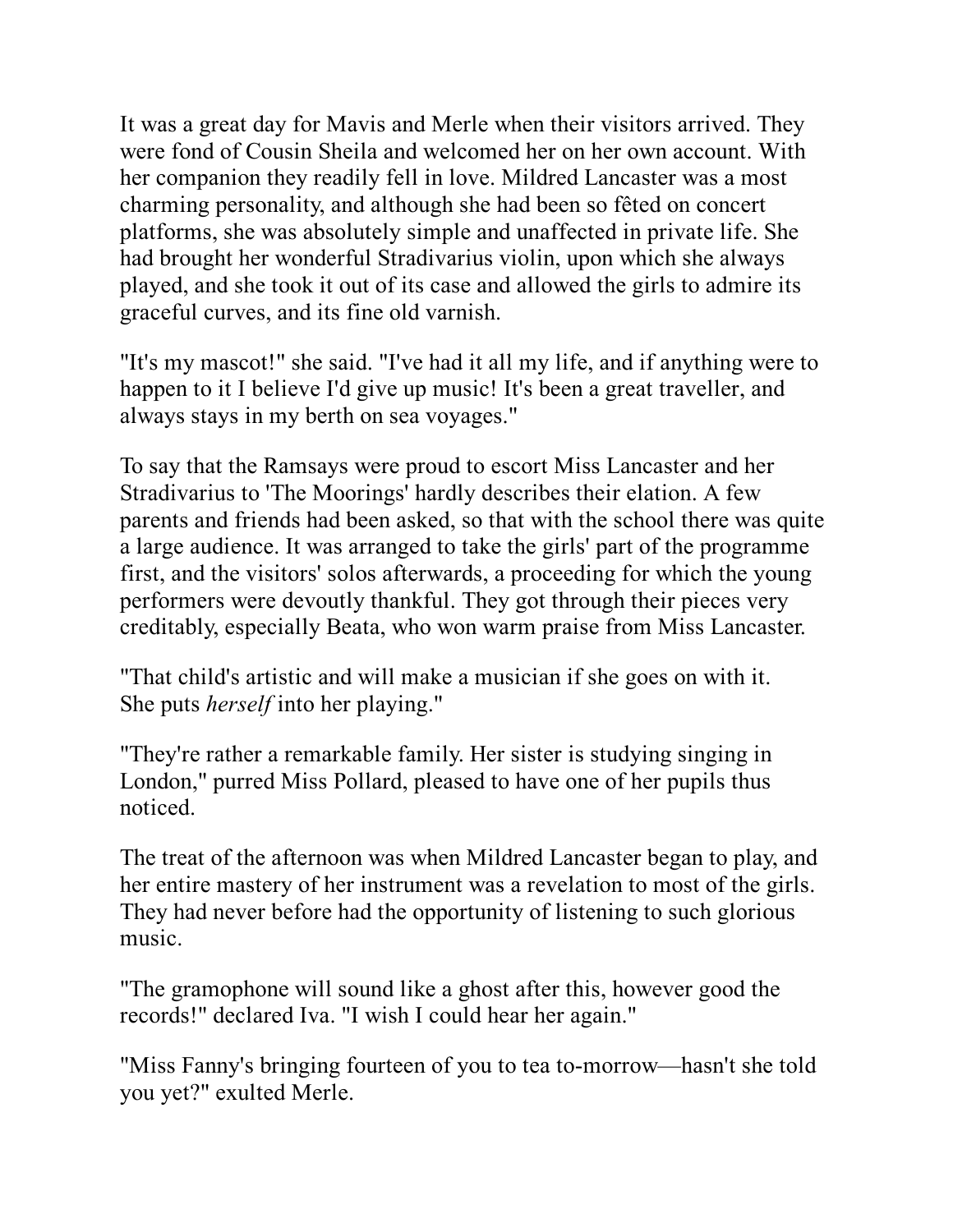It was a great day for Mavis and Merle when their visitors arrived. They were fond of Cousin Sheila and welcomed her on her own account. With her companion they readily fell in love. Mildred Lancaster was a most charming personality, and although she had been so fêted on concert platforms, she was absolutely simple and unaffected in private life. She had brought her wonderful Stradivarius violin, upon which she always played, and she took it out of its case and allowed the girls to admire its graceful curves, and its fine old varnish.

"It's my mascot!" she said. "I've had it all my life, and if anything were to happen to it I believe I'd give up music! It's been a great traveller, and always stays in my berth on sea voyages."

To say that the Ramsays were proud to escort Miss Lancaster and her Stradivarius to 'The Moorings' hardly describes their elation. A few parents and friends had been asked, so that with the school there was quite a large audience. It was arranged to take the girls' part of the programme first, and the visitors' solos afterwards, a proceeding for which the young performers were devoutly thankful. They got through their pieces very creditably, especially Beata, who won warm praise from Miss Lancaster.

"That child's artistic and will make a musician if she goes on with it. She puts *herself* into her playing."

"They're rather a remarkable family. Her sister is studying singing in London," purred Miss Pollard, pleased to have one of her pupils thus noticed.

The treat of the afternoon was when Mildred Lancaster began to play, and her entire mastery of her instrument was a revelation to most of the girls. They had never before had the opportunity of listening to such glorious music.

"The gramophone will sound like a ghost after this, however good the records!" declared Iva. "I wish I could hear her again."

"Miss Fanny's bringing fourteen of you to tea to-morrow—hasn't she told you yet?" exulted Merle.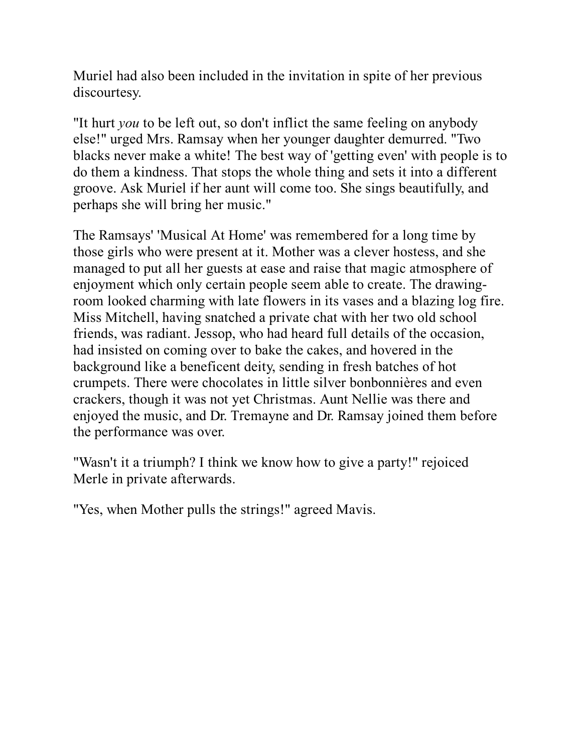Muriel had also been included in the invitation in spite of her previous discourtesy.

"It hurt *you* to be left out, so don't inflict the same feeling on anybody else!" urged Mrs. Ramsay when her younger daughter demurred. "Two blacks never make a white! The best way of 'getting even' with people is to do them a kindness. That stops the whole thing and sets it into a different groove. Ask Muriel if her aunt will come too. She sings beautifully, and perhaps she will bring her music."

The Ramsays' 'Musical At Home' was remembered for a long time by those girls who were present at it. Mother was a clever hostess, and she managed to put all her guests at ease and raise that magic atmosphere of enjoyment which only certain people seem able to create. The drawing-room looked charming with late flowers in its vases and a blazing log fire. Miss Mitchell, having snatched a private chat with her two old school friends, was radiant. Jessop, who had heard full details of the occasion, had insisted on coming over to bake the cakes, and hovered in the background like a beneficent deity, sending in fresh batches of hot crumpets. There were chocolates in little silver bonbonnières and even crackers, though it was not yet Christmas. Aunt Nellie was there and enjoyed the music, and Dr. Tremayne and Dr. Ramsay joined them before the performance was over.

"Wasn't it a triumph? I think we know how to give a party!" rejoiced Merle in private afterwards.

"Yes, when Mother pulls the strings!" agreed Mavis.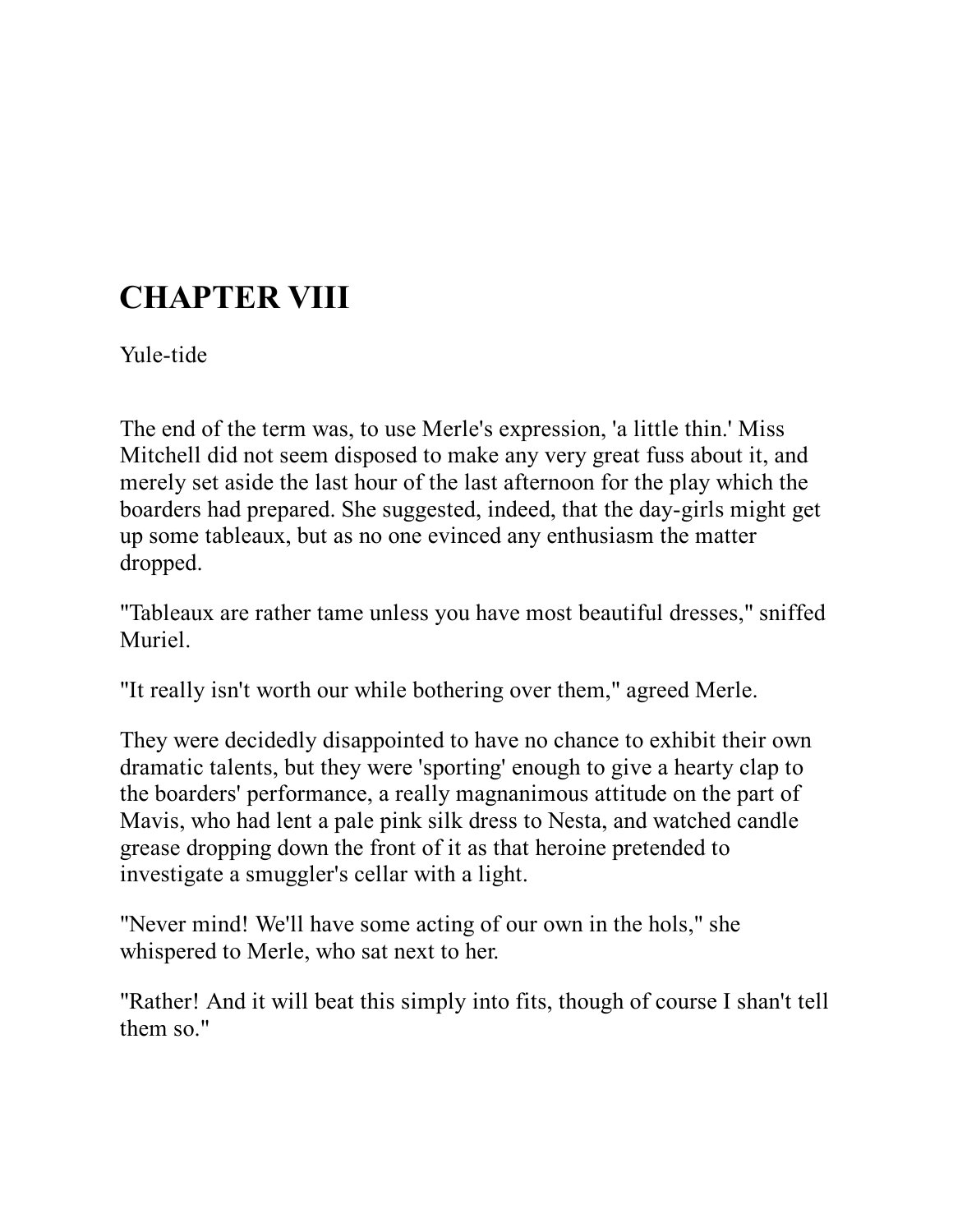# CHAPTER VIII

Yule-tide

The end of the term was, to use Merle's expression, 'a little thin.' Miss Mitchell did not seem disposed to make any very great fuss about it, and merely set aside the last hour of the last afternoon for the play which the boarders had prepared. She suggested, indeed, that the day-girls might get up some tableaux, but as no one evinced any enthusiasm the matter dropped.

"Tableaux are rather tame unless you have most beautiful dresses," sniffed Muriel.

"It really isn't worth our while bothering over them," agreed Merle.

They were decidedly disappointed to have no chance to exhibit their own dramatic talents, but they were 'sporting' enough to give a hearty clap to the boarders' performance, a really magnanimous attitude on the part of Mavis, who had lent a pale pink silk dress to Nesta, and watched candle grease dropping down the front of it as that heroine pretended to investigate a smuggler's cellar with a light.

"Never mind! We'll have some acting of our own in the hols," she whispered to Merle, who sat next to her.

"Rather! And it will beat this simply into fits, though of course I shan't tell them so."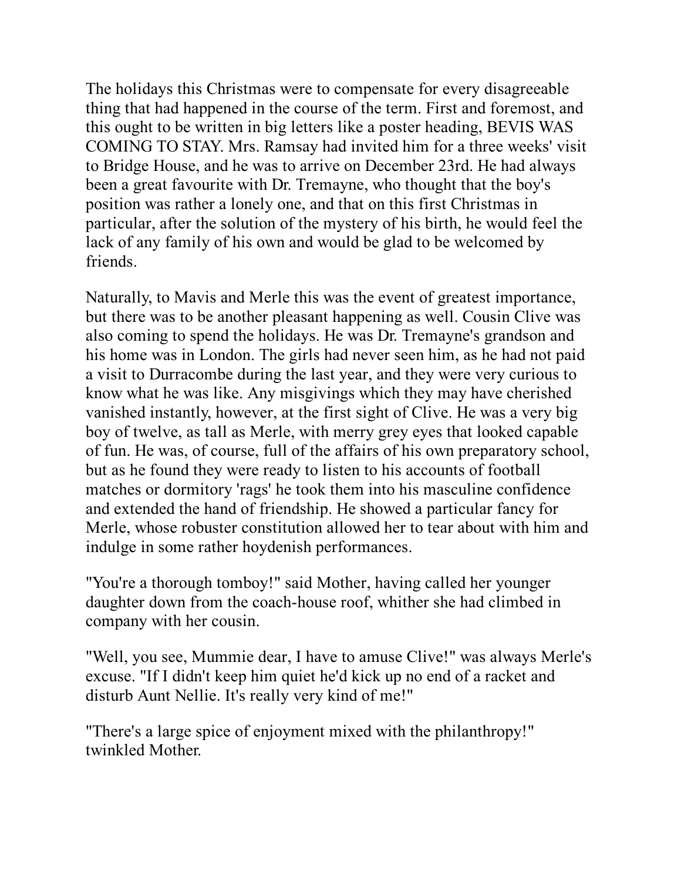The holidays this Christmas were to compensate for every disagreeable thing that had happened in the course of the term. First and foremost, and this ought to be written in big letters like a poster heading, BEVIS WAS COMING TO STAY. Mrs. Ramsay had invited him for a three weeks' visit to Bridge House, and he was to arrive on December 23rd. He had always been a great favourite with Dr. Tremayne, who thought that the boy's position was rather a lonely one, and that on this first Christmas in particular, after the solution of the mystery of his birth, he would feel the lack of any family of his own and would be glad to be welcomed by friends.

Naturally, to Mavis and Merle this was the event of greatest importance, but there was to be another pleasant happening as well. Cousin Clive was also coming to spend the holidays. He was Dr. Tremayne's grandson and his home was in London. The girls had never seen him, as he had not paid a visit to Durracombe during the last year, and they were very curious to know what he was like. Any misgivings which they may have cherished vanished instantly, however, at the first sight of Clive. He was a very big boy of twelve, as tall as Merle, with merry grey eyes that looked capable of fun. He was, of course, full of the affairs of his own preparatory school, but as he found they were ready to listen to his accounts of football matches or dormitory 'rags' he took them into his masculine confidence and extended the hand of friendship. He showed a particular fancy for Merle, whose robuster constitution allowed her to tear about with him and indulge in some rather hoydenish performances.

"You're a thorough tomboy!" said Mother, having called her younger daughter down from the coach-house roof, whither she had climbed in company with her cousin.

"Well, you see, Mummie dear, I have to amuse Clive!" was always Merle's excuse. "If I didn't keep him quiet he'd kick up no end of a racket and disturb Aunt Nellie. It's really very kind of me!"

"There's a large spice of enjoyment mixed with the philanthropy!" twinkled Mother.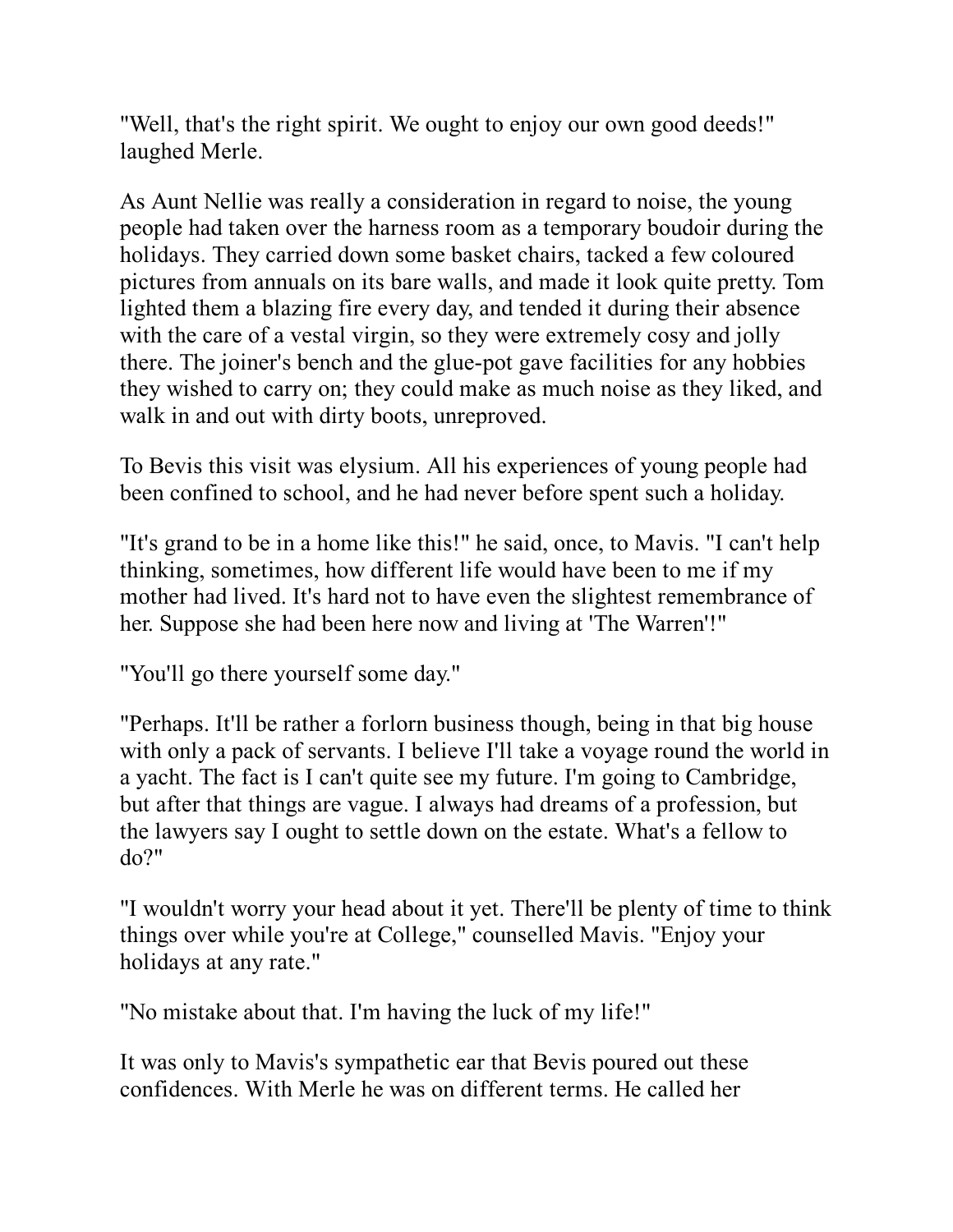"Well, that's the right spirit. We ought to enjoy our own good deeds!" laughed Merle.

As Aunt Nellie was really a consideration in regard to noise, the young people had taken over the harness room as a temporary boudoir during the holidays. They carried down some basket chairs, tacked a few coloured pictures from annuals on its bare walls, and made it look quite pretty. Tom lighted them a blazing fire every day, and tended it during their absence with the care of a vestal virgin, so they were extremely cosy and jolly there. The joiner's bench and the glue-pot gave facilities for any hobbies they wished to carry on; they could make as much noise as they liked, and walk in and out with dirty boots, unreproved.

To Bevis this visit was elysium. All his experiences of young people had been confined to school, and he had never before spent such a holiday.

"It's grand to be in a home like this!" he said, once, to Mavis. "I can't help thinking, sometimes, how different life would have been to me if my mother had lived. It's hard not to have even the slightest remembrance of her. Suppose she had been here now and living at 'The Warren'!"

"You'll go there yourself some day."

"Perhaps. It'll be rather a forlorn business though, being in that big house with only a pack of servants. I believe I'll take a voyage round the world in a yacht. The fact is I can't quite see my future. I'm going to Cambridge, but after that things are vague. I always had dreams of a profession, but the lawyers say I ought to settle down on the estate. What's a fellow to do?"

"I wouldn't worry your head about it yet. There'll be plenty of time to think things over while you're at College," counselled Mavis. "Enjoy your holidays at any rate."

"No mistake about that. I'm having the luck of my life!"

It was only to Mavis's sympathetic ear that Bevis poured out these confidences. With Merle he was on different terms. He called her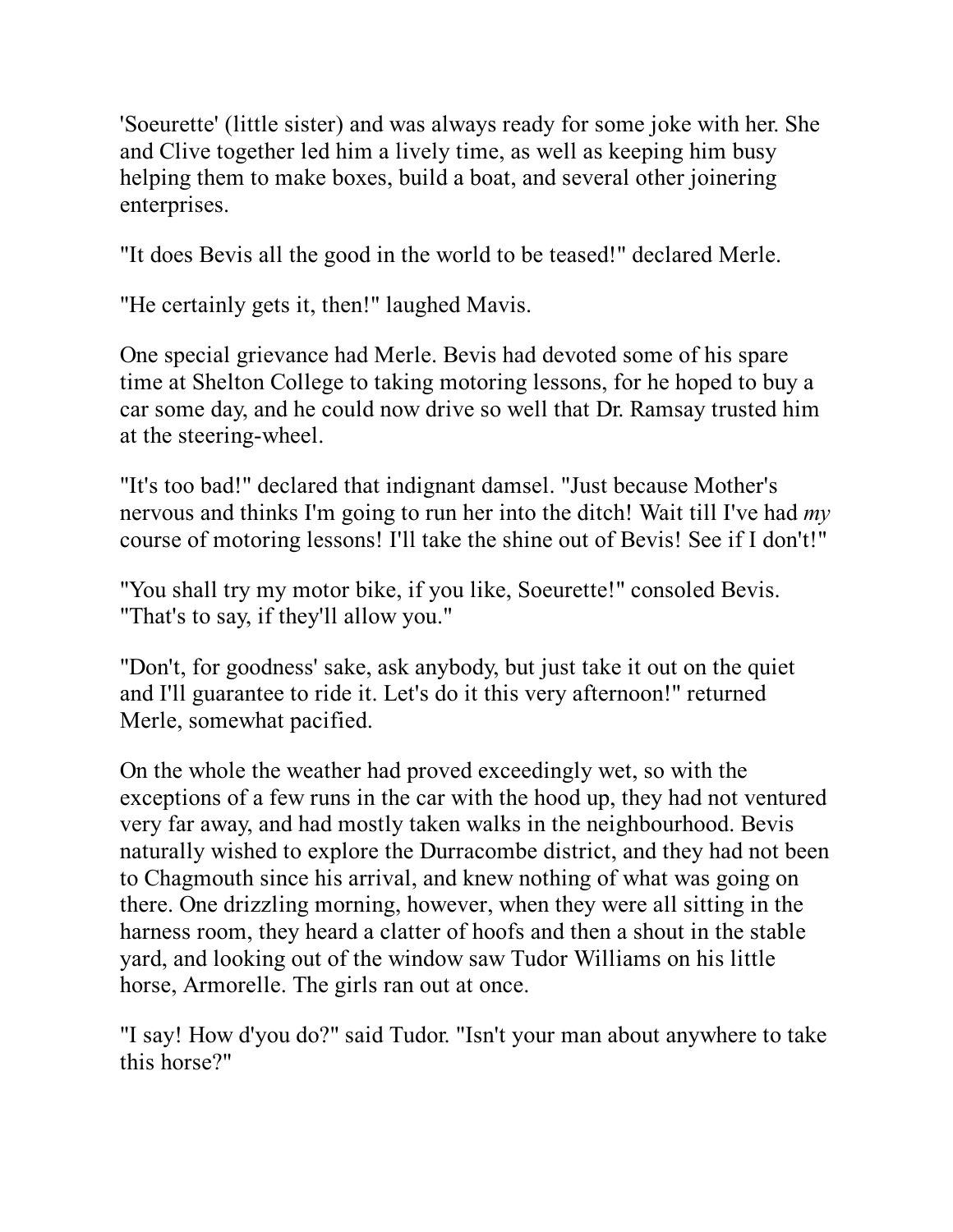'Soeurette' (little sister) and was always ready for some joke with her. She and Clive together led him a lively time, as well as keeping him busy helping them to make boxes, build a boat, and several other joinering enterprises.

"It does Bevis all the good in the world to be teased!" declared Merle.

"He certainly gets it, then!" laughed Mavis.

One special grievance had Merle. Bevis had devoted some of his spare time at Shelton College to taking motoring lessons, for he hoped to buy a car some day, and he could now drive so well that Dr. Ramsay trusted him at the steering-wheel.

"It's too bad!" declared that indignant damsel. "Just because Mother's nervous and thinks I'm going to run her into the ditch! Wait till I've had *my* course of motoring lessons! I'll take the shine out of Bevis! See if I don't!"

"You shall try my motor bike, if you like, Soeurette!" consoled Bevis. "That's to say, if they'll allow you."

"Don't, for goodness' sake, ask anybody, but just take it out on the quiet and I'll guarantee to ride it. Let's do it this very afternoon!" returned Merle, somewhat pacified.

On the whole the weather had proved exceedingly wet, so with the exceptions of a few runs in the car with the hood up, they had not ventured very far away, and had mostly taken walks in the neighbourhood. Bevis naturally wished to explore the Durracombe district, and they had not been to Chagmouth since his arrival, and knew nothing of what was going on there. One drizzling morning, however, when they were all sitting in the harness room, they heard a clatter of hoofs and then a shout in the stable yard, and looking out of the window saw Tudor Williams on his little horse, Armorelle. The girls ran out at once.

"I say! How d'you do?" said Tudor. "Isn't your man about anywhere to take this horse?"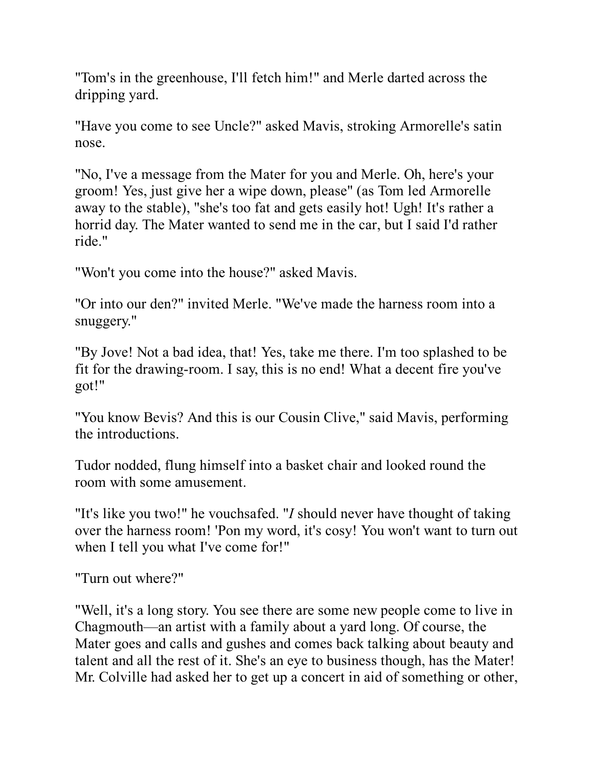"Tom's in the greenhouse, I'll fetch him!" and Merle darted across the dripping yard.

"Have you come to see Uncle?" asked Mavis, stroking Armorelle's satin nose.

"No, I've a message from the Mater for you and Merle. Oh, here's your groom! Yes, just give her a wipe down, please" (as Tom led Armorelle away to the stable), "she's too fat and gets easily hot! Ugh! It's rather a horrid day. The Mater wanted to send me in the car, but I said I'd rather ride."

"Won't you come into the house?" asked Mavis.

"Or into our den?" invited Merle. "We've made the harness room into a snuggery."

"By Jove! Not a bad idea, that! Yes, take me there. I'm too splashed to be fit for the drawing-room. I say, this is no end! What a decent fire you've got!"

"You know Bevis? And this is our Cousin Clive," said Mavis, performing the introductions.

Tudor nodded, flung himself into a basket chair and looked round the room with some amusement.

"It's like you two!" he vouchsafed. "*I* should never have thought of taking over the harness room! 'Pon my word, it's cosy! You won't want to turn out when I tell you what I've come for!"

"Turn out where?"

"Well, it's a long story. You see there are some new people come to live in Chagmouth—an artist with a family about a yard long. Of course, the Mater goes and calls and gushes and comes back talking about beauty and talent and all the rest of it. She's an eye to business though, has the Mater! Mr. Colville had asked her to get up a concert in aid of something or other,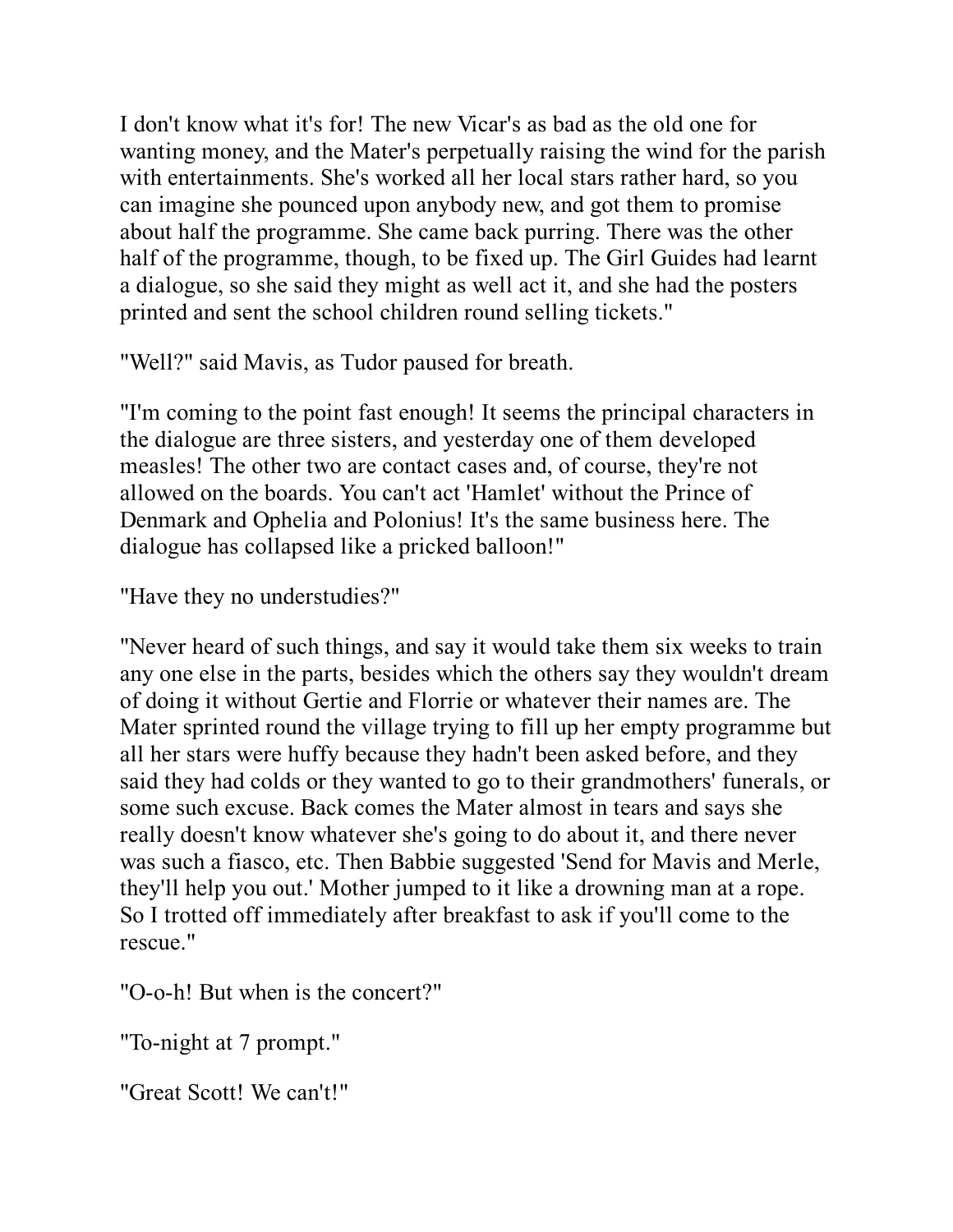I don't know what it's for! The new Vicar's as bad as the old one for wanting money, and the Mater's perpetually raising the wind for the parish with entertainments. She's worked all her local stars rather hard, so you can imagine she pounced upon anybody new, and got them to promise about half the programme. She came back purring. There was the other half of the programme, though, to be fixed up. The Girl Guides had learnt a dialogue, so she said they might as well act it, and she had the posters printed and sent the school children round selling tickets."

"Well?" said Mavis, as Tudor paused for breath.

"I'm coming to the point fast enough! It seems the principal characters in the dialogue are three sisters, and yesterday one of them developed measles! The other two are contact cases and, of course, they're not allowed on the boards. You can't act 'Hamlet' without the Prince of Denmark and Ophelia and Polonius! It's the same business here. The dialogue has collapsed like a pricked balloon!"

"Have they no understudies?"

"Never heard of such things, and say it would take them six weeks to train any one else in the parts, besides which the others say they wouldn't dream of doing it without Gertie and Florrie or whatever their names are. The Mater sprinted round the village trying to fill up her empty programme but all her stars were huffy because they hadn't been asked before, and they said they had colds or they wanted to go to their grandmothers' funerals, or some such excuse. Back comes the Mater almost in tears and says she really doesn't know whatever she's going to do about it, and there never was such a fiasco, etc. Then Babbie suggested 'Send for Mavis and Merle, they'll help you out.' Mother jumped to it like a drowning man at a rope. So I trotted off immediately after breakfast to ask if you'll come to the rescue."

"O-o-h! But when is the concert?"

"To-night at 7 prompt."

"Great Scott! We can't!"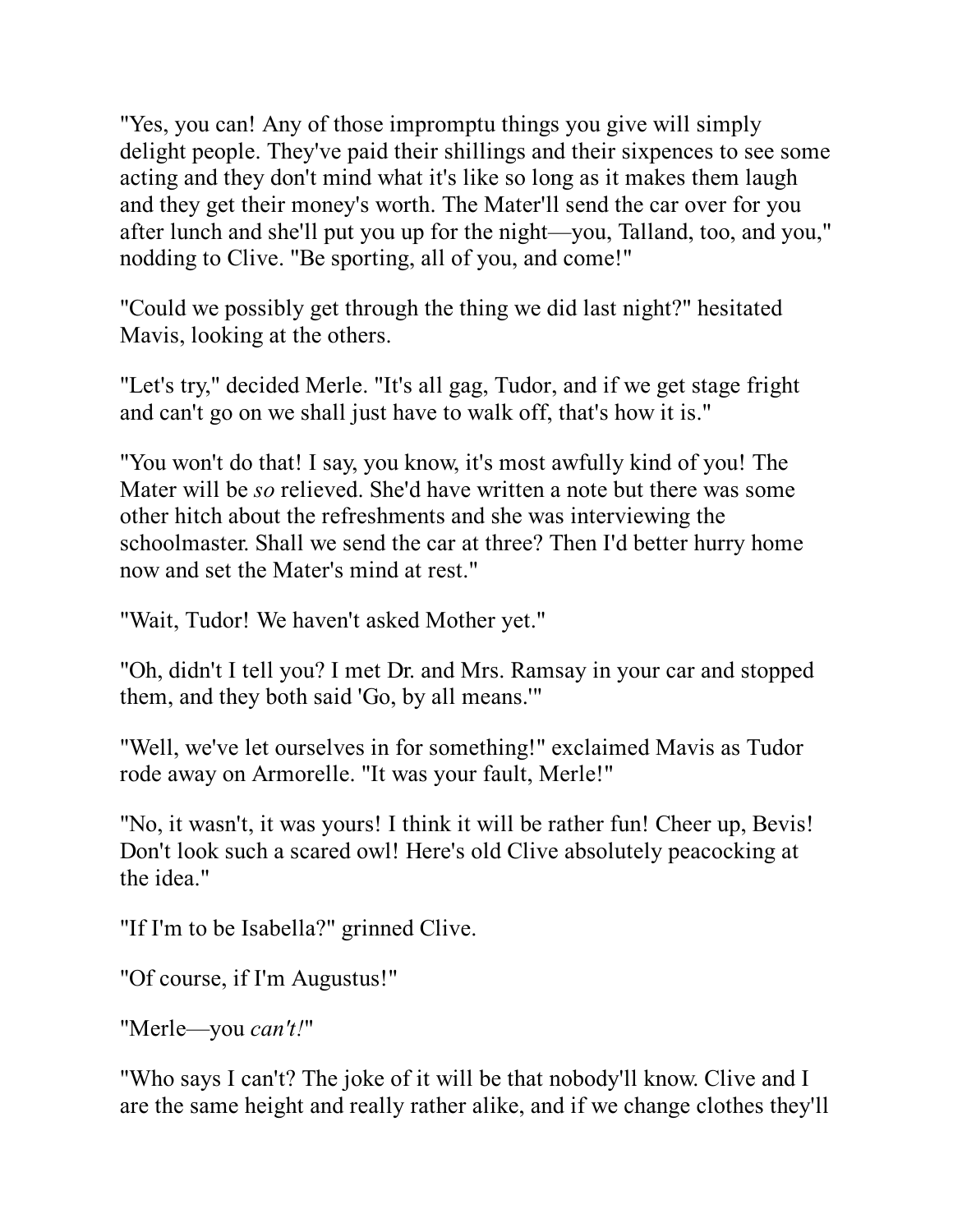"Yes, you can! Any of those impromptu things you give will simply delight people. They've paid their shillings and their sixpences to see some acting and they don't mind what it's like so long as it makes them laugh and they get their money's worth. The Mater'll send the car over for you after lunch and she'll put you up for the night—you, Talland, too, and you," nodding to Clive. "Be sporting, all of you, and come!"

"Could we possibly get through the thing we did last night?" hesitated Mavis, looking at the others.

"Let's try," decided Merle. "It's all gag, Tudor, and if we get stage fright and can't go on we shall just have to walk off, that's how it is."

"You won't do that! I say, you know, it's most awfully kind of you! The Mater will be *so* relieved. She'd have written a note but there was some other hitch about the refreshments and she was interviewing the schoolmaster. Shall we send the car at three? Then I'd better hurry home now and set the Mater's mind at rest."

"Wait, Tudor! We haven't asked Mother yet."

"Oh, didn't I tell you? I met Dr. and Mrs. Ramsay in your car and stopped them, and they both said 'Go, by all means.'"

"Well, we've let ourselves in for something!" exclaimed Mavis as Tudor rode away on Armorelle. "It was your fault, Merle!"

"No, it wasn't, it was yours! I think it will be rather fun! Cheer up, Bevis! Don't look such a scared owl! Here's old Clive absolutely peacocking at the idea."

"If I'm to be Isabella?" grinned Clive.

"Of course, if I'm Augustus!"

"Merle—you *can't!*"

"Who says I can't? The joke of it will be that nobody'll know. Clive and I are the same height and really rather alike, and if we change clothes they'll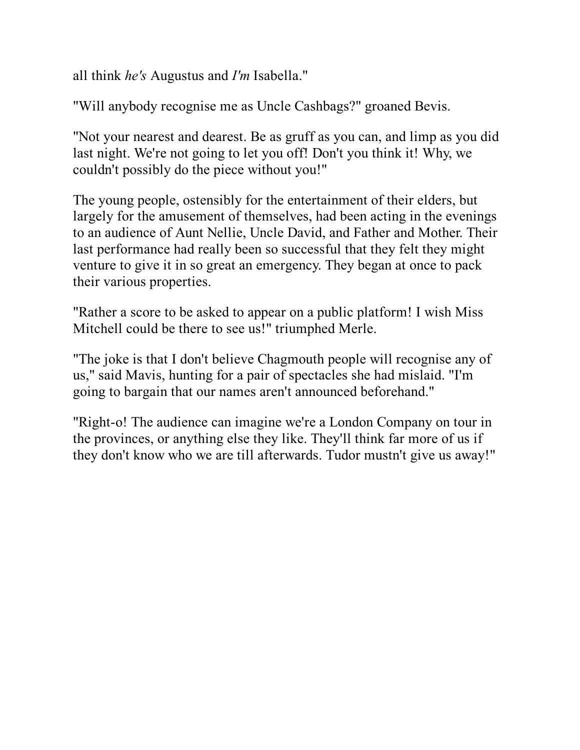all think *he's* Augustus and *I'm* Isabella."

"Will anybody recognise me as Uncle Cashbags?" groaned Bevis.

"Not your nearest and dearest. Be as gruff as you can, and limp as you did last night. We're not going to let you off! Don't you think it! Why, we couldn't possibly do the piece without you!"

The young people, ostensibly for the entertainment of their elders, but largely for the amusement of themselves, had been acting in the evenings to an audience of Aunt Nellie, Uncle David, and Father and Mother. Their last performance had really been so successful that they felt they might venture to give it in so great an emergency. They began at once to pack their various properties.

"Rather a score to be asked to appear on a public platform! I wish Miss Mitchell could be there to see us!" triumphed Merle.

"The joke is that I don't believe Chagmouth people will recognise any of us," said Mavis, hunting for a pair of spectacles she had mislaid. "I'm going to bargain that our names aren't announced beforehand."

"Right-o! The audience can imagine we're a London Company on tour in the provinces, or anything else they like. They'll think far more of us if they don't know who we are till afterwards. Tudor mustn't give us away!"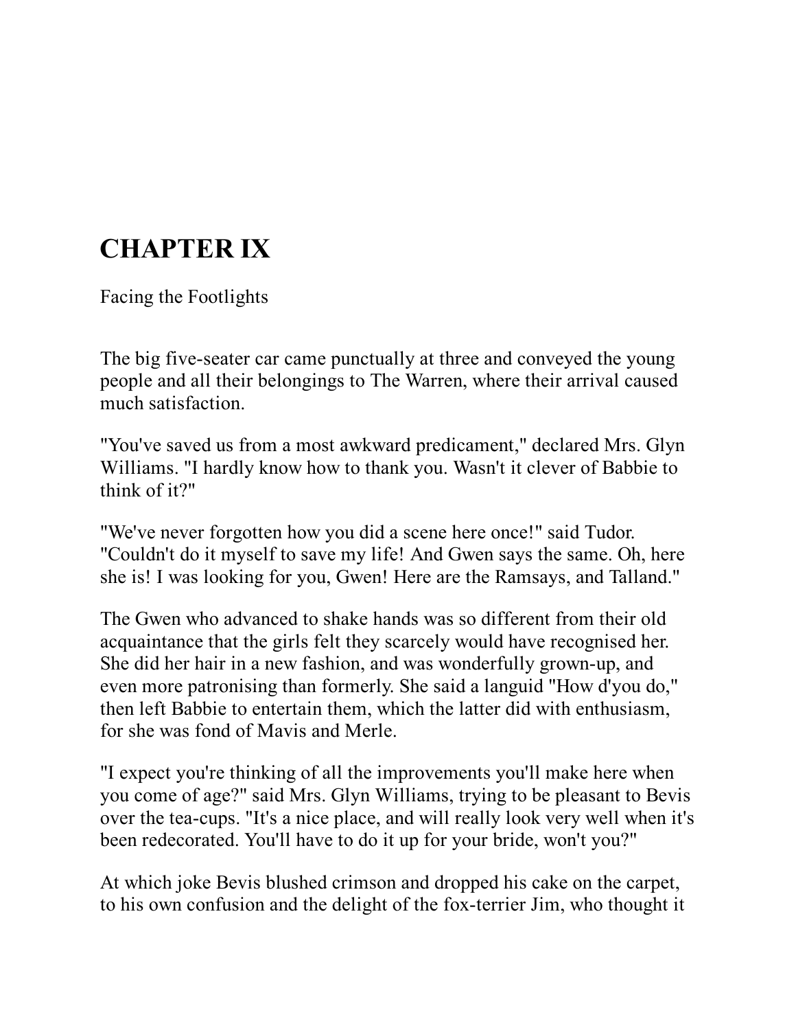# CHAPTER IX

Facing the Footlights

The big five-seater car came punctually at three and conveyed the young people and all their belongings to The Warren, where their arrival caused much satisfaction.

"You've saved us from a most awkward predicament," declared Mrs. Glyn Williams. "I hardly know how to thank you. Wasn't it clever of Babbie to think of it?"

"We've never forgotten how you did a scene here once!" said Tudor. "Couldn't do it myself to save my life! And Gwen says the same. Oh, here she is! I was looking for you, Gwen! Here are the Ramsays, and Talland."

The Gwen who advanced to shake hands was so different from their old acquaintance that the girls felt they scarcely would have recognised her. She did her hair in a new fashion, and was wonderfully grown-up, and even more patronising than formerly. She said a languid "How d'you do," then left Babbie to entertain them, which the latter did with enthusiasm, for she was fond of Mavis and Merle.

"I expect you're thinking of all the improvements you'll make here when you come of age?" said Mrs. Glyn Williams, trying to be pleasant to Bevis over the tea-cups. "It's a nice place, and will really look very well when it's been redecorated. You'll have to do it up for your bride, won't you?"

At which joke Bevis blushed crimson and dropped his cake on the carpet, to his own confusion and the delight of the fox-terrier Jim, who thought it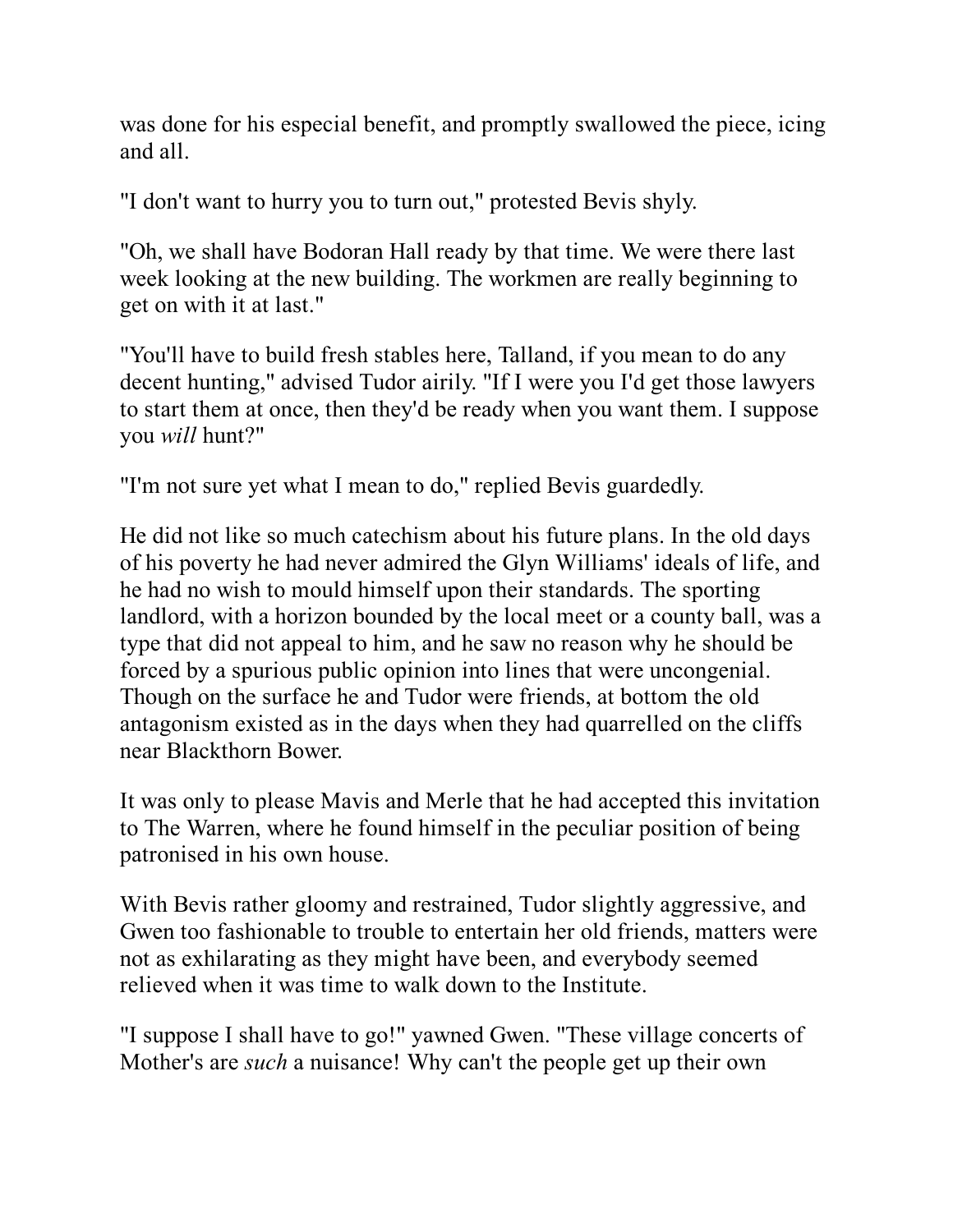was done for his especial benefit, and promptly swallowed the piece, icing and all.

"I don't want to hurry you to turn out," protested Bevis shyly.

"Oh, we shall have Bodoran Hall ready by that time. We were there last week looking at the new building. The workmen are really beginning to get on with it at last."

"You'll have to build fresh stables here, Talland, if you mean to do any decent hunting," advised Tudor airily. "If I were you I'd get those lawyers to start them at once, then they'd be ready when you want them. I suppose you *will* hunt?"

"I'm not sure yet what I mean to do," replied Bevis guardedly.

He did not like so much catechism about his future plans. In the old days of his poverty he had never admired the Glyn Williams' ideals of life, and he had no wish to mould himself upon their standards. The sporting landlord, with a horizon bounded by the local meet or a county ball, was a type that did not appeal to him, and he saw no reason why he should be forced by a spurious public opinion into lines that were uncongenial. Though on the surface he and Tudor were friends, at bottom the old antagonism existed as in the days when they had quarrelled on the cliffs near Blackthorn Bower.

It was only to please Mavis and Merle that he had accepted this invitation to The Warren, where he found himself in the peculiar position of being patronised in his own house.

With Bevis rather gloomy and restrained, Tudor slightly aggressive, and Gwen too fashionable to trouble to entertain her old friends, matters were not as exhilarating as they might have been, and everybody seemed relieved when it was time to walk down to the Institute.

"I suppose I shall have to go!" yawned Gwen. "These village concerts of Mother's are *such* a nuisance! Why can't the people get up their own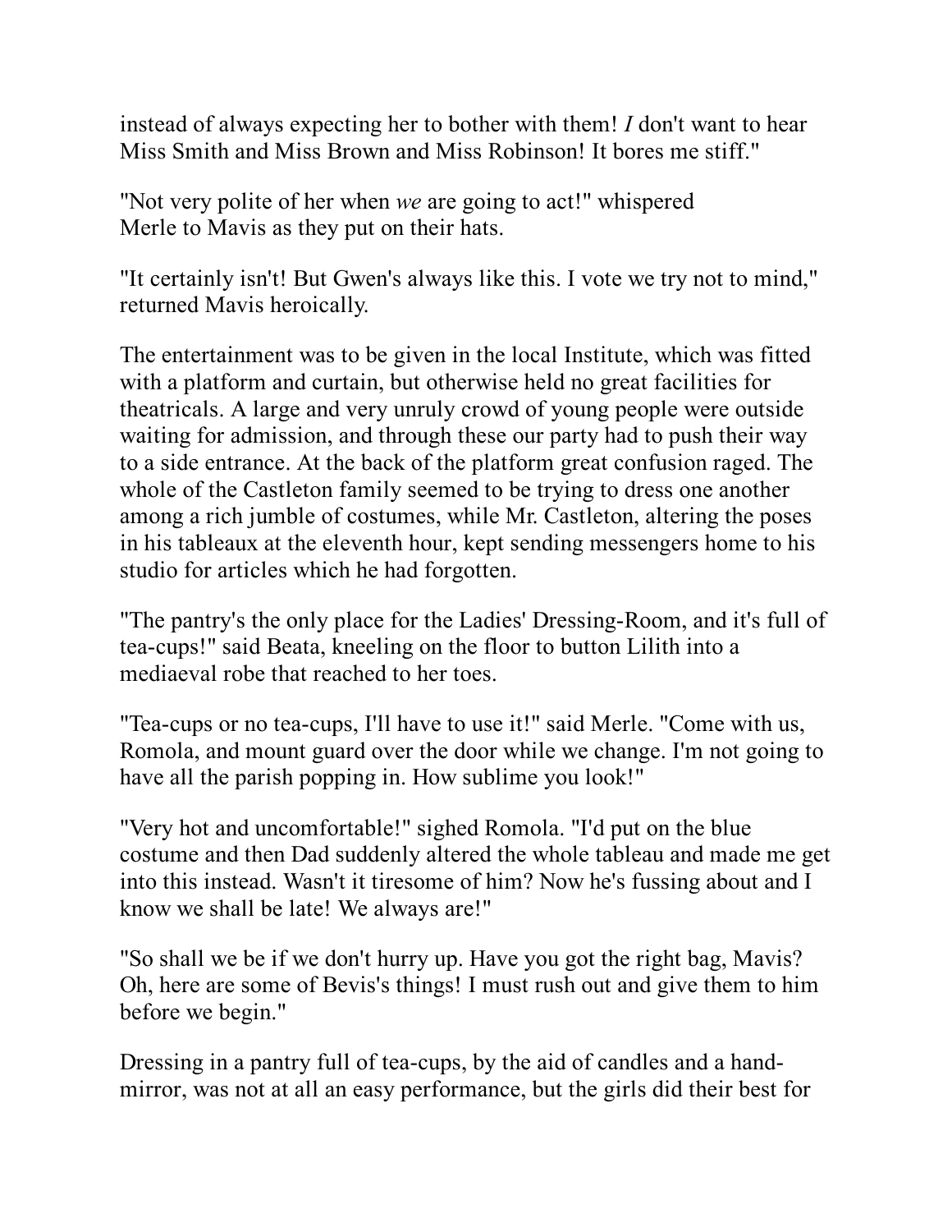instead of always expecting her to bother with them! *I* don't want to hear Miss Smith and Miss Brown and Miss Robinson! It bores me stiff."

"Not very polite of her when *we* are going to act!" whispered Merle to Mavis as they put on their hats.

"It certainly isn't! But Gwen's always like this. I vote we try not to mind," returned Mavis heroically.

The entertainment was to be given in the local Institute, which was fitted with a platform and curtain, but otherwise held no great facilities for theatricals. A large and very unruly crowd of young people were outside waiting for admission, and through these our party had to push their way to a side entrance. At the back of the platform great confusion raged. The whole of the Castleton family seemed to be trying to dress one another among a rich jumble of costumes, while Mr. Castleton, altering the poses in his tableaux at the eleventh hour, kept sending messengers home to his studio for articles which he had forgotten.

"The pantry's the only place for the Ladies' Dressing-Room, and it's full of tea-cups!" said Beata, kneeling on the floor to button Lilith into a mediaeval robe that reached to her toes.

"Tea-cups or no tea-cups, I'll have to use it!" said Merle. "Come with us, Romola, and mount guard over the door while we change. I'm not going to have all the parish popping in. How sublime you look!"

"Very hot and uncomfortable!" sighed Romola. "I'd put on the blue costume and then Dad suddenly altered the whole tableau and made me get into this instead. Wasn't it tiresome of him? Now he's fussing about and I know we shall be late! We always are!"

"So shall we be if we don't hurry up. Have you got the right bag, Mavis? Oh, here are some of Bevis's things! I must rush out and give them to him before we begin."

Dressing in a pantry full of tea-cups, by the aid of candles and a hand-mirror, was not at all an easy performance, but the girls did their best for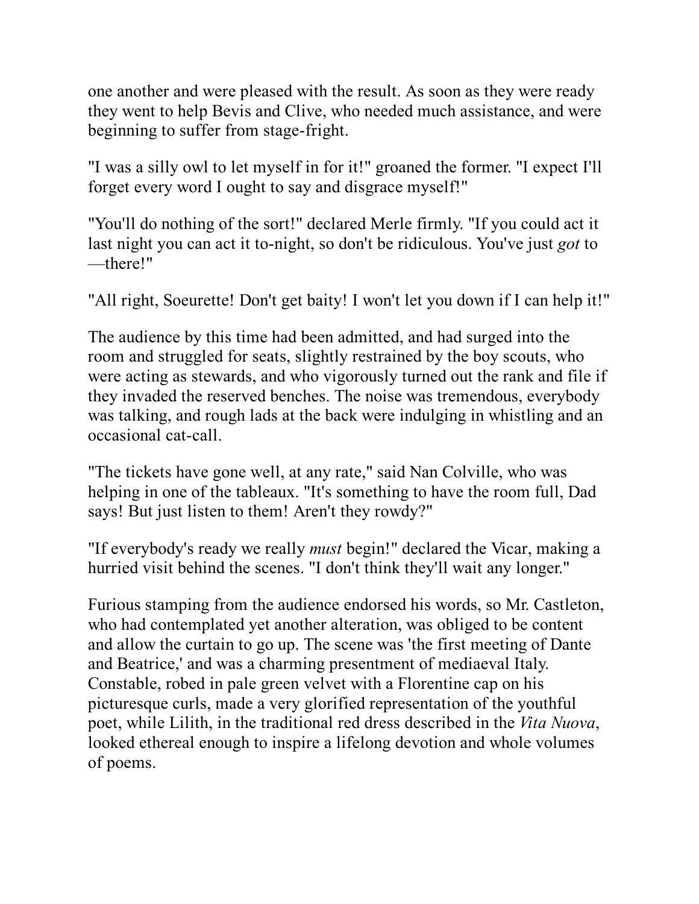one another and were pleased with the result. As soon as they were ready they went to help Bevis and Clive, who needed much assistance, and were beginning to suffer from stage-fright.

"I was a silly owl to let myself in for it!" groaned the former. "I expect I'll forget every word I ought to say and disgrace myself!"

"You'll do nothing of the sort!" declared Merle firmly. "If you could act it last night you can act it to-night, so don't be ridiculous. You've just *got* to—there!"

"All right, Soeurette! Don't get baity! I won't let you down if I can help it!"

The audience by this time had been admitted, and had surged into the room and struggled for seats, slightly restrained by the boy scouts, who were acting as stewards, and who vigorously turned out the rank and file if they invaded the reserved benches. The noise was tremendous, everybody was talking, and rough lads at the back were indulging in whistling and an occasional cat-call.

"The tickets have gone well, at any rate," said Nan Colville, who was helping in one of the tableaux. "It's something to have the room full, Dad says! But just listen to them! Aren't they rowdy?"

"If everybody's ready we really *must* begin!" declared the Vicar, making a hurried visit behind the scenes. "I don't think they'll wait any longer."

Furious stamping from the audience endorsed his words, so Mr. Castleton, who had contemplated yet another alteration, was obliged to be content and allow the curtain to go up. The scene was 'the first meeting of Dante and Beatrice,' and was a charming presentment of mediaeval Italy. Constable, robed in pale green velvet with a Florentine cap on his picturesque curls, made a very glorified representation of the youthful poet, while Lilith, in the traditional red dress described in the *Vita Nuova*, looked ethereal enough to inspire a lifelong devotion and whole volumes of poems.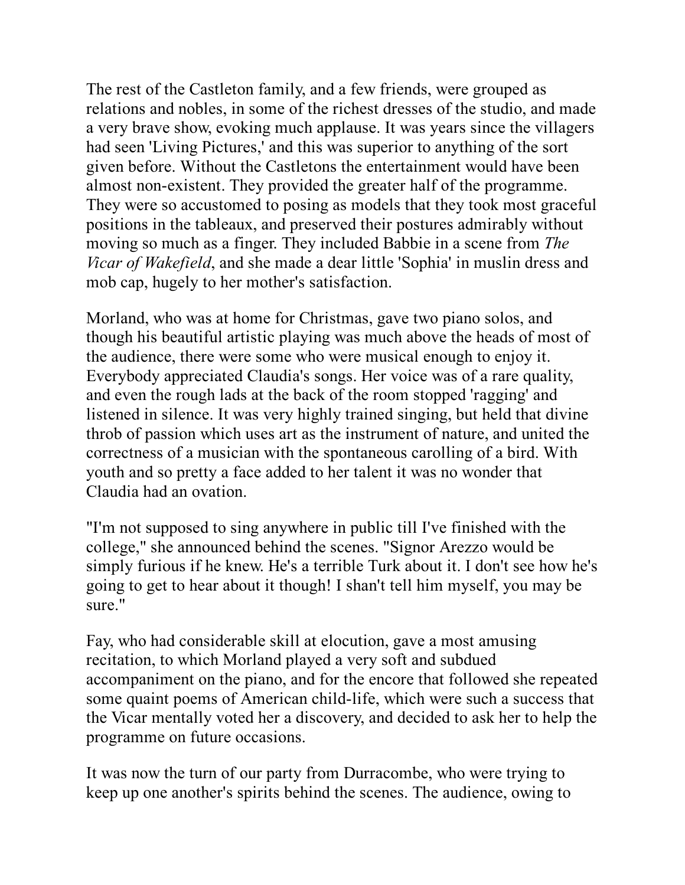The rest of the Castleton family, and a few friends, were grouped as relations and nobles, in some of the richest dresses of the studio, and made a very brave show, evoking much applause. It was years since the villagers had seen 'Living Pictures,' and this was superior to anything of the sort given before. Without the Castletons the entertainment would have been almost non-existent. They provided the greater half of the programme. They were so accustomed to posing as models that they took most graceful positions in the tableaux, and preserved their postures admirably without moving so much as a finger. They included Babbie in a scene from *The Vicar of Wakefield*, and she made a dear little 'Sophia' in muslin dress and mob cap, hugely to her mother's satisfaction.

Morland, who was at home for Christmas, gave two piano solos, and though his beautiful artistic playing was much above the heads of most of the audience, there were some who were musical enough to enjoy it. Everybody appreciated Claudia's songs. Her voice was of a rare quality, and even the rough lads at the back of the room stopped 'ragging' and listened in silence. It was very highly trained singing, but held that divine throb of passion which uses art as the instrument of nature, and united the correctness of a musician with the spontaneous carolling of a bird. With youth and so pretty a face added to her talent it was no wonder that Claudia had an ovation.

"I'm not supposed to sing anywhere in public till I've finished with the college," she announced behind the scenes. "Signor Arezzo would be simply furious if he knew. He's a terrible Turk about it. I don't see how he's going to get to hear about it though! I shan't tell him myself, you may be sure."

Fay, who had considerable skill at elocution, gave a most amusing recitation, to which Morland played a very soft and subdued accompaniment on the piano, and for the encore that followed she repeated some quaint poems of American child-life, which were such a success that the Vicar mentally voted her a discovery, and decided to ask her to help the programme on future occasions.

It was now the turn of our party from Durracombe, who were trying to keep up one another's spirits behind the scenes. The audience, owing to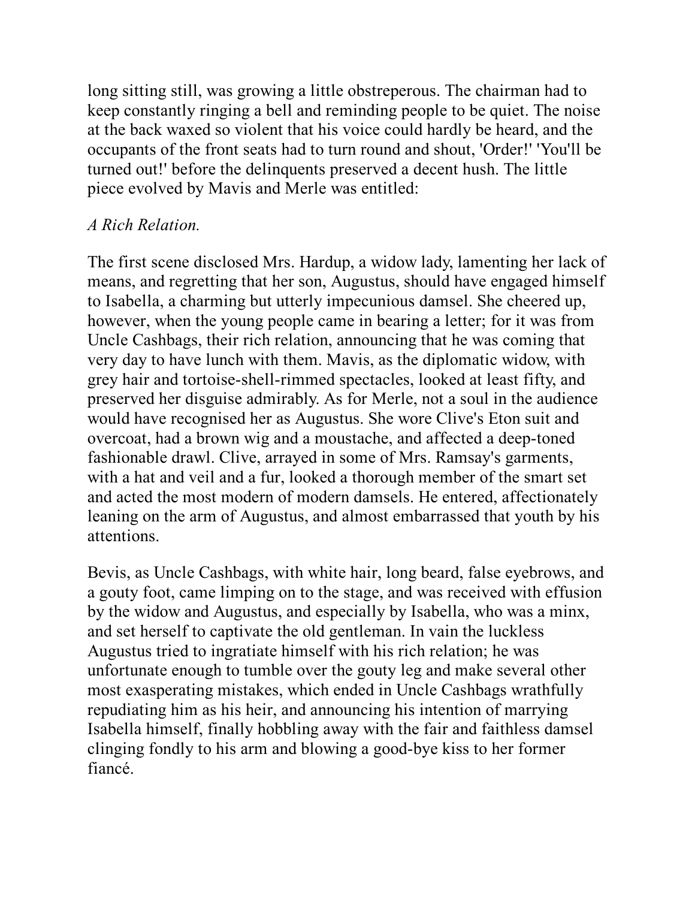long sitting still, was growing a little obstreperous. The chairman had to keep constantly ringing a bell and reminding people to be quiet. The noise at the back waxed so violent that his voice could hardly be heard, and the occupants of the front seats had to turn round and shout, 'Order!' 'You'll be turned out!' before the delinquents preserved a decent hush. The little piece evolved by Mavis and Merle was entitled:

*A Rich Relation.*

The first scene disclosed Mrs. Hardup, a widow lady, lamenting her lack of means, and regretting that her son, Augustus, should have engaged himself to Isabella, a charming but utterly impecunious damsel. She cheered up, however, when the young people came in bearing a letter; for it was from Uncle Cashbags, their rich relation, announcing that he was coming that very day to have lunch with them. Mavis, as the diplomatic widow, with grey hair and tortoise-shell-rimmed spectacles, looked at least fifty, and preserved her disguise admirably. As for Merle, not a soul in the audience would have recognised her as Augustus. She wore Clive's Eton suit and overcoat, had a brown wig and a moustache, and affected a deep-toned fashionable drawl. Clive, arrayed in some of Mrs. Ramsay's garments, with a hat and veil and a fur, looked a thorough member of the smart set and acted the most modern of modern damsels. He entered, affectionately leaning on the arm of Augustus, and almost embarrassed that youth by his attentions.

Bevis, as Uncle Cashbags, with white hair, long beard, false eyebrows, and a gouty foot, came limping on to the stage, and was received with effusion by the widow and Augustus, and especially by Isabella, who was a minx, and set herself to captivate the old gentleman. In vain the luckless Augustus tried to ingratiate himself with his rich relation; he was unfortunate enough to tumble over the gouty leg and make several other most exasperating mistakes, which ended in Uncle Cashbags wrathfully repudiating him as his heir, and announcing his intention of marrying Isabella himself, finally hobbling away with the fair and faithless damsel clinging fondly to his arm and blowing a good-bye kiss to her former fiancé.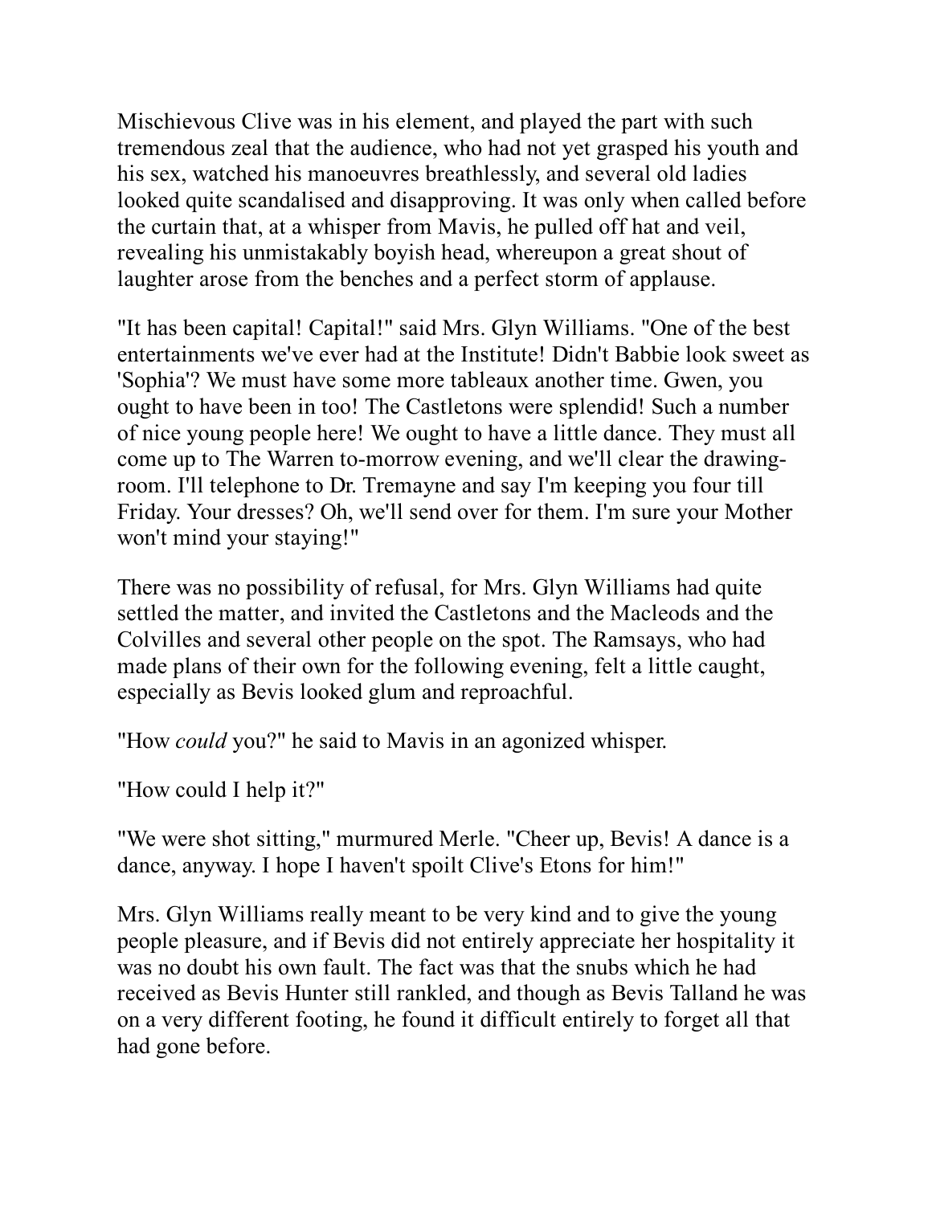Mischievous Clive was in his element, and played the part with such tremendous zeal that the audience, who had not yet grasped his youth and his sex, watched his manoeuvres breathlessly, and several old ladies looked quite scandalised and disapproving. It was only when called before the curtain that, at a whisper from Mavis, he pulled off hat and veil, revealing his unmistakably boyish head, whereupon a great shout of laughter arose from the benches and a perfect storm of applause.

"It has been capital! Capital!" said Mrs. Glyn Williams. "One of the best entertainments we've ever had at the Institute! Didn't Babbie look sweet as 'Sophia'? We must have some more tableaux another time. Gwen, you ought to have been in too! The Castletons were splendid! Such a number of nice young people here! We ought to have a little dance. They must all come up to The Warren to-morrow evening, and we'll clear the drawing-room. I'll telephone to Dr. Tremayne and say I'm keeping you four till Friday. Your dresses? Oh, we'll send over for them. I'm sure your Mother won't mind your staying!"

There was no possibility of refusal, for Mrs. Glyn Williams had quite settled the matter, and invited the Castletons and the Macleods and the Colvilles and several other people on the spot. The Ramsays, who had made plans of their own for the following evening, felt a little caught, especially as Bevis looked glum and reproachful.

"How *could* you?" he said to Mavis in an agonized whisper.

"How could I help it?"

"We were shot sitting," murmured Merle. "Cheer up, Bevis! A dance is a dance, anyway. I hope I haven't spoilt Clive's Etons for him!"

Mrs. Glyn Williams really meant to be very kind and to give the young people pleasure, and if Bevis did not entirely appreciate her hospitality it was no doubt his own fault. The fact was that the snubs which he had received as Bevis Hunter still rankled, and though as Bevis Talland he was on a very different footing, he found it difficult entirely to forget all that had gone before.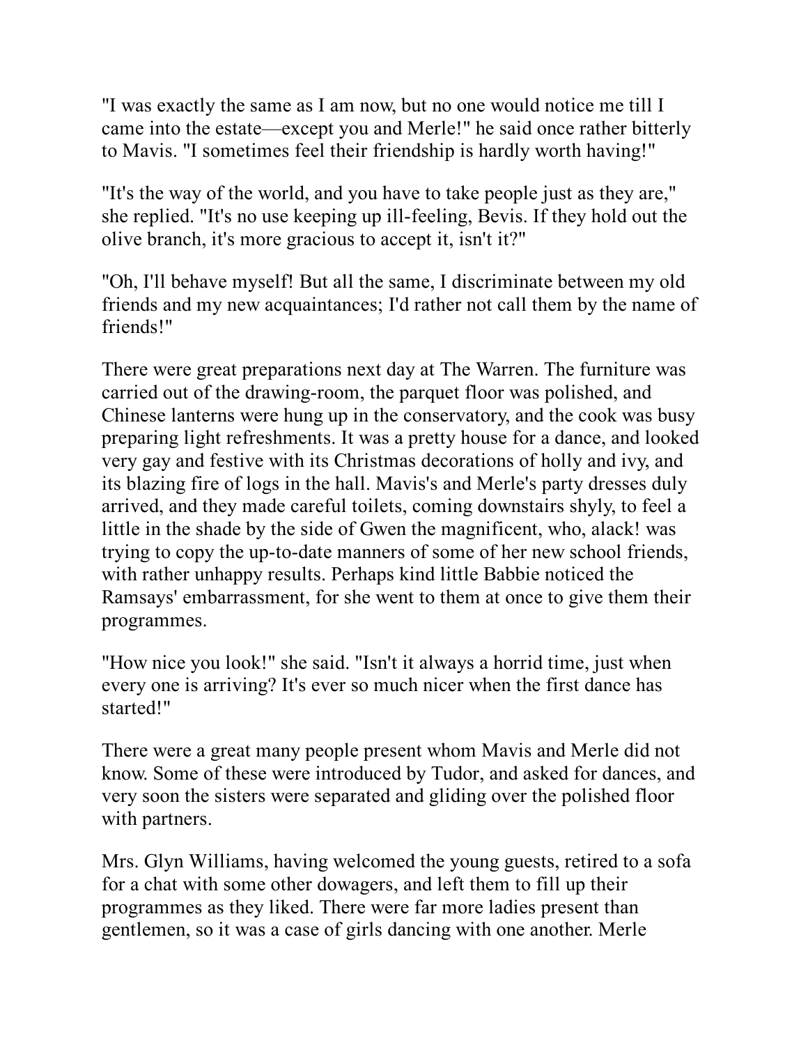"I was exactly the same as I am now, but no one would notice me till I came into the estate—except you and Merle!" he said once rather bitterly to Mavis. "I sometimes feel their friendship is hardly worth having!"

"It's the way of the world, and you have to take people just as they are," she replied. "It's no use keeping up ill-feeling, Bevis. If they hold out the olive branch, it's more gracious to accept it, isn't it?"

"Oh, I'll behave myself! But all the same, I discriminate between my old friends and my new acquaintances; I'd rather not call them by the name of friends!"

There were great preparations next day at The Warren. The furniture was carried out of the drawing-room, the parquet floor was polished, and Chinese lanterns were hung up in the conservatory, and the cook was busy preparing light refreshments. It was a pretty house for a dance, and looked very gay and festive with its Christmas decorations of holly and ivy, and its blazing fire of logs in the hall. Mavis's and Merle's party dresses duly arrived, and they made careful toilets, coming downstairs shyly, to feel a little in the shade by the side of Gwen the magnificent, who, alack! was trying to copy the up-to-date manners of some of her new school friends, with rather unhappy results. Perhaps kind little Babbie noticed the Ramsays' embarrassment, for she went to them at once to give them their programmes.

"How nice you look!" she said. "Isn't it always a horrid time, just when every one is arriving? It's ever so much nicer when the first dance has started!"

There were a great many people present whom Mavis and Merle did not know. Some of these were introduced by Tudor, and asked for dances, and very soon the sisters were separated and gliding over the polished floor with partners.

Mrs. Glyn Williams, having welcomed the young guests, retired to a sofa for a chat with some other dowagers, and left them to fill up their programmes as they liked. There were far more ladies present than gentlemen, so it was a case of girls dancing with one another. Merle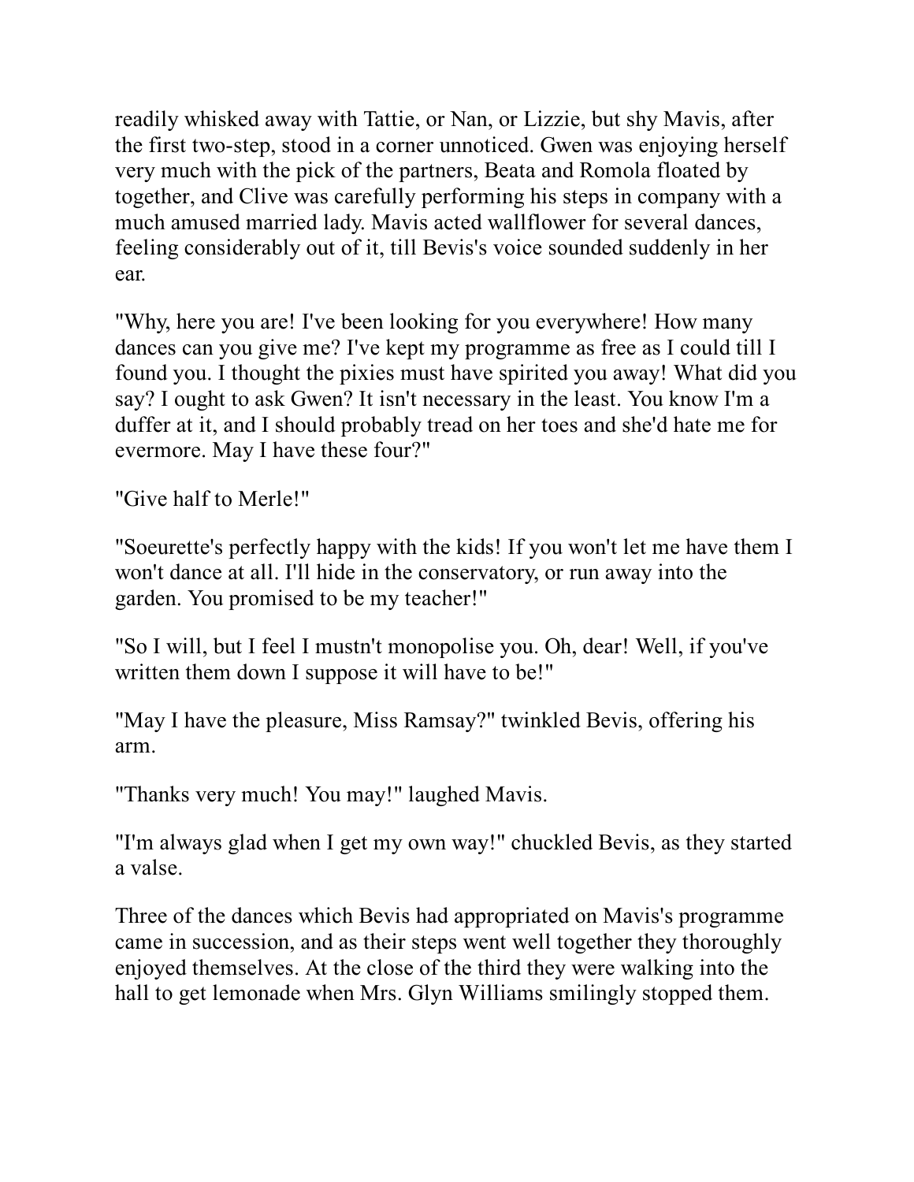readily whisked away with Tattie, or Nan, or Lizzie, but shy Mavis, after the first two-step, stood in a corner unnoticed. Gwen was enjoying herself very much with the pick of the partners, Beata and Romola floated by together, and Clive was carefully performing his steps in company with a much amused married lady. Mavis acted wallflower for several dances, feeling considerably out of it, till Bevis's voice sounded suddenly in her ear.

"Why, here you are! I've been looking for you everywhere! How many dances can you give me? I've kept my programme as free as I could till I found you. I thought the pixies must have spirited you away! What did you say? I ought to ask Gwen? It isn't necessary in the least. You know I'm a duffer at it, and I should probably tread on her toes and she'd hate me for evermore. May I have these four?"

"Give half to Merle!"

"Soeurette's perfectly happy with the kids! If you won't let me have them I won't dance at all. I'll hide in the conservatory, or run away into the garden. You promised to be my teacher!"

"So I will, but I feel I mustn't monopolise you. Oh, dear! Well, if you've written them down I suppose it will have to be!"

"May I have the pleasure, Miss Ramsay?" twinkled Bevis, offering his arm.

"Thanks very much! You may!" laughed Mavis.

"I'm always glad when I get my own way!" chuckled Bevis, as they started a valse.

Three of the dances which Bevis had appropriated on Mavis's programme came in succession, and as their steps went well together they thoroughly enjoyed themselves. At the close of the third they were walking into the hall to get lemonade when Mrs. Glyn Williams smilingly stopped them.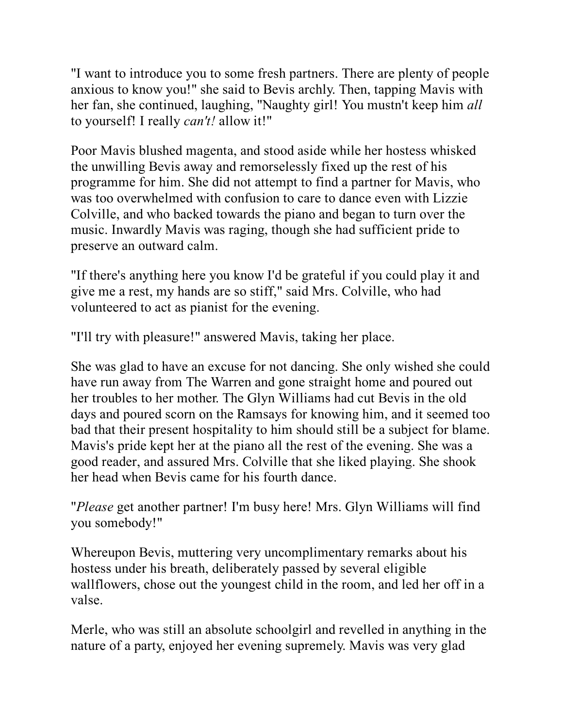"I want to introduce you to some fresh partners. There are plenty of people anxious to know you!" she said to Bevis archly. Then, tapping Mavis with her fan, she continued, laughing, "Naughty girl! You mustn't keep him *all* to yourself! I really *can't!* allow it!"

Poor Mavis blushed magenta, and stood aside while her hostess whisked the unwilling Bevis away and remorselessly fixed up the rest of his programme for him. She did not attempt to find a partner for Mavis, who was too overwhelmed with confusion to care to dance even with Lizzie Colville, and who backed towards the piano and began to turn over the music. Inwardly Mavis was raging, though she had sufficient pride to preserve an outward calm.

"If there's anything here you know I'd be grateful if you could play it and give me a rest, my hands are so stiff," said Mrs. Colville, who had volunteered to act as pianist for the evening.

"I'll try with pleasure!" answered Mavis, taking her place.

She was glad to have an excuse for not dancing. She only wished she could have run away from The Warren and gone straight home and poured out her troubles to her mother. The Glyn Williams had cut Bevis in the old days and poured scorn on the Ramsays for knowing him, and it seemed too bad that their present hospitality to him should still be a subject for blame. Mavis's pride kept her at the piano all the rest of the evening. She was a good reader, and assured Mrs. Colville that she liked playing. She shook her head when Bevis came for his fourth dance.

"*Please* get another partner! I'm busy here! Mrs. Glyn Williams will find you somebody!"

Whereupon Bevis, muttering very uncomplimentary remarks about his hostess under his breath, deliberately passed by several eligible wallflowers, chose out the youngest child in the room, and led her off in a valse.

Merle, who was still an absolute schoolgirl and revelled in anything in the nature of a party, enjoyed her evening supremely. Mavis was very glad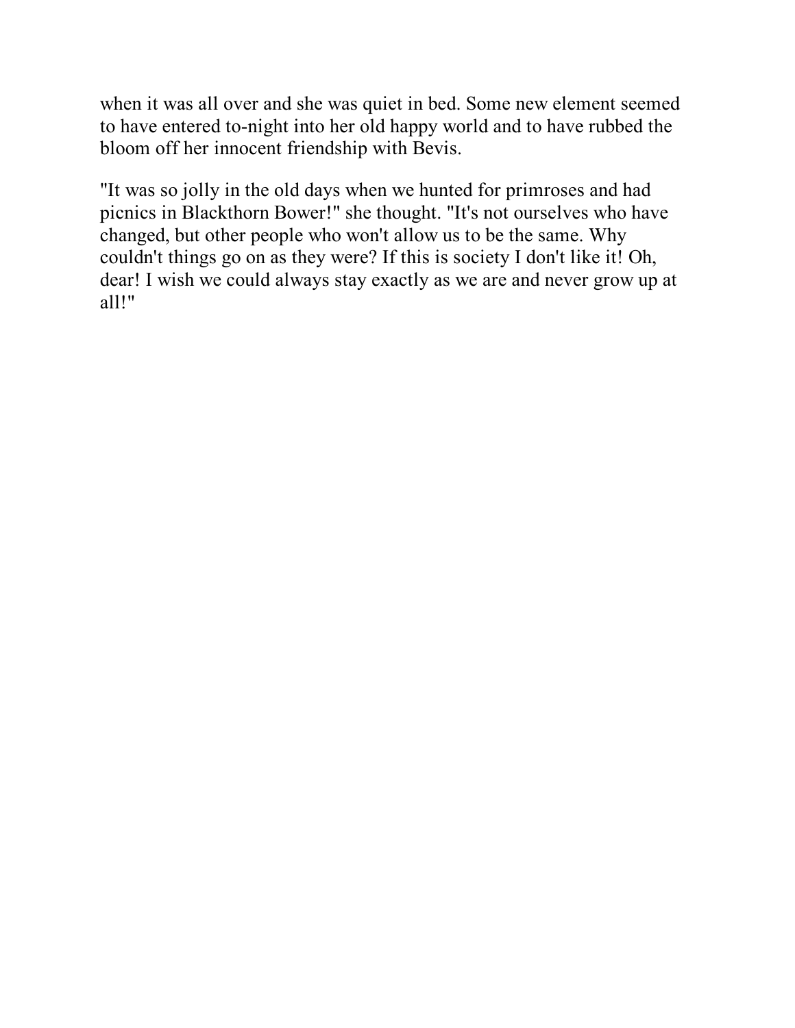when it was all over and she was quiet in bed. Some new element seemed to have entered to-night into her old happy world and to have rubbed the bloom off her innocent friendship with Bevis.

"It was so jolly in the old days when we hunted for primroses and had picnics in Blackthorn Bower!" she thought. "It's not ourselves who have changed, but other people who won't allow us to be the same. Why couldn't things go on as they were? If this is society I don't like it! Oh, dear! I wish we could always stay exactly as we are and never grow up at all!"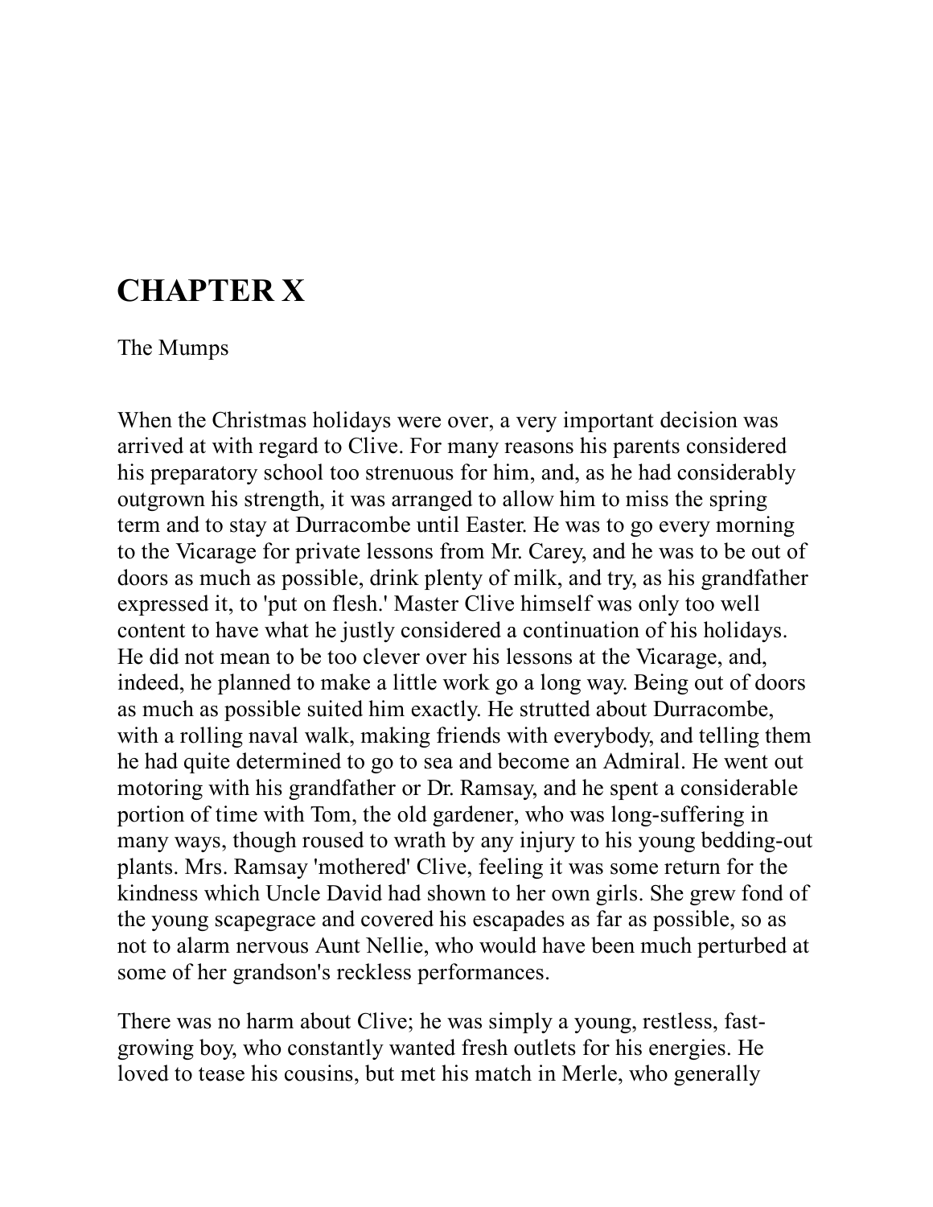# CHAPTER X

The Mumps

When the Christmas holidays were over, a very important decision was arrived at with regard to Clive. For many reasons his parents considered his preparatory school too strenuous for him, and, as he had considerably outgrown his strength, it was arranged to allow him to miss the spring term and to stay at Durracombe until Easter. He was to go every morning to the Vicarage for private lessons from Mr. Carey, and he was to be out of doors as much as possible, drink plenty of milk, and try, as his grandfather expressed it, to 'put on flesh.' Master Clive himself was only too well content to have what he justly considered a continuation of his holidays. He did not mean to be too clever over his lessons at the Vicarage, and, indeed, he planned to make a little work go a long way. Being out of doors as much as possible suited him exactly. He strutted about Durracombe, with a rolling naval walk, making friends with everybody, and telling them he had quite determined to go to sea and become an Admiral. He went out motoring with his grandfather or Dr. Ramsay, and he spent a considerable portion of time with Tom, the old gardener, who was long-suffering in many ways, though roused to wrath by any injury to his young bedding-out plants. Mrs. Ramsay 'mothered' Clive, feeling it was some return for the kindness which Uncle David had shown to her own girls. She grew fond of the young scapegrace and covered his escapades as far as possible, so as not to alarm nervous Aunt Nellie, who would have been much perturbed at some of her grandson's reckless performances.

There was no harm about Clive; he was simply a young, restless, fast-growing boy, who constantly wanted fresh outlets for his energies. He loved to tease his cousins, but met his match in Merle, who generally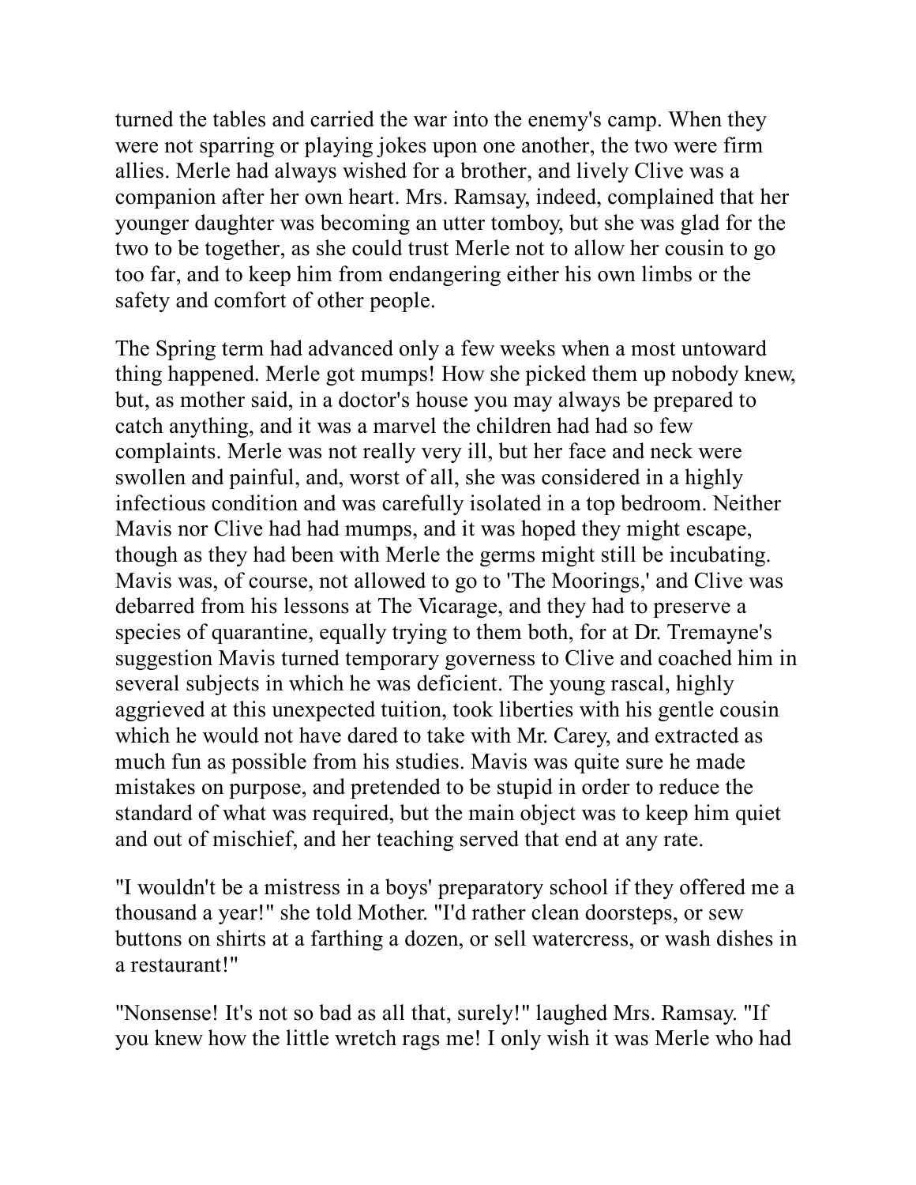turned the tables and carried the war into the enemy's camp. When they were not sparring or playing jokes upon one another, the two were firm allies. Merle had always wished for a brother, and lively Clive was a companion after her own heart. Mrs. Ramsay, indeed, complained that her younger daughter was becoming an utter tomboy, but she was glad for the two to be together, as she could trust Merle not to allow her cousin to go too far, and to keep him from endangering either his own limbs or the safety and comfort of other people.

The Spring term had advanced only a few weeks when a most untoward thing happened. Merle got mumps! How she picked them up nobody knew, but, as mother said, in a doctor's house you may always be prepared to catch anything, and it was a marvel the children had had so few complaints. Merle was not really very ill, but her face and neck were swollen and painful, and, worst of all, she was considered in a highly infectious condition and was carefully isolated in a top bedroom. Neither Mavis nor Clive had had mumps, and it was hoped they might escape, though as they had been with Merle the germs might still be incubating. Mavis was, of course, not allowed to go to 'The Moorings,' and Clive was debarred from his lessons at The Vicarage, and they had to preserve a species of quarantine, equally trying to them both, for at Dr. Tremayne's suggestion Mavis turned temporary governess to Clive and coached him in several subjects in which he was deficient. The young rascal, highly aggrieved at this unexpected tuition, took liberties with his gentle cousin which he would not have dared to take with Mr. Carey, and extracted as much fun as possible from his studies. Mavis was quite sure he made mistakes on purpose, and pretended to be stupid in order to reduce the standard of what was required, but the main object was to keep him quiet and out of mischief, and her teaching served that end at any rate.

"I wouldn't be a mistress in a boys' preparatory school if they offered me a thousand a year!" she told Mother. "I'd rather clean doorsteps, or sew buttons on shirts at a farthing a dozen, or sell watercress, or wash dishes in a restaurant!"

"Nonsense! It's not so bad as all that, surely!" laughed Mrs. Ramsay. "If you knew how the little wretch rags me! I only wish it was Merle who had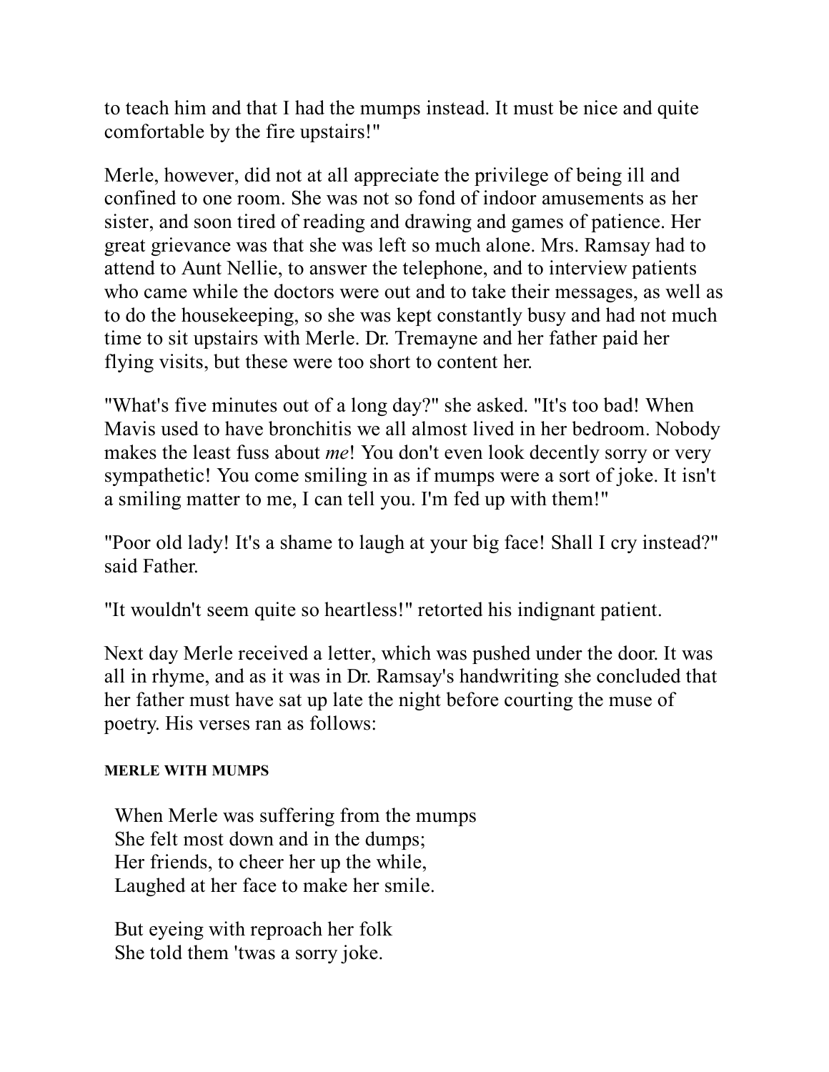to teach him and that I had the mumps instead. It must be nice and quite comfortable by the fire upstairs!"

Merle, however, did not at all appreciate the privilege of being ill and confined to one room. She was not so fond of indoor amusements as her sister, and soon tired of reading and drawing and games of patience. Her great grievance was that she was left so much alone. Mrs. Ramsay had to attend to Aunt Nellie, to answer the telephone, and to interview patients who came while the doctors were out and to take their messages, as well as to do the housekeeping, so she was kept constantly busy and had not much time to sit upstairs with Merle. Dr. Tremayne and her father paid her flying visits, but these were too short to content her.

"What's five minutes out of a long day?" she asked. "It's too bad! When Mavis used to have bronchitis we all almost lived in her bedroom. Nobody makes the least fuss about *me*! You don't even look decently sorry or very sympathetic! You come smiling in as if mumps were a sort of joke. It isn't a smiling matter to me, I can tell you. I'm fed up with them!"

"Poor old lady! It's a shame to laugh at your big face! Shall I cry instead?" said Father.

"It wouldn't seem quite so heartless!" retorted his indignant patient.

Next day Merle received a letter, which was pushed under the door. It was all in rhyme, and as it was in Dr. Ramsay's handwriting she concluded that her father must have sat up late the night before courting the muse of poetry. His verses ran as follows:

#### MERLE WITH MUMPS

When Merle was suffering from the mumps  
She felt most down and in the dumps;  
Her friends, to cheer her up the while,  
Laughed at her face to make her smile.

But eyeing with reproach her folk  
She told them 'twas a sorry joke.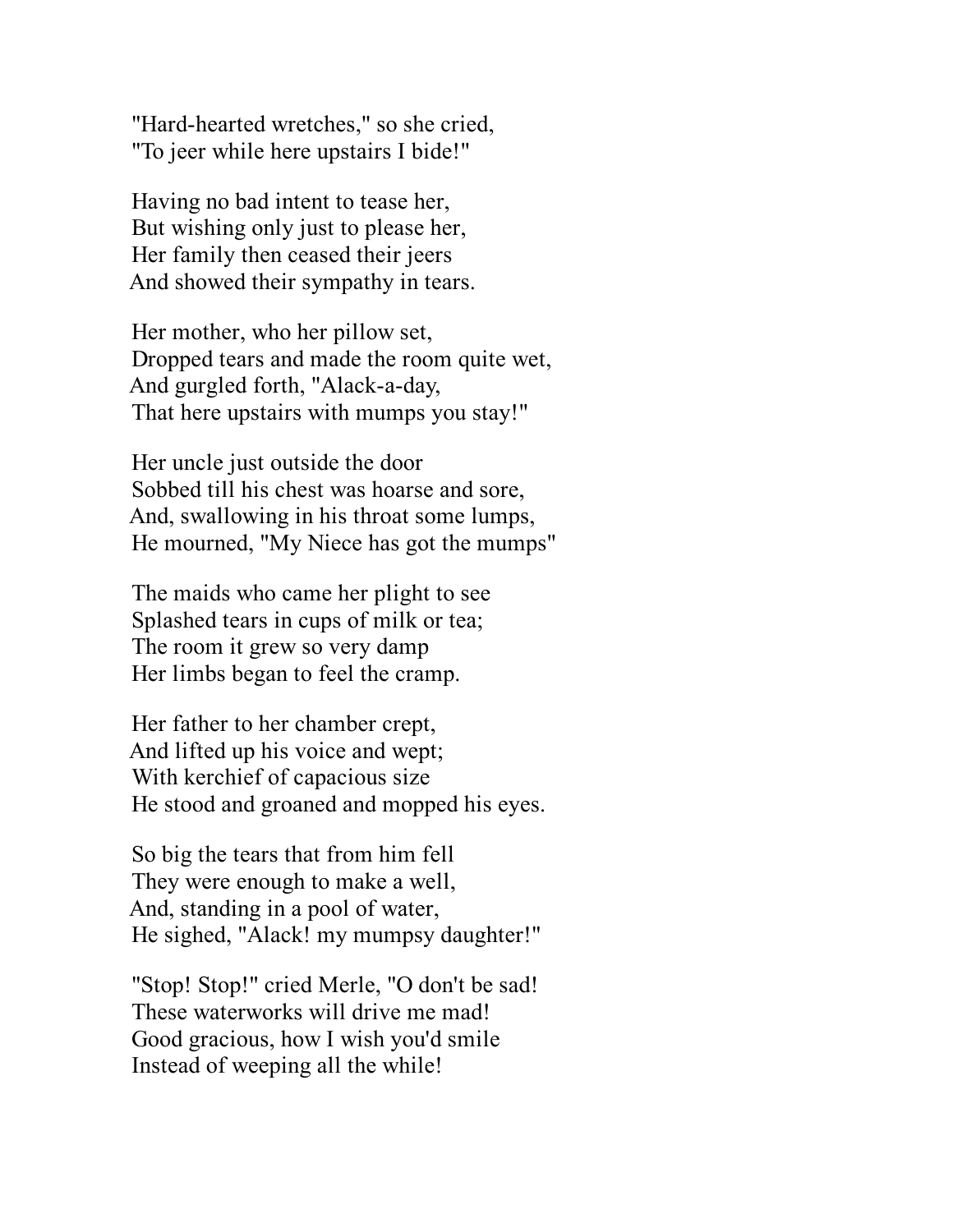"Hard-hearted wretches," so she cried,
"To jeer while here upstairs I bide!"

Having no bad intent to tease her,
But wishing only just to please her,
Her family then ceased their jeers
And showed their sympathy in tears.

Her mother, who her pillow set,
Dropped tears and made the room quite wet,
And gurgled forth, "Alack-a-day,
That here upstairs with mumps you stay!"

Her uncle just outside the door
Sobbed till his chest was hoarse and sore,
And, swallowing in his throat some lumps,
He mourned, "My Niece has got the mumps"

The maids who came her plight to see
Splashed tears in cups of milk or tea;
The room it grew so very damp
Her limbs began to feel the cramp.

Her father to her chamber crept,
And lifted up his voice and wept;
With kerchief of capacious size
He stood and groaned and mopped his eyes.

So big the tears that from him fell
They were enough to make a well,
And, standing in a pool of water,
He sighed, "Alack! my mumpsy daughter!"

"Stop! Stop!" cried Merle, "O don't be sad!
These waterworks will drive me mad!
Good gracious, how I wish you'd smile
Instead of weeping all the while!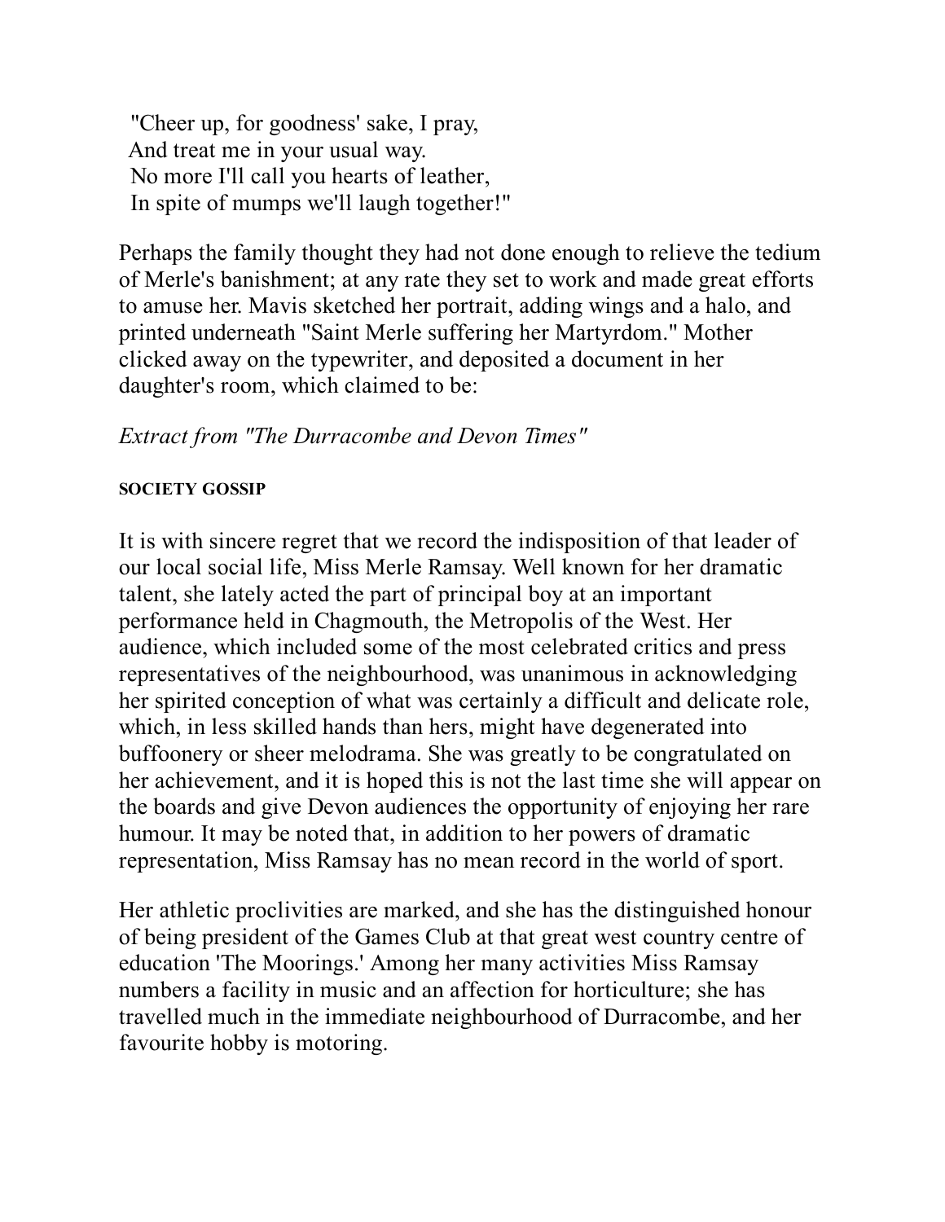"Cheer up, for goodness' sake, I pray,  
And treat me in your usual way.  
No more I'll call you hearts of leather,  
In spite of mumps we'll laugh together!"

Perhaps the family thought they had not done enough to relieve the tedium of Merle's banishment; at any rate they set to work and made great efforts to amuse her. Mavis sketched her portrait, adding wings and a halo, and printed underneath "Saint Merle suffering her Martyrdom." Mother clicked away on the typewriter, and deposited a document in her daughter's room, which claimed to be:

*Extract from "The Durracombe and Devon Times"*

**SOCIETY GOSSIP**

It is with sincere regret that we record the indisposition of that leader of our local social life, Miss Merle Ramsay. Well known for her dramatic talent, she lately acted the part of principal boy at an important performance held in Chagmouth, the Metropolis of the West. Her audience, which included some of the most celebrated critics and press representatives of the neighbourhood, was unanimous in acknowledging her spirited conception of what was certainly a difficult and delicate role, which, in less skilled hands than hers, might have degenerated into buffoonery or sheer melodrama. She was greatly to be congratulated on her achievement, and it is hoped this is not the last time she will appear on the boards and give Devon audiences the opportunity of enjoying her rare humour. It may be noted that, in addition to her powers of dramatic representation, Miss Ramsay has no mean record in the world of sport.

Her athletic proclivities are marked, and she has the distinguished honour of being president of the Games Club at that great west country centre of education 'The Moorings.' Among her many activities Miss Ramsay numbers a facility in music and an affection for horticulture; she has travelled much in the immediate neighbourhood of Durracombe, and her favourite hobby is motoring.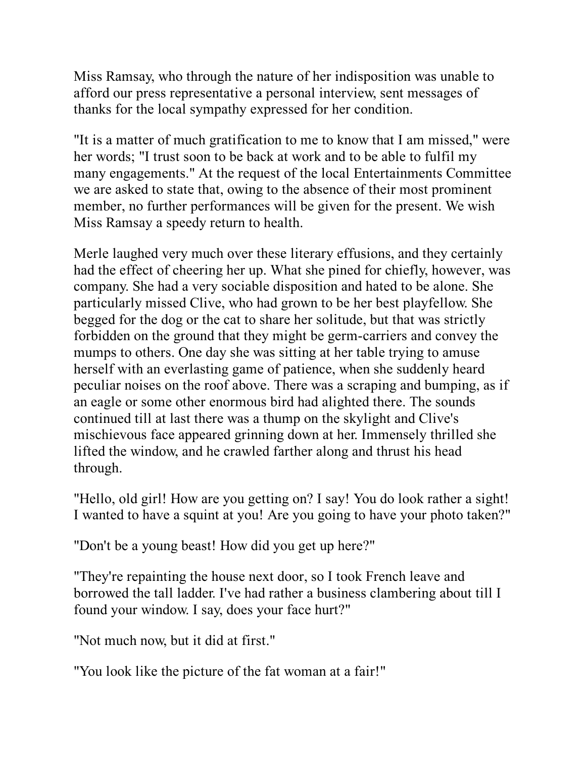Miss Ramsay, who through the nature of her indisposition was unable to afford our press representative a personal interview, sent messages of thanks for the local sympathy expressed for her condition.

"It is a matter of much gratification to me to know that I am missed," were her words; "I trust soon to be back at work and to be able to fulfil my many engagements." At the request of the local Entertainments Committee we are asked to state that, owing to the absence of their most prominent member, no further performances will be given for the present. We wish Miss Ramsay a speedy return to health.

Merle laughed very much over these literary effusions, and they certainly had the effect of cheering her up. What she pined for chiefly, however, was company. She had a very sociable disposition and hated to be alone. She particularly missed Clive, who had grown to be her best playfellow. She begged for the dog or the cat to share her solitude, but that was strictly forbidden on the ground that they might be germ-carriers and convey the mumps to others. One day she was sitting at her table trying to amuse herself with an everlasting game of patience, when she suddenly heard peculiar noises on the roof above. There was a scraping and bumping, as if an eagle or some other enormous bird had alighted there. The sounds continued till at last there was a thump on the skylight and Clive's mischievous face appeared grinning down at her. Immensely thrilled she lifted the window, and he crawled farther along and thrust his head through.

"Hello, old girl! How are you getting on? I say! You do look rather a sight! I wanted to have a squint at you! Are you going to have your photo taken?"

"Don't be a young beast! How did you get up here?"

"They're repainting the house next door, so I took French leave and borrowed the tall ladder. I've had rather a business clambering about till I found your window. I say, does your face hurt?"

"Not much now, but it did at first."

"You look like the picture of the fat woman at a fair!"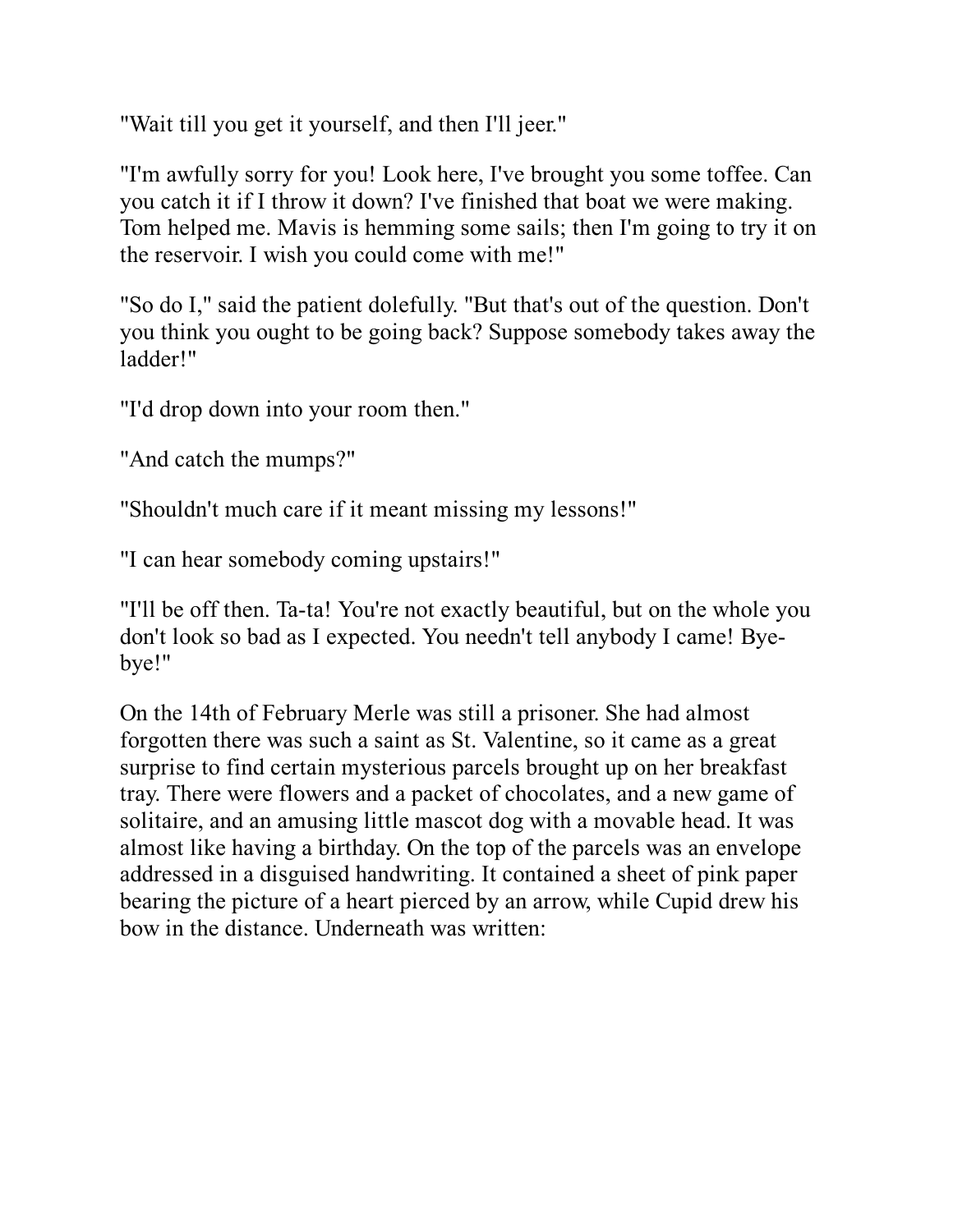"Wait till you get it yourself, and then I'll jeer."

"I'm awfully sorry for you! Look here, I've brought you some toffee. Can you catch it if I throw it down? I've finished that boat we were making. Tom helped me. Mavis is hemming some sails; then I'm going to try it on the reservoir. I wish you could come with me!"

"So do I," said the patient dolefully. "But that's out of the question. Don't you think you ought to be going back? Suppose somebody takes away the ladder!"

"I'd drop down into your room then."

"And catch the mumps?"

"Shouldn't much care if it meant missing my lessons!"

"I can hear somebody coming upstairs!"

"I'll be off then. Ta-ta! You're not exactly beautiful, but on the whole you don't look so bad as I expected. You needn't tell anybody I came! Bye-bye!"

On the 14th of February Merle was still a prisoner. She had almost forgotten there was such a saint as St. Valentine, so it came as a great surprise to find certain mysterious parcels brought up on her breakfast tray. There were flowers and a packet of chocolates, and a new game of solitaire, and an amusing little mascot dog with a movable head. It was almost like having a birthday. On the top of the parcels was an envelope addressed in a disguised handwriting. It contained a sheet of pink paper bearing the picture of a heart pierced by an arrow, while Cupid drew his bow in the distance. Underneath was written: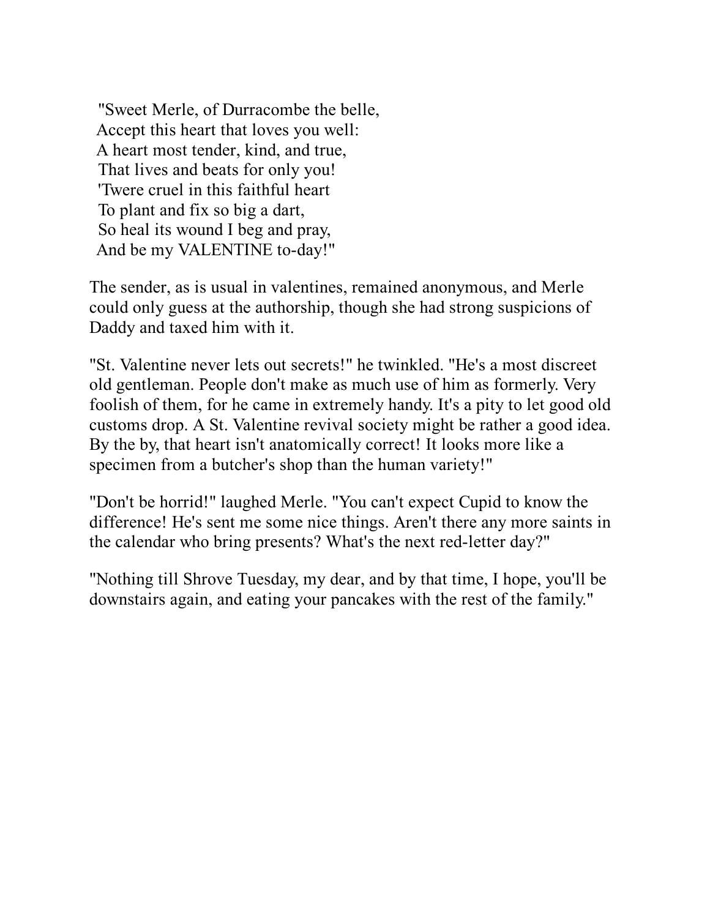"Sweet Merle, of Durracombe the belle,  
Accept this heart that loves you well:  
A heart most tender, kind, and true,  
That lives and beats for only you!  
'Twere cruel in this faithful heart  
To plant and fix so big a dart,  
So heal its wound I beg and pray,  
And be my VALENTINE to-day!"

The sender, as is usual in valentines, remained anonymous, and Merle could only guess at the authorship, though she had strong suspicions of Daddy and taxed him with it.

"St. Valentine never lets out secrets!" he twinkled. "He's a most discreet old gentleman. People don't make as much use of him as formerly. Very foolish of them, for he came in extremely handy. It's a pity to let good old customs drop. A St. Valentine revival society might be rather a good idea. By the by, that heart isn't anatomically correct! It looks more like a specimen from a butcher's shop than the human variety!"

"Don't be horrid!" laughed Merle. "You can't expect Cupid to know the difference! He's sent me some nice things. Aren't there any more saints in the calendar who bring presents? What's the next red-letter day?"

"Nothing till Shrove Tuesday, my dear, and by that time, I hope, you'll be downstairs again, and eating your pancakes with the rest of the family."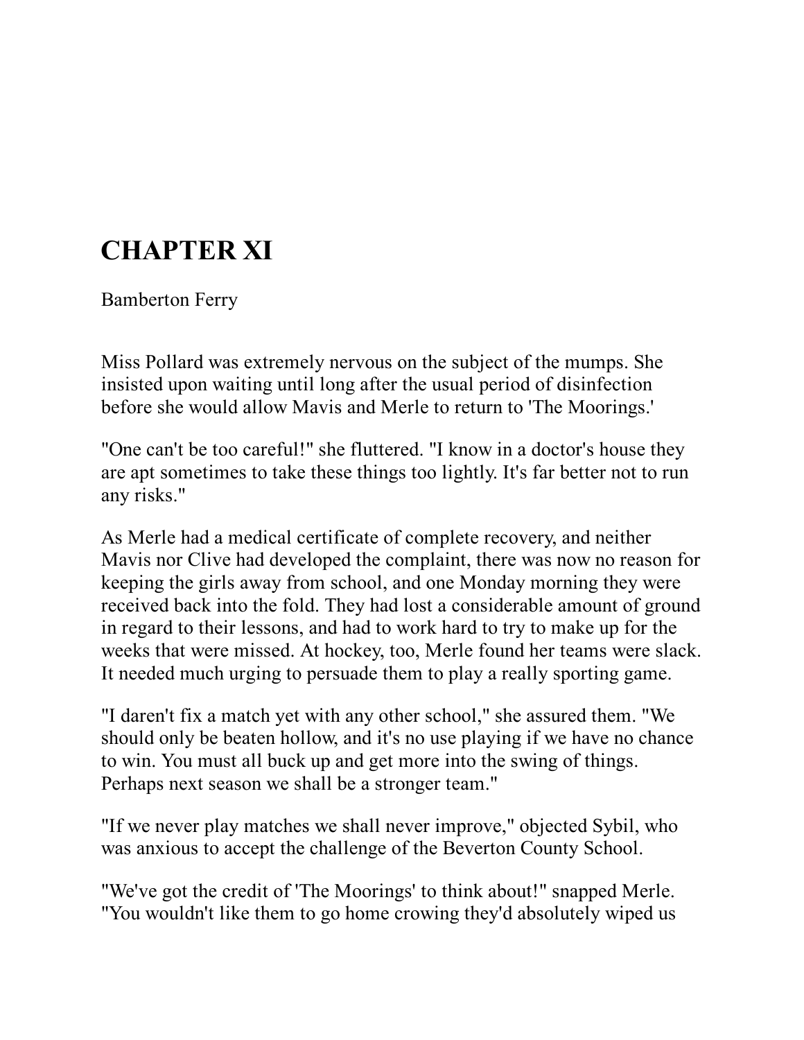# CHAPTER XI

Bamberton Ferry

Miss Pollard was extremely nervous on the subject of the mumps. She insisted upon waiting until long after the usual period of disinfection before she would allow Mavis and Merle to return to 'The Moorings.'

"One can't be too careful!" she fluttered. "I know in a doctor's house they are apt sometimes to take these things too lightly. It's far better not to run any risks."

As Merle had a medical certificate of complete recovery, and neither Mavis nor Clive had developed the complaint, there was now no reason for keeping the girls away from school, and one Monday morning they were received back into the fold. They had lost a considerable amount of ground in regard to their lessons, and had to work hard to try to make up for the weeks that were missed. At hockey, too, Merle found her teams were slack. It needed much urging to persuade them to play a really sporting game.

"I daren't fix a match yet with any other school," she assured them. "We should only be beaten hollow, and it's no use playing if we have no chance to win. You must all buck up and get more into the swing of things. Perhaps next season we shall be a stronger team."

"If we never play matches we shall never improve," objected Sybil, who was anxious to accept the challenge of the Beverton County School.

"We've got the credit of 'The Moorings' to think about!" snapped Merle. "You wouldn't like them to go home crowing they'd absolutely wiped us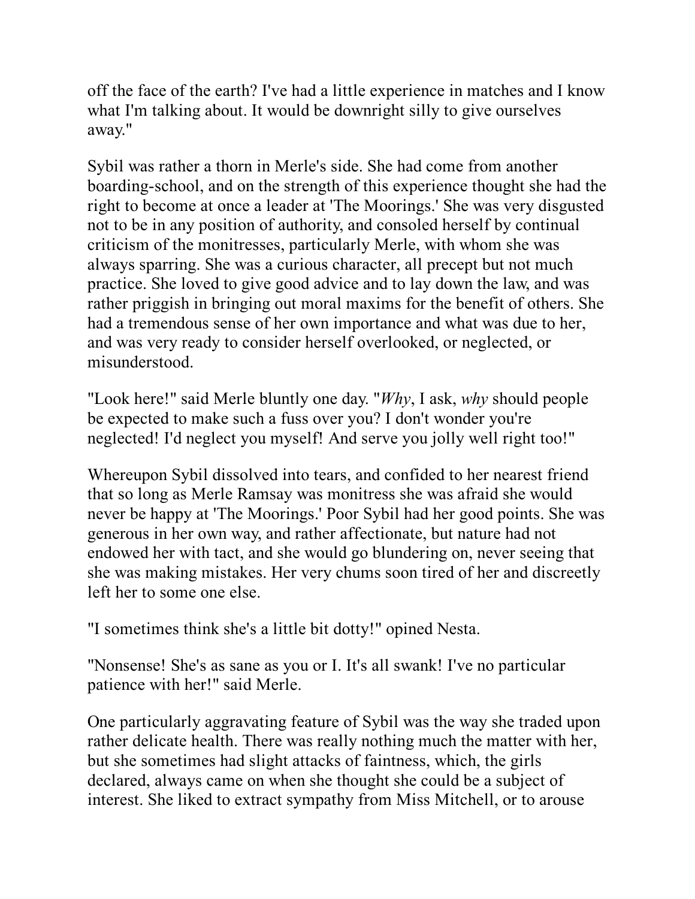off the face of the earth? I've had a little experience in matches and I know what I'm talking about. It would be downright silly to give ourselves away."

Sybil was rather a thorn in Merle's side. She had come from another boarding-school, and on the strength of this experience thought she had the right to become at once a leader at 'The Moorings.' She was very disgusted not to be in any position of authority, and consoled herself by continual criticism of the monitresses, particularly Merle, with whom she was always sparring. She was a curious character, all precept but not much practice. She loved to give good advice and to lay down the law, and was rather priggish in bringing out moral maxims for the benefit of others. She had a tremendous sense of her own importance and what was due to her, and was very ready to consider herself overlooked, or neglected, or misunderstood.

"Look here!" said Merle bluntly one day. "*Why*, I ask, *why* should people be expected to make such a fuss over you? I don't wonder you're neglected! I'd neglect you myself! And serve you jolly well right too!"

Whereupon Sybil dissolved into tears, and confided to her nearest friend that so long as Merle Ramsay was monitress she was afraid she would never be happy at 'The Moorings.' Poor Sybil had her good points. She was generous in her own way, and rather affectionate, but nature had not endowed her with tact, and she would go blundering on, never seeing that she was making mistakes. Her very chums soon tired of her and discreetly left her to some one else.

"I sometimes think she's a little bit dotty!" opined Nesta.

"Nonsense! She's as sane as you or I. It's all swank! I've no particular patience with her!" said Merle.

One particularly aggravating feature of Sybil was the way she traded upon rather delicate health. There was really nothing much the matter with her, but she sometimes had slight attacks of faintness, which, the girls declared, always came on when she thought she could be a subject of interest. She liked to extract sympathy from Miss Mitchell, or to arouse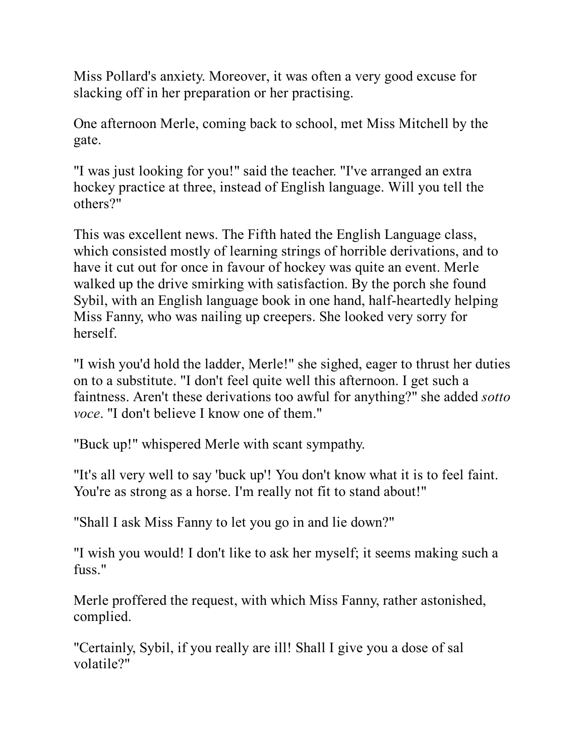Miss Pollard's anxiety. Moreover, it was often a very good excuse for slacking off in her preparation or her practising.

One afternoon Merle, coming back to school, met Miss Mitchell by the gate.

"I was just looking for you!" said the teacher. "I've arranged an extra hockey practice at three, instead of English language. Will you tell the others?"

This was excellent news. The Fifth hated the English Language class, which consisted mostly of learning strings of horrible derivations, and to have it cut out for once in favour of hockey was quite an event. Merle walked up the drive smirking with satisfaction. By the porch she found Sybil, with an English language book in one hand, half-heartedly helping Miss Fanny, who was nailing up creepers. She looked very sorry for herself.

"I wish you'd hold the ladder, Merle!" she sighed, eager to thrust her duties on to a substitute. "I don't feel quite well this afternoon. I get such a faintness. Aren't these derivations too awful for anything?" she added *sotto voce*. "I don't believe I know one of them."

"Buck up!" whispered Merle with scant sympathy.

"It's all very well to say 'buck up'! You don't know what it is to feel faint. You're as strong as a horse. I'm really not fit to stand about!"

"Shall I ask Miss Fanny to let you go in and lie down?"

"I wish you would! I don't like to ask her myself; it seems making such a fuss."

Merle proffered the request, with which Miss Fanny, rather astonished, complied.

"Certainly, Sybil, if you really are ill! Shall I give you a dose of sal volatile?"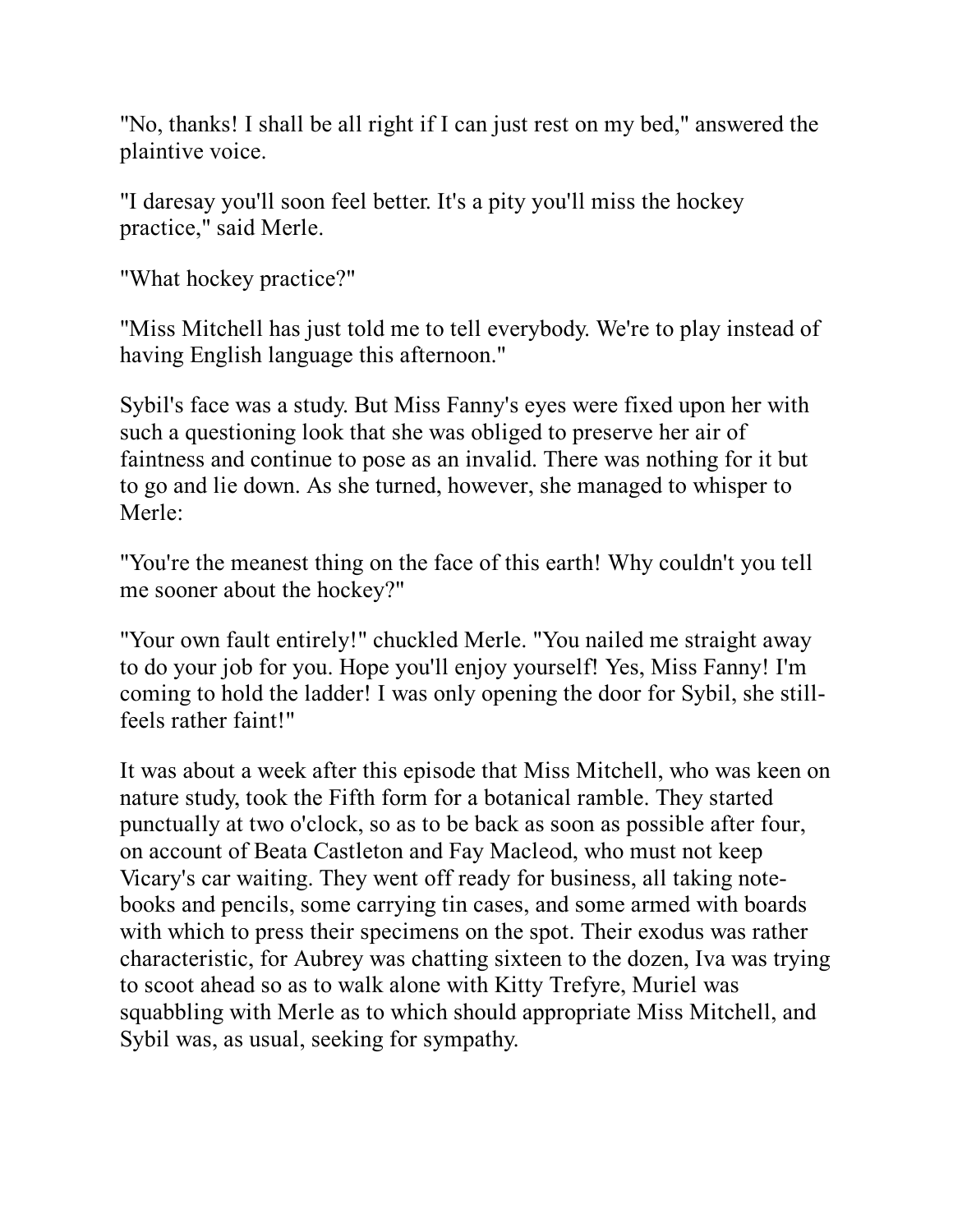"No, thanks! I shall be all right if I can just rest on my bed," answered the plaintive voice.

"I daresay you'll soon feel better. It's a pity you'll miss the hockey practice," said Merle.

"What hockey practice?"

"Miss Mitchell has just told me to tell everybody. We're to play instead of having English language this afternoon."

Sybil's face was a study. But Miss Fanny's eyes were fixed upon her with such a questioning look that she was obliged to preserve her air of faintness and continue to pose as an invalid. There was nothing for it but to go and lie down. As she turned, however, she managed to whisper to Merle:

"You're the meanest thing on the face of this earth! Why couldn't you tell me sooner about the hockey?"

"Your own fault entirely!" chuckled Merle. "You nailed me straight away to do your job for you. Hope you'll enjoy yourself! Yes, Miss Fanny! I'm coming to hold the ladder! I was only opening the door for Sybil, she still-feels rather faint!"

It was about a week after this episode that Miss Mitchell, who was keen on nature study, took the Fifth form for a botanical ramble. They started punctually at two o'clock, so as to be back as soon as possible after four, on account of Beata Castleton and Fay Macleod, who must not keep Vicary's car waiting. They went off ready for business, all taking note-books and pencils, some carrying tin cases, and some armed with boards with which to press their specimens on the spot. Their exodus was rather characteristic, for Aubrey was chatting sixteen to the dozen, Iva was trying to scoot ahead so as to walk alone with Kitty Trefyre, Muriel was squabbling with Merle as to which should appropriate Miss Mitchell, and Sybil was, as usual, seeking for sympathy.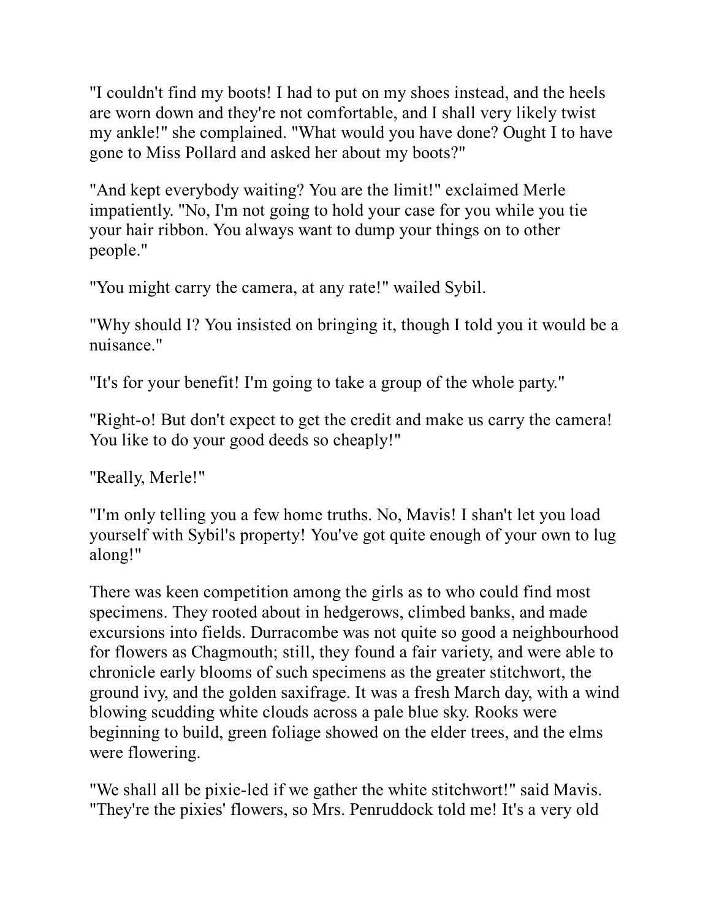"I couldn't find my boots! I had to put on my shoes instead, and the heels are worn down and they're not comfortable, and I shall very likely twist my ankle!" she complained. "What would you have done? Ought I to have gone to Miss Pollard and asked her about my boots?"

"And kept everybody waiting? You are the limit!" exclaimed Merle impatiently. "No, I'm not going to hold your case for you while you tie your hair ribbon. You always want to dump your things on to other people."

"You might carry the camera, at any rate!" wailed Sybil.

"Why should I? You insisted on bringing it, though I told you it would be a nuisance."

"It's for your benefit! I'm going to take a group of the whole party."

"Right-o! But don't expect to get the credit and make us carry the camera! You like to do your good deeds so cheaply!"

"Really, Merle!"

"I'm only telling you a few home truths. No, Mavis! I shan't let you load yourself with Sybil's property! You've got quite enough of your own to lug along!"

There was keen competition among the girls as to who could find most specimens. They rooted about in hedgerows, climbed banks, and made excursions into fields. Durracombe was not quite so good a neighbourhood for flowers as Chagmouth; still, they found a fair variety, and were able to chronicle early blooms of such specimens as the greater stitchwort, the ground ivy, and the golden saxifrage. It was a fresh March day, with a wind blowing scudding white clouds across a pale blue sky. Rooks were beginning to build, green foliage showed on the elder trees, and the elms were flowering.

"We shall all be pixie-led if we gather the white stitchwort!" said Mavis. "They're the pixies' flowers, so Mrs. Penruddock told me! It's a very old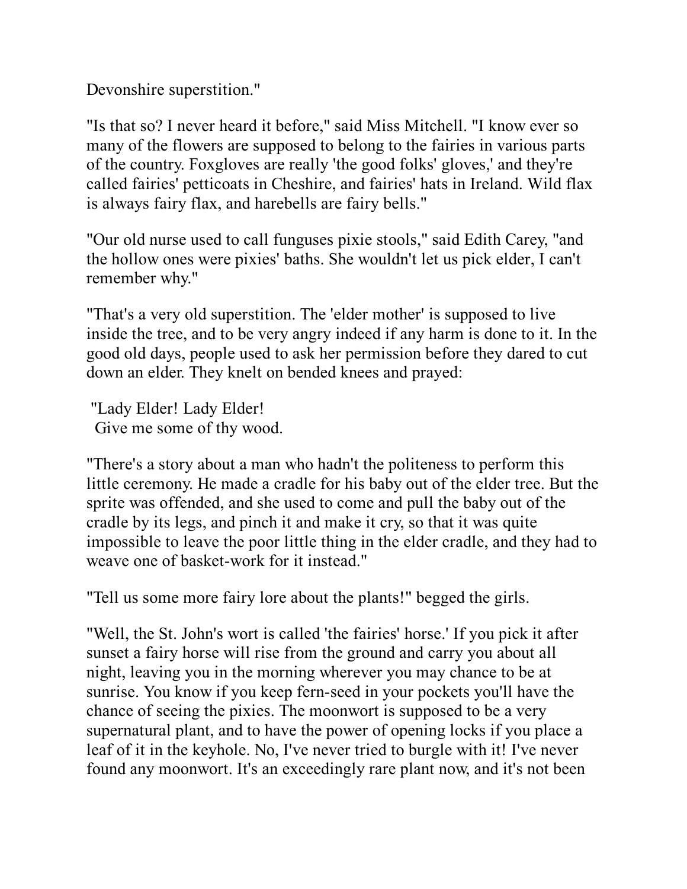Devonshire superstition."

"Is that so? I never heard it before," said Miss Mitchell. "I know ever so many of the flowers are supposed to belong to the fairies in various parts of the country. Foxgloves are really 'the good folks' gloves,' and they're called fairies' petticoats in Cheshire, and fairies' hats in Ireland. Wild flax is always fairy flax, and harebells are fairy bells."

"Our old nurse used to call funguses pixie stools," said Edith Carey, "and the hollow ones were pixies' baths. She wouldn't let us pick elder, I can't remember why."

"That's a very old superstition. The 'elder mother' is supposed to live inside the tree, and to be very angry indeed if any harm is done to it. In the good old days, people used to ask her permission before they dared to cut down an elder. They knelt on bended knees and prayed:

"Lady Elder! Lady Elder!  
Give me some of thy wood.

"There's a story about a man who hadn't the politeness to perform this little ceremony. He made a cradle for his baby out of the elder tree. But the sprite was offended, and she used to come and pull the baby out of the cradle by its legs, and pinch it and make it cry, so that it was quite impossible to leave the poor little thing in the elder cradle, and they had to weave one of basket-work for it instead."

"Tell us some more fairy lore about the plants!" begged the girls.

"Well, the St. John's wort is called 'the fairies' horse.' If you pick it after sunset a fairy horse will rise from the ground and carry you about all night, leaving you in the morning wherever you may chance to be at sunrise. You know if you keep fern-seed in your pockets you'll have the chance of seeing the pixies. The moonwort is supposed to be a very supernatural plant, and to have the power of opening locks if you place a leaf of it in the keyhole. No, I've never tried to burgle with it! I've never found any moonwort. It's an exceedingly rare plant now, and it's not been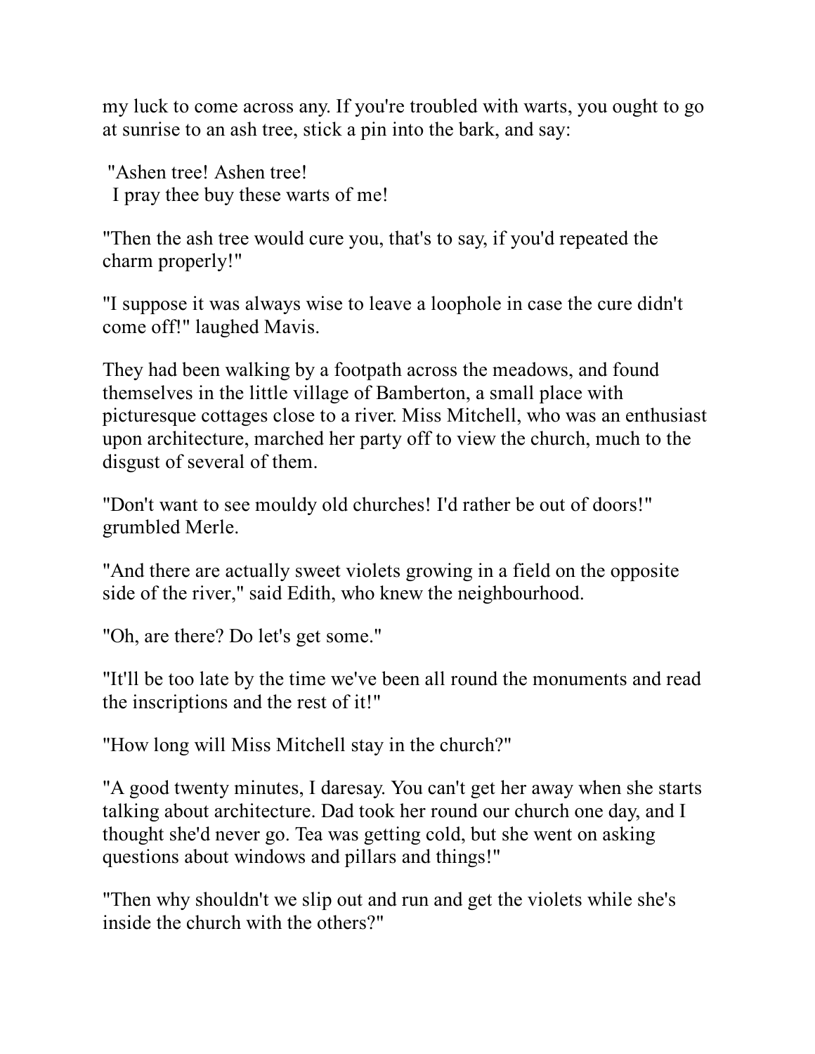my luck to come across any. If you're troubled with warts, you ought to go at sunrise to an ash tree, stick a pin into the bark, and say:

"Ashen tree! Ashen tree!  
I pray thee buy these warts of me!

"Then the ash tree would cure you, that's to say, if you'd repeated the charm properly!"

"I suppose it was always wise to leave a loophole in case the cure didn't come off!" laughed Mavis.

They had been walking by a footpath across the meadows, and found themselves in the little village of Bamberton, a small place with picturesque cottages close to a river. Miss Mitchell, who was an enthusiast upon architecture, marched her party off to view the church, much to the disgust of several of them.

"Don't want to see mouldy old churches! I'd rather be out of doors!" grumbled Merle.

"And there are actually sweet violets growing in a field on the opposite side of the river," said Edith, who knew the neighbourhood.

"Oh, are there? Do let's get some."

"It'll be too late by the time we've been all round the monuments and read the inscriptions and the rest of it!"

"How long will Miss Mitchell stay in the church?"

"A good twenty minutes, I daresay. You can't get her away when she starts talking about architecture. Dad took her round our church one day, and I thought she'd never go. Tea was getting cold, but she went on asking questions about windows and pillars and things!"

"Then why shouldn't we slip out and run and get the violets while she's inside the church with the others?"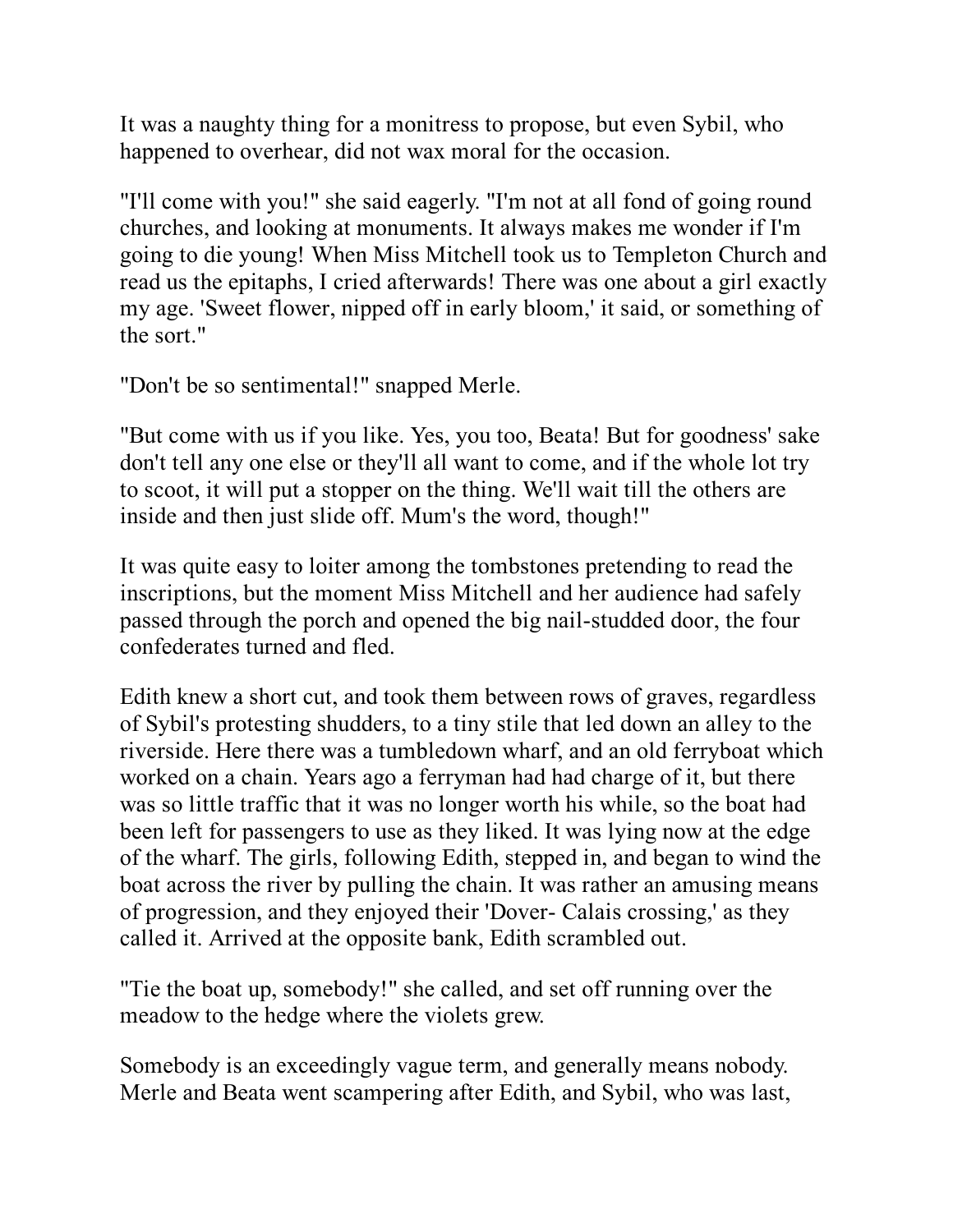It was a naughty thing for a monitress to propose, but even Sybil, who happened to overhear, did not wax moral for the occasion.

"I'll come with you!" she said eagerly. "I'm not at all fond of going round churches, and looking at monuments. It always makes me wonder if I'm going to die young! When Miss Mitchell took us to Templeton Church and read us the epitaphs, I cried afterwards! There was one about a girl exactly my age. 'Sweet flower, nipped off in early bloom,' it said, or something of the sort."

"Don't be so sentimental!" snapped Merle.

"But come with us if you like. Yes, you too, Beata! But for goodness' sake don't tell any one else or they'll all want to come, and if the whole lot try to scoot, it will put a stopper on the thing. We'll wait till the others are inside and then just slide off. Mum's the word, though!"

It was quite easy to loiter among the tombstones pretending to read the inscriptions, but the moment Miss Mitchell and her audience had safely passed through the porch and opened the big nail-studded door, the four confederates turned and fled.

Edith knew a short cut, and took them between rows of graves, regardless of Sybil's protesting shudders, to a tiny stile that led down an alley to the riverside. Here there was a tumbledown wharf, and an old ferryboat which worked on a chain. Years ago a ferryman had had charge of it, but there was so little traffic that it was no longer worth his while, so the boat had been left for passengers to use as they liked. It was lying now at the edge of the wharf. The girls, following Edith, stepped in, and began to wind the boat across the river by pulling the chain. It was rather an amusing means of progression, and they enjoyed their 'Dover- Calais crossing,' as they called it. Arrived at the opposite bank, Edith scrambled out.

"Tie the boat up, somebody!" she called, and set off running over the meadow to the hedge where the violets grew.

Somebody is an exceedingly vague term, and generally means nobody. Merle and Beata went scampering after Edith, and Sybil, who was last,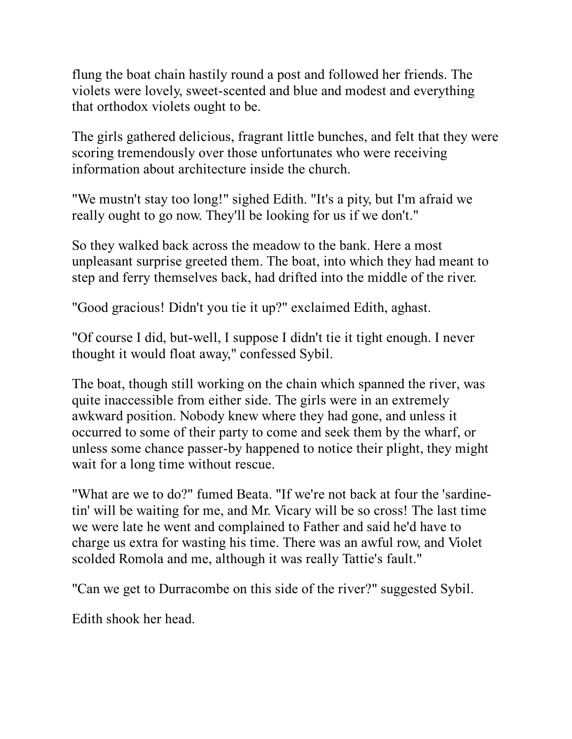flung the boat chain hastily round a post and followed her friends. The violets were lovely, sweet-scented and blue and modest and everything that orthodox violets ought to be.

The girls gathered delicious, fragrant little bunches, and felt that they were scoring tremendously over those unfortunates who were receiving information about architecture inside the church.

"We mustn't stay too long!" sighed Edith. "It's a pity, but I'm afraid we really ought to go now. They'll be looking for us if we don't."

So they walked back across the meadow to the bank. Here a most unpleasant surprise greeted them. The boat, into which they had meant to step and ferry themselves back, had drifted into the middle of the river.

"Good gracious! Didn't you tie it up?" exclaimed Edith, aghast.

"Of course I did, but-well, I suppose I didn't tie it tight enough. I never thought it would float away," confessed Sybil.

The boat, though still working on the chain which spanned the river, was quite inaccessible from either side. The girls were in an extremely awkward position. Nobody knew where they had gone, and unless it occurred to some of their party to come and seek them by the wharf, or unless some chance passer-by happened to notice their plight, they might wait for a long time without rescue.

"What are we to do?" fumed Beata. "If we're not back at four the 'sardine-tin' will be waiting for me, and Mr. Vicary will be so cross! The last time we were late he went and complained to Father and said he'd have to charge us extra for wasting his time. There was an awful row, and Violet scolded Romola and me, although it was really Tattie's fault."

"Can we get to Durracombe on this side of the river?" suggested Sybil.

Edith shook her head.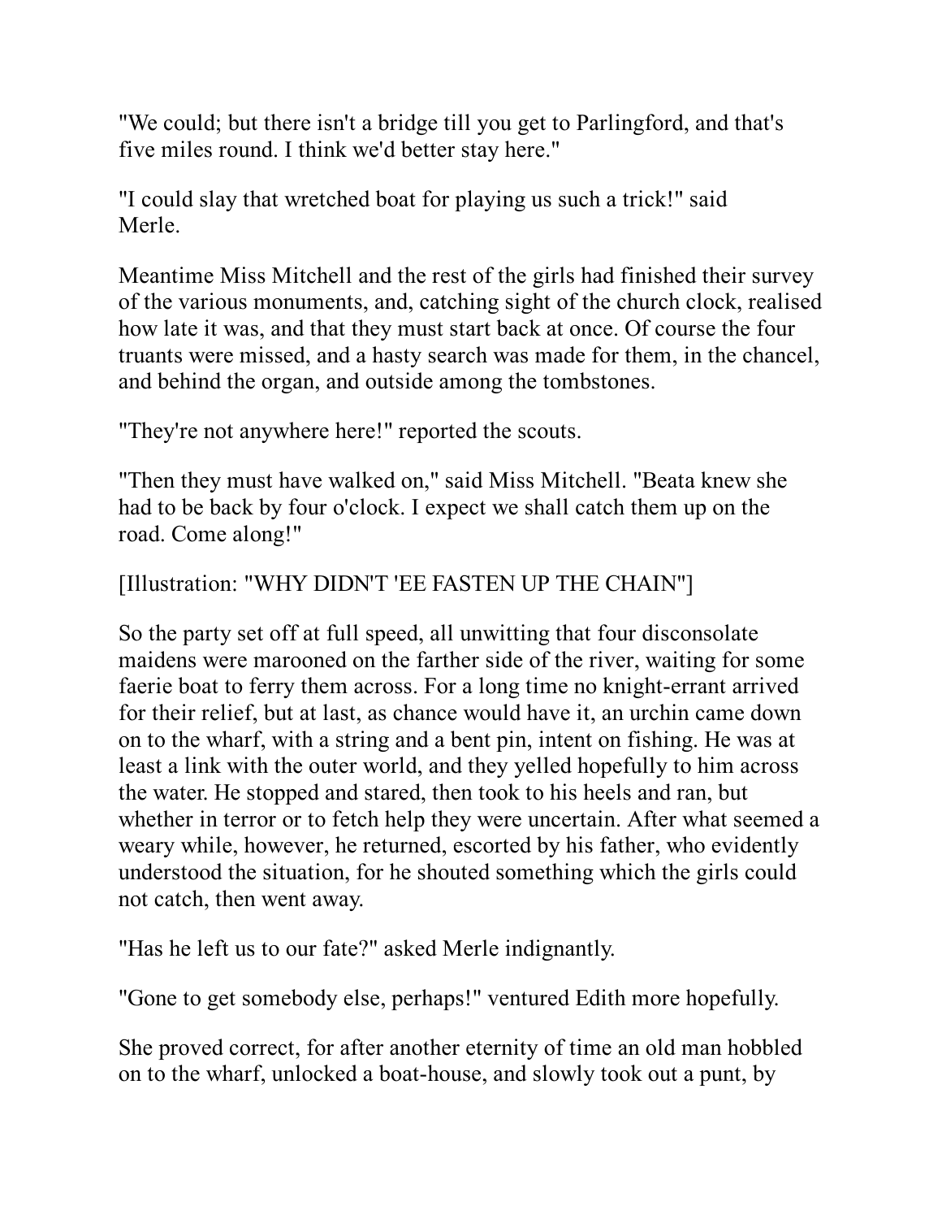"We could; but there isn't a bridge till you get to Parlingford, and that's five miles round. I think we'd better stay here."

"I could slay that wretched boat for playing us such a trick!" said Merle.

Meantime Miss Mitchell and the rest of the girls had finished their survey of the various monuments, and, catching sight of the church clock, realised how late it was, and that they must start back at once. Of course the four truants were missed, and a hasty search was made for them, in the chancel, and behind the organ, and outside among the tombstones.

"They're not anywhere here!" reported the scouts.

"Then they must have walked on," said Miss Mitchell. "Beata knew she had to be back by four o'clock. I expect we shall catch them up on the road. Come along!"

[Illustration: "WHY DIDN'T 'EE FASTEN UP THE CHAIN"]

So the party set off at full speed, all unwitting that four disconsolate maidens were marooned on the farther side of the river, waiting for some faerie boat to ferry them across. For a long time no knight-errant arrived for their relief, but at last, as chance would have it, an urchin came down on to the wharf, with a string and a bent pin, intent on fishing. He was at least a link with the outer world, and they yelled hopefully to him across the water. He stopped and stared, then took to his heels and ran, but whether in terror or to fetch help they were uncertain. After what seemed a weary while, however, he returned, escorted by his father, who evidently understood the situation, for he shouted something which the girls could not catch, then went away.

"Has he left us to our fate?" asked Merle indignantly.

"Gone to get somebody else, perhaps!" ventured Edith more hopefully.

She proved correct, for after another eternity of time an old man hobbled on to the wharf, unlocked a boat-house, and slowly took out a punt, by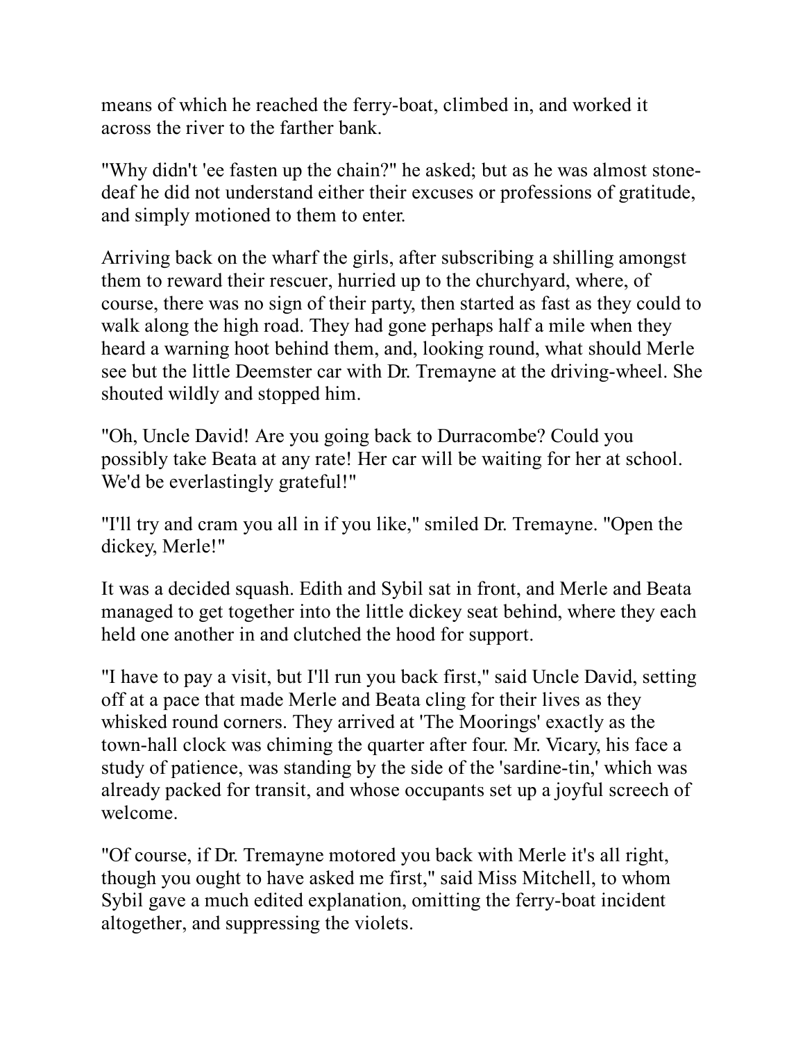means of which he reached the ferry-boat, climbed in, and worked it across the river to the farther bank.

"Why didn't 'ee fasten up the chain?" he asked; but as he was almost stone-deaf he did not understand either their excuses or professions of gratitude, and simply motioned to them to enter.

Arriving back on the wharf the girls, after subscribing a shilling amongst them to reward their rescuer, hurried up to the churchyard, where, of course, there was no sign of their party, then started as fast as they could to walk along the high road. They had gone perhaps half a mile when they heard a warning hoot behind them, and, looking round, what should Merle see but the little Deemster car with Dr. Tremayne at the driving-wheel. She shouted wildly and stopped him.

"Oh, Uncle David! Are you going back to Durracombe? Could you possibly take Beata at any rate! Her car will be waiting for her at school. We'd be everlastingly grateful!"

"I'll try and cram you all in if you like," smiled Dr. Tremayne. "Open the dickey, Merle!"

It was a decided squash. Edith and Sybil sat in front, and Merle and Beata managed to get together into the little dickey seat behind, where they each held one another in and clutched the hood for support.

"I have to pay a visit, but I'll run you back first," said Uncle David, setting off at a pace that made Merle and Beata cling for their lives as they whisked round corners. They arrived at 'The Moorings' exactly as the town-hall clock was chiming the quarter after four. Mr. Vicary, his face a study of patience, was standing by the side of the 'sardine-tin,' which was already packed for transit, and whose occupants set up a joyful screech of welcome.

"Of course, if Dr. Tremayne motored you back with Merle it's all right, though you ought to have asked me first," said Miss Mitchell, to whom Sybil gave a much edited explanation, omitting the ferry-boat incident altogether, and suppressing the violets.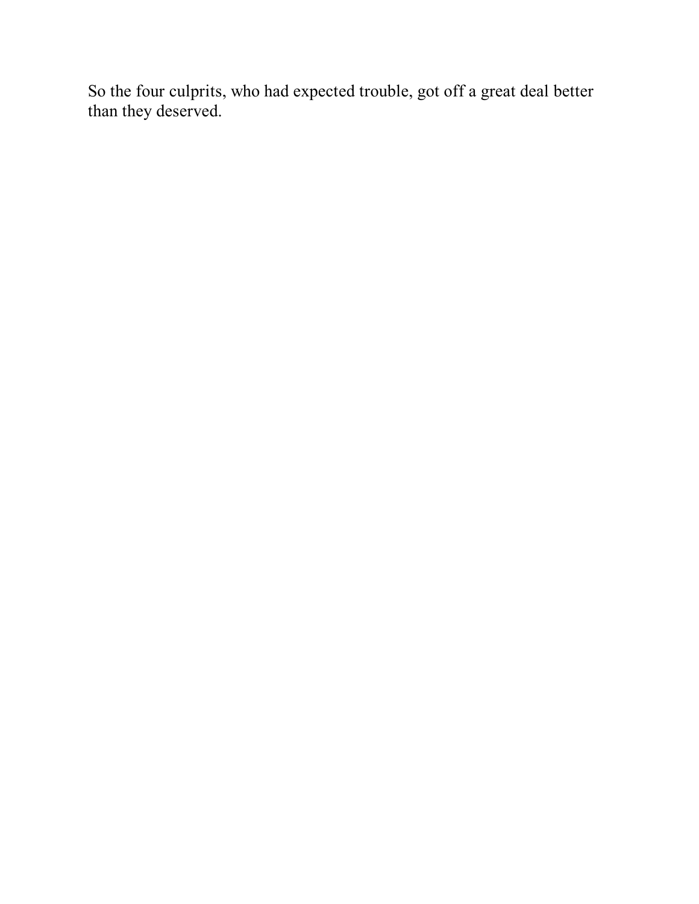So the four culprits, who had expected trouble, got off a great deal better than they deserved.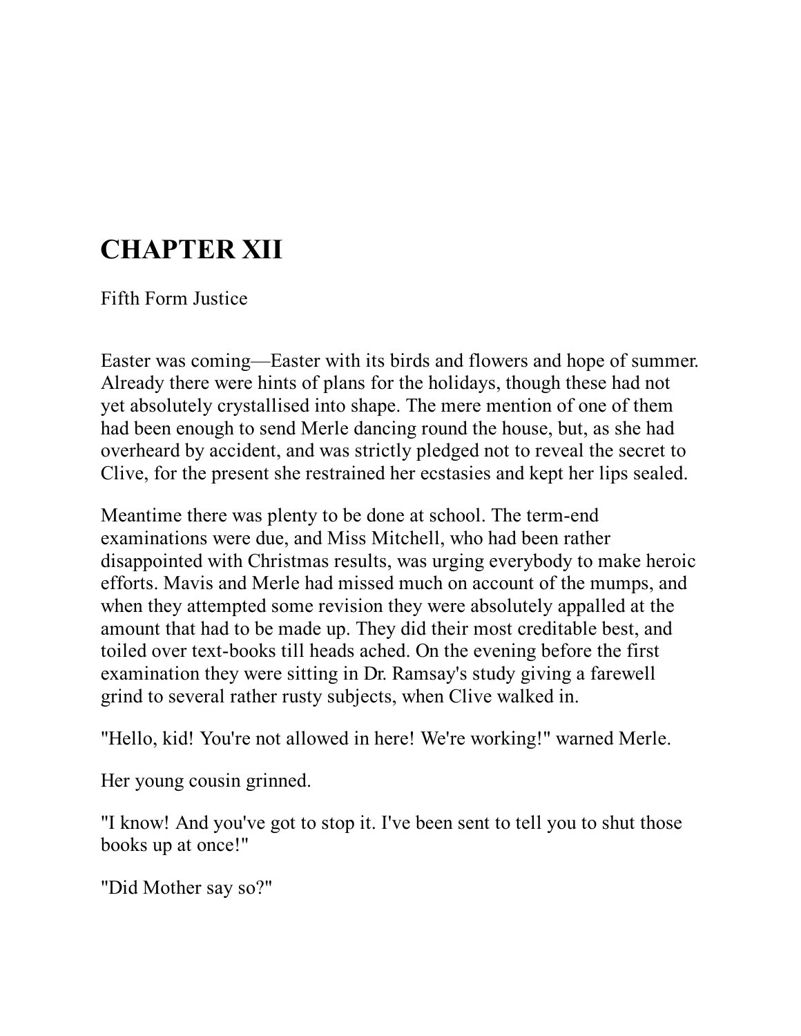# CHAPTER XII

Fifth Form Justice

Easter was coming—Easter with its birds and flowers and hope of summer. Already there were hints of plans for the holidays, though these had not yet absolutely crystallised into shape. The mere mention of one of them had been enough to send Merle dancing round the house, but, as she had overheard by accident, and was strictly pledged not to reveal the secret to Clive, for the present she restrained her ecstasies and kept her lips sealed.

Meantime there was plenty to be done at school. The term-end examinations were due, and Miss Mitchell, who had been rather disappointed with Christmas results, was urging everybody to make heroic efforts. Mavis and Merle had missed much on account of the mumps, and when they attempted some revision they were absolutely appalled at the amount that had to be made up. They did their most creditable best, and toiled over text-books till heads ached. On the evening before the first examination they were sitting in Dr. Ramsay's study giving a farewell grind to several rather rusty subjects, when Clive walked in.

"Hello, kid! You're not allowed in here! We're working!" warned Merle.

Her young cousin grinned.

"I know! And you've got to stop it. I've been sent to tell you to shut those books up at once!"

"Did Mother say so?"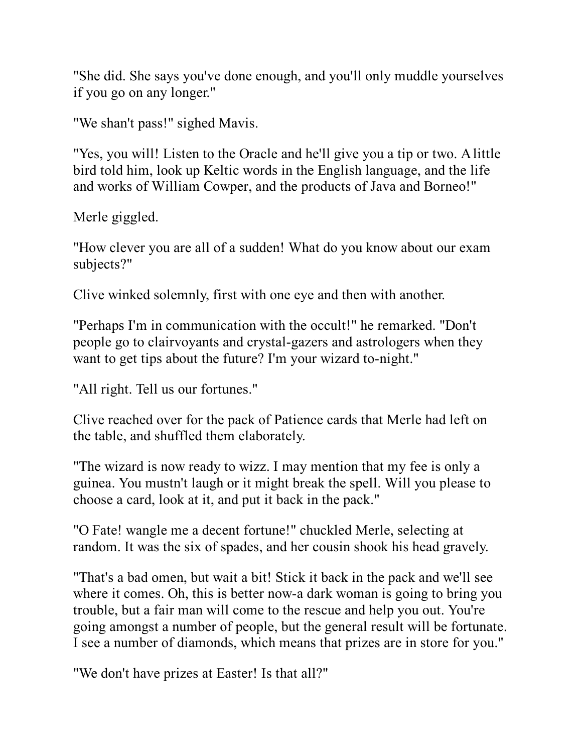"She did. She says you've done enough, and you'll only muddle yourselves if you go on any longer."

"We shan't pass!" sighed Mavis.

"Yes, you will! Listen to the Oracle and he'll give you a tip or two. A little bird told him, look up Keltic words in the English language, and the life and works of William Cowper, and the products of Java and Borneo!"

Merle giggled.

"How clever you are all of a sudden! What do you know about our exam subjects?"

Clive winked solemnly, first with one eye and then with another.

"Perhaps I'm in communication with the occult!" he remarked. "Don't people go to clairvoyants and crystal-gazers and astrologers when they want to get tips about the future? I'm your wizard to-night."

"All right. Tell us our fortunes."

Clive reached over for the pack of Patience cards that Merle had left on the table, and shuffled them elaborately.

"The wizard is now ready to wizz. I may mention that my fee is only a guinea. You mustn't laugh or it might break the spell. Will you please to choose a card, look at it, and put it back in the pack."

"O Fate! wangle me a decent fortune!" chuckled Merle, selecting at random. It was the six of spades, and her cousin shook his head gravely.

"That's a bad omen, but wait a bit! Stick it back in the pack and we'll see where it comes. Oh, this is better now-a dark woman is going to bring you trouble, but a fair man will come to the rescue and help you out. You're going amongst a number of people, but the general result will be fortunate. I see a number of diamonds, which means that prizes are in store for you."

"We don't have prizes at Easter! Is that all?"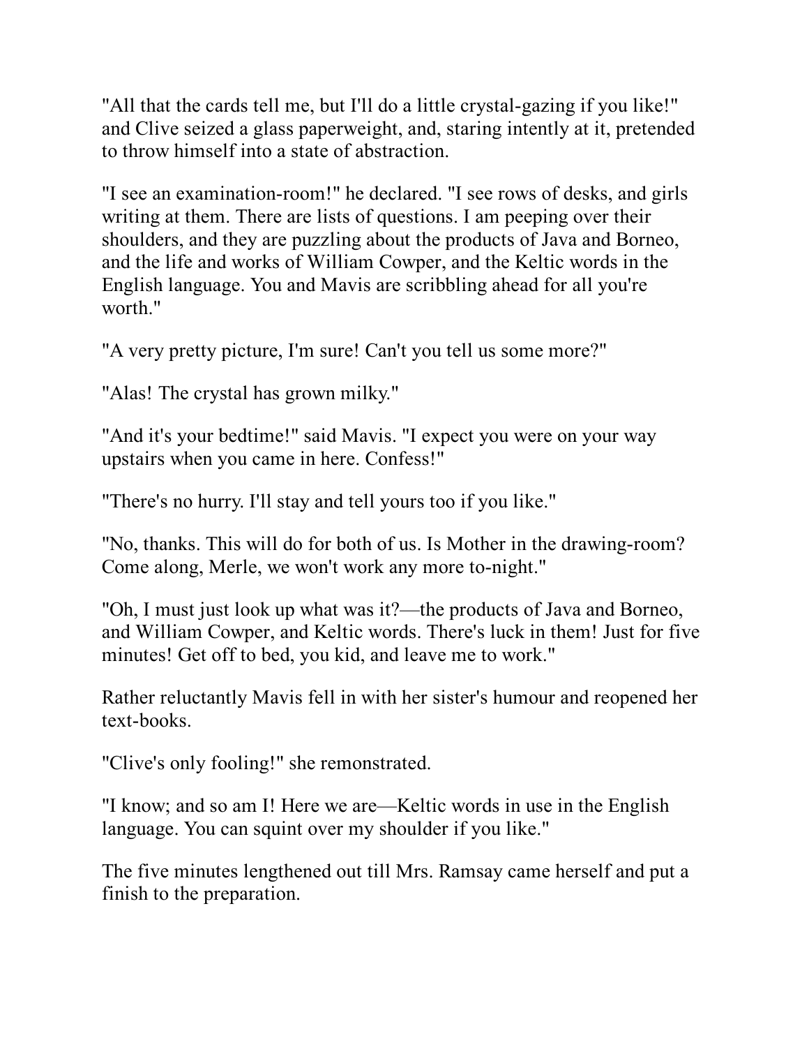"All that the cards tell me, but I'll do a little crystal-gazing if you like!" and Clive seized a glass paperweight, and, staring intently at it, pretended to throw himself into a state of abstraction.

"I see an examination-room!" he declared. "I see rows of desks, and girls writing at them. There are lists of questions. I am peeping over their shoulders, and they are puzzling about the products of Java and Borneo, and the life and works of William Cowper, and the Keltic words in the English language. You and Mavis are scribbling ahead for all you're worth."

"A very pretty picture, I'm sure! Can't you tell us some more?"

"Alas! The crystal has grown milky."

"And it's your bedtime!" said Mavis. "I expect you were on your way upstairs when you came in here. Confess!"

"There's no hurry. I'll stay and tell yours too if you like."

"No, thanks. This will do for both of us. Is Mother in the drawing-room? Come along, Merle, we won't work any more to-night."

"Oh, I must just look up what was it?—the products of Java and Borneo, and William Cowper, and Keltic words. There's luck in them! Just for five minutes! Get off to bed, you kid, and leave me to work."

Rather reluctantly Mavis fell in with her sister's humour and reopened her text-books.

"Clive's only fooling!" she remonstrated.

"I know; and so am I! Here we are—Keltic words in use in the English language. You can squint over my shoulder if you like."

The five minutes lengthened out till Mrs. Ramsay came herself and put a finish to the preparation.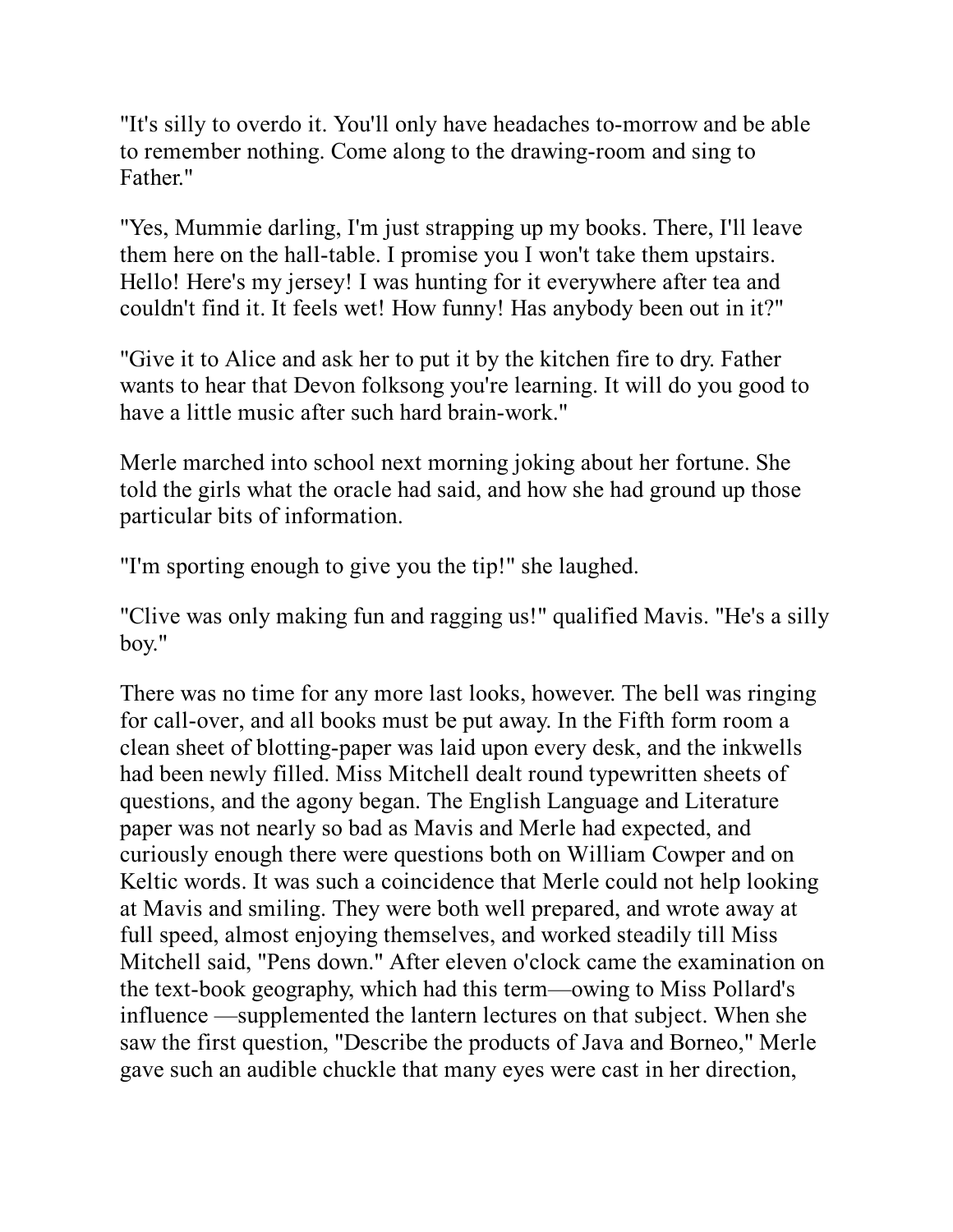"It's silly to overdo it. You'll only have headaches to-morrow and be able to remember nothing. Come along to the drawing-room and sing to Father."

"Yes, Mummie darling, I'm just strapping up my books. There, I'll leave them here on the hall-table. I promise you I won't take them upstairs. Hello! Here's my jersey! I was hunting for it everywhere after tea and couldn't find it. It feels wet! How funny! Has anybody been out in it?"

"Give it to Alice and ask her to put it by the kitchen fire to dry. Father wants to hear that Devon folksong you're learning. It will do you good to have a little music after such hard brain-work."

Merle marched into school next morning joking about her fortune. She told the girls what the oracle had said, and how she had ground up those particular bits of information.

"I'm sporting enough to give you the tip!" she laughed.

"Clive was only making fun and ragging us!" qualified Mavis. "He's a silly boy."

There was no time for any more last looks, however. The bell was ringing for call-over, and all books must be put away. In the Fifth form room a clean sheet of blotting-paper was laid upon every desk, and the inkwells had been newly filled. Miss Mitchell dealt round typewritten sheets of questions, and the agony began. The English Language and Literature paper was not nearly so bad as Mavis and Merle had expected, and curiously enough there were questions both on William Cowper and on Keltic words. It was such a coincidence that Merle could not help looking at Mavis and smiling. They were both well prepared, and wrote away at full speed, almost enjoying themselves, and worked steadily till Miss Mitchell said, "Pens down." After eleven o'clock came the examination on the text-book geography, which had this term—owing to Miss Pollard's influence —supplemented the lantern lectures on that subject. When she saw the first question, "Describe the products of Java and Borneo," Merle gave such an audible chuckle that many eyes were cast in her direction,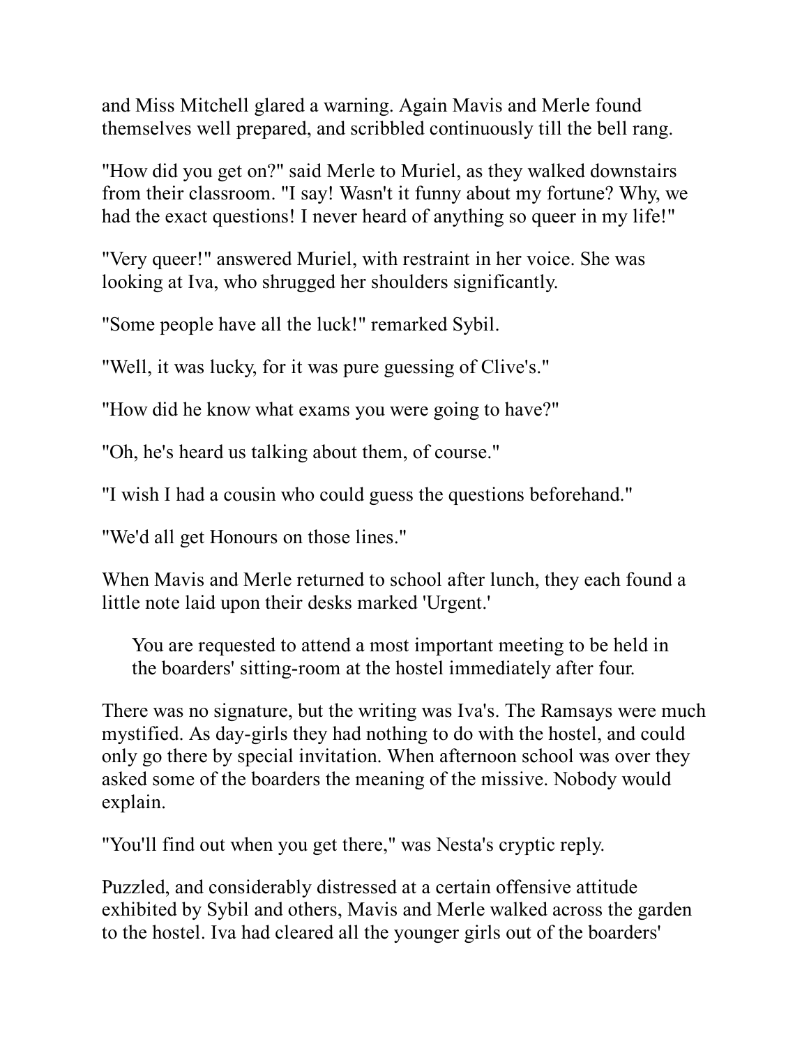and Miss Mitchell glared a warning. Again Mavis and Merle found themselves well prepared, and scribbled continuously till the bell rang.

"How did you get on?" said Merle to Muriel, as they walked downstairs from their classroom. "I say! Wasn't it funny about my fortune? Why, we had the exact questions! I never heard of anything so queer in my life!"

"Very queer!" answered Muriel, with restraint in her voice. She was looking at Iva, who shrugged her shoulders significantly.

"Some people have all the luck!" remarked Sybil.

"Well, it was lucky, for it was pure guessing of Clive's."

"How did he know what exams you were going to have?"

"Oh, he's heard us talking about them, of course."

"I wish I had a cousin who could guess the questions beforehand."

"We'd all get Honours on those lines."

When Mavis and Merle returned to school after lunch, they each found a little note laid upon their desks marked 'Urgent.'

> You are requested to attend a most important meeting to be held in the boarders' sitting-room at the hostel immediately after four.

There was no signature, but the writing was Iva's. The Ramsays were much mystified. As day-girls they had nothing to do with the hostel, and could only go there by special invitation. When afternoon school was over they asked some of the boarders the meaning of the missive. Nobody would explain.

"You'll find out when you get there," was Nesta's cryptic reply.

Puzzled, and considerably distressed at a certain offensive attitude exhibited by Sybil and others, Mavis and Merle walked across the garden to the hostel. Iva had cleared all the younger girls out of the boarders'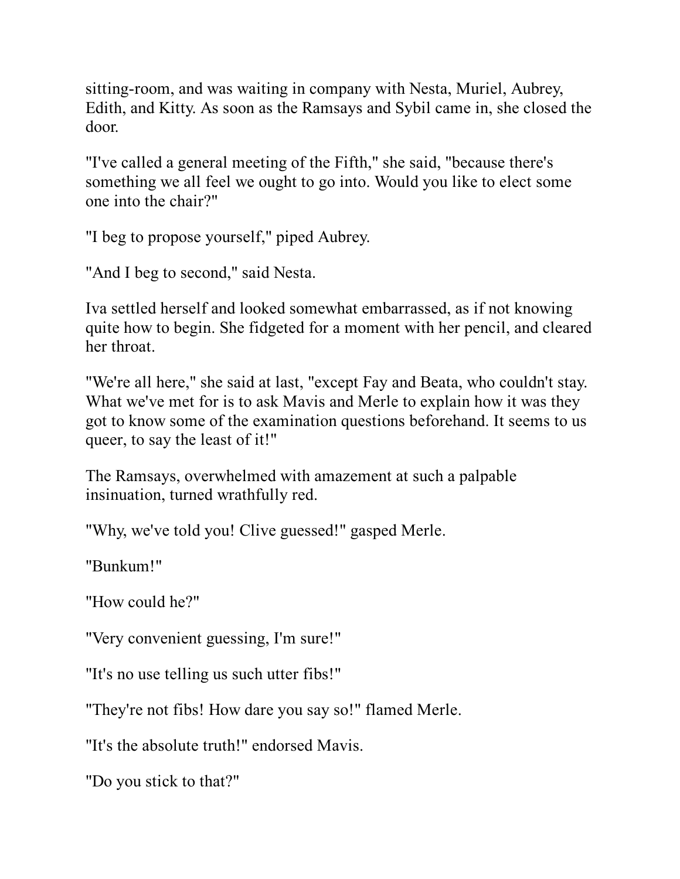sitting-room, and was waiting in company with Nesta, Muriel, Aubrey, Edith, and Kitty. As soon as the Ramsays and Sybil came in, she closed the door.

"I've called a general meeting of the Fifth," she said, "because there's something we all feel we ought to go into. Would you like to elect some one into the chair?"

"I beg to propose yourself," piped Aubrey.

"And I beg to second," said Nesta.

Iva settled herself and looked somewhat embarrassed, as if not knowing quite how to begin. She fidgeted for a moment with her pencil, and cleared her throat.

"We're all here," she said at last, "except Fay and Beata, who couldn't stay. What we've met for is to ask Mavis and Merle to explain how it was they got to know some of the examination questions beforehand. It seems to us queer, to say the least of it!"

The Ramsays, overwhelmed with amazement at such a palpable insinuation, turned wrathfully red.

"Why, we've told you! Clive guessed!" gasped Merle.

"Bunkum!"

"How could he?"

"Very convenient guessing, I'm sure!"

"It's no use telling us such utter fibs!"

"They're not fibs! How dare you say so!" flamed Merle.

"It's the absolute truth!" endorsed Mavis.

"Do you stick to that?"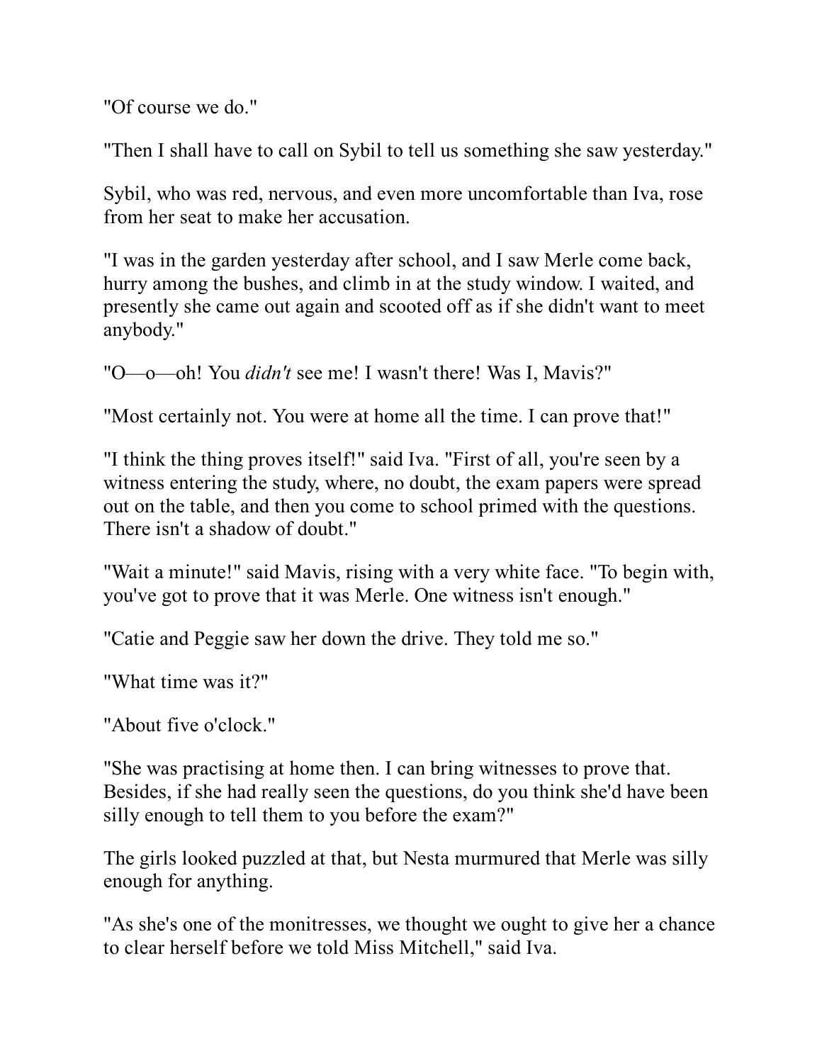"Of course we do."

"Then I shall have to call on Sybil to tell us something she saw yesterday."

Sybil, who was red, nervous, and even more uncomfortable than Iva, rose from her seat to make her accusation.

"I was in the garden yesterday after school, and I saw Merle come back, hurry among the bushes, and climb in at the study window. I waited, and presently she came out again and scooted off as if she didn't want to meet anybody."

"O—o—oh! You *didn't* see me! I wasn't there! Was I, Mavis?"

"Most certainly not. You were at home all the time. I can prove that!"

"I think the thing proves itself!" said Iva. "First of all, you're seen by a witness entering the study, where, no doubt, the exam papers were spread out on the table, and then you come to school primed with the questions. There isn't a shadow of doubt."

"Wait a minute!" said Mavis, rising with a very white face. "To begin with, you've got to prove that it was Merle. One witness isn't enough."

"Catie and Peggie saw her down the drive. They told me so."

"What time was it?"

"About five o'clock."

"She was practising at home then. I can bring witnesses to prove that. Besides, if she had really seen the questions, do you think she'd have been silly enough to tell them to you before the exam?"

The girls looked puzzled at that, but Nesta murmured that Merle was silly enough for anything.

"As she's one of the monitresses, we thought we ought to give her a chance to clear herself before we told Miss Mitchell," said Iva.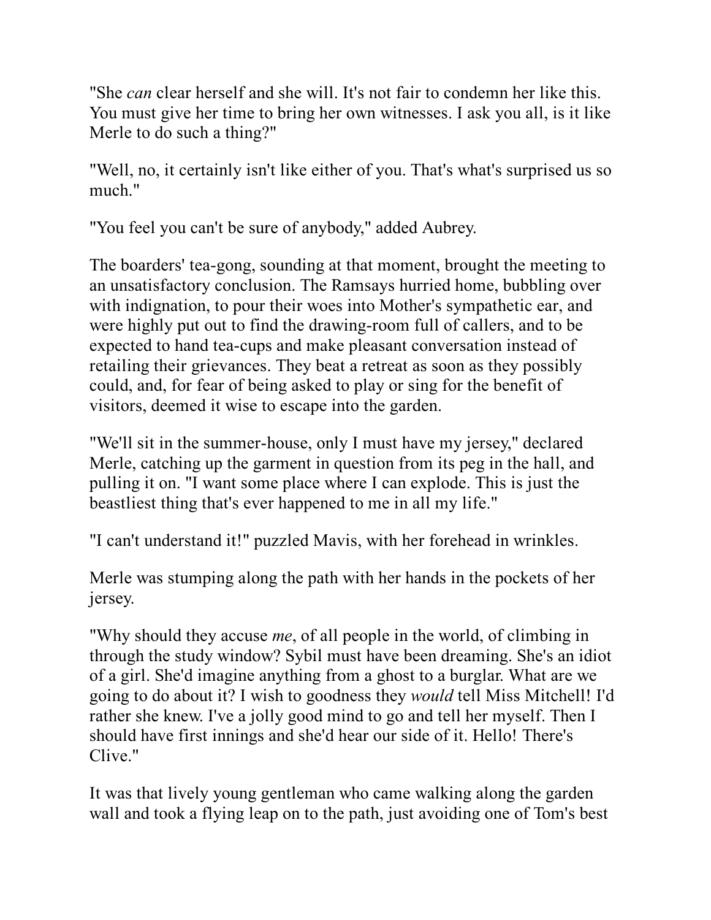"She *can* clear herself and she will. It's not fair to condemn her like this. You must give her time to bring her own witnesses. I ask you all, is it like Merle to do such a thing?"

"Well, no, it certainly isn't like either of you. That's what's surprised us so much."

"You feel you can't be sure of anybody," added Aubrey.

The boarders' tea-gong, sounding at that moment, brought the meeting to an unsatisfactory conclusion. The Ramsays hurried home, bubbling over with indignation, to pour their woes into Mother's sympathetic ear, and were highly put out to find the drawing-room full of callers, and to be expected to hand tea-cups and make pleasant conversation instead of retailing their grievances. They beat a retreat as soon as they possibly could, and, for fear of being asked to play or sing for the benefit of visitors, deemed it wise to escape into the garden.

"We'll sit in the summer-house, only I must have my jersey," declared Merle, catching up the garment in question from its peg in the hall, and pulling it on. "I want some place where I can explode. This is just the beastliest thing that's ever happened to me in all my life."

"I can't understand it!" puzzled Mavis, with her forehead in wrinkles.

Merle was stumping along the path with her hands in the pockets of her jersey.

"Why should they accuse *me*, of all people in the world, of climbing in through the study window? Sybil must have been dreaming. She's an idiot of a girl. She'd imagine anything from a ghost to a burglar. What are we going to do about it? I wish to goodness they *would* tell Miss Mitchell! I'd rather she knew. I've a jolly good mind to go and tell her myself. Then I should have first innings and she'd hear our side of it. Hello! There's Clive."

It was that lively young gentleman who came walking along the garden wall and took a flying leap on to the path, just avoiding one of Tom's best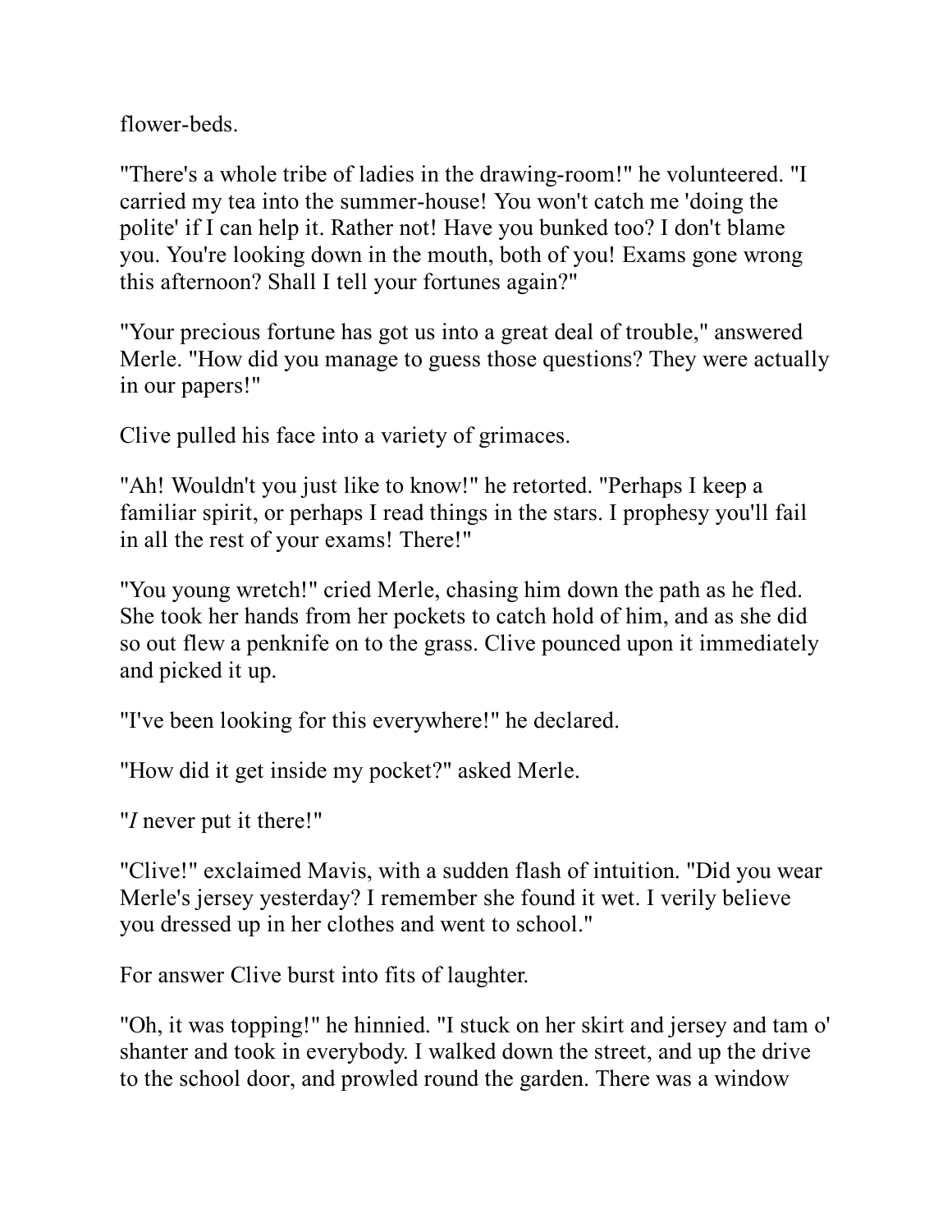flower-beds.

"There's a whole tribe of ladies in the drawing-room!" he volunteered. "I carried my tea into the summer-house! You won't catch me 'doing the polite' if I can help it. Rather not! Have you bunked too? I don't blame you. You're looking down in the mouth, both of you! Exams gone wrong this afternoon? Shall I tell your fortunes again?"

"Your precious fortune has got us into a great deal of trouble," answered Merle. "How did you manage to guess those questions? They were actually in our papers!"

Clive pulled his face into a variety of grimaces.

"Ah! Wouldn't you just like to know!" he retorted. "Perhaps I keep a familiar spirit, or perhaps I read things in the stars. I prophesy you'll fail in all the rest of your exams! There!"

"You young wretch!" cried Merle, chasing him down the path as he fled. She took her hands from her pockets to catch hold of him, and as she did so out flew a penknife on to the grass. Clive pounced upon it immediately and picked it up.

"I've been looking for this everywhere!" he declared.

"How did it get inside my pocket?" asked Merle.

"*I* never put it there!"

"Clive!" exclaimed Mavis, with a sudden flash of intuition. "Did you wear Merle's jersey yesterday? I remember she found it wet. I verily believe you dressed up in her clothes and went to school."

For answer Clive burst into fits of laughter.

"Oh, it was topping!" he hinnied. "I stuck on her skirt and jersey and tam o' shanter and took in everybody. I walked down the street, and up the drive to the school door, and prowled round the garden. There was a window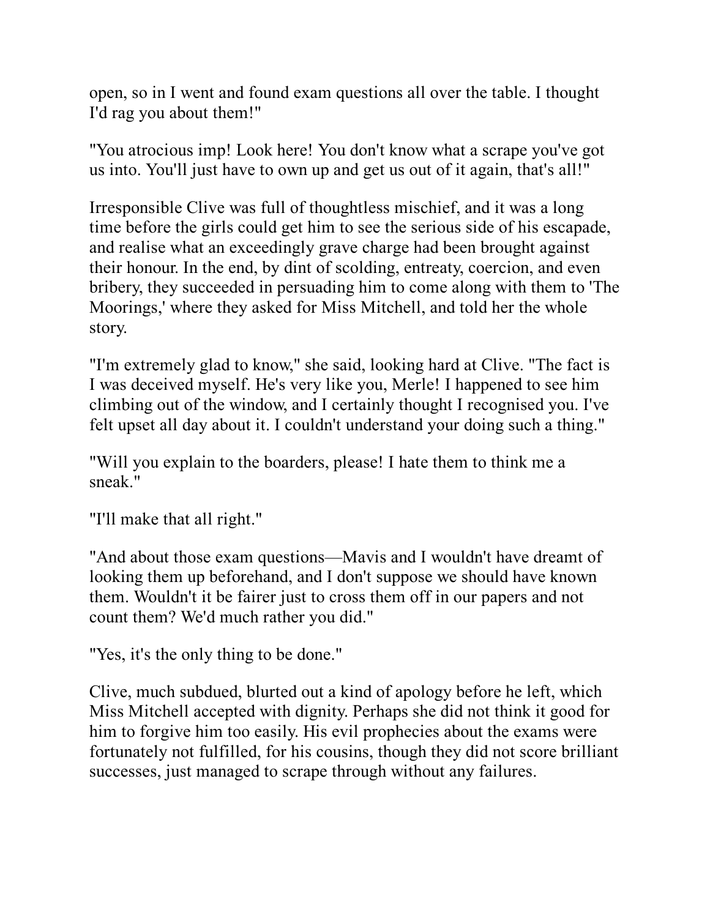open, so in I went and found exam questions all over the table. I thought I'd rag you about them!"

"You atrocious imp! Look here! You don't know what a scrape you've got us into. You'll just have to own up and get us out of it again, that's all!"

Irresponsible Clive was full of thoughtless mischief, and it was a long time before the girls could get him to see the serious side of his escapade, and realise what an exceedingly grave charge had been brought against their honour. In the end, by dint of scolding, entreaty, coercion, and even bribery, they succeeded in persuading him to come along with them to 'The Moorings,' where they asked for Miss Mitchell, and told her the whole story.

"I'm extremely glad to know," she said, looking hard at Clive. "The fact is I was deceived myself. He's very like you, Merle! I happened to see him climbing out of the window, and I certainly thought I recognised you. I've felt upset all day about it. I couldn't understand your doing such a thing."

"Will you explain to the boarders, please! I hate them to think me a sneak."

"I'll make that all right."

"And about those exam questions—Mavis and I wouldn't have dreamt of looking them up beforehand, and I don't suppose we should have known them. Wouldn't it be fairer just to cross them off in our papers and not count them? We'd much rather you did."

"Yes, it's the only thing to be done."

Clive, much subdued, blurted out a kind of apology before he left, which Miss Mitchell accepted with dignity. Perhaps she did not think it good for him to forgive him too easily. His evil prophecies about the exams were fortunately not fulfilled, for his cousins, though they did not score brilliant successes, just managed to scrape through without any failures.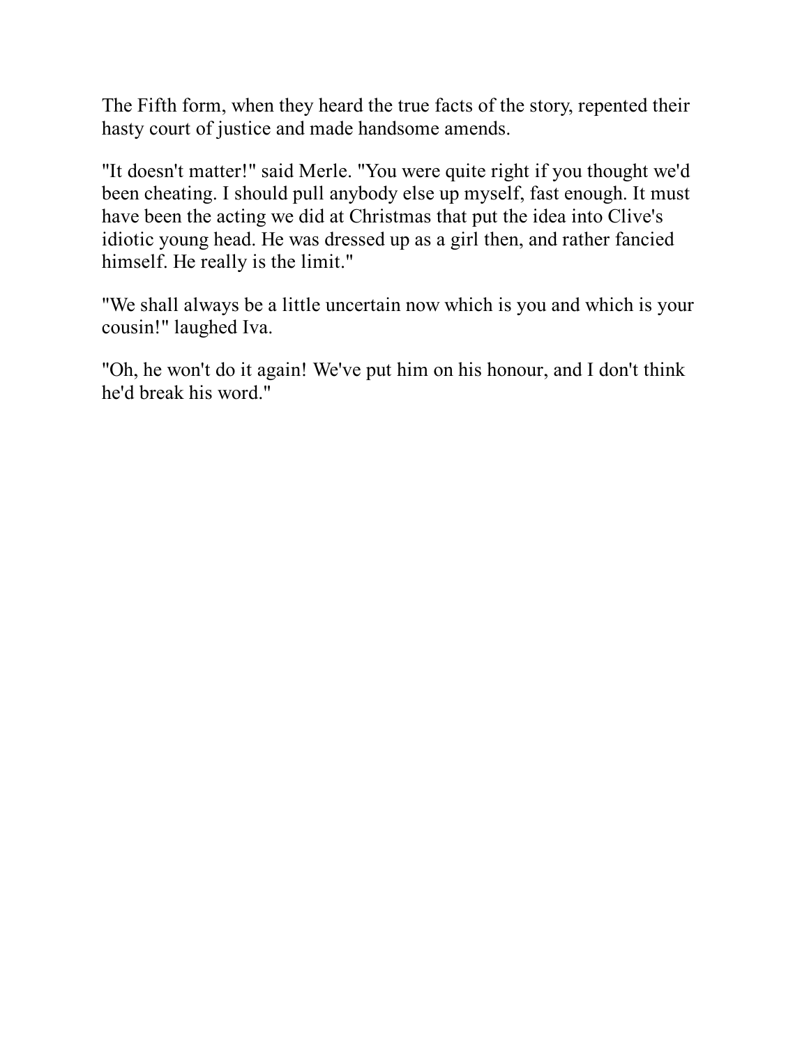The Fifth form, when they heard the true facts of the story, repented their hasty court of justice and made handsome amends.

"It doesn't matter!" said Merle. "You were quite right if you thought we'd been cheating. I should pull anybody else up myself, fast enough. It must have been the acting we did at Christmas that put the idea into Clive's idiotic young head. He was dressed up as a girl then, and rather fancied himself. He really is the limit."

"We shall always be a little uncertain now which is you and which is your cousin!" laughed Iva.

"Oh, he won't do it again! We've put him on his honour, and I don't think he'd break his word."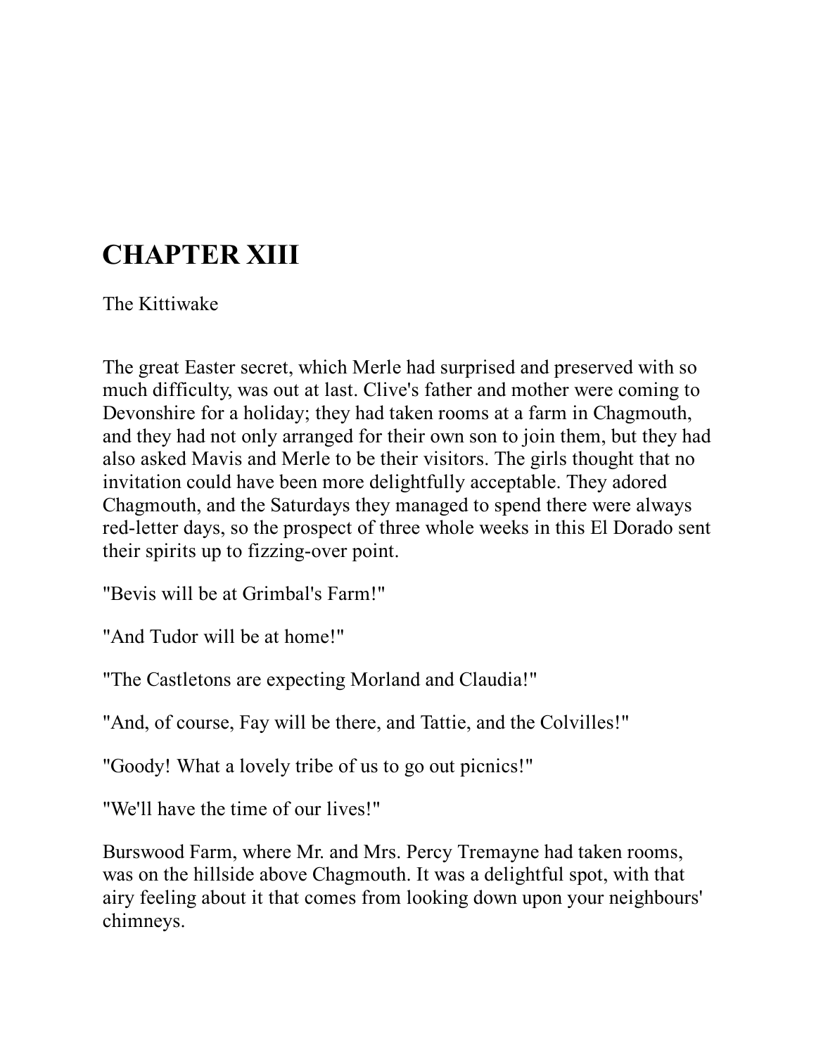# CHAPTER XIII

The Kittiwake

The great Easter secret, which Merle had surprised and preserved with so much difficulty, was out at last. Clive's father and mother were coming to Devonshire for a holiday; they had taken rooms at a farm in Chagmouth, and they had not only arranged for their own son to join them, but they had also asked Mavis and Merle to be their visitors. The girls thought that no invitation could have been more delightfully acceptable. They adored Chagmouth, and the Saturdays they managed to spend there were always red-letter days, so the prospect of three whole weeks in this El Dorado sent their spirits up to fizzing-over point.

"Bevis will be at Grimbal's Farm!"

"And Tudor will be at home!"

"The Castletons are expecting Morland and Claudia!"

"And, of course, Fay will be there, and Tattie, and the Colvilles!"

"Goody! What a lovely tribe of us to go out picnics!"

"We'll have the time of our lives!"

Burswood Farm, where Mr. and Mrs. Percy Tremayne had taken rooms, was on the hillside above Chagmouth. It was a delightful spot, with that airy feeling about it that comes from looking down upon your neighbours' chimneys.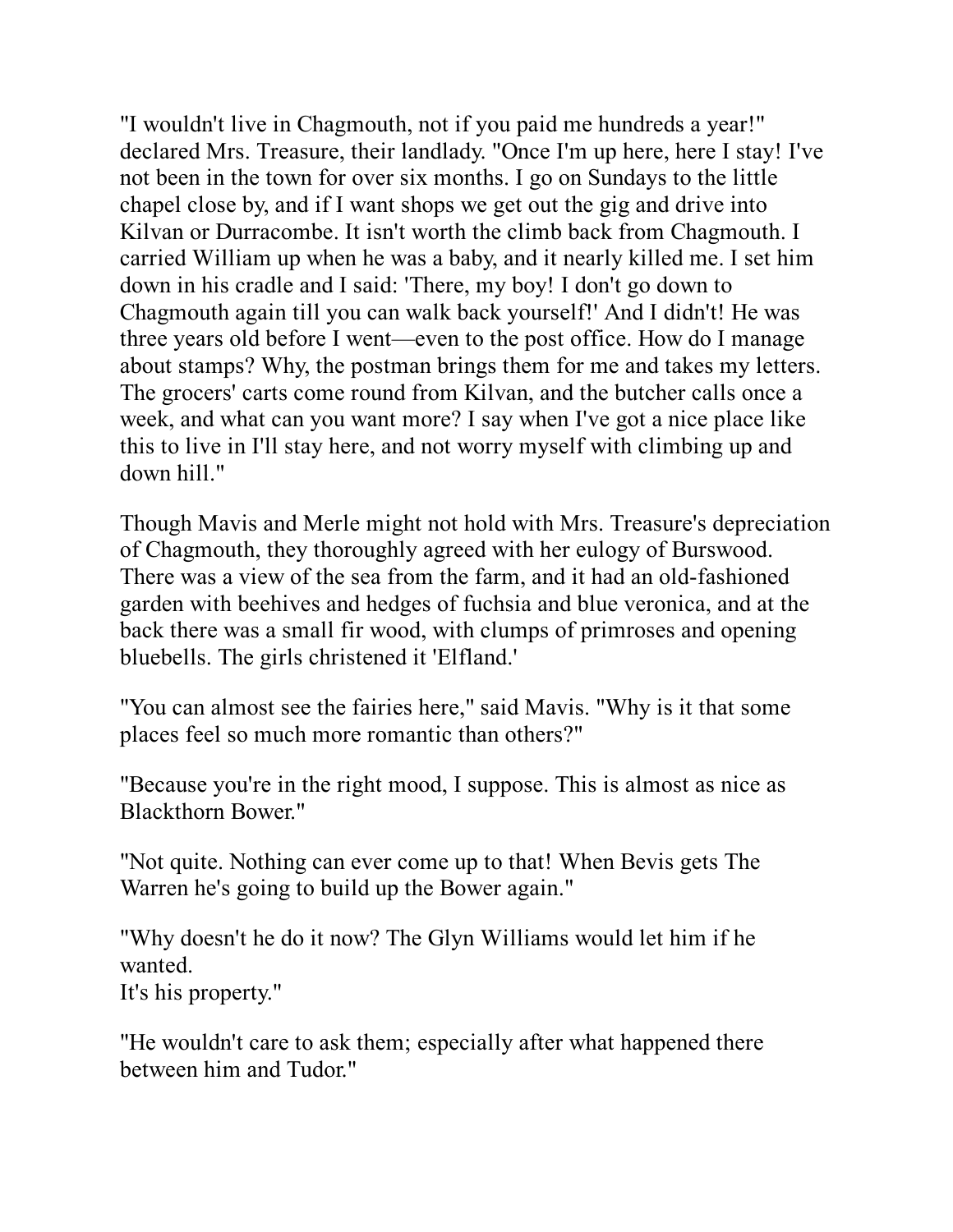"I wouldn't live in Chagmouth, not if you paid me hundreds a year!" declared Mrs. Treasure, their landlady. "Once I'm up here, here I stay! I've not been in the town for over six months. I go on Sundays to the little chapel close by, and if I want shops we get out the gig and drive into Kilvan or Durracombe. It isn't worth the climb back from Chagmouth. I carried William up when he was a baby, and it nearly killed me. I set him down in his cradle and I said: 'There, my boy! I don't go down to Chagmouth again till you can walk back yourself!' And I didn't! He was three years old before I went—even to the post office. How do I manage about stamps? Why, the postman brings them for me and takes my letters. The grocers' carts come round from Kilvan, and the butcher calls once a week, and what can you want more? I say when I've got a nice place like this to live in I'll stay here, and not worry myself with climbing up and down hill."

Though Mavis and Merle might not hold with Mrs. Treasure's depreciation of Chagmouth, they thoroughly agreed with her eulogy of Burswood. There was a view of the sea from the farm, and it had an old-fashioned garden with beehives and hedges of fuchsia and blue veronica, and at the back there was a small fir wood, with clumps of primroses and opening bluebells. The girls christened it 'Elfland.'

"You can almost see the fairies here," said Mavis. "Why is it that some places feel so much more romantic than others?"

"Because you're in the right mood, I suppose. This is almost as nice as Blackthorn Bower."

"Not quite. Nothing can ever come up to that! When Bevis gets The Warren he's going to build up the Bower again."

"Why doesn't he do it now? The Glyn Williams would let him if he wanted.
It's his property."

"He wouldn't care to ask them; especially after what happened there between him and Tudor."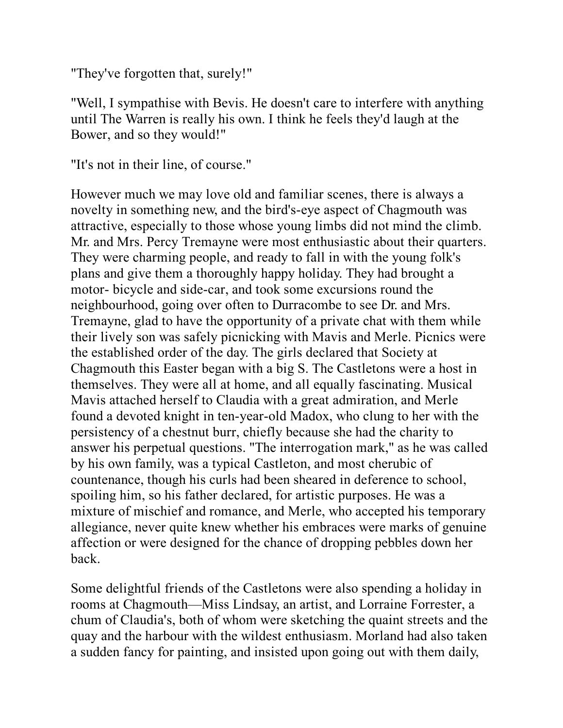"They've forgotten that, surely!"

"Well, I sympathise with Bevis. He doesn't care to interfere with anything until The Warren is really his own. I think he feels they'd laugh at the Bower, and so they would!"

"It's not in their line, of course."

However much we may love old and familiar scenes, there is always a novelty in something new, and the bird's-eye aspect of Chagmouth was attractive, especially to those whose young limbs did not mind the climb. Mr. and Mrs. Percy Tremayne were most enthusiastic about their quarters. They were charming people, and ready to fall in with the young folk's plans and give them a thoroughly happy holiday. They had brought a motor- bicycle and side-car, and took some excursions round the neighbourhood, going over often to Durracombe to see Dr. and Mrs. Tremayne, glad to have the opportunity of a private chat with them while their lively son was safely picnicking with Mavis and Merle. Picnics were the established order of the day. The girls declared that Society at Chagmouth this Easter began with a big S. The Castletons were a host in themselves. They were all at home, and all equally fascinating. Musical Mavis attached herself to Claudia with a great admiration, and Merle found a devoted knight in ten-year-old Madox, who clung to her with the persistency of a chestnut burr, chiefly because she had the charity to answer his perpetual questions. "The interrogation mark," as he was called by his own family, was a typical Castleton, and most cherubic of countenance, though his curls had been sheared in deference to school, spoiling him, so his father declared, for artistic purposes. He was a mixture of mischief and romance, and Merle, who accepted his temporary allegiance, never quite knew whether his embraces were marks of genuine affection or were designed for the chance of dropping pebbles down her back.

Some delightful friends of the Castletons were also spending a holiday in rooms at Chagmouth—Miss Lindsay, an artist, and Lorraine Forrester, a chum of Claudia's, both of whom were sketching the quaint streets and the quay and the harbour with the wildest enthusiasm. Morland had also taken a sudden fancy for painting, and insisted upon going out with them daily,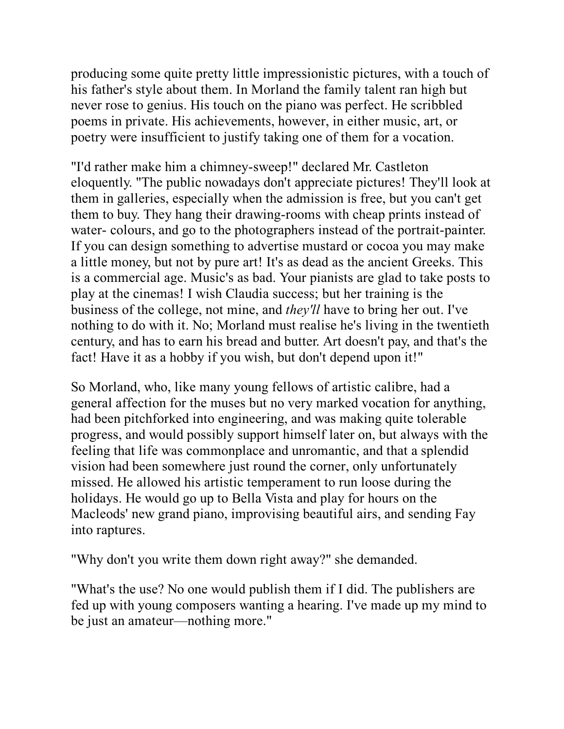producing some quite pretty little impressionistic pictures, with a touch of his father's style about them. In Morland the family talent ran high but never rose to genius. His touch on the piano was perfect. He scribbled poems in private. His achievements, however, in either music, art, or poetry were insufficient to justify taking one of them for a vocation.

"I'd rather make him a chimney-sweep!" declared Mr. Castleton eloquently. "The public nowadays don't appreciate pictures! They'll look at them in galleries, especially when the admission is free, but you can't get them to buy. They hang their drawing-rooms with cheap prints instead of water- colours, and go to the photographers instead of the portrait-painter. If you can design something to advertise mustard or cocoa you may make a little money, but not by pure art! It's as dead as the ancient Greeks. This is a commercial age. Music's as bad. Your pianists are glad to take posts to play at the cinemas! I wish Claudia success; but her training is the business of the college, not mine, and *they'll* have to bring her out. I've nothing to do with it. No; Morland must realise he's living in the twentieth century, and has to earn his bread and butter. Art doesn't pay, and that's the fact! Have it as a hobby if you wish, but don't depend upon it!"

So Morland, who, like many young fellows of artistic calibre, had a general affection for the muses but no very marked vocation for anything, had been pitchforked into engineering, and was making quite tolerable progress, and would possibly support himself later on, but always with the feeling that life was commonplace and unromantic, and that a splendid vision had been somewhere just round the corner, only unfortunately missed. He allowed his artistic temperament to run loose during the holidays. He would go up to Bella Vista and play for hours on the Macleods' new grand piano, improvising beautiful airs, and sending Fay into raptures.

"Why don't you write them down right away?" she demanded.

"What's the use? No one would publish them if I did. The publishers are fed up with young composers wanting a hearing. I've made up my mind to be just an amateur—nothing more."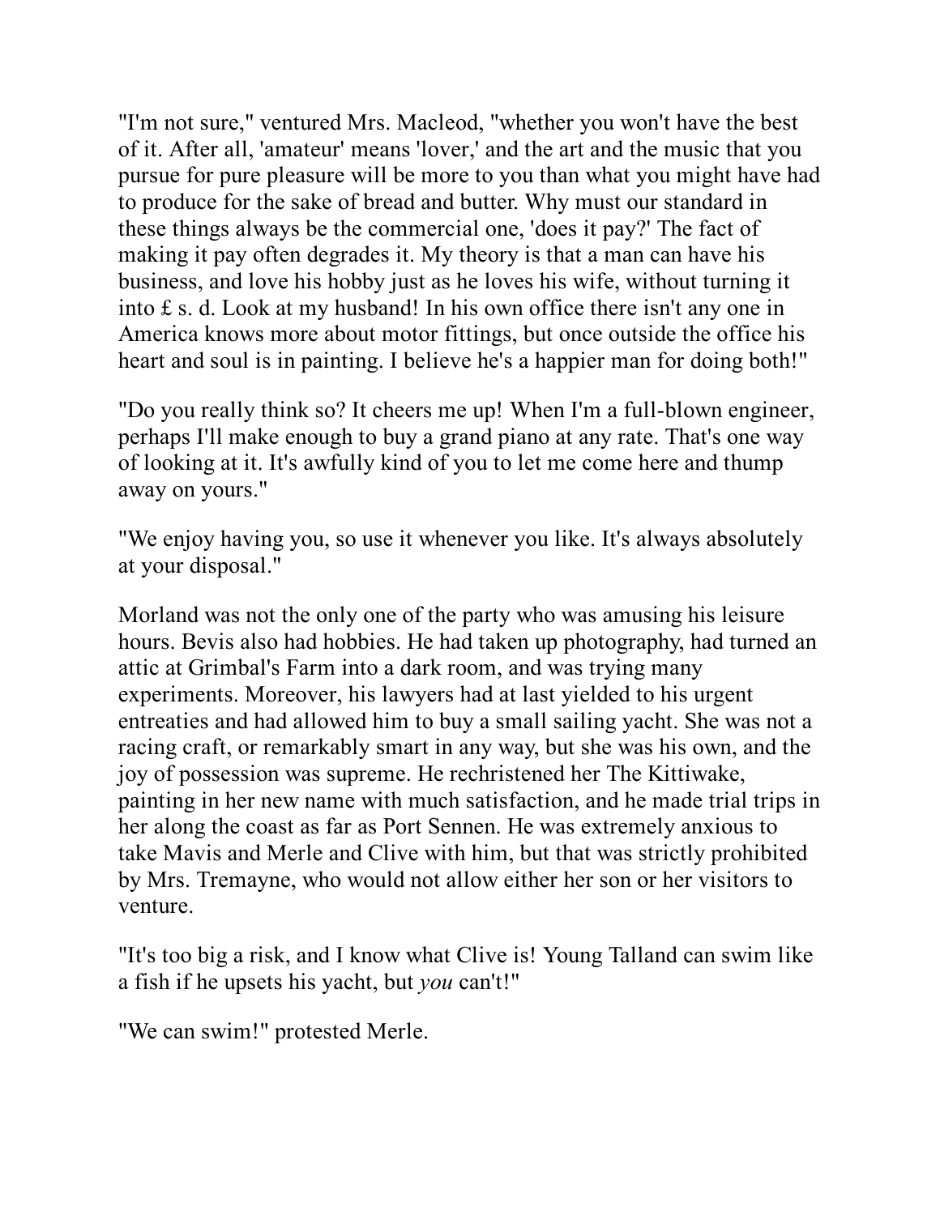"I'm not sure," ventured Mrs. Macleod, "whether you won't have the best of it. After all, 'amateur' means 'lover,' and the art and the music that you pursue for pure pleasure will be more to you than what you might have had to produce for the sake of bread and butter. Why must our standard in these things always be the commercial one, 'does it pay?' The fact of making it pay often degrades it. My theory is that a man can have his business, and love his hobby just as he loves his wife, without turning it into £ s. d. Look at my husband! In his own office there isn't any one in America knows more about motor fittings, but once outside the office his heart and soul is in painting. I believe he's a happier man for doing both!"

"Do you really think so? It cheers me up! When I'm a full-blown engineer, perhaps I'll make enough to buy a grand piano at any rate. That's one way of looking at it. It's awfully kind of you to let me come here and thump away on yours."

"We enjoy having you, so use it whenever you like. It's always absolutely at your disposal."

Morland was not the only one of the party who was amusing his leisure hours. Bevis also had hobbies. He had taken up photography, had turned an attic at Grimbal's Farm into a dark room, and was trying many experiments. Moreover, his lawyers had at last yielded to his urgent entreaties and had allowed him to buy a small sailing yacht. She was not a racing craft, or remarkably smart in any way, but she was his own, and the joy of possession was supreme. He rechristened her The Kittiwake, painting in her new name with much satisfaction, and he made trial trips in her along the coast as far as Port Sennen. He was extremely anxious to take Mavis and Merle and Clive with him, but that was strictly prohibited by Mrs. Tremayne, who would not allow either her son or her visitors to venture.

"It's too big a risk, and I know what Clive is! Young Talland can swim like a fish if he upsets his yacht, but *you* can't!"

"We can swim!" protested Merle.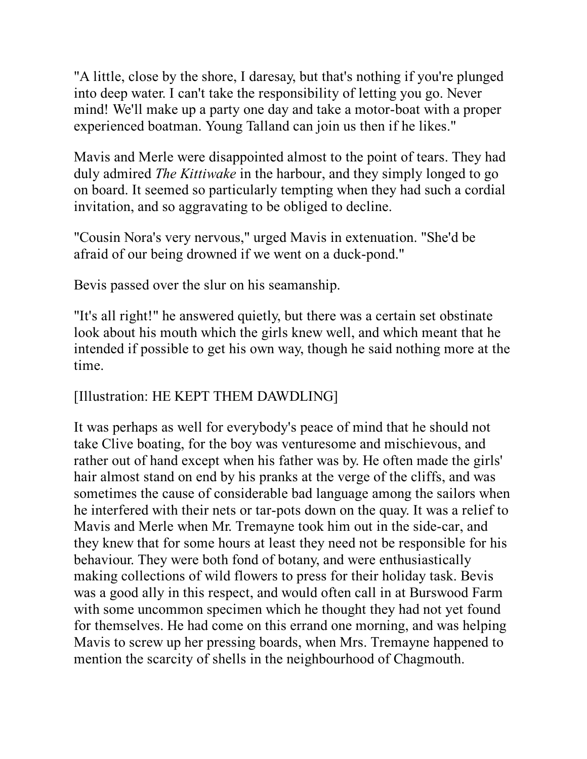"A little, close by the shore, I daresay, but that's nothing if you're plunged into deep water. I can't take the responsibility of letting you go. Never mind! We'll make up a party one day and take a motor-boat with a proper experienced boatman. Young Talland can join us then if he likes."

Mavis and Merle were disappointed almost to the point of tears. They had duly admired *The Kittiwake* in the harbour, and they simply longed to go on board. It seemed so particularly tempting when they had such a cordial invitation, and so aggravating to be obliged to decline.

"Cousin Nora's very nervous," urged Mavis in extenuation. "She'd be afraid of our being drowned if we went on a duck-pond."

Bevis passed over the slur on his seamanship.

"It's all right!" he answered quietly, but there was a certain set obstinate look about his mouth which the girls knew well, and which meant that he intended if possible to get his own way, though he said nothing more at the time.

[Illustration: HE KEPT THEM DAWDLING]

It was perhaps as well for everybody's peace of mind that he should not take Clive boating, for the boy was venturesome and mischievous, and rather out of hand except when his father was by. He often made the girls' hair almost stand on end by his pranks at the verge of the cliffs, and was sometimes the cause of considerable bad language among the sailors when he interfered with their nets or tar-pots down on the quay. It was a relief to Mavis and Merle when Mr. Tremayne took him out in the side-car, and they knew that for some hours at least they need not be responsible for his behaviour. They were both fond of botany, and were enthusiastically making collections of wild flowers to press for their holiday task. Bevis was a good ally in this respect, and would often call in at Burswood Farm with some uncommon specimen which he thought they had not yet found for themselves. He had come on this errand one morning, and was helping Mavis to screw up her pressing boards, when Mrs. Tremayne happened to mention the scarcity of shells in the neighbourhood of Chagmouth.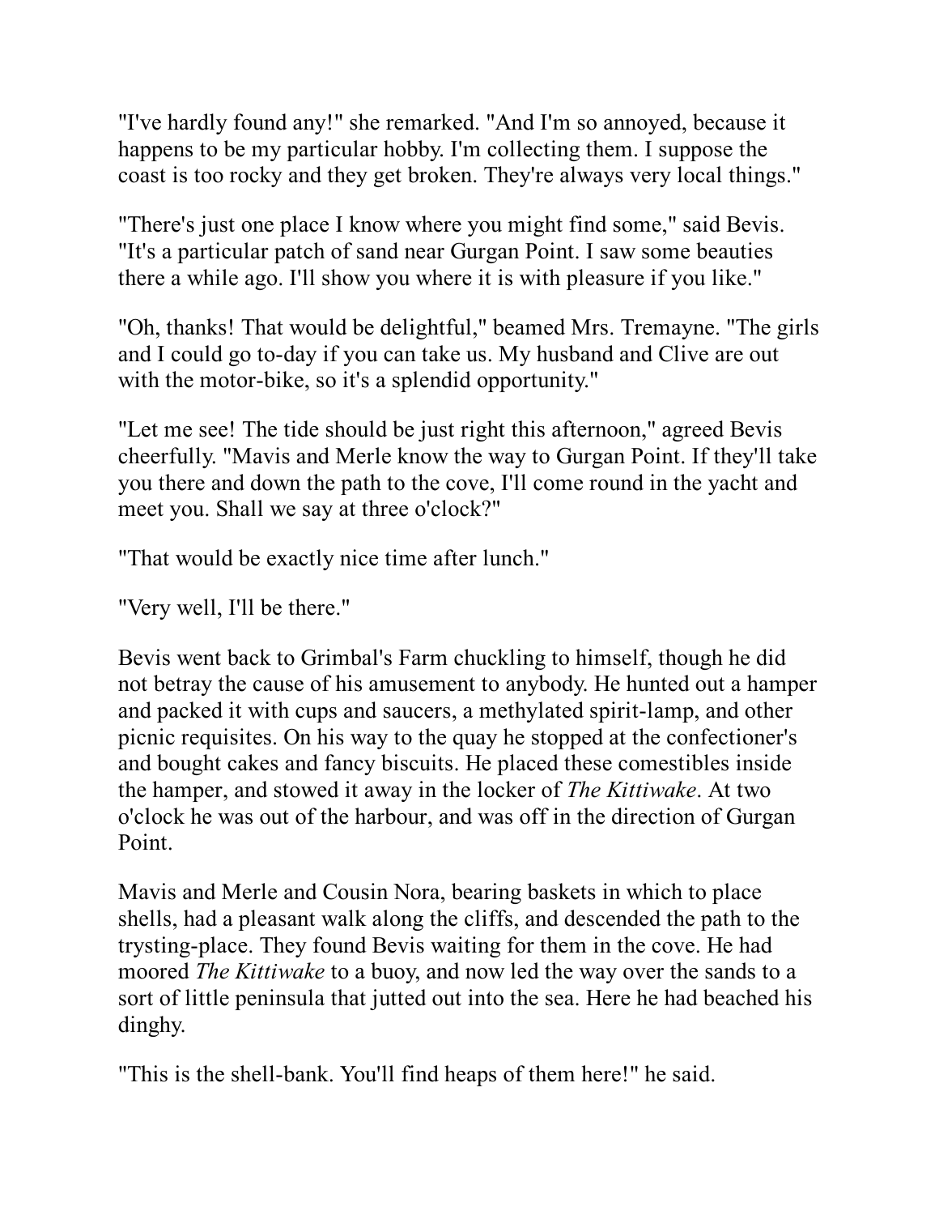"I've hardly found any!" she remarked. "And I'm so annoyed, because it happens to be my particular hobby. I'm collecting them. I suppose the coast is too rocky and they get broken. They're always very local things."

"There's just one place I know where you might find some," said Bevis. "It's a particular patch of sand near Gurgan Point. I saw some beauties there a while ago. I'll show you where it is with pleasure if you like."

"Oh, thanks! That would be delightful," beamed Mrs. Tremayne. "The girls and I could go to-day if you can take us. My husband and Clive are out with the motor-bike, so it's a splendid opportunity."

"Let me see! The tide should be just right this afternoon," agreed Bevis cheerfully. "Mavis and Merle know the way to Gurgan Point. If they'll take you there and down the path to the cove, I'll come round in the yacht and meet you. Shall we say at three o'clock?"

"That would be exactly nice time after lunch."

"Very well, I'll be there."

Bevis went back to Grimbal's Farm chuckling to himself, though he did not betray the cause of his amusement to anybody. He hunted out a hamper and packed it with cups and saucers, a methylated spirit-lamp, and other picnic requisites. On his way to the quay he stopped at the confectioner's and bought cakes and fancy biscuits. He placed these comestibles inside the hamper, and stowed it away in the locker of *The Kittiwake*. At two o'clock he was out of the harbour, and was off in the direction of Gurgan Point.

Mavis and Merle and Cousin Nora, bearing baskets in which to place shells, had a pleasant walk along the cliffs, and descended the path to the trysting-place. They found Bevis waiting for them in the cove. He had moored *The Kittiwake* to a buoy, and now led the way over the sands to a sort of little peninsula that jutted out into the sea. Here he had beached his dinghy.

"This is the shell-bank. You'll find heaps of them here!" he said.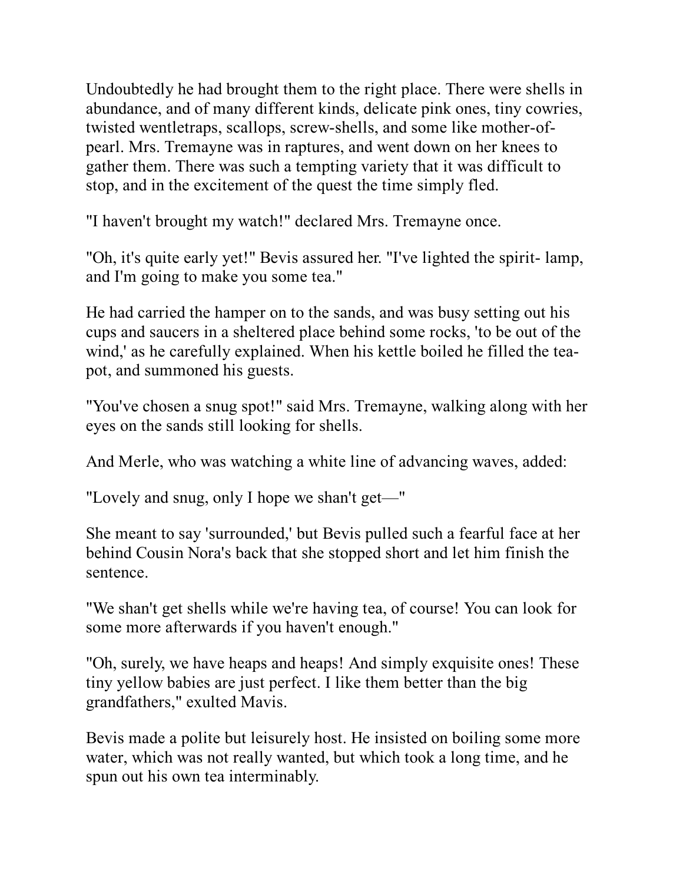Undoubtedly he had brought them to the right place. There were shells in abundance, and of many different kinds, delicate pink ones, tiny cowries, twisted wentletraps, scallops, screw-shells, and some like mother-of-pearl. Mrs. Tremayne was in raptures, and went down on her knees to gather them. There was such a tempting variety that it was difficult to stop, and in the excitement of the quest the time simply fled.

"I haven't brought my watch!" declared Mrs. Tremayne once.

"Oh, it's quite early yet!" Bevis assured her. "I've lighted the spirit- lamp, and I'm going to make you some tea."

He had carried the hamper on to the sands, and was busy setting out his cups and saucers in a sheltered place behind some rocks, 'to be out of the wind,' as he carefully explained. When his kettle boiled he filled the tea-pot, and summoned his guests.

"You've chosen a snug spot!" said Mrs. Tremayne, walking along with her eyes on the sands still looking for shells.

And Merle, who was watching a white line of advancing waves, added:

"Lovely and snug, only I hope we shan't get—"

She meant to say 'surrounded,' but Bevis pulled such a fearful face at her behind Cousin Nora's back that she stopped short and let him finish the sentence.

"We shan't get shells while we're having tea, of course! You can look for some more afterwards if you haven't enough."

"Oh, surely, we have heaps and heaps! And simply exquisite ones! These tiny yellow babies are just perfect. I like them better than the big grandfathers," exulted Mavis.

Bevis made a polite but leisurely host. He insisted on boiling some more water, which was not really wanted, but which took a long time, and he spun out his own tea interminably.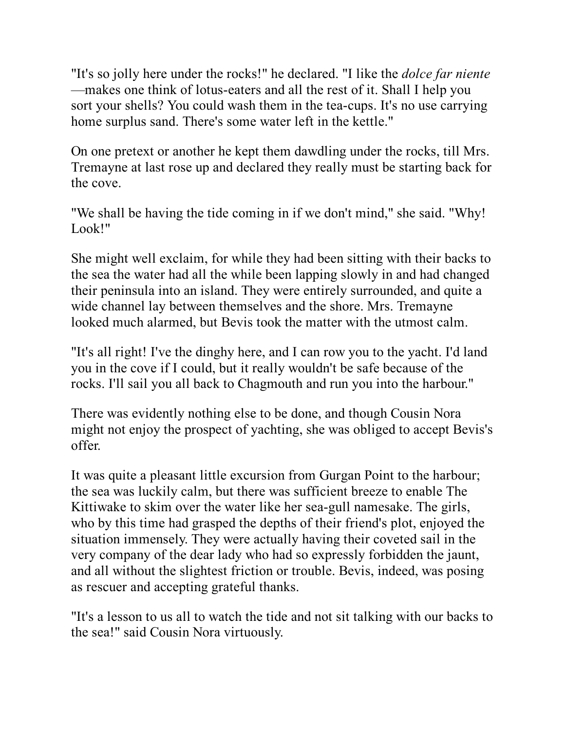"It's so jolly here under the rocks!" he declared. "I like the *dolce far niente*—makes one think of lotus-eaters and all the rest of it. Shall I help you sort your shells? You could wash them in the tea-cups. It's no use carrying home surplus sand. There's some water left in the kettle."

On one pretext or another he kept them dawdling under the rocks, till Mrs. Tremayne at last rose up and declared they really must be starting back for the cove.

"We shall be having the tide coming in if we don't mind," she said. "Why! Look!"

She might well exclaim, for while they had been sitting with their backs to the sea the water had all the while been lapping slowly in and had changed their peninsula into an island. They were entirely surrounded, and quite a wide channel lay between themselves and the shore. Mrs. Tremayne looked much alarmed, but Bevis took the matter with the utmost calm.

"It's all right! I've the dinghy here, and I can row you to the yacht. I'd land you in the cove if I could, but it really wouldn't be safe because of the rocks. I'll sail you all back to Chagmouth and run you into the harbour."

There was evidently nothing else to be done, and though Cousin Nora might not enjoy the prospect of yachting, she was obliged to accept Bevis's offer.

It was quite a pleasant little excursion from Gurgan Point to the harbour; the sea was luckily calm, but there was sufficient breeze to enable The Kittiwake to skim over the water like her sea-gull namesake. The girls, who by this time had grasped the depths of their friend's plot, enjoyed the situation immensely. They were actually having their coveted sail in the very company of the dear lady who had so expressly forbidden the jaunt, and all without the slightest friction or trouble. Bevis, indeed, was posing as rescuer and accepting grateful thanks.

"It's a lesson to us all to watch the tide and not sit talking with our backs to the sea!" said Cousin Nora virtuously.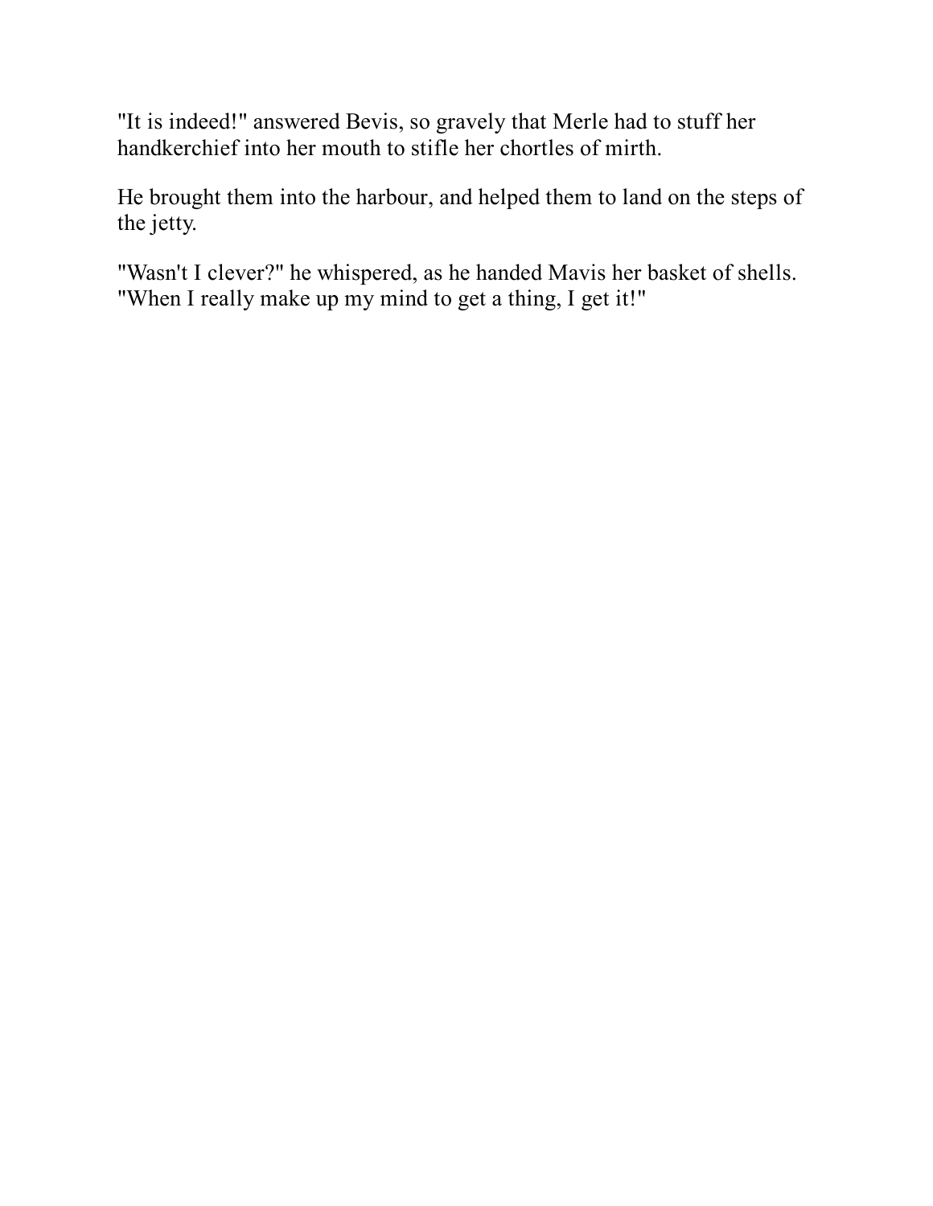"It is indeed!" answered Bevis, so gravely that Merle had to stuff her handkerchief into her mouth to stifle her chortles of mirth.

He brought them into the harbour, and helped them to land on the steps of the jetty.

"Wasn't I clever?" he whispered, as he handed Mavis her basket of shells. "When I really make up my mind to get a thing, I get it!"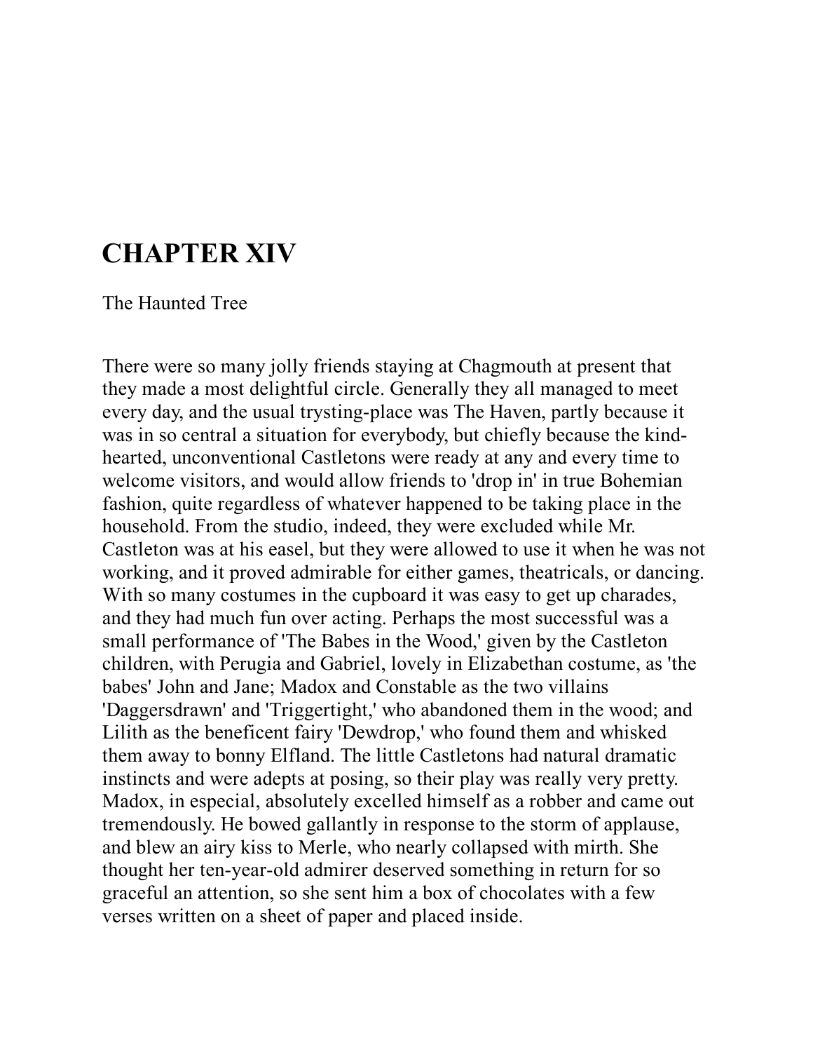# CHAPTER XIV

The Haunted Tree

There were so many jolly friends staying at Chagmouth at present that they made a most delightful circle. Generally they all managed to meet every day, and the usual trysting-place was The Haven, partly because it was in so central a situation for everybody, but chiefly because the kind-hearted, unconventional Castletons were ready at any and every time to welcome visitors, and would allow friends to 'drop in' in true Bohemian fashion, quite regardless of whatever happened to be taking place in the household. From the studio, indeed, they were excluded while Mr. Castleton was at his easel, but they were allowed to use it when he was not working, and it proved admirable for either games, theatricals, or dancing. With so many costumes in the cupboard it was easy to get up charades, and they had much fun over acting. Perhaps the most successful was a small performance of 'The Babes in the Wood,' given by the Castleton children, with Perugia and Gabriel, lovely in Elizabethan costume, as 'the babes' John and Jane; Madox and Constable as the two villains 'Daggersdrawn' and 'Triggertight,' who abandoned them in the wood; and Lilith as the beneficent fairy 'Dewdrop,' who found them and whisked them away to bonny Elfland. The little Castletons had natural dramatic instincts and were adepts at posing, so their play was really very pretty. Madox, in especial, absolutely excelled himself as a robber and came out tremendously. He bowed gallantly in response to the storm of applause, and blew an airy kiss to Merle, who nearly collapsed with mirth. She thought her ten-year-old admirer deserved something in return for so graceful an attention, so she sent him a box of chocolates with a few verses written on a sheet of paper and placed inside.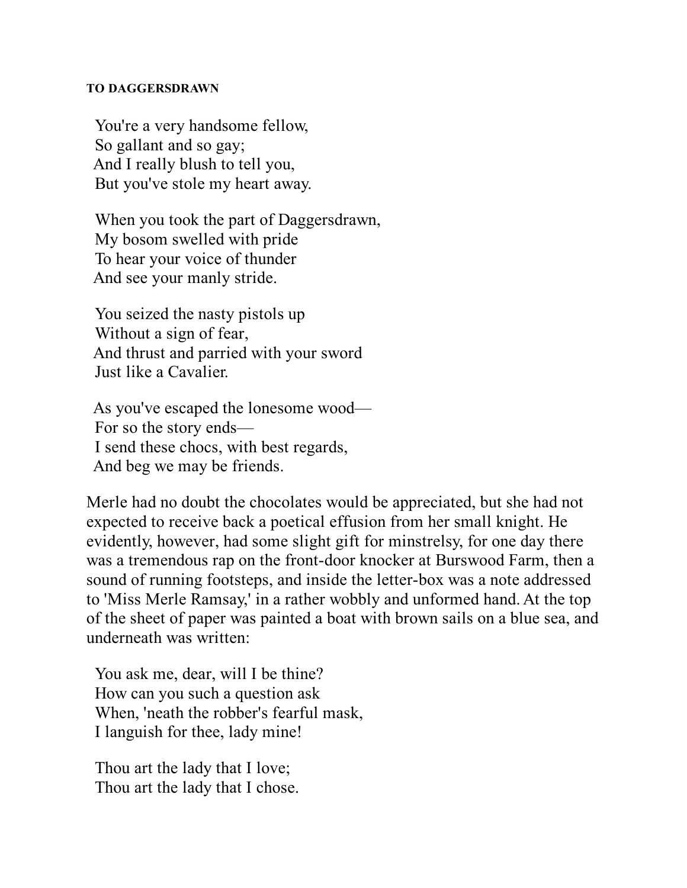**TO DAGGERSDRAWN**

You're a very handsome fellow,  
So gallant and so gay;  
And I really blush to tell you,  
But you've stole my heart away.

When you took the part of Daggersdrawn,  
My bosom swelled with pride  
To hear your voice of thunder  
And see your manly stride.

You seized the nasty pistols up  
Without a sign of fear,  
And thrust and parried with your sword  
Just like a Cavalier.

As you've escaped the lonesome wood—  
For so the story ends—  
I send these chocs, with best regards,  
And beg we may be friends.

Merle had no doubt the chocolates would be appreciated, but she had not expected to receive back a poetical effusion from her small knight. He evidently, however, had some slight gift for minstrelsy, for one day there was a tremendous rap on the front-door knocker at Burswood Farm, then a sound of running footsteps, and inside the letter-box was a note addressed to 'Miss Merle Ramsay,' in a rather wobbly and unformed hand. At the top of the sheet of paper was painted a boat with brown sails on a blue sea, and underneath was written:

You ask me, dear, will I be thine?  
How can you such a question ask  
When, 'neath the robber's fearful mask,  
I languish for thee, lady mine!

Thou art the lady that I love;  
Thou art the lady that I chose.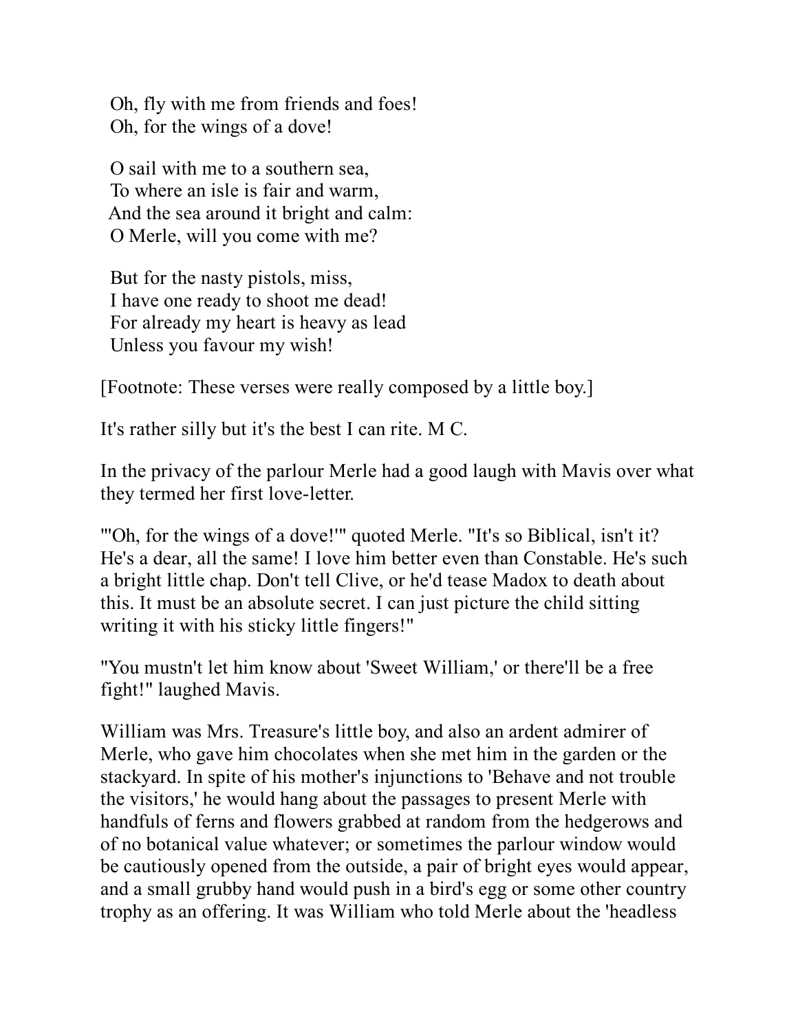Oh, fly with me from friends and foes!
Oh, for the wings of a dove!

O sail with me to a southern sea,
To where an isle is fair and warm,
And the sea around it bright and calm:
O Merle, will you come with me?

But for the nasty pistols, miss,
I have one ready to shoot me dead!
For already my heart is heavy as lead
Unless you favour my wish!

[Footnote: These verses were really composed by a little boy.]

It's rather silly but it's the best I can rite. M C.

In the privacy of the parlour Merle had a good laugh with Mavis over what they termed her first love-letter.

"'Oh, for the wings of a dove!'" quoted Merle. "It's so Biblical, isn't it? He's a dear, all the same! I love him better even than Constable. He's such a bright little chap. Don't tell Clive, or he'd tease Madox to death about this. It must be an absolute secret. I can just picture the child sitting writing it with his sticky little fingers!"

"You mustn't let him know about 'Sweet William,' or there'll be a free fight!" laughed Mavis.

William was Mrs. Treasure's little boy, and also an ardent admirer of Merle, who gave him chocolates when she met him in the garden or the stackyard. In spite of his mother's injunctions to 'Behave and not trouble the visitors,' he would hang about the passages to present Merle with handfuls of ferns and flowers grabbed at random from the hedgerows and of no botanical value whatever; or sometimes the parlour window would be cautiously opened from the outside, a pair of bright eyes would appear, and a small grubby hand would push in a bird's egg or some other country trophy as an offering. It was William who told Merle about the 'headless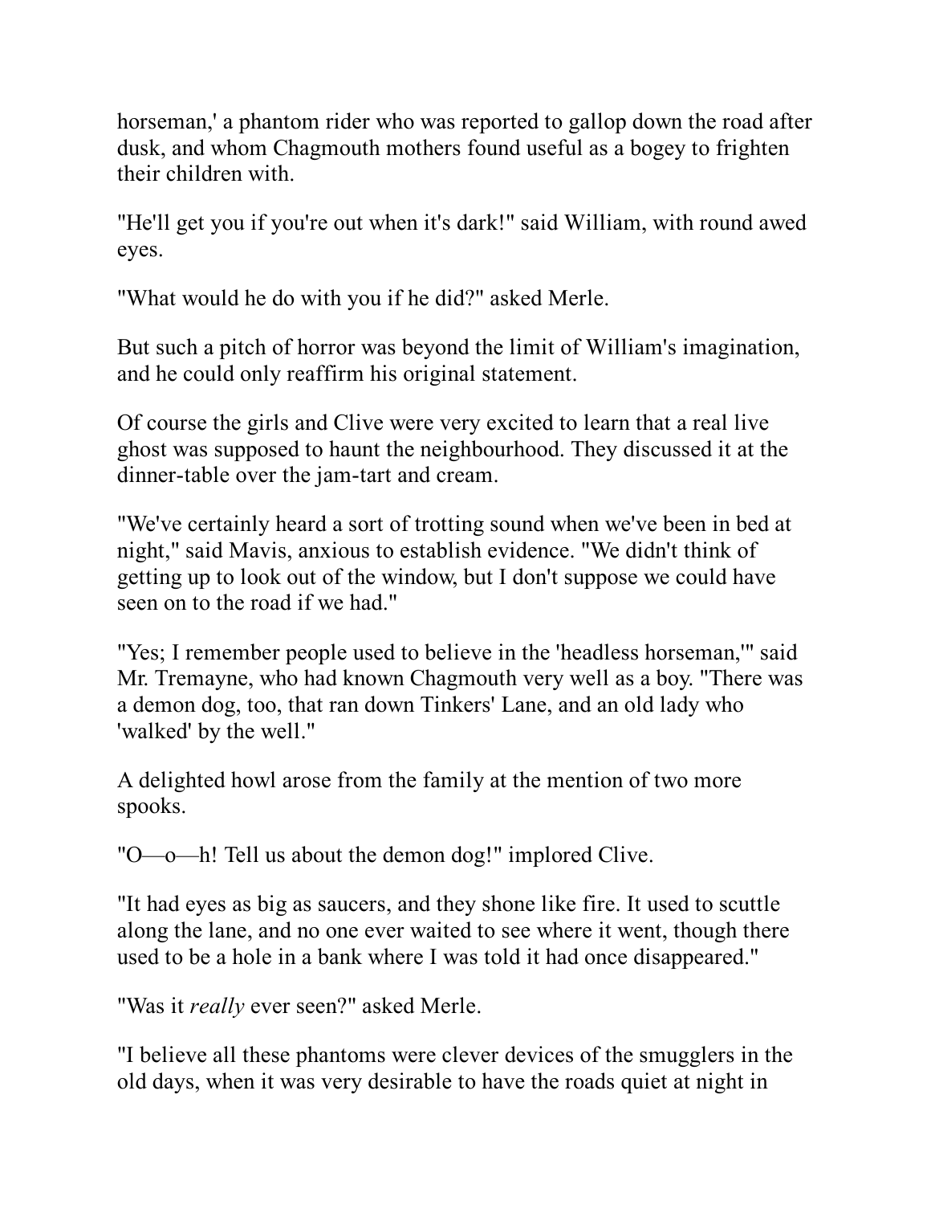horseman,' a phantom rider who was reported to gallop down the road after dusk, and whom Chagmouth mothers found useful as a bogey to frighten their children with.

"He'll get you if you're out when it's dark!" said William, with round awed eyes.

"What would he do with you if he did?" asked Merle.

But such a pitch of horror was beyond the limit of William's imagination, and he could only reaffirm his original statement.

Of course the girls and Clive were very excited to learn that a real live ghost was supposed to haunt the neighbourhood. They discussed it at the dinner-table over the jam-tart and cream.

"We've certainly heard a sort of trotting sound when we've been in bed at night," said Mavis, anxious to establish evidence. "We didn't think of getting up to look out of the window, but I don't suppose we could have seen on to the road if we had."

"Yes; I remember people used to believe in the 'headless horseman,'" said Mr. Tremayne, who had known Chagmouth very well as a boy. "There was a demon dog, too, that ran down Tinkers' Lane, and an old lady who 'walked' by the well."

A delighted howl arose from the family at the mention of two more spooks.

"O—o—h! Tell us about the demon dog!" implored Clive.

"It had eyes as big as saucers, and they shone like fire. It used to scuttle along the lane, and no one ever waited to see where it went, though there used to be a hole in a bank where I was told it had once disappeared."

"Was it *really* ever seen?" asked Merle.

"I believe all these phantoms were clever devices of the smugglers in the old days, when it was very desirable to have the roads quiet at night in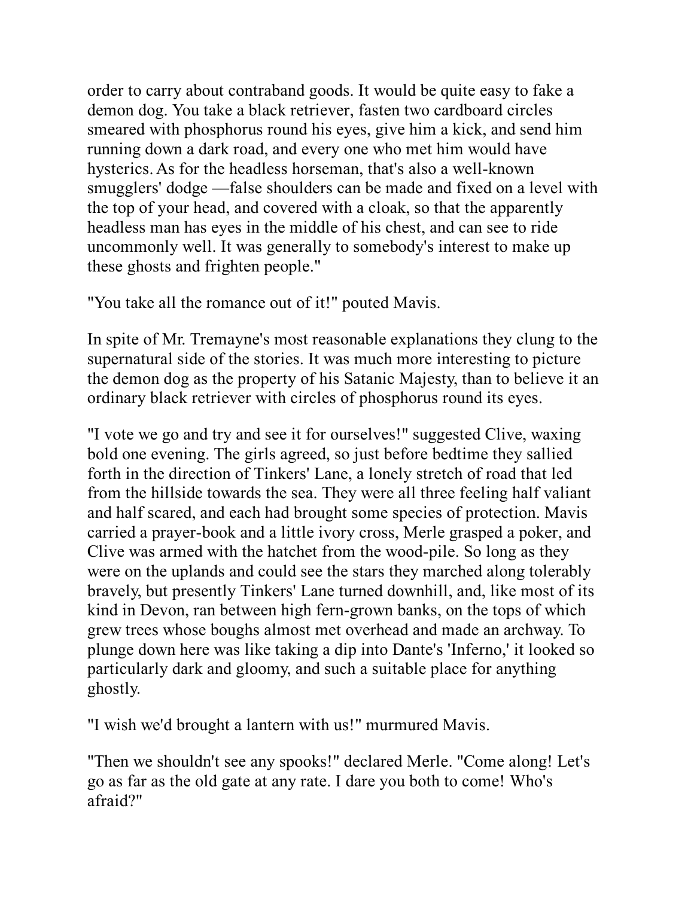order to carry about contraband goods. It would be quite easy to fake a demon dog. You take a black retriever, fasten two cardboard circles smeared with phosphorus round his eyes, give him a kick, and send him running down a dark road, and every one who met him would have hysterics. As for the headless horseman, that's also a well-known smugglers' dodge —false shoulders can be made and fixed on a level with the top of your head, and covered with a cloak, so that the apparently headless man has eyes in the middle of his chest, and can see to ride uncommonly well. It was generally to somebody's interest to make up these ghosts and frighten people."

"You take all the romance out of it!" pouted Mavis.

In spite of Mr. Tremayne's most reasonable explanations they clung to the supernatural side of the stories. It was much more interesting to picture the demon dog as the property of his Satanic Majesty, than to believe it an ordinary black retriever with circles of phosphorus round its eyes.

"I vote we go and try and see it for ourselves!" suggested Clive, waxing bold one evening. The girls agreed, so just before bedtime they sallied forth in the direction of Tinkers' Lane, a lonely stretch of road that led from the hillside towards the sea. They were all three feeling half valiant and half scared, and each had brought some species of protection. Mavis carried a prayer-book and a little ivory cross, Merle grasped a poker, and Clive was armed with the hatchet from the wood-pile. So long as they were on the uplands and could see the stars they marched along tolerably bravely, but presently Tinkers' Lane turned downhill, and, like most of its kind in Devon, ran between high fern-grown banks, on the tops of which grew trees whose boughs almost met overhead and made an archway. To plunge down here was like taking a dip into Dante's 'Inferno,' it looked so particularly dark and gloomy, and such a suitable place for anything ghostly.

"I wish we'd brought a lantern with us!" murmured Mavis.

"Then we shouldn't see any spooks!" declared Merle. "Come along! Let's go as far as the old gate at any rate. I dare you both to come! Who's afraid?"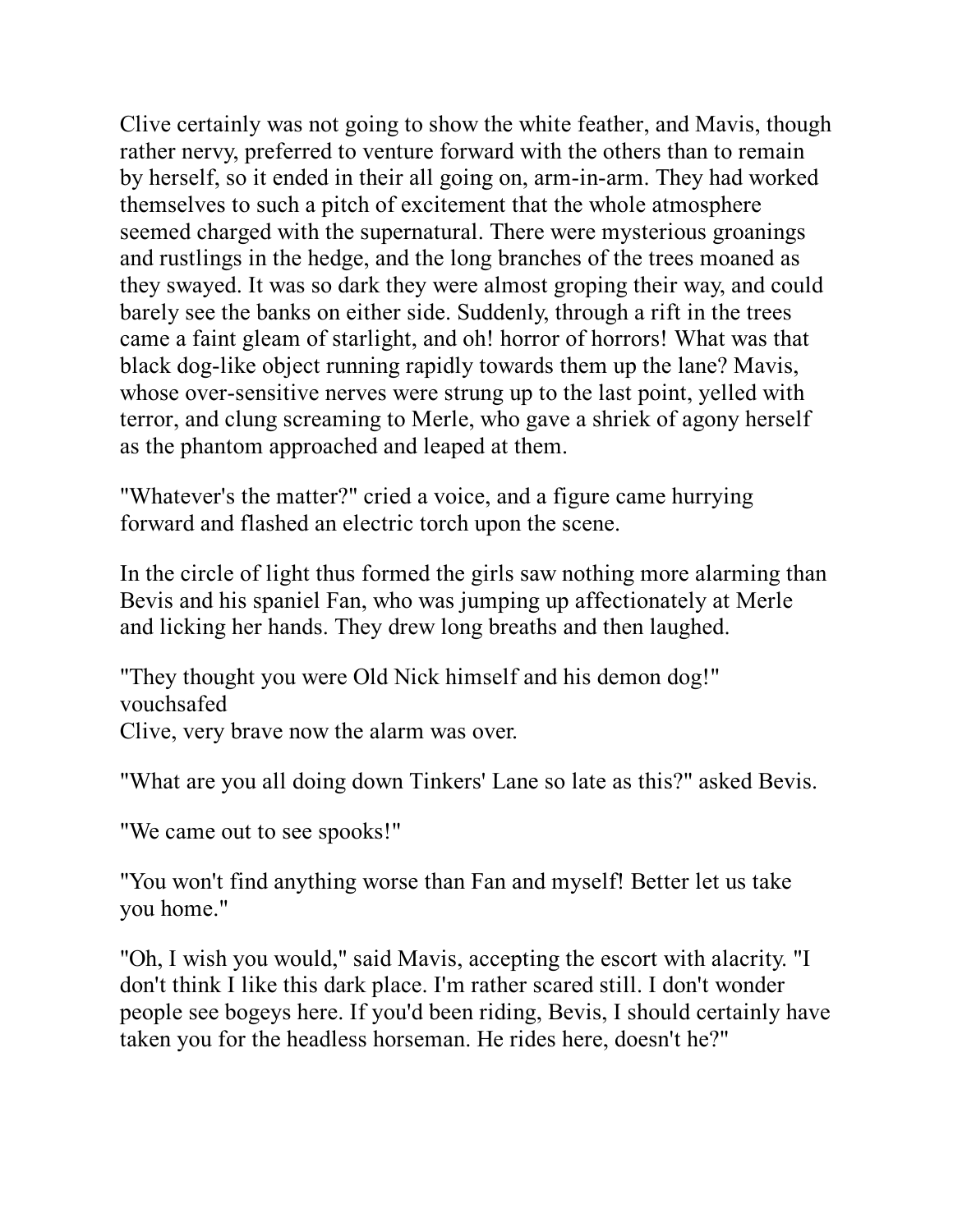Clive certainly was not going to show the white feather, and Mavis, though rather nervy, preferred to venture forward with the others than to remain by herself, so it ended in their all going on, arm-in-arm. They had worked themselves to such a pitch of excitement that the whole atmosphere seemed charged with the supernatural. There were mysterious groanings and rustlings in the hedge, and the long branches of the trees moaned as they swayed. It was so dark they were almost groping their way, and could barely see the banks on either side. Suddenly, through a rift in the trees came a faint gleam of starlight, and oh! horror of horrors! What was that black dog-like object running rapidly towards them up the lane? Mavis, whose over-sensitive nerves were strung up to the last point, yelled with terror, and clung screaming to Merle, who gave a shriek of agony herself as the phantom approached and leaped at them.

"Whatever's the matter?" cried a voice, and a figure came hurrying forward and flashed an electric torch upon the scene.

In the circle of light thus formed the girls saw nothing more alarming than Bevis and his spaniel Fan, who was jumping up affectionately at Merle and licking her hands. They drew long breaths and then laughed.

"They thought you were Old Nick himself and his demon dog!" vouchsafed Clive, very brave now the alarm was over.

"What are you all doing down Tinkers' Lane so late as this?" asked Bevis.

"We came out to see spooks!"

"You won't find anything worse than Fan and myself! Better let us take you home."

"Oh, I wish you would," said Mavis, accepting the escort with alacrity. "I don't think I like this dark place. I'm rather scared still. I don't wonder people see bogeys here. If you'd been riding, Bevis, I should certainly have taken you for the headless horseman. He rides here, doesn't he?"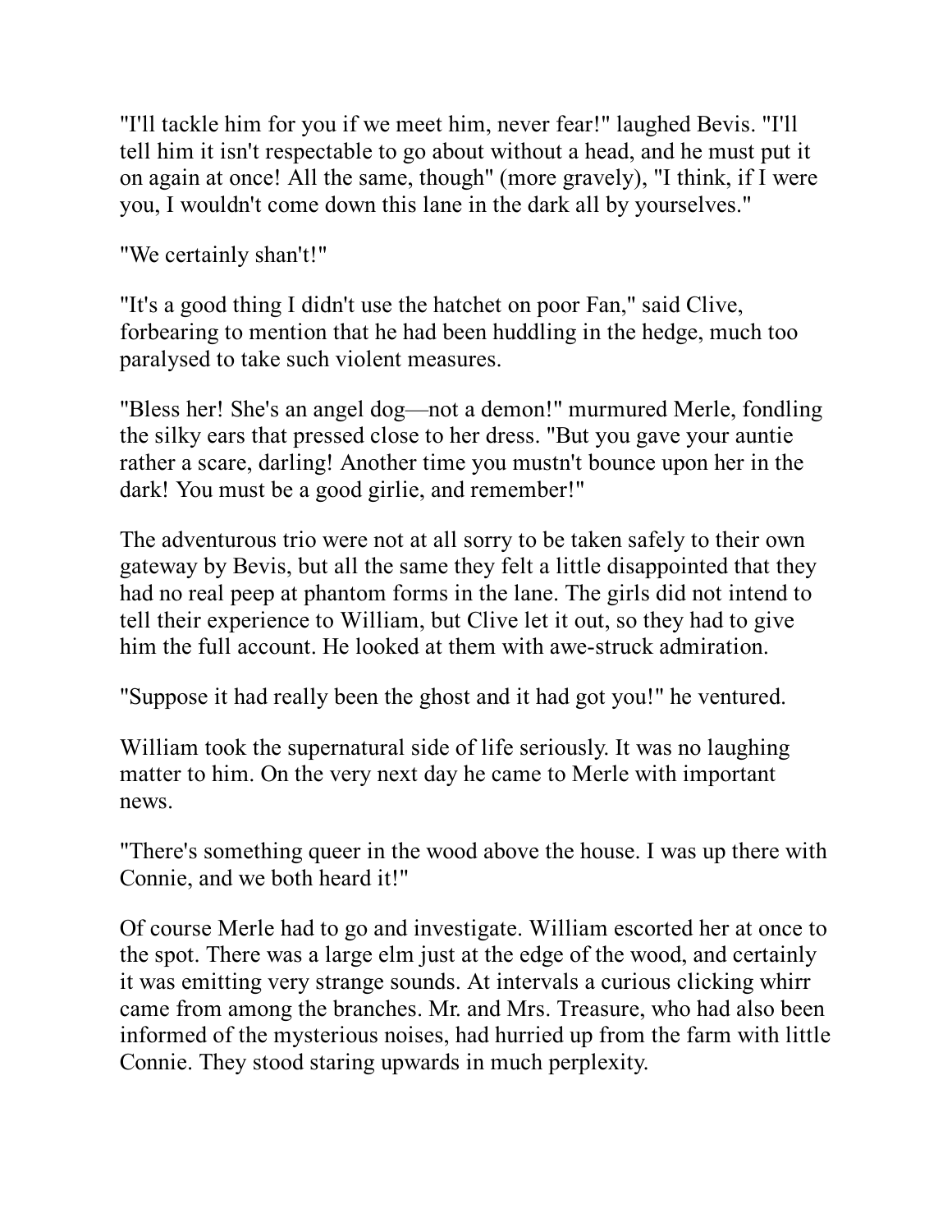"I'll tackle him for you if we meet him, never fear!" laughed Bevis. "I'll tell him it isn't respectable to go about without a head, and he must put it on again at once! All the same, though" (more gravely), "I think, if I were you, I wouldn't come down this lane in the dark all by yourselves."

"We certainly shan't!"

"It's a good thing I didn't use the hatchet on poor Fan," said Clive, forbearing to mention that he had been huddling in the hedge, much too paralysed to take such violent measures.

"Bless her! She's an angel dog—not a demon!" murmured Merle, fondling the silky ears that pressed close to her dress. "But you gave your auntie rather a scare, darling! Another time you mustn't bounce upon her in the dark! You must be a good girlie, and remember!"

The adventurous trio were not at all sorry to be taken safely to their own gateway by Bevis, but all the same they felt a little disappointed that they had no real peep at phantom forms in the lane. The girls did not intend to tell their experience to William, but Clive let it out, so they had to give him the full account. He looked at them with awe-struck admiration.

"Suppose it had really been the ghost and it had got you!" he ventured.

William took the supernatural side of life seriously. It was no laughing matter to him. On the very next day he came to Merle with important news.

"There's something queer in the wood above the house. I was up there with Connie, and we both heard it!"

Of course Merle had to go and investigate. William escorted her at once to the spot. There was a large elm just at the edge of the wood, and certainly it was emitting very strange sounds. At intervals a curious clicking whirr came from among the branches. Mr. and Mrs. Treasure, who had also been informed of the mysterious noises, had hurried up from the farm with little Connie. They stood staring upwards in much perplexity.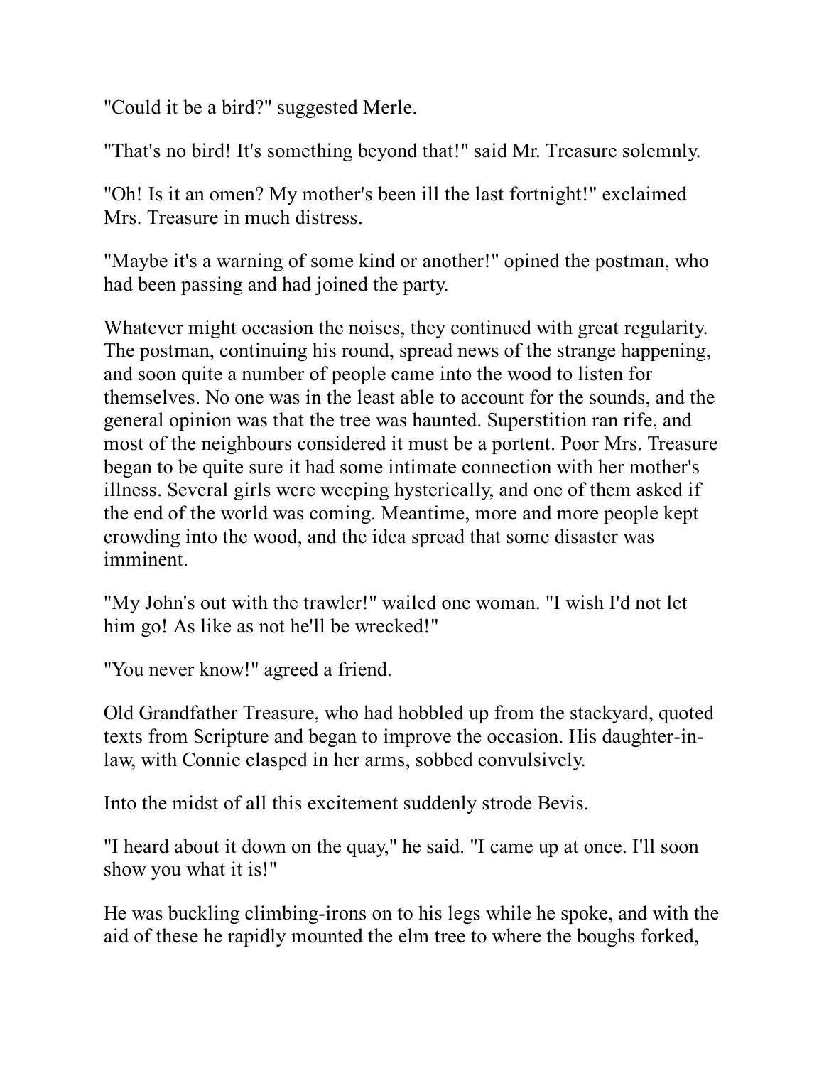"Could it be a bird?" suggested Merle.

"That's no bird! It's something beyond that!" said Mr. Treasure solemnly.

"Oh! Is it an omen? My mother's been ill the last fortnight!" exclaimed Mrs. Treasure in much distress.

"Maybe it's a warning of some kind or another!" opined the postman, who had been passing and had joined the party.

Whatever might occasion the noises, they continued with great regularity. The postman, continuing his round, spread news of the strange happening, and soon quite a number of people came into the wood to listen for themselves. No one was in the least able to account for the sounds, and the general opinion was that the tree was haunted. Superstition ran rife, and most of the neighbours considered it must be a portent. Poor Mrs. Treasure began to be quite sure it had some intimate connection with her mother's illness. Several girls were weeping hysterically, and one of them asked if the end of the world was coming. Meantime, more and more people kept crowding into the wood, and the idea spread that some disaster was imminent.

"My John's out with the trawler!" wailed one woman. "I wish I'd not let him go! As like as not he'll be wrecked!"

"You never know!" agreed a friend.

Old Grandfather Treasure, who had hobbled up from the stackyard, quoted texts from Scripture and began to improve the occasion. His daughter-in-law, with Connie clasped in her arms, sobbed convulsively.

Into the midst of all this excitement suddenly strode Bevis.

"I heard about it down on the quay," he said. "I came up at once. I'll soon show you what it is!"

He was buckling climbing-irons on to his legs while he spoke, and with the aid of these he rapidly mounted the elm tree to where the boughs forked,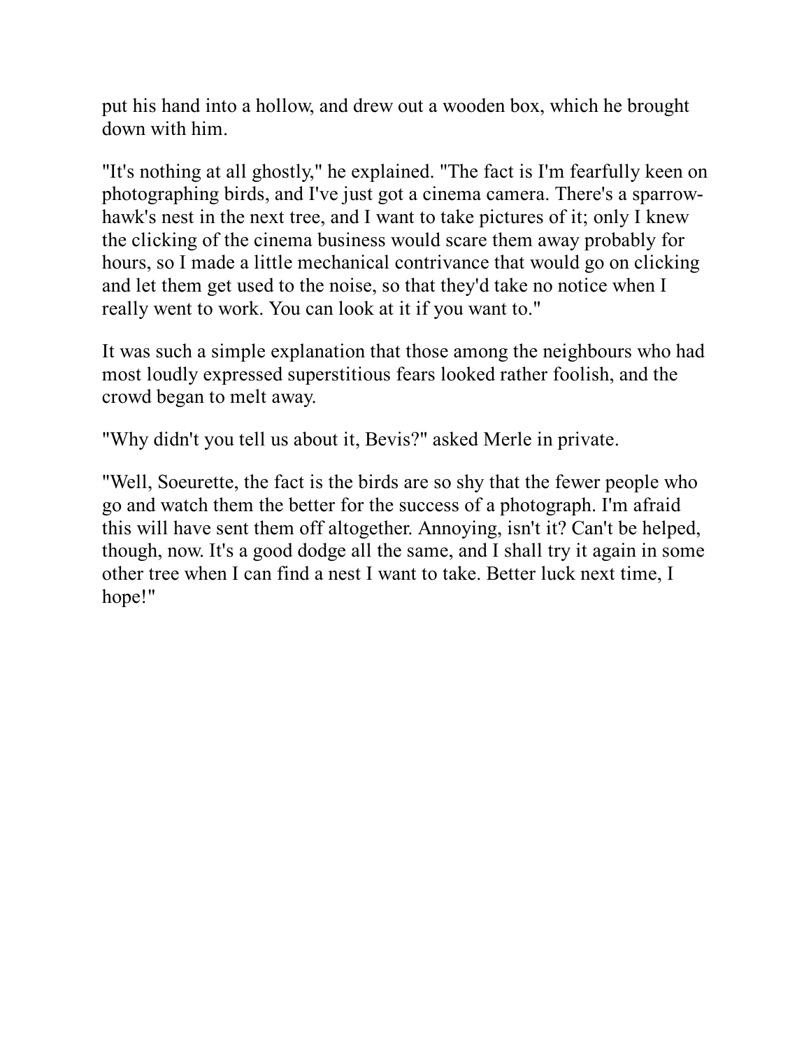put his hand into a hollow, and drew out a wooden box, which he brought down with him.

"It's nothing at all ghostly," he explained. "The fact is I'm fearfully keen on photographing birds, and I've just got a cinema camera. There's a sparrow-hawk's nest in the next tree, and I want to take pictures of it; only I knew the clicking of the cinema business would scare them away probably for hours, so I made a little mechanical contrivance that would go on clicking and let them get used to the noise, so that they'd take no notice when I really went to work. You can look at it if you want to."

It was such a simple explanation that those among the neighbours who had most loudly expressed superstitious fears looked rather foolish, and the crowd began to melt away.

"Why didn't you tell us about it, Bevis?" asked Merle in private.

"Well, Soeurette, the fact is the birds are so shy that the fewer people who go and watch them the better for the success of a photograph. I'm afraid this will have sent them off altogether. Annoying, isn't it? Can't be helped, though, now. It's a good dodge all the same, and I shall try it again in some other tree when I can find a nest I want to take. Better luck next time, I hope!"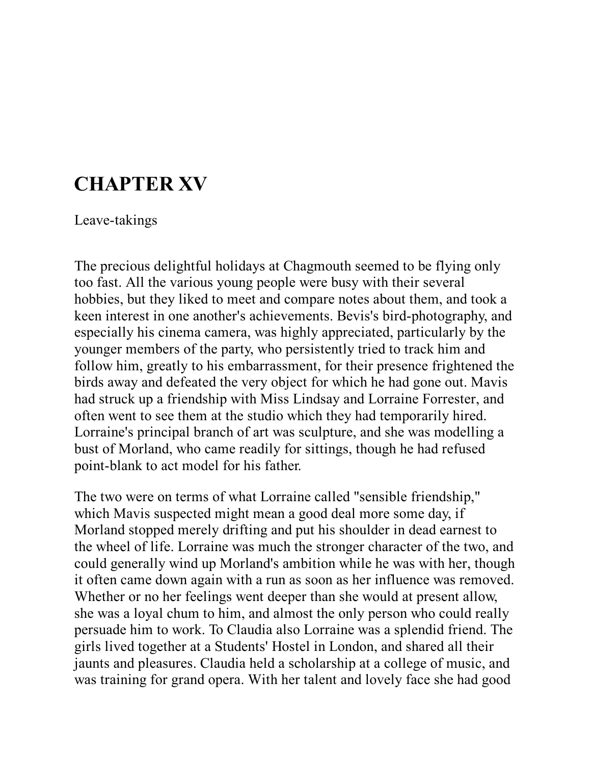# CHAPTER XV

Leave-takings

The precious delightful holidays at Chagmouth seemed to be flying only too fast. All the various young people were busy with their several hobbies, but they liked to meet and compare notes about them, and took a keen interest in one another's achievements. Bevis's bird-photography, and especially his cinema camera, was highly appreciated, particularly by the younger members of the party, who persistently tried to track him and follow him, greatly to his embarrassment, for their presence frightened the birds away and defeated the very object for which he had gone out. Mavis had struck up a friendship with Miss Lindsay and Lorraine Forrester, and often went to see them at the studio which they had temporarily hired. Lorraine's principal branch of art was sculpture, and she was modelling a bust of Morland, who came readily for sittings, though he had refused point-blank to act model for his father.

The two were on terms of what Lorraine called "sensible friendship," which Mavis suspected might mean a good deal more some day, if Morland stopped merely drifting and put his shoulder in dead earnest to the wheel of life. Lorraine was much the stronger character of the two, and could generally wind up Morland's ambition while he was with her, though it often came down again with a run as soon as her influence was removed. Whether or no her feelings went deeper than she would at present allow, she was a loyal chum to him, and almost the only person who could really persuade him to work. To Claudia also Lorraine was a splendid friend. The girls lived together at a Students' Hostel in London, and shared all their jaunts and pleasures. Claudia held a scholarship at a college of music, and was training for grand opera. With her talent and lovely face she had good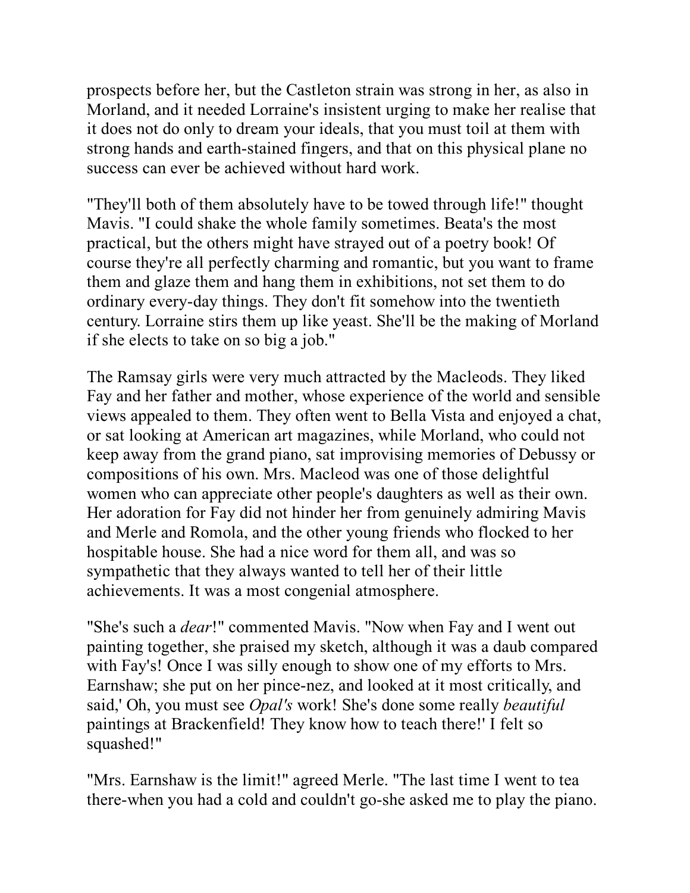prospects before her, but the Castleton strain was strong in her, as also in Morland, and it needed Lorraine's insistent urging to make her realise that it does not do only to dream your ideals, that you must toil at them with strong hands and earth-stained fingers, and that on this physical plane no success can ever be achieved without hard work.

"They'll both of them absolutely have to be towed through life!" thought Mavis. "I could shake the whole family sometimes. Beata's the most practical, but the others might have strayed out of a poetry book! Of course they're all perfectly charming and romantic, but you want to frame them and glaze them and hang them in exhibitions, not set them to do ordinary every-day things. They don't fit somehow into the twentieth century. Lorraine stirs them up like yeast. She'll be the making of Morland if she elects to take on so big a job."

The Ramsay girls were very much attracted by the Macleods. They liked Fay and her father and mother, whose experience of the world and sensible views appealed to them. They often went to Bella Vista and enjoyed a chat, or sat looking at American art magazines, while Morland, who could not keep away from the grand piano, sat improvising memories of Debussy or compositions of his own. Mrs. Macleod was one of those delightful women who can appreciate other people's daughters as well as their own. Her adoration for Fay did not hinder her from genuinely admiring Mavis and Merle and Romola, and the other young friends who flocked to her hospitable house. She had a nice word for them all, and was so sympathetic that they always wanted to tell her of their little achievements. It was a most congenial atmosphere.

"She's such a *dear*!" commented Mavis. "Now when Fay and I went out painting together, she praised my sketch, although it was a daub compared with Fay's! Once I was silly enough to show one of my efforts to Mrs. Earnshaw; she put on her pince-nez, and looked at it most critically, and said,' Oh, you must see *Opal's* work! She's done some really *beautiful* paintings at Brackenfield! They know how to teach there!' I felt so squashed!"

"Mrs. Earnshaw is the limit!" agreed Merle. "The last time I went to tea there-when you had a cold and couldn't go-she asked me to play the piano.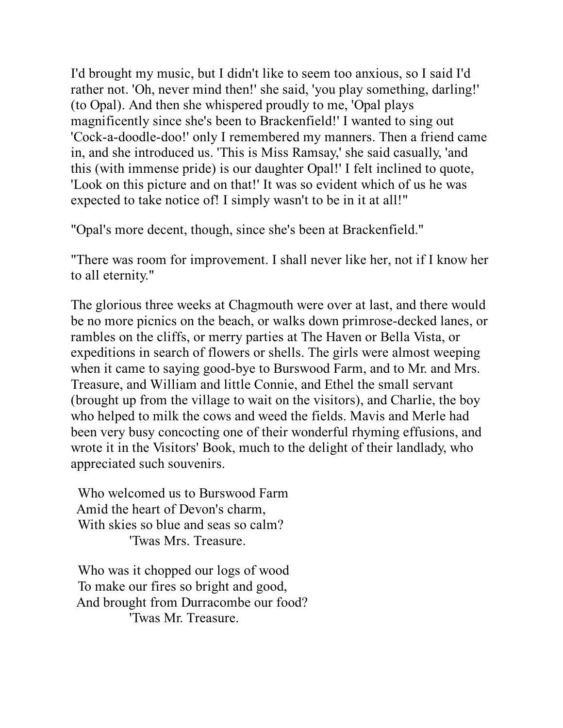I'd brought my music, but I didn't like to seem too anxious, so I said I'd rather not. 'Oh, never mind then!' she said, 'you play something, darling!' (to Opal). And then she whispered proudly to me, 'Opal plays magnificently since she's been to Brackenfield!' I wanted to sing out 'Cock-a-doodle-doo!' only I remembered my manners. Then a friend came in, and she introduced us. 'This is Miss Ramsay,' she said casually, 'and this (with immense pride) is our daughter Opal!' I felt inclined to quote, 'Look on this picture and on that!' It was so evident which of us he was expected to take notice of! I simply wasn't to be in it at all!"

"Opal's more decent, though, since she's been at Brackenfield."

"There was room for improvement. I shall never like her, not if I know her to all eternity."

The glorious three weeks at Chagmouth were over at last, and there would be no more picnics on the beach, or walks down primrose-decked lanes, or rambles on the cliffs, or merry parties at The Haven or Bella Vista, or expeditions in search of flowers or shells. The girls were almost weeping when it came to saying good-bye to Burswood Farm, and to Mr. and Mrs. Treasure, and William and little Connie, and Ethel the small servant (brought up from the village to wait on the visitors), and Charlie, the boy who helped to milk the cows and weed the fields. Mavis and Merle had been very busy concocting one of their wonderful rhyming effusions, and wrote it in the Visitors' Book, much to the delight of their landlady, who appreciated such souvenirs.

Who welcomed us to Burswood Farm  
Amid the heart of Devon's charm,  
With skies so blue and seas so calm?  
'Twas Mrs. Treasure.

Who was it chopped our logs of wood  
To make our fires so bright and good,  
And brought from Durracombe our food?  
'Twas Mr. Treasure.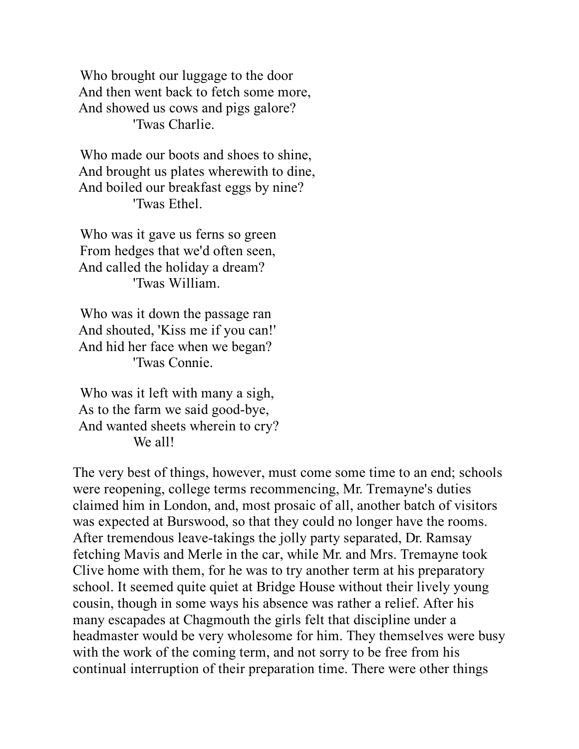Who brought our luggage to the door  
And then went back to fetch some more,  
And showed us cows and pigs galore?  
'Twas Charlie.

Who made our boots and shoes to shine,  
And brought us plates wherewith to dine,  
And boiled our breakfast eggs by nine?  
'Twas Ethel.

Who was it gave us ferns so green  
From hedges that we'd often seen,  
And called the holiday a dream?  
'Twas William.

Who was it down the passage ran  
And shouted, 'Kiss me if you can!'  
And hid her face when we began?  
'Twas Connie.

Who was it left with many a sigh,  
As to the farm we said good-bye,  
And wanted sheets wherein to cry?  
We all!

The very best of things, however, must come some time to an end; schools were reopening, college terms recommencing, Mr. Tremayne's duties claimed him in London, and, most prosaic of all, another batch of visitors was expected at Burswood, so that they could no longer have the rooms. After tremendous leave-takings the jolly party separated, Dr. Ramsay fetching Mavis and Merle in the car, while Mr. and Mrs. Tremayne took Clive home with them, for he was to try another term at his preparatory school. It seemed quite quiet at Bridge House without their lively young cousin, though in some ways his absence was rather a relief. After his many escapades at Chagmouth the girls felt that discipline under a headmaster would be very wholesome for him. They themselves were busy with the work of the coming term, and not sorry to be free from his continual interruption of their preparation time. There were other things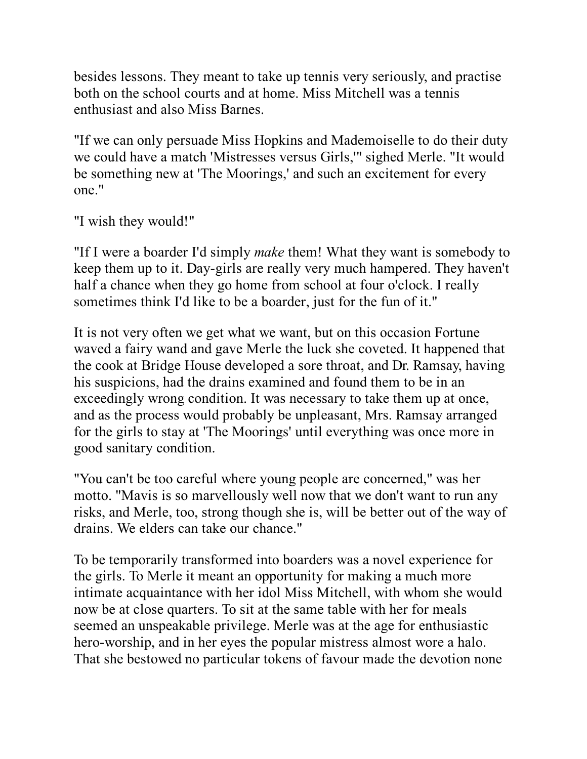besides lessons. They meant to take up tennis very seriously, and practise both on the school courts and at home. Miss Mitchell was a tennis enthusiast and also Miss Barnes.

"If we can only persuade Miss Hopkins and Mademoiselle to do their duty we could have a match 'Mistresses versus Girls,'" sighed Merle. "It would be something new at 'The Moorings,' and such an excitement for every one."

"I wish they would!"

"If I were a boarder I'd simply *make* them! What they want is somebody to keep them up to it. Day-girls are really very much hampered. They haven't half a chance when they go home from school at four o'clock. I really sometimes think I'd like to be a boarder, just for the fun of it."

It is not very often we get what we want, but on this occasion Fortune waved a fairy wand and gave Merle the luck she coveted. It happened that the cook at Bridge House developed a sore throat, and Dr. Ramsay, having his suspicions, had the drains examined and found them to be in an exceedingly wrong condition. It was necessary to take them up at once, and as the process would probably be unpleasant, Mrs. Ramsay arranged for the girls to stay at 'The Moorings' until everything was once more in good sanitary condition.

"You can't be too careful where young people are concerned," was her motto. "Mavis is so marvellously well now that we don't want to run any risks, and Merle, too, strong though she is, will be better out of the way of drains. We elders can take our chance."

To be temporarily transformed into boarders was a novel experience for the girls. To Merle it meant an opportunity for making a much more intimate acquaintance with her idol Miss Mitchell, with whom she would now be at close quarters. To sit at the same table with her for meals seemed an unspeakable privilege. Merle was at the age for enthusiastic hero-worship, and in her eyes the popular mistress almost wore a halo. That she bestowed no particular tokens of favour made the devotion none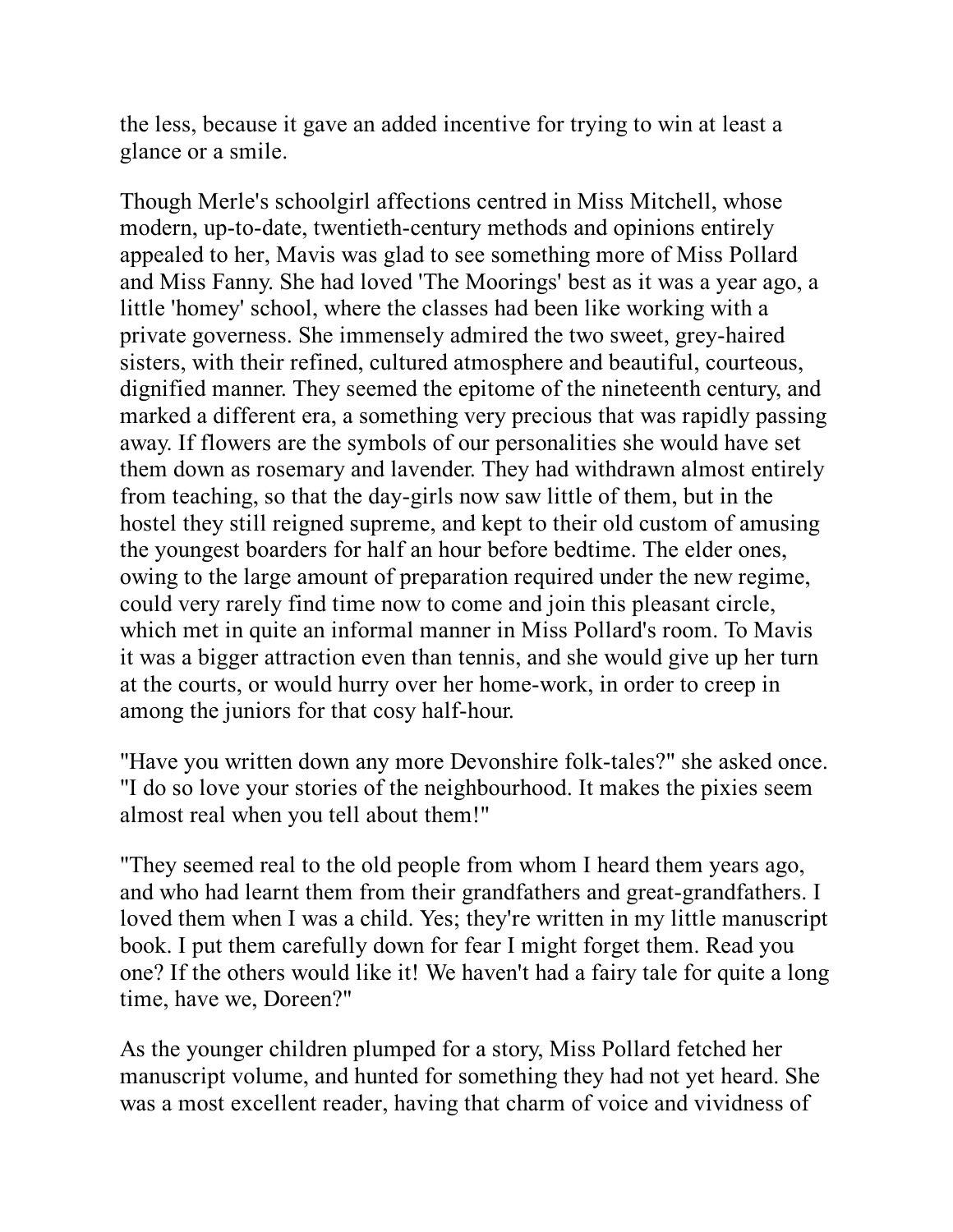the less, because it gave an added incentive for trying to win at least a glance or a smile.

Though Merle's schoolgirl affections centred in Miss Mitchell, whose modern, up-to-date, twentieth-century methods and opinions entirely appealed to her, Mavis was glad to see something more of Miss Pollard and Miss Fanny. She had loved 'The Moorings' best as it was a year ago, a little 'homey' school, where the classes had been like working with a private governess. She immensely admired the two sweet, grey-haired sisters, with their refined, cultured atmosphere and beautiful, courteous, dignified manner. They seemed the epitome of the nineteenth century, and marked a different era, a something very precious that was rapidly passing away. If flowers are the symbols of our personalities she would have set them down as rosemary and lavender. They had withdrawn almost entirely from teaching, so that the day-girls now saw little of them, but in the hostel they still reigned supreme, and kept to their old custom of amusing the youngest boarders for half an hour before bedtime. The elder ones, owing to the large amount of preparation required under the new regime, could very rarely find time now to come and join this pleasant circle, which met in quite an informal manner in Miss Pollard's room. To Mavis it was a bigger attraction even than tennis, and she would give up her turn at the courts, or would hurry over her home-work, in order to creep in among the juniors for that cosy half-hour.

"Have you written down any more Devonshire folk-tales?" she asked once. "I do so love your stories of the neighbourhood. It makes the pixies seem almost real when you tell about them!"

"They seemed real to the old people from whom I heard them years ago, and who had learnt them from their grandfathers and great-grandfathers. I loved them when I was a child. Yes; they're written in my little manuscript book. I put them carefully down for fear I might forget them. Read you one? If the others would like it! We haven't had a fairy tale for quite a long time, have we, Doreen?"

As the younger children plumped for a story, Miss Pollard fetched her manuscript volume, and hunted for something they had not yet heard. She was a most excellent reader, having that charm of voice and vividness of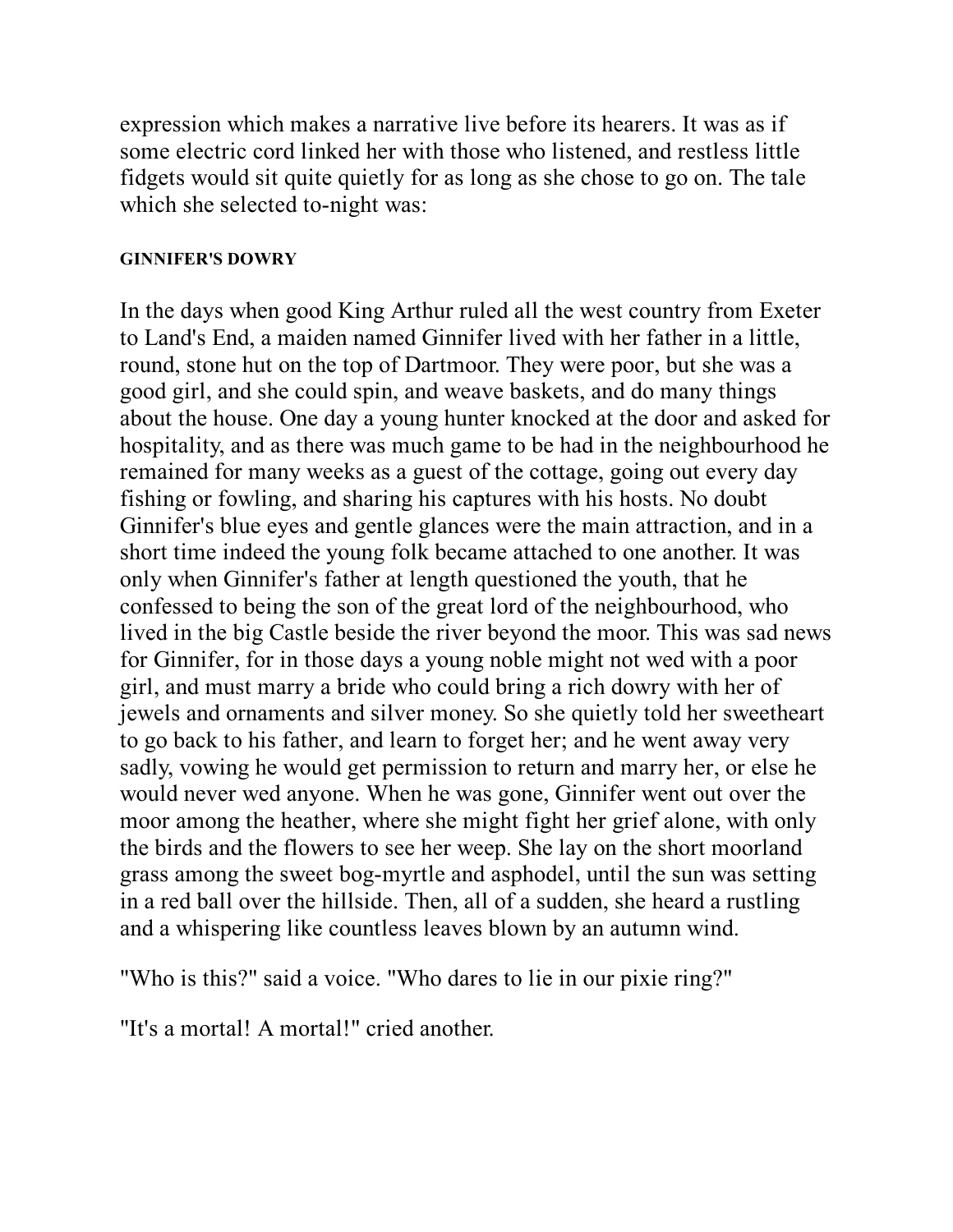expression which makes a narrative live before its hearers. It was as if some electric cord linked her with those who listened, and restless little fidgets would sit quite quietly for as long as she chose to go on. The tale which she selected to-night was:

#### GINNIFER'S DOWRY

In the days when good King Arthur ruled all the west country from Exeter to Land's End, a maiden named Ginnifer lived with her father in a little, round, stone hut on the top of Dartmoor. They were poor, but she was a good girl, and she could spin, and weave baskets, and do many things about the house. One day a young hunter knocked at the door and asked for hospitality, and as there was much game to be had in the neighbourhood he remained for many weeks as a guest of the cottage, going out every day fishing or fowling, and sharing his captures with his hosts. No doubt Ginnifer's blue eyes and gentle glances were the main attraction, and in a short time indeed the young folk became attached to one another. It was only when Ginnifer's father at length questioned the youth, that he confessed to being the son of the great lord of the neighbourhood, who lived in the big Castle beside the river beyond the moor. This was sad news for Ginnifer, for in those days a young noble might not wed with a poor girl, and must marry a bride who could bring a rich dowry with her of jewels and ornaments and silver money. So she quietly told her sweetheart to go back to his father, and learn to forget her; and he went away very sadly, vowing he would get permission to return and marry her, or else he would never wed anyone. When he was gone, Ginnifer went out over the moor among the heather, where she might fight her grief alone, with only the birds and the flowers to see her weep. She lay on the short moorland grass among the sweet bog-myrtle and asphodel, until the sun was setting in a red ball over the hillside. Then, all of a sudden, she heard a rustling and a whispering like countless leaves blown by an autumn wind.

"Who is this?" said a voice. "Who dares to lie in our pixie ring?"

"It's a mortal! A mortal!" cried another.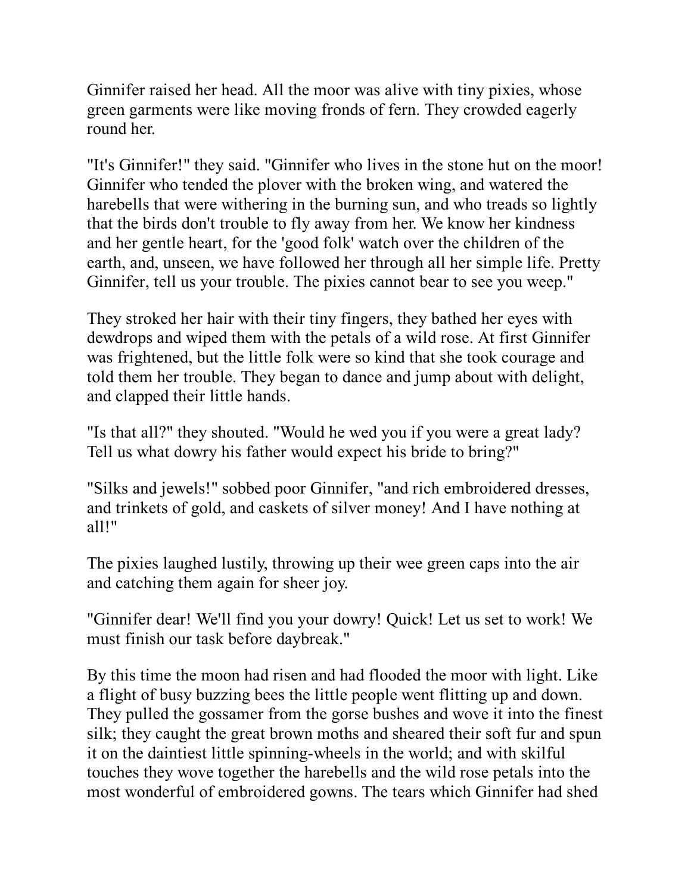Ginnifer raised her head. All the moor was alive with tiny pixies, whose green garments were like moving fronds of fern. They crowded eagerly round her.

"It's Ginnifer!" they said. "Ginnifer who lives in the stone hut on the moor! Ginnifer who tended the plover with the broken wing, and watered the harebells that were withering in the burning sun, and who treads so lightly that the birds don't trouble to fly away from her. We know her kindness and her gentle heart, for the 'good folk' watch over the children of the earth, and, unseen, we have followed her through all her simple life. Pretty Ginnifer, tell us your trouble. The pixies cannot bear to see you weep."

They stroked her hair with their tiny fingers, they bathed her eyes with dewdrops and wiped them with the petals of a wild rose. At first Ginnifer was frightened, but the little folk were so kind that she took courage and told them her trouble. They began to dance and jump about with delight, and clapped their little hands.

"Is that all?" they shouted. "Would he wed you if you were a great lady? Tell us what dowry his father would expect his bride to bring?"

"Silks and jewels!" sobbed poor Ginnifer, "and rich embroidered dresses, and trinkets of gold, and caskets of silver money! And I have nothing at all!"

The pixies laughed lustily, throwing up their wee green caps into the air and catching them again for sheer joy.

"Ginnifer dear! We'll find you your dowry! Quick! Let us set to work! We must finish our task before daybreak."

By this time the moon had risen and had flooded the moor with light. Like a flight of busy buzzing bees the little people went flitting up and down. They pulled the gossamer from the gorse bushes and wove it into the finest silk; they caught the great brown moths and sheared their soft fur and spun it on the daintiest little spinning-wheels in the world; and with skilful touches they wove together the harebells and the wild rose petals into the most wonderful of embroidered gowns. The tears which Ginnifer had shed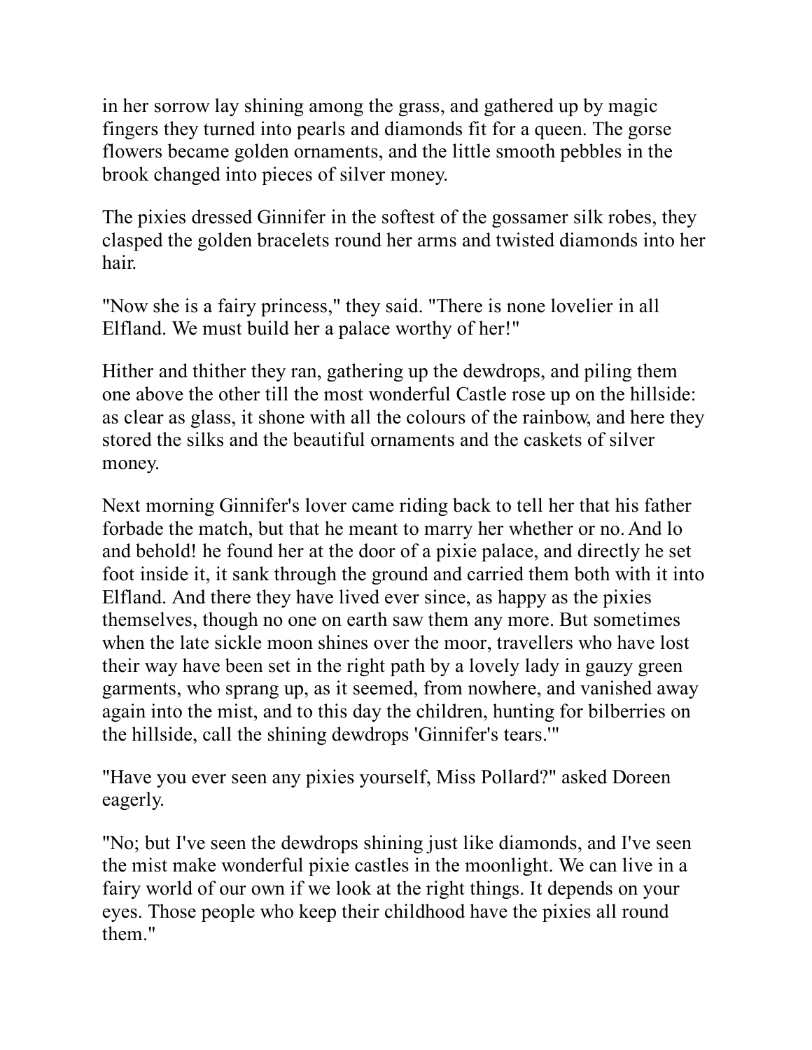in her sorrow lay shining among the grass, and gathered up by magic fingers they turned into pearls and diamonds fit for a queen. The gorse flowers became golden ornaments, and the little smooth pebbles in the brook changed into pieces of silver money.

The pixies dressed Ginnifer in the softest of the gossamer silk robes, they clasped the golden bracelets round her arms and twisted diamonds into her hair.

"Now she is a fairy princess," they said. "There is none lovelier in all Elfland. We must build her a palace worthy of her!"

Hither and thither they ran, gathering up the dewdrops, and piling them one above the other till the most wonderful Castle rose up on the hillside: as clear as glass, it shone with all the colours of the rainbow, and here they stored the silks and the beautiful ornaments and the caskets of silver money.

Next morning Ginnifer's lover came riding back to tell her that his father forbade the match, but that he meant to marry her whether or no. And lo and behold! he found her at the door of a pixie palace, and directly he set foot inside it, it sank through the ground and carried them both with it into Elfland. And there they have lived ever since, as happy as the pixies themselves, though no one on earth saw them any more. But sometimes when the late sickle moon shines over the moor, travellers who have lost their way have been set in the right path by a lovely lady in gauzy green garments, who sprang up, as it seemed, from nowhere, and vanished away again into the mist, and to this day the children, hunting for bilberries on the hillside, call the shining dewdrops 'Ginnifer's tears.'"

"Have you ever seen any pixies yourself, Miss Pollard?" asked Doreen eagerly.

"No; but I've seen the dewdrops shining just like diamonds, and I've seen the mist make wonderful pixie castles in the moonlight. We can live in a fairy world of our own if we look at the right things. It depends on your eyes. Those people who keep their childhood have the pixies all round them."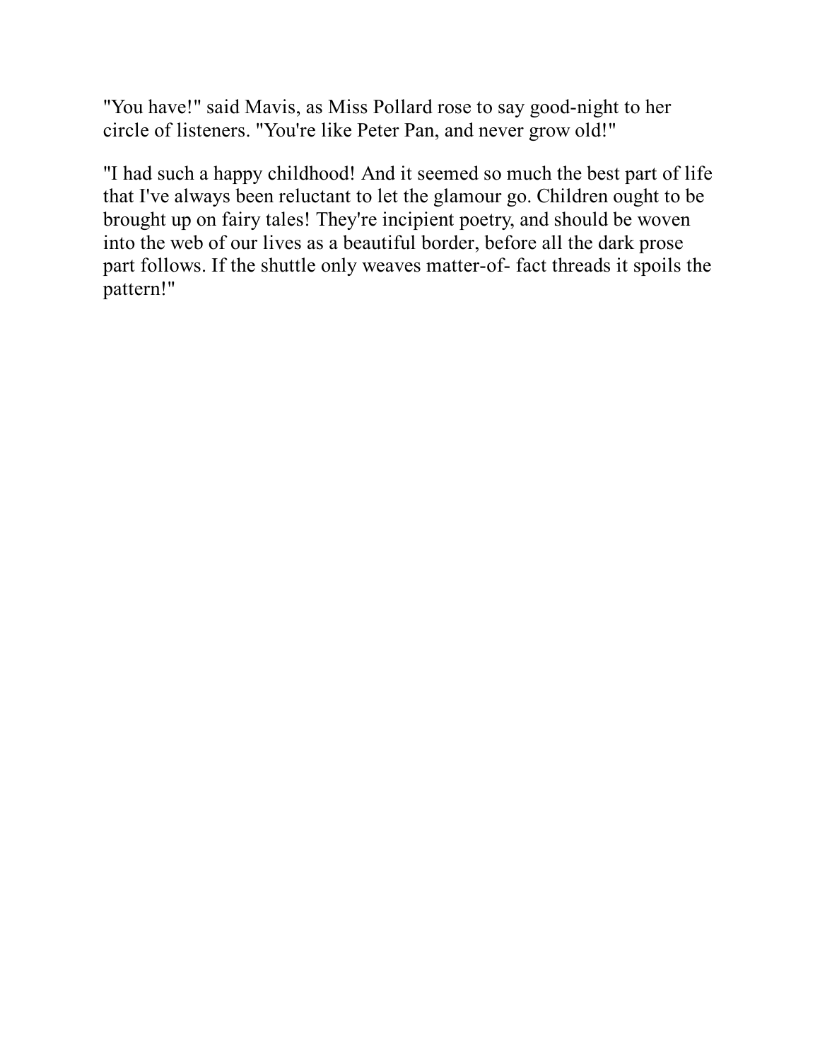"You have!" said Mavis, as Miss Pollard rose to say good-night to her circle of listeners. "You're like Peter Pan, and never grow old!"

"I had such a happy childhood! And it seemed so much the best part of life that I've always been reluctant to let the glamour go. Children ought to be brought up on fairy tales! They're incipient poetry, and should be woven into the web of our lives as a beautiful border, before all the dark prose part follows. If the shuttle only weaves matter-of- fact threads it spoils the pattern!"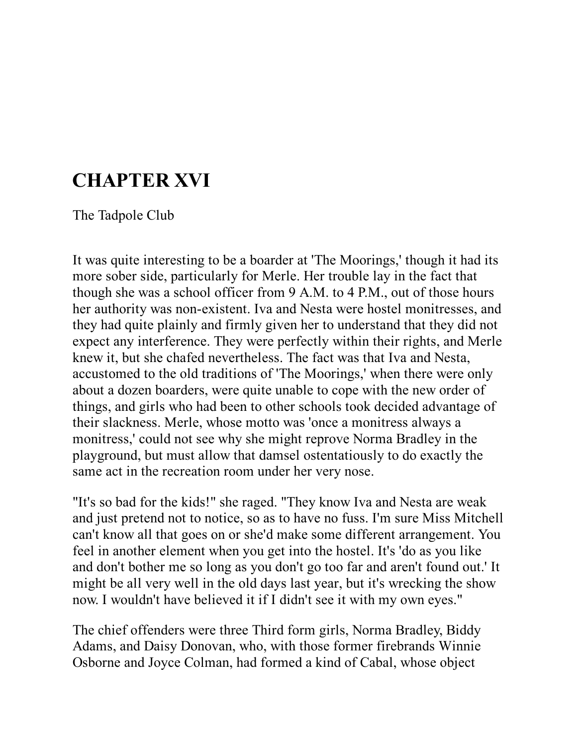# CHAPTER XVI

The Tadpole Club

It was quite interesting to be a boarder at 'The Moorings,' though it had its more sober side, particularly for Merle. Her trouble lay in the fact that though she was a school officer from 9 A.M. to 4 P.M., out of those hours her authority was non-existent. Iva and Nesta were hostel monitresses, and they had quite plainly and firmly given her to understand that they did not expect any interference. They were perfectly within their rights, and Merle knew it, but she chafed nevertheless. The fact was that Iva and Nesta, accustomed to the old traditions of 'The Moorings,' when there were only about a dozen boarders, were quite unable to cope with the new order of things, and girls who had been to other schools took decided advantage of their slackness. Merle, whose motto was 'once a monitress always a monitress,' could not see why she might reprove Norma Bradley in the playground, but must allow that damsel ostentatiously to do exactly the same act in the recreation room under her very nose.

"It's so bad for the kids!" she raged. "They know Iva and Nesta are weak and just pretend not to notice, so as to have no fuss. I'm sure Miss Mitchell can't know all that goes on or she'd make some different arrangement. You feel in another element when you get into the hostel. It's 'do as you like and don't bother me so long as you don't go too far and aren't found out.' It might be all very well in the old days last year, but it's wrecking the show now. I wouldn't have believed it if I didn't see it with my own eyes."

The chief offenders were three Third form girls, Norma Bradley, Biddy Adams, and Daisy Donovan, who, with those former firebrands Winnie Osborne and Joyce Colman, had formed a kind of Cabal, whose object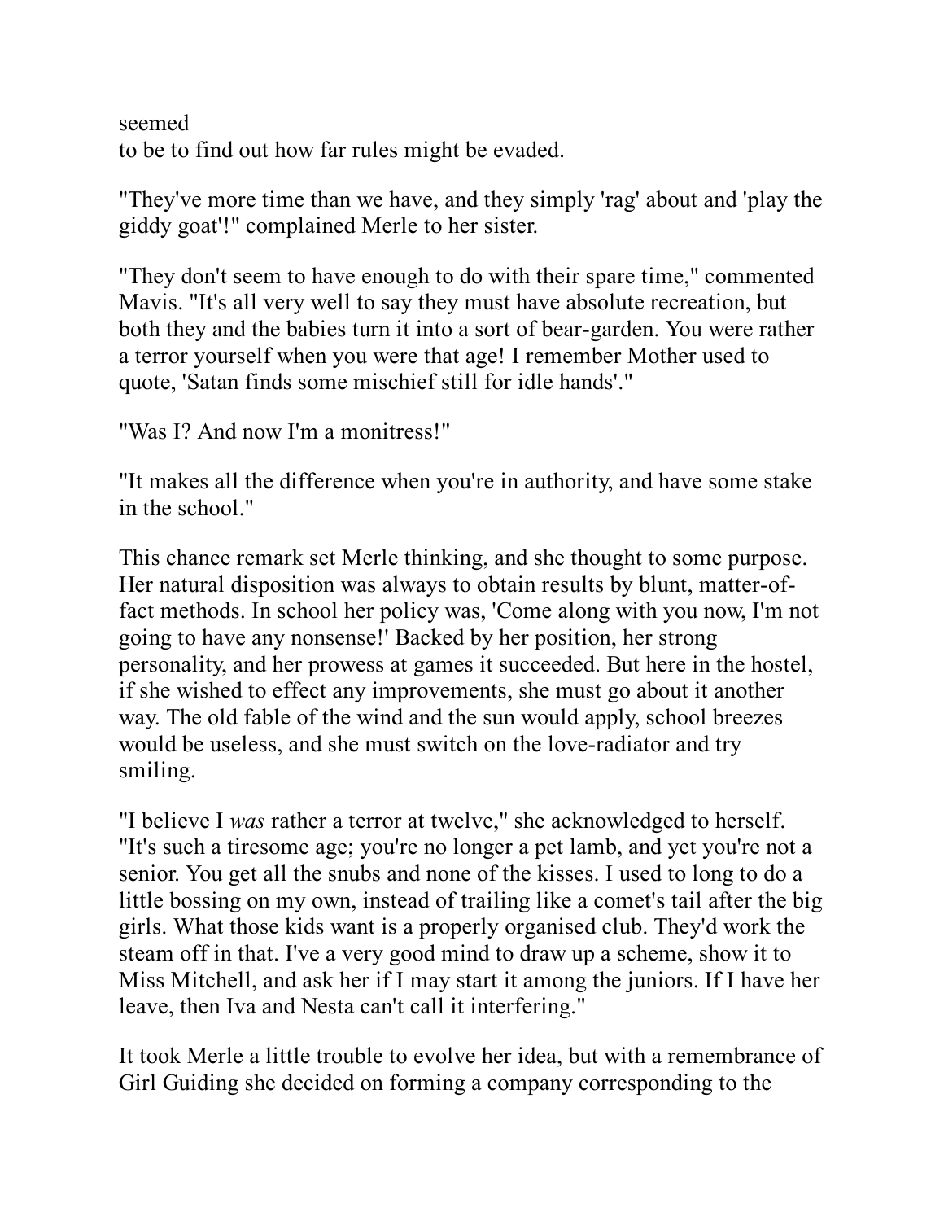seemed
to be to find out how far rules might be evaded.

"They've more time than we have, and they simply 'rag' about and 'play the giddy goat'!" complained Merle to her sister.

"They don't seem to have enough to do with their spare time," commented Mavis. "It's all very well to say they must have absolute recreation, but both they and the babies turn it into a sort of bear-garden. You were rather a terror yourself when you were that age! I remember Mother used to quote, 'Satan finds some mischief still for idle hands'."

"Was I? And now I'm a monitress!"

"It makes all the difference when you're in authority, and have some stake in the school."

This chance remark set Merle thinking, and she thought to some purpose. Her natural disposition was always to obtain results by blunt, matter-of-fact methods. In school her policy was, 'Come along with you now, I'm not going to have any nonsense!' Backed by her position, her strong personality, and her prowess at games it succeeded. But here in the hostel, if she wished to effect any improvements, she must go about it another way. The old fable of the wind and the sun would apply, school breezes would be useless, and she must switch on the love-radiator and try smiling.

"I believe I *was* rather a terror at twelve," she acknowledged to herself. "It's such a tiresome age; you're no longer a pet lamb, and yet you're not a senior. You get all the snubs and none of the kisses. I used to long to do a little bossing on my own, instead of trailing like a comet's tail after the big girls. What those kids want is a properly organised club. They'd work the steam off in that. I've a very good mind to draw up a scheme, show it to Miss Mitchell, and ask her if I may start it among the juniors. If I have her leave, then Iva and Nesta can't call it interfering."

It took Merle a little trouble to evolve her idea, but with a remembrance of Girl Guiding she decided on forming a company corresponding to the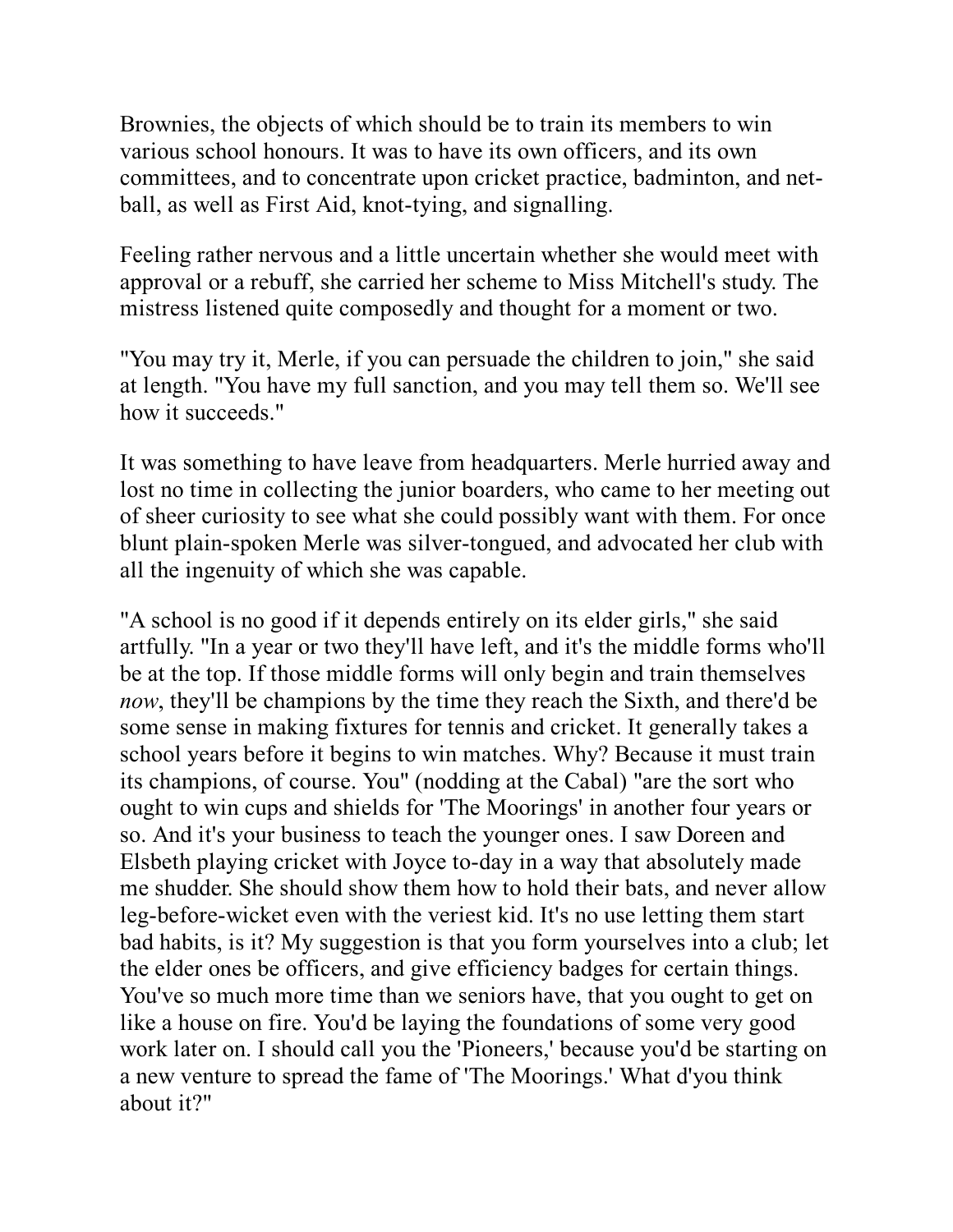Brownies, the objects of which should be to train its members to win various school honours. It was to have its own officers, and its own committees, and to concentrate upon cricket practice, badminton, and net-ball, as well as First Aid, knot-tying, and signalling.

Feeling rather nervous and a little uncertain whether she would meet with approval or a rebuff, she carried her scheme to Miss Mitchell's study. The mistress listened quite composedly and thought for a moment or two.

"You may try it, Merle, if you can persuade the children to join," she said at length. "You have my full sanction, and you may tell them so. We'll see how it succeeds."

It was something to have leave from headquarters. Merle hurried away and lost no time in collecting the junior boarders, who came to her meeting out of sheer curiosity to see what she could possibly want with them. For once blunt plain-spoken Merle was silver-tongued, and advocated her club with all the ingenuity of which she was capable.

"A school is no good if it depends entirely on its elder girls," she said artfully. "In a year or two they'll have left, and it's the middle forms who'll be at the top. If those middle forms will only begin and train themselves *now*, they'll be champions by the time they reach the Sixth, and there'd be some sense in making fixtures for tennis and cricket. It generally takes a school years before it begins to win matches. Why? Because it must train its champions, of course. You" (nodding at the Cabal) "are the sort who ought to win cups and shields for 'The Moorings' in another four years or so. And it's your business to teach the younger ones. I saw Doreen and Elsbeth playing cricket with Joyce to-day in a way that absolutely made me shudder. She should show them how to hold their bats, and never allow leg-before-wicket even with the veriest kid. It's no use letting them start bad habits, is it? My suggestion is that you form yourselves into a club; let the elder ones be officers, and give efficiency badges for certain things. You've so much more time than we seniors have, that you ought to get on like a house on fire. You'd be laying the foundations of some very good work later on. I should call you the 'Pioneers,' because you'd be starting on a new venture to spread the fame of 'The Moorings.' What d'you think about it?"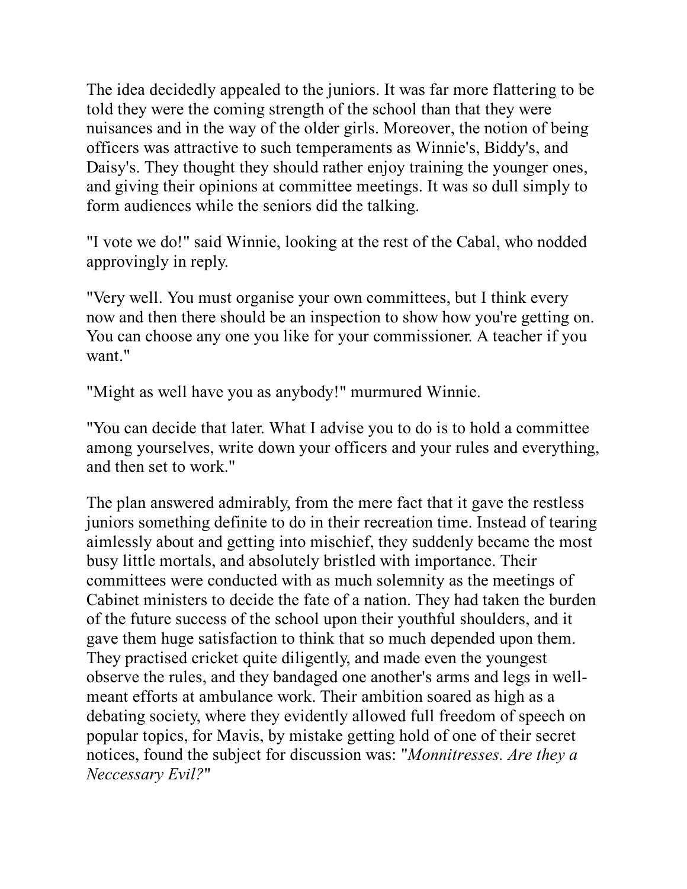The idea decidedly appealed to the juniors. It was far more flattering to be told they were the coming strength of the school than that they were nuisances and in the way of the older girls. Moreover, the notion of being officers was attractive to such temperaments as Winnie's, Biddy's, and Daisy's. They thought they should rather enjoy training the younger ones, and giving their opinions at committee meetings. It was so dull simply to form audiences while the seniors did the talking.

"I vote we do!" said Winnie, looking at the rest of the Cabal, who nodded approvingly in reply.

"Very well. You must organise your own committees, but I think every now and then there should be an inspection to show how you're getting on. You can choose any one you like for your commissioner. A teacher if you want."

"Might as well have you as anybody!" murmured Winnie.

"You can decide that later. What I advise you to do is to hold a committee among yourselves, write down your officers and your rules and everything, and then set to work."

The plan answered admirably, from the mere fact that it gave the restless juniors something definite to do in their recreation time. Instead of tearing aimlessly about and getting into mischief, they suddenly became the most busy little mortals, and absolutely bristled with importance. Their committees were conducted with as much solemnity as the meetings of Cabinet ministers to decide the fate of a nation. They had taken the burden of the future success of the school upon their youthful shoulders, and it gave them huge satisfaction to think that so much depended upon them. They practised cricket quite diligently, and made even the youngest observe the rules, and they bandaged one another's arms and legs in well-meant efforts at ambulance work. Their ambition soared as high as a debating society, where they evidently allowed full freedom of speech on popular topics, for Mavis, by mistake getting hold of one of their secret notices, found the subject for discussion was: "*Monnitresses. Are they a Neccessary Evil?*"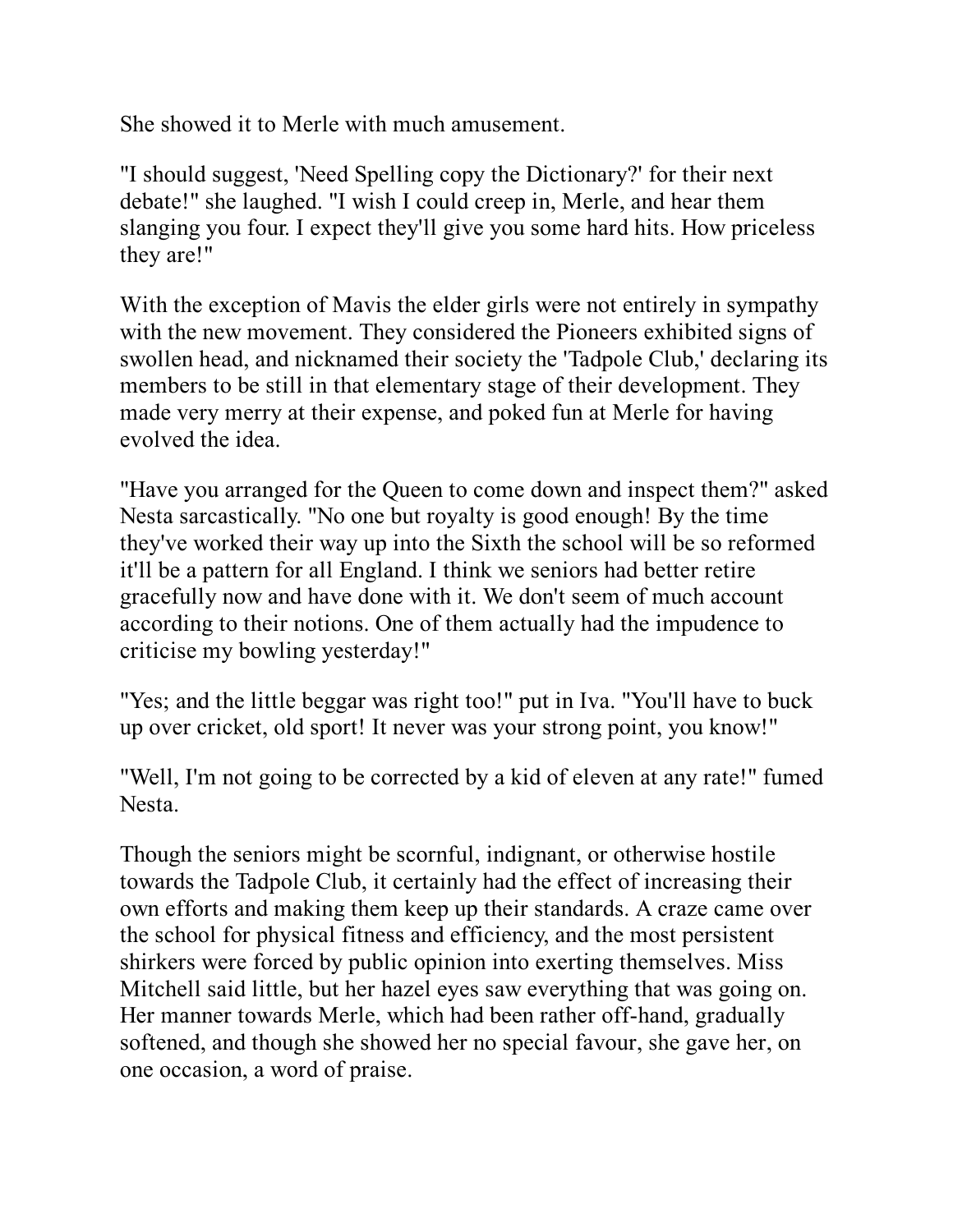She showed it to Merle with much amusement.

"I should suggest, 'Need Spelling copy the Dictionary?' for their next debate!" she laughed. "I wish I could creep in, Merle, and hear them slanging you four. I expect they'll give you some hard hits. How priceless they are!"

With the exception of Mavis the elder girls were not entirely in sympathy with the new movement. They considered the Pioneers exhibited signs of swollen head, and nicknamed their society the 'Tadpole Club,' declaring its members to be still in that elementary stage of their development. They made very merry at their expense, and poked fun at Merle for having evolved the idea.

"Have you arranged for the Queen to come down and inspect them?" asked Nesta sarcastically. "No one but royalty is good enough! By the time they've worked their way up into the Sixth the school will be so reformed it'll be a pattern for all England. I think we seniors had better retire gracefully now and have done with it. We don't seem of much account according to their notions. One of them actually had the impudence to criticise my bowling yesterday!"

"Yes; and the little beggar was right too!" put in Iva. "You'll have to buck up over cricket, old sport! It never was your strong point, you know!"

"Well, I'm not going to be corrected by a kid of eleven at any rate!" fumed Nesta.

Though the seniors might be scornful, indignant, or otherwise hostile towards the Tadpole Club, it certainly had the effect of increasing their own efforts and making them keep up their standards. A craze came over the school for physical fitness and efficiency, and the most persistent shirkers were forced by public opinion into exerting themselves. Miss Mitchell said little, but her hazel eyes saw everything that was going on. Her manner towards Merle, which had been rather off-hand, gradually softened, and though she showed her no special favour, she gave her, on one occasion, a word of praise.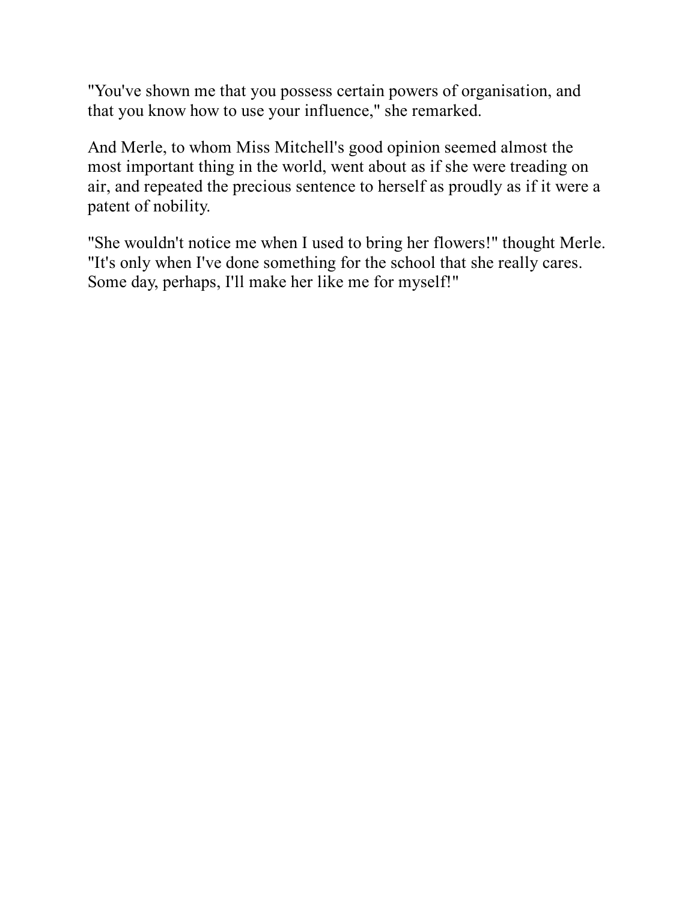"You've shown me that you possess certain powers of organisation, and that you know how to use your influence," she remarked.

And Merle, to whom Miss Mitchell's good opinion seemed almost the most important thing in the world, went about as if she were treading on air, and repeated the precious sentence to herself as proudly as if it were a patent of nobility.

"She wouldn't notice me when I used to bring her flowers!" thought Merle. "It's only when I've done something for the school that she really cares. Some day, perhaps, I'll make her like me for myself!"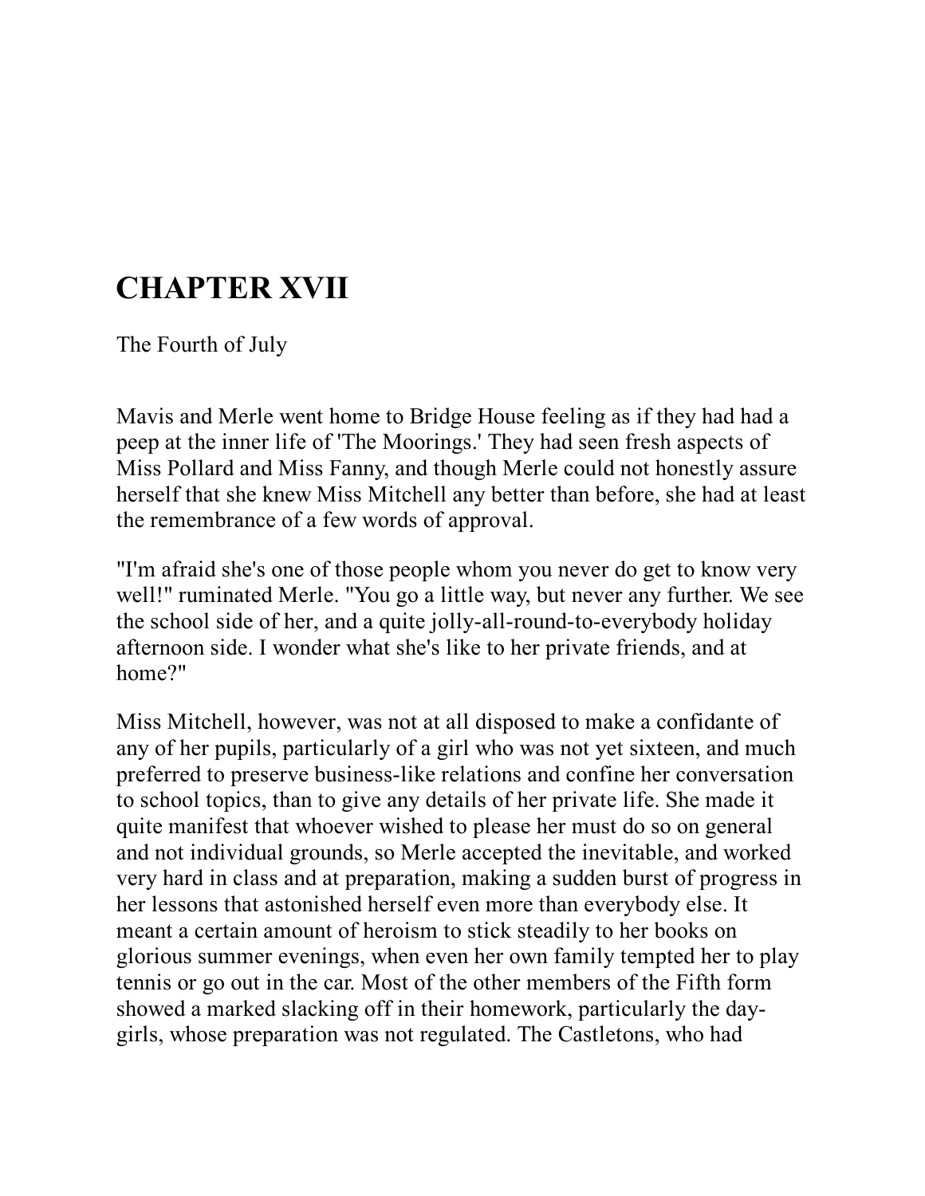# CHAPTER XVII

The Fourth of July

Mavis and Merle went home to Bridge House feeling as if they had had a peep at the inner life of 'The Moorings.' They had seen fresh aspects of Miss Pollard and Miss Fanny, and though Merle could not honestly assure herself that she knew Miss Mitchell any better than before, she had at least the remembrance of a few words of approval.

"I'm afraid she's one of those people whom you never do get to know very well!" ruminated Merle. "You go a little way, but never any further. We see the school side of her, and a quite jolly-all-round-to-everybody holiday afternoon side. I wonder what she's like to her private friends, and at home?"

Miss Mitchell, however, was not at all disposed to make a confidante of any of her pupils, particularly of a girl who was not yet sixteen, and much preferred to preserve business-like relations and confine her conversation to school topics, than to give any details of her private life. She made it quite manifest that whoever wished to please her must do so on general and not individual grounds, so Merle accepted the inevitable, and worked very hard in class and at preparation, making a sudden burst of progress in her lessons that astonished herself even more than everybody else. It meant a certain amount of heroism to stick steadily to her books on glorious summer evenings, when even her own family tempted her to play tennis or go out in the car. Most of the other members of the Fifth form showed a marked slacking off in their homework, particularly the day-girls, whose preparation was not regulated. The Castletons, who had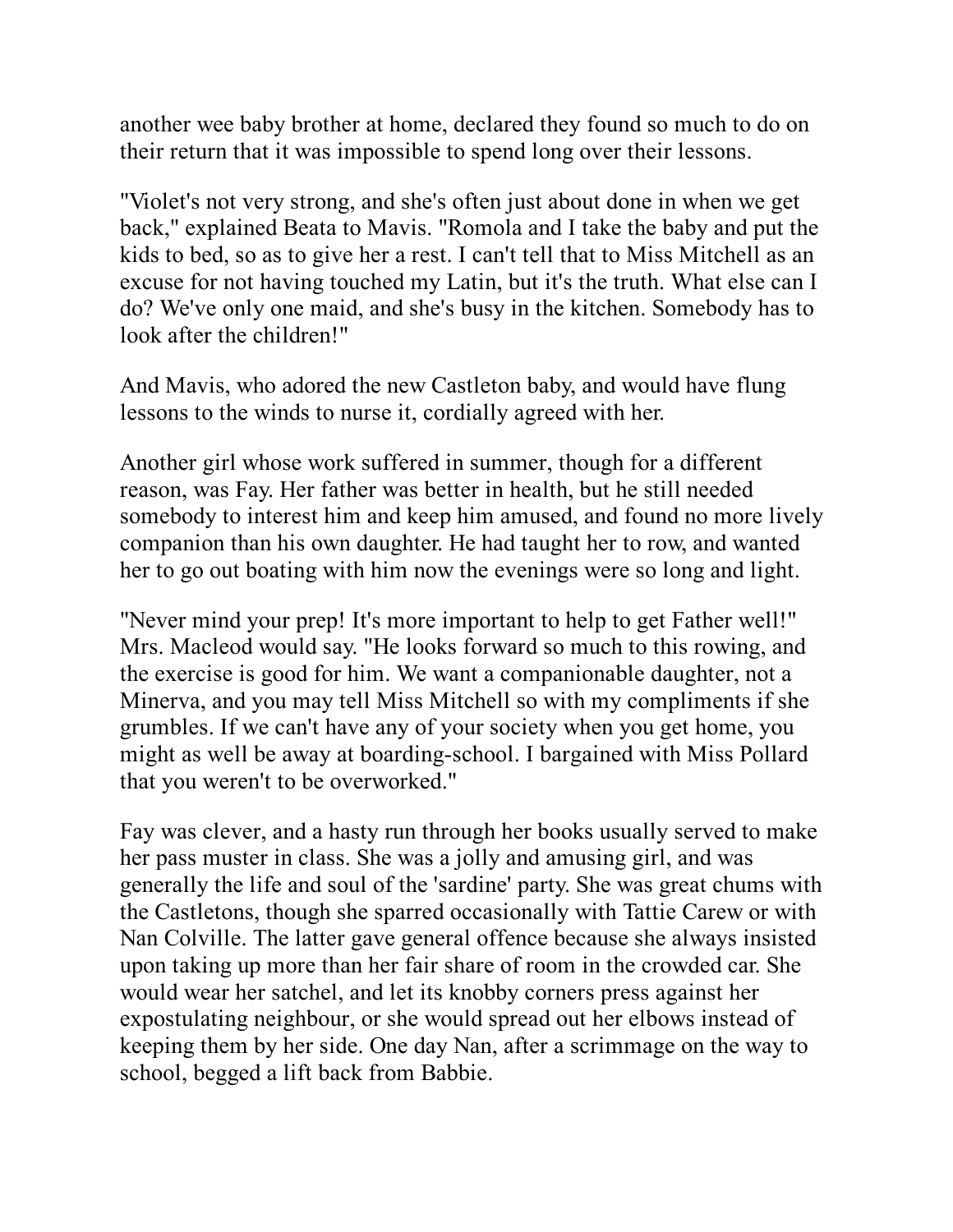another wee baby brother at home, declared they found so much to do on their return that it was impossible to spend long over their lessons.

"Violet's not very strong, and she's often just about done in when we get back," explained Beata to Mavis. "Romola and I take the baby and put the kids to bed, so as to give her a rest. I can't tell that to Miss Mitchell as an excuse for not having touched my Latin, but it's the truth. What else can I do? We've only one maid, and she's busy in the kitchen. Somebody has to look after the children!"

And Mavis, who adored the new Castleton baby, and would have flung lessons to the winds to nurse it, cordially agreed with her.

Another girl whose work suffered in summer, though for a different reason, was Fay. Her father was better in health, but he still needed somebody to interest him and keep him amused, and found no more lively companion than his own daughter. He had taught her to row, and wanted her to go out boating with him now the evenings were so long and light.

"Never mind your prep! It's more important to help to get Father well!" Mrs. Macleod would say. "He looks forward so much to this rowing, and the exercise is good for him. We want a companionable daughter, not a Minerva, and you may tell Miss Mitchell so with my compliments if she grumbles. If we can't have any of your society when you get home, you might as well be away at boarding-school. I bargained with Miss Pollard that you weren't to be overworked."

Fay was clever, and a hasty run through her books usually served to make her pass muster in class. She was a jolly and amusing girl, and was generally the life and soul of the 'sardine' party. She was great chums with the Castletons, though she sparred occasionally with Tattie Carew or with Nan Colville. The latter gave general offence because she always insisted upon taking up more than her fair share of room in the crowded car. She would wear her satchel, and let its knobby corners press against her expostulating neighbour, or she would spread out her elbows instead of keeping them by her side. One day Nan, after a scrimmage on the way to school, begged a lift back from Babbie.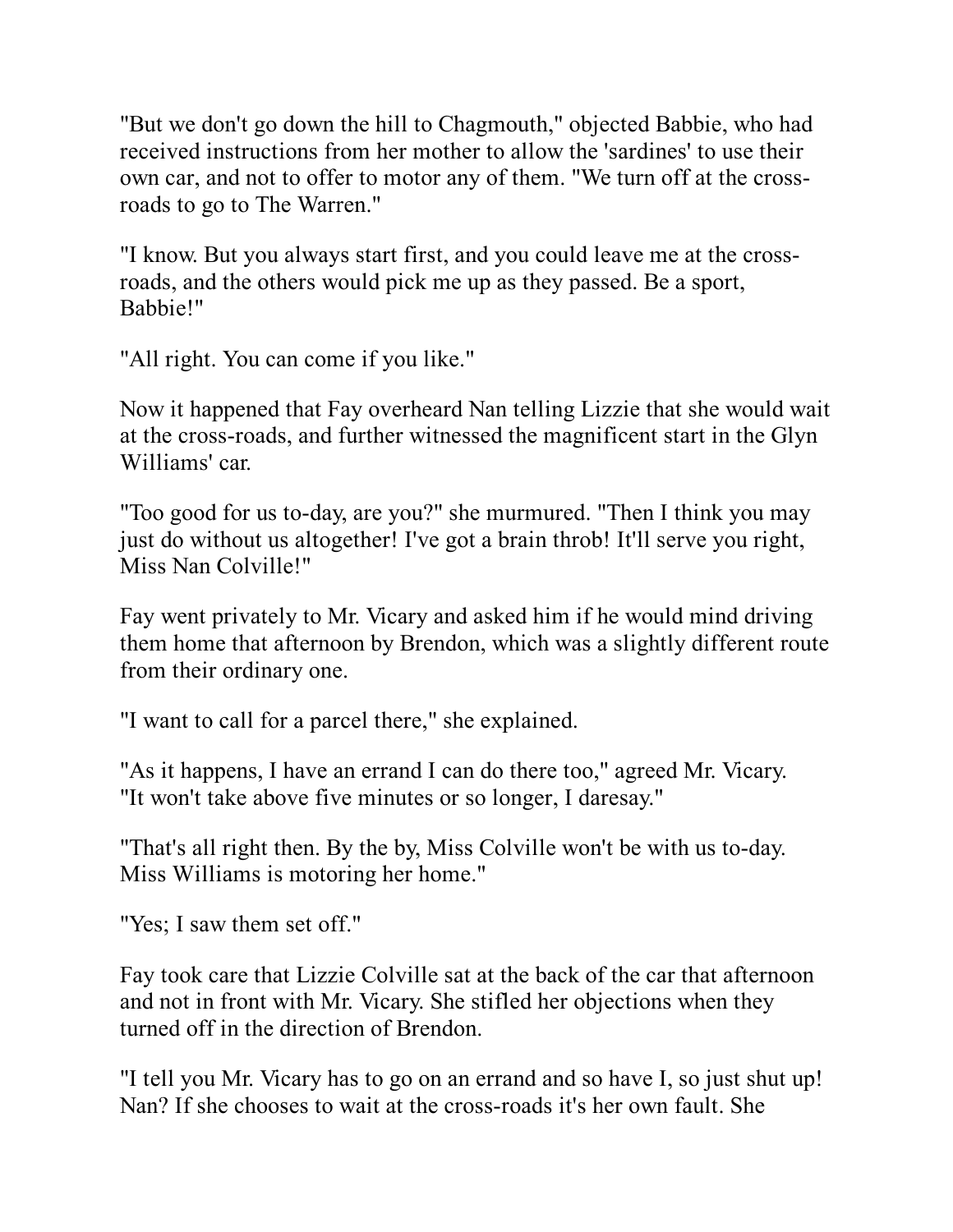"But we don't go down the hill to Chagmouth," objected Babbie, who had received instructions from her mother to allow the 'sardines' to use their own car, and not to offer to motor any of them. "We turn off at the cross-roads to go to The Warren."

"I know. But you always start first, and you could leave me at the cross-roads, and the others would pick me up as they passed. Be a sport, Babbie!"

"All right. You can come if you like."

Now it happened that Fay overheard Nan telling Lizzie that she would wait at the cross-roads, and further witnessed the magnificent start in the Glyn Williams' car.

"Too good for us to-day, are you?" she murmured. "Then I think you may just do without us altogether! I've got a brain throb! It'll serve you right, Miss Nan Colville!"

Fay went privately to Mr. Vicary and asked him if he would mind driving them home that afternoon by Brendon, which was a slightly different route from their ordinary one.

"I want to call for a parcel there," she explained.

"As it happens, I have an errand I can do there too," agreed Mr. Vicary. "It won't take above five minutes or so longer, I daresay."

"That's all right then. By the by, Miss Colville won't be with us to-day. Miss Williams is motoring her home."

"Yes; I saw them set off."

Fay took care that Lizzie Colville sat at the back of the car that afternoon and not in front with Mr. Vicary. She stifled her objections when they turned off in the direction of Brendon.

"I tell you Mr. Vicary has to go on an errand and so have I, so just shut up! Nan? If she chooses to wait at the cross-roads it's her own fault. She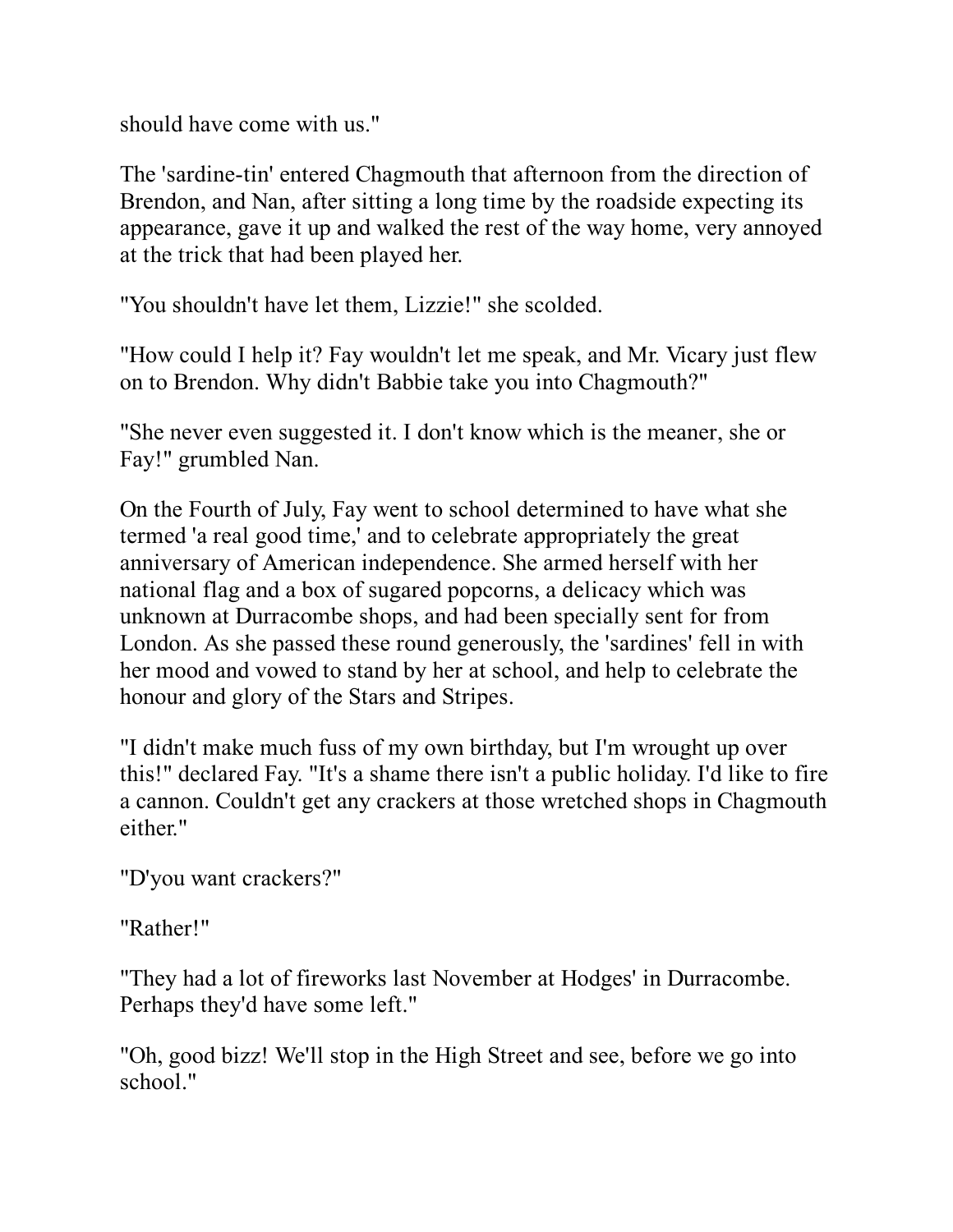should have come with us."

The 'sardine-tin' entered Chagmouth that afternoon from the direction of Brendon, and Nan, after sitting a long time by the roadside expecting its appearance, gave it up and walked the rest of the way home, very annoyed at the trick that had been played her.

"You shouldn't have let them, Lizzie!" she scolded.

"How could I help it? Fay wouldn't let me speak, and Mr. Vicary just flew on to Brendon. Why didn't Babbie take you into Chagmouth?"

"She never even suggested it. I don't know which is the meaner, she or Fay!" grumbled Nan.

On the Fourth of July, Fay went to school determined to have what she termed 'a real good time,' and to celebrate appropriately the great anniversary of American independence. She armed herself with her national flag and a box of sugared popcorns, a delicacy which was unknown at Durracombe shops, and had been specially sent for from London. As she passed these round generously, the 'sardines' fell in with her mood and vowed to stand by her at school, and help to celebrate the honour and glory of the Stars and Stripes.

"I didn't make much fuss of my own birthday, but I'm wrought up over this!" declared Fay. "It's a shame there isn't a public holiday. I'd like to fire a cannon. Couldn't get any crackers at those wretched shops in Chagmouth either."

"D'you want crackers?"

"Rather!"

"They had a lot of fireworks last November at Hodges' in Durracombe. Perhaps they'd have some left."

"Oh, good bizz! We'll stop in the High Street and see, before we go into school."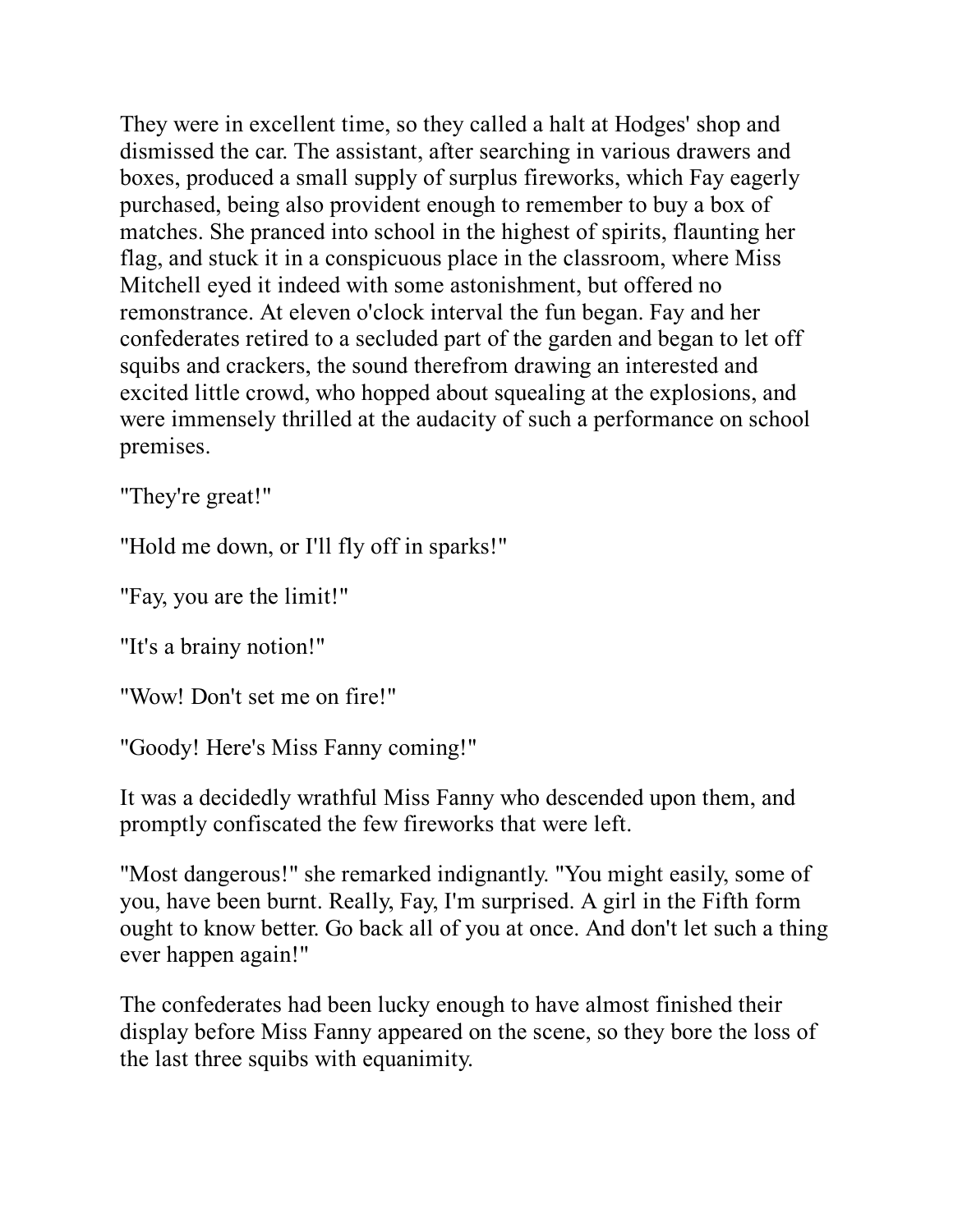They were in excellent time, so they called a halt at Hodges' shop and dismissed the car. The assistant, after searching in various drawers and boxes, produced a small supply of surplus fireworks, which Fay eagerly purchased, being also provident enough to remember to buy a box of matches. She pranced into school in the highest of spirits, flaunting her flag, and stuck it in a conspicuous place in the classroom, where Miss Mitchell eyed it indeed with some astonishment, but offered no remonstrance. At eleven o'clock interval the fun began. Fay and her confederates retired to a secluded part of the garden and began to let off squibs and crackers, the sound therefrom drawing an interested and excited little crowd, who hopped about squealing at the explosions, and were immensely thrilled at the audacity of such a performance on school premises.

"They're great!"

"Hold me down, or I'll fly off in sparks!"

"Fay, you are the limit!"

"It's a brainy notion!"

"Wow! Don't set me on fire!"

"Goody! Here's Miss Fanny coming!"

It was a decidedly wrathful Miss Fanny who descended upon them, and promptly confiscated the few fireworks that were left.

"Most dangerous!" she remarked indignantly. "You might easily, some of you, have been burnt. Really, Fay, I'm surprised. A girl in the Fifth form ought to know better. Go back all of you at once. And don't let such a thing ever happen again!"

The confederates had been lucky enough to have almost finished their display before Miss Fanny appeared on the scene, so they bore the loss of the last three squibs with equanimity.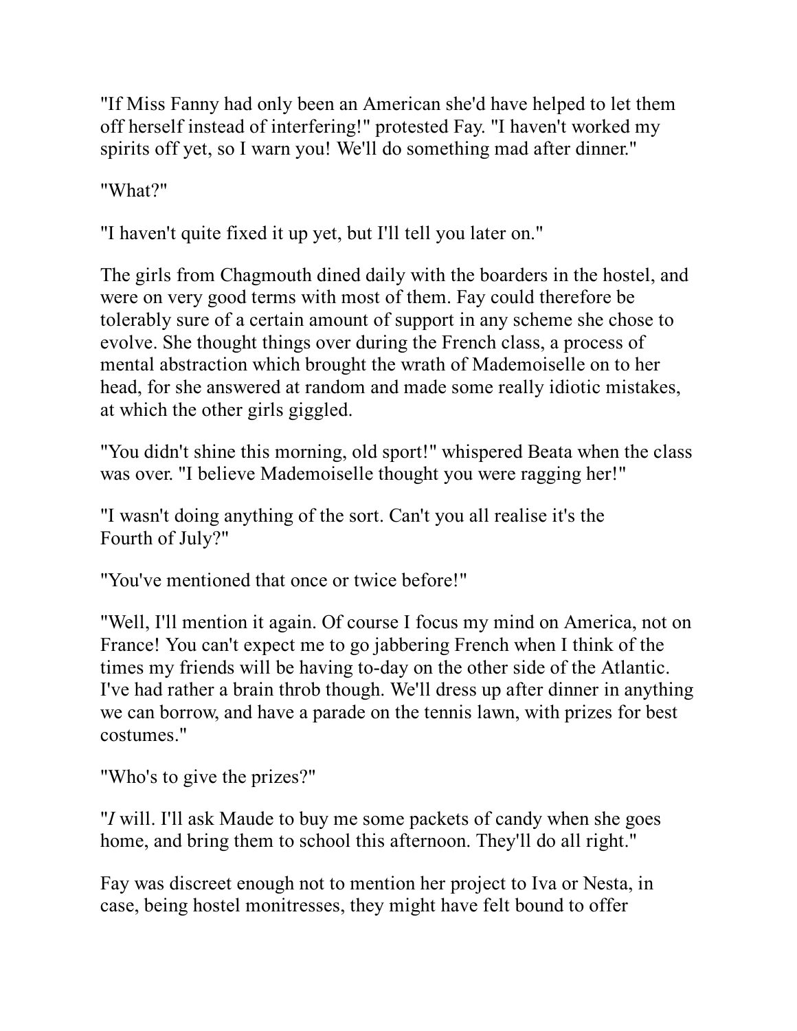"If Miss Fanny had only been an American she'd have helped to let them off herself instead of interfering!" protested Fay. "I haven't worked my spirits off yet, so I warn you! We'll do something mad after dinner."

"What?"

"I haven't quite fixed it up yet, but I'll tell you later on."

The girls from Chagmouth dined daily with the boarders in the hostel, and were on very good terms with most of them. Fay could therefore be tolerably sure of a certain amount of support in any scheme she chose to evolve. She thought things over during the French class, a process of mental abstraction which brought the wrath of Mademoiselle on to her head, for she answered at random and made some really idiotic mistakes, at which the other girls giggled.

"You didn't shine this morning, old sport!" whispered Beata when the class was over. "I believe Mademoiselle thought you were ragging her!"

"I wasn't doing anything of the sort. Can't you all realise it's the Fourth of July?"

"You've mentioned that once or twice before!"

"Well, I'll mention it again. Of course I focus my mind on America, not on France! You can't expect me to go jabbering French when I think of the times my friends will be having to-day on the other side of the Atlantic. I've had rather a brain throb though. We'll dress up after dinner in anything we can borrow, and have a parade on the tennis lawn, with prizes for best costumes."

"Who's to give the prizes?"

"*I* will. I'll ask Maude to buy me some packets of candy when she goes home, and bring them to school this afternoon. They'll do all right."

Fay was discreet enough not to mention her project to Iva or Nesta, in case, being hostel monitresses, they might have felt bound to offer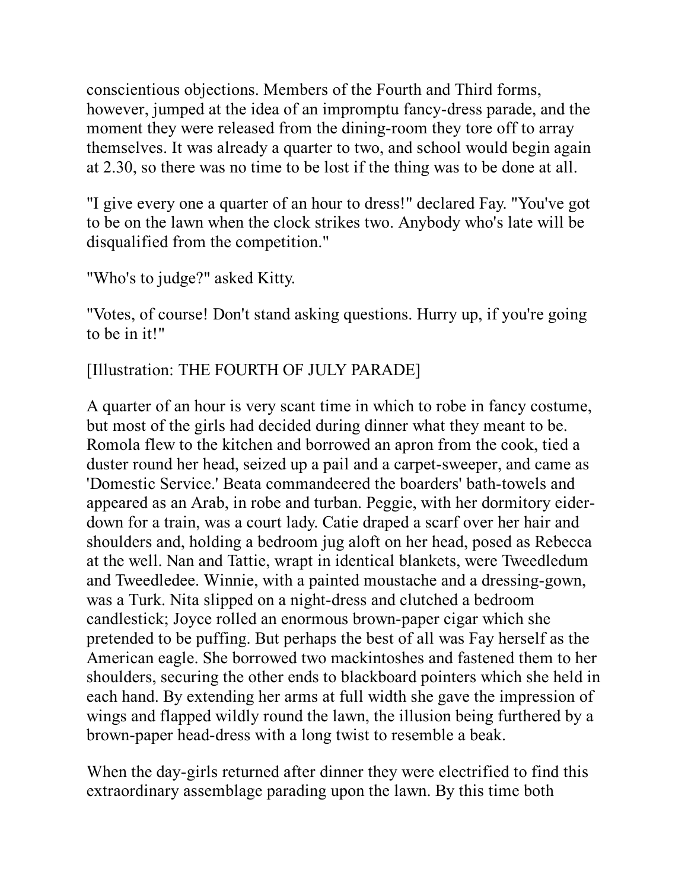conscientious objections. Members of the Fourth and Third forms, however, jumped at the idea of an impromptu fancy-dress parade, and the moment they were released from the dining-room they tore off to array themselves. It was already a quarter to two, and school would begin again at 2.30, so there was no time to be lost if the thing was to be done at all.

"I give every one a quarter of an hour to dress!" declared Fay. "You've got to be on the lawn when the clock strikes two. Anybody who's late will be disqualified from the competition."

"Who's to judge?" asked Kitty.

"Votes, of course! Don't stand asking questions. Hurry up, if you're going to be in it!"

[Illustration: THE FOURTH OF JULY PARADE]

A quarter of an hour is very scant time in which to robe in fancy costume, but most of the girls had decided during dinner what they meant to be. Romola flew to the kitchen and borrowed an apron from the cook, tied a duster round her head, seized up a pail and a carpet-sweeper, and came as 'Domestic Service.' Beata commandeered the boarders' bath-towels and appeared as an Arab, in robe and turban. Peggie, with her dormitory eider-down for a train, was a court lady. Catie draped a scarf over her hair and shoulders and, holding a bedroom jug aloft on her head, posed as Rebecca at the well. Nan and Tattie, wrapt in identical blankets, were Tweedledum and Tweedledee. Winnie, with a painted moustache and a dressing-gown, was a Turk. Nita slipped on a night-dress and clutched a bedroom candlestick; Joyce rolled an enormous brown-paper cigar which she pretended to be puffing. But perhaps the best of all was Fay herself as the American eagle. She borrowed two mackintoshes and fastened them to her shoulders, securing the other ends to blackboard pointers which she held in each hand. By extending her arms at full width she gave the impression of wings and flapped wildly round the lawn, the illusion being furthered by a brown-paper head-dress with a long twist to resemble a beak.

When the day-girls returned after dinner they were electrified to find this extraordinary assemblage parading upon the lawn. By this time both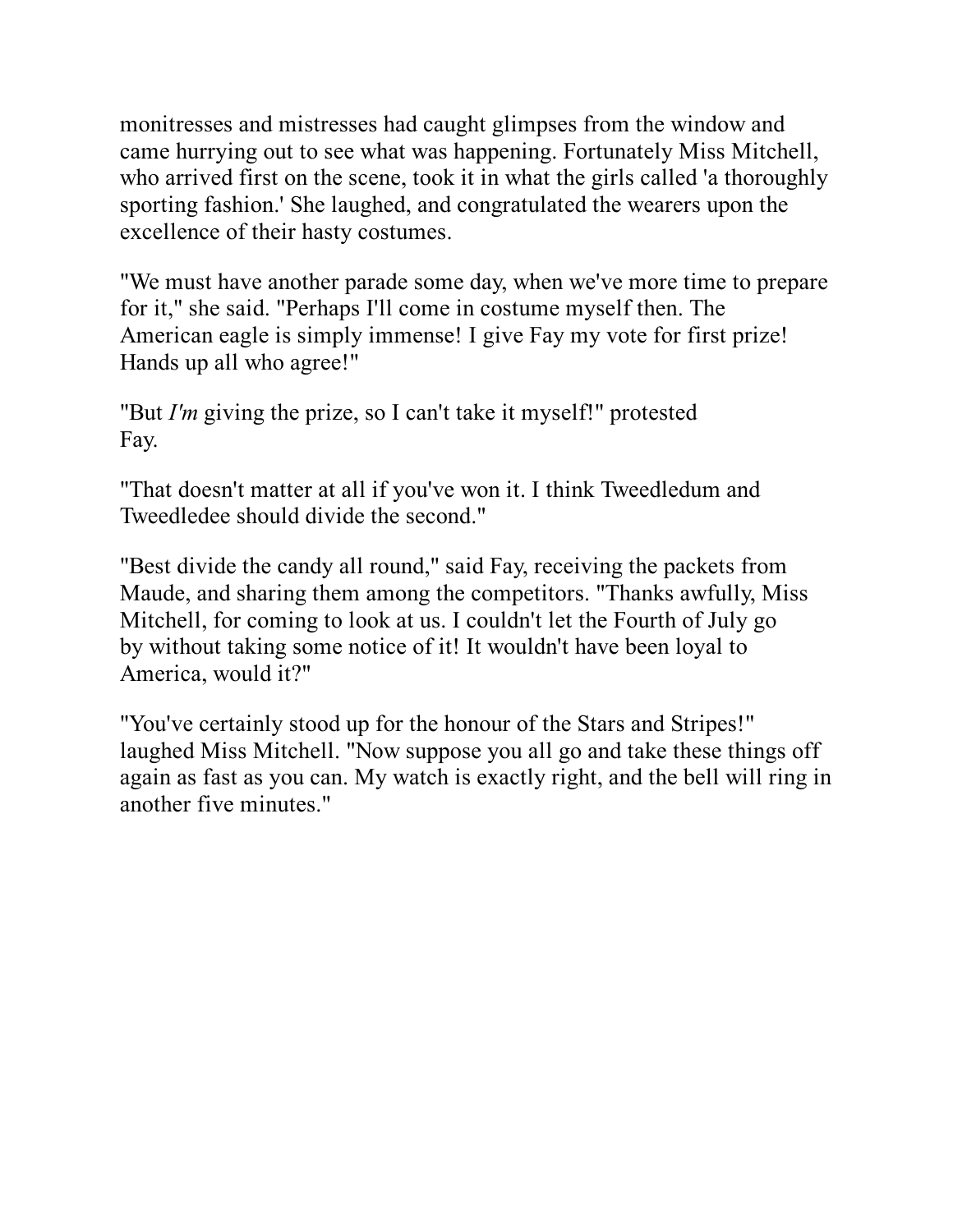monitresses and mistresses had caught glimpses from the window and came hurrying out to see what was happening. Fortunately Miss Mitchell, who arrived first on the scene, took it in what the girls called 'a thoroughly sporting fashion.' She laughed, and congratulated the wearers upon the excellence of their hasty costumes.

"We must have another parade some day, when we've more time to prepare for it," she said. "Perhaps I'll come in costume myself then. The American eagle is simply immense! I give Fay my vote for first prize! Hands up all who agree!"

"But *I'm* giving the prize, so I can't take it myself!" protested Fay.

"That doesn't matter at all if you've won it. I think Tweedledum and Tweedledee should divide the second."

"Best divide the candy all round," said Fay, receiving the packets from Maude, and sharing them among the competitors. "Thanks awfully, Miss Mitchell, for coming to look at us. I couldn't let the Fourth of July go by without taking some notice of it! It wouldn't have been loyal to America, would it?"

"You've certainly stood up for the honour of the Stars and Stripes!" laughed Miss Mitchell. "Now suppose you all go and take these things off again as fast as you can. My watch is exactly right, and the bell will ring in another five minutes."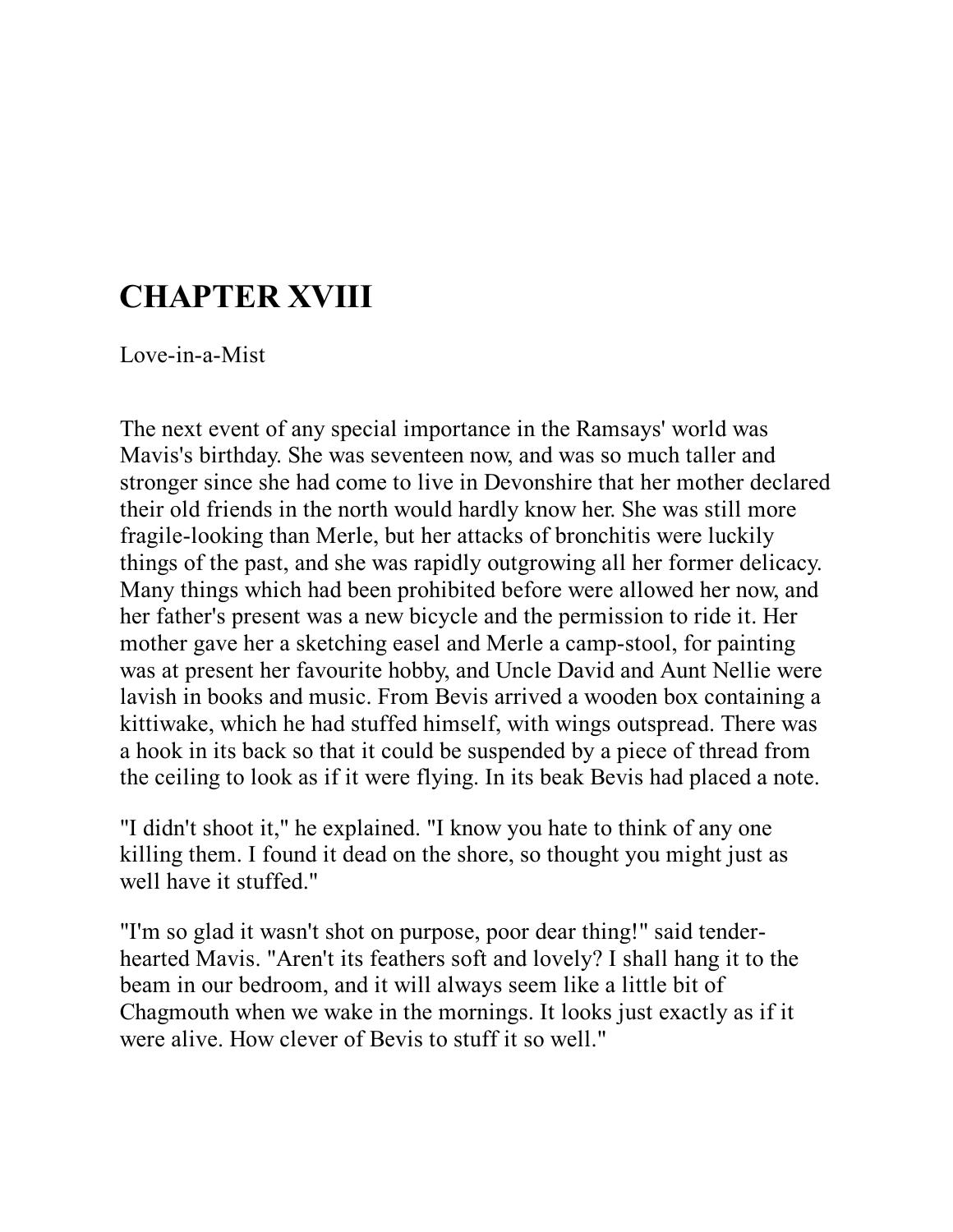# CHAPTER XVIII

Love-in-a-Mist

The next event of any special importance in the Ramsays' world was Mavis's birthday. She was seventeen now, and was so much taller and stronger since she had come to live in Devonshire that her mother declared their old friends in the north would hardly know her. She was still more fragile-looking than Merle, but her attacks of bronchitis were luckily things of the past, and she was rapidly outgrowing all her former delicacy. Many things which had been prohibited before were allowed her now, and her father's present was a new bicycle and the permission to ride it. Her mother gave her a sketching easel and Merle a camp-stool, for painting was at present her favourite hobby, and Uncle David and Aunt Nellie were lavish in books and music. From Bevis arrived a wooden box containing a kittiwake, which he had stuffed himself, with wings outspread. There was a hook in its back so that it could be suspended by a piece of thread from the ceiling to look as if it were flying. In its beak Bevis had placed a note.

"I didn't shoot it," he explained. "I know you hate to think of any one killing them. I found it dead on the shore, so thought you might just as well have it stuffed."

"I'm so glad it wasn't shot on purpose, poor dear thing!" said tender-hearted Mavis. "Aren't its feathers soft and lovely? I shall hang it to the beam in our bedroom, and it will always seem like a little bit of Chagmouth when we wake in the mornings. It looks just exactly as if it were alive. How clever of Bevis to stuff it so well."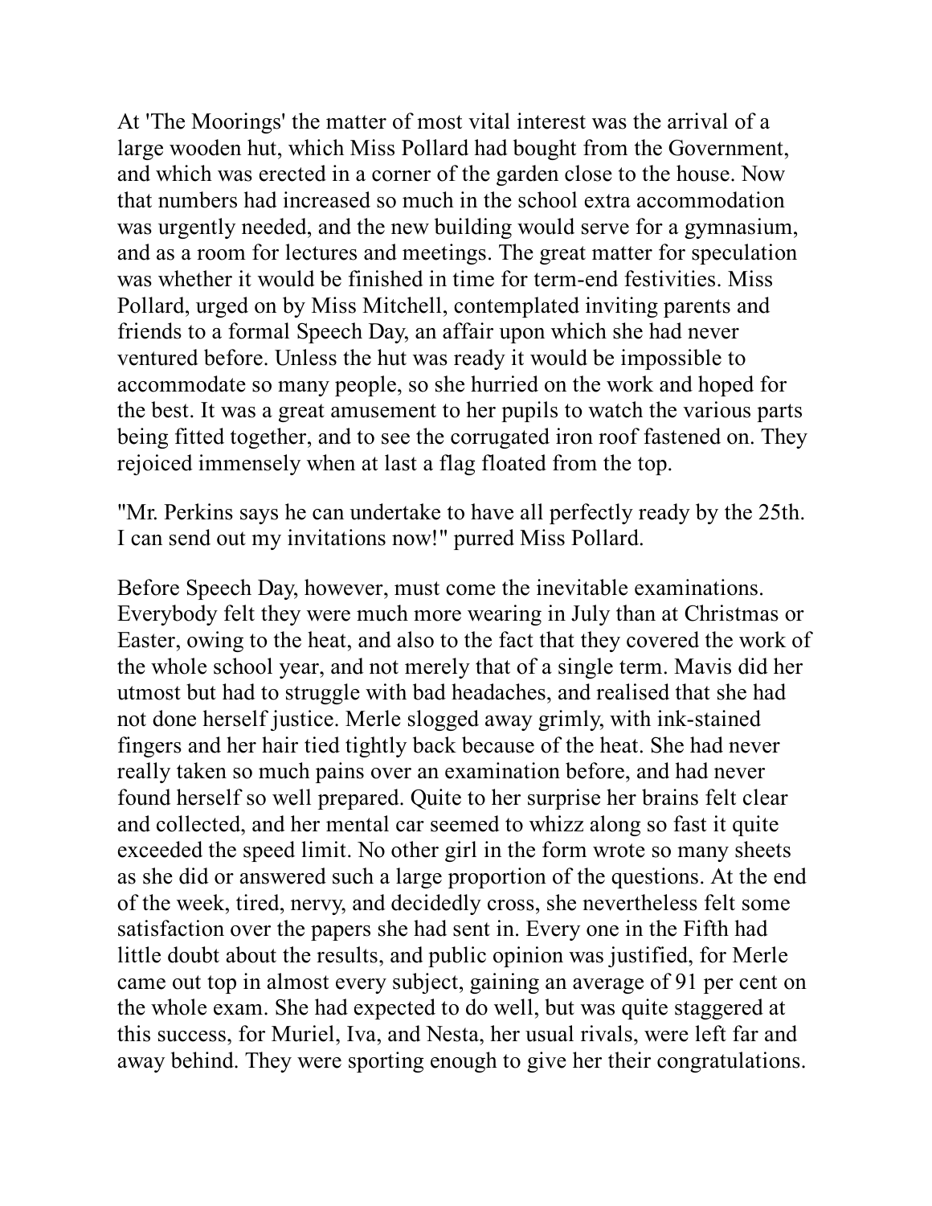At 'The Moorings' the matter of most vital interest was the arrival of a large wooden hut, which Miss Pollard had bought from the Government, and which was erected in a corner of the garden close to the house. Now that numbers had increased so much in the school extra accommodation was urgently needed, and the new building would serve for a gymnasium, and as a room for lectures and meetings. The great matter for speculation was whether it would be finished in time for term-end festivities. Miss Pollard, urged on by Miss Mitchell, contemplated inviting parents and friends to a formal Speech Day, an affair upon which she had never ventured before. Unless the hut was ready it would be impossible to accommodate so many people, so she hurried on the work and hoped for the best. It was a great amusement to her pupils to watch the various parts being fitted together, and to see the corrugated iron roof fastened on. They rejoiced immensely when at last a flag floated from the top.

"Mr. Perkins says he can undertake to have all perfectly ready by the 25th. I can send out my invitations now!" purred Miss Pollard.

Before Speech Day, however, must come the inevitable examinations. Everybody felt they were much more wearing in July than at Christmas or Easter, owing to the heat, and also to the fact that they covered the work of the whole school year, and not merely that of a single term. Mavis did her utmost but had to struggle with bad headaches, and realised that she had not done herself justice. Merle slogged away grimly, with ink-stained fingers and her hair tied tightly back because of the heat. She had never really taken so much pains over an examination before, and had never found herself so well prepared. Quite to her surprise her brains felt clear and collected, and her mental car seemed to whizz along so fast it quite exceeded the speed limit. No other girl in the form wrote so many sheets as she did or answered such a large proportion of the questions. At the end of the week, tired, nervy, and decidedly cross, she nevertheless felt some satisfaction over the papers she had sent in. Every one in the Fifth had little doubt about the results, and public opinion was justified, for Merle came out top in almost every subject, gaining an average of 91 per cent on the whole exam. She had expected to do well, but was quite staggered at this success, for Muriel, Iva, and Nesta, her usual rivals, were left far and away behind. They were sporting enough to give her their congratulations.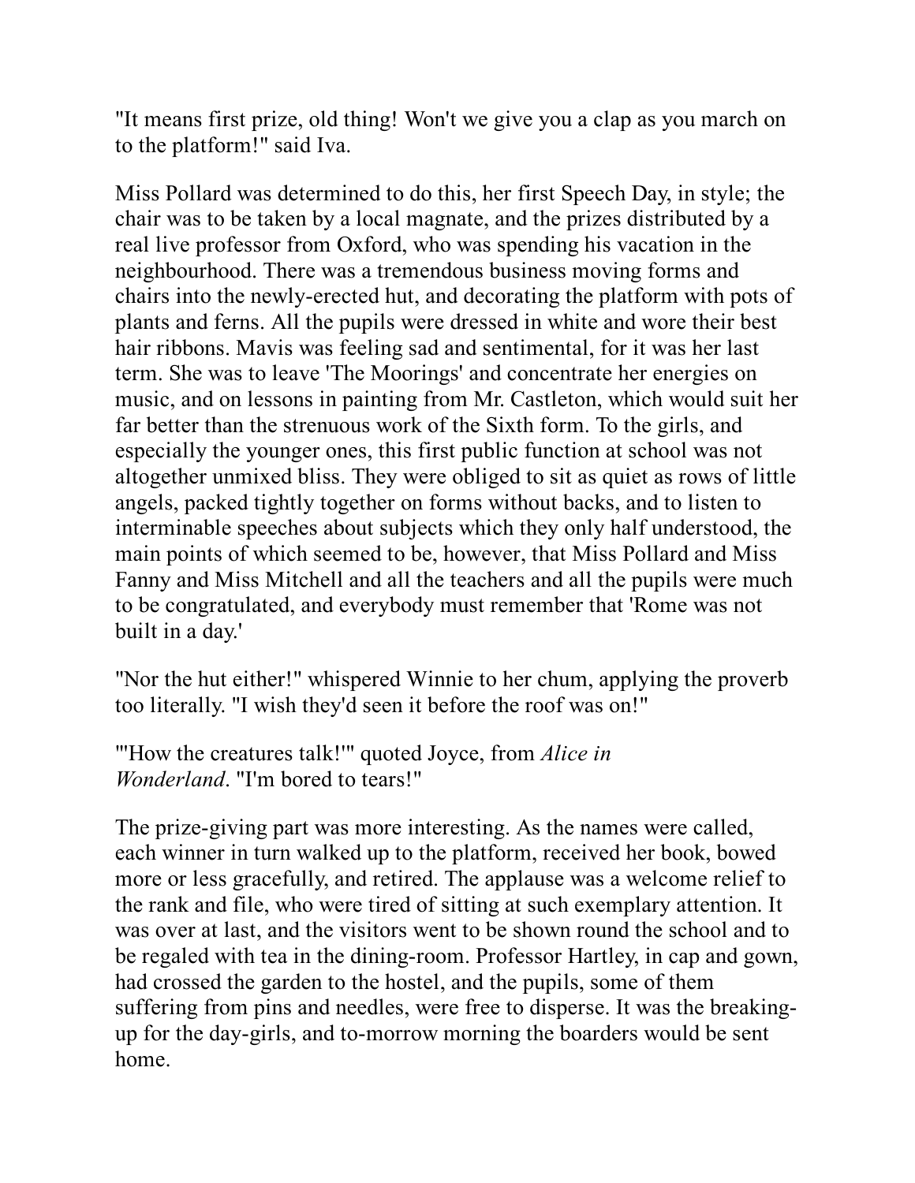"It means first prize, old thing! Won't we give you a clap as you march on to the platform!" said Iva.

Miss Pollard was determined to do this, her first Speech Day, in style; the chair was to be taken by a local magnate, and the prizes distributed by a real live professor from Oxford, who was spending his vacation in the neighbourhood. There was a tremendous business moving forms and chairs into the newly-erected hut, and decorating the platform with pots of plants and ferns. All the pupils were dressed in white and wore their best hair ribbons. Mavis was feeling sad and sentimental, for it was her last term. She was to leave 'The Moorings' and concentrate her energies on music, and on lessons in painting from Mr. Castleton, which would suit her far better than the strenuous work of the Sixth form. To the girls, and especially the younger ones, this first public function at school was not altogether unmixed bliss. They were obliged to sit as quiet as rows of little angels, packed tightly together on forms without backs, and to listen to interminable speeches about subjects which they only half understood, the main points of which seemed to be, however, that Miss Pollard and Miss Fanny and Miss Mitchell and all the teachers and all the pupils were much to be congratulated, and everybody must remember that 'Rome was not built in a day.'

"Nor the hut either!" whispered Winnie to her chum, applying the proverb too literally. "I wish they'd seen it before the roof was on!"

"'How the creatures talk!'" quoted Joyce, from *Alice in Wonderland*. "I'm bored to tears!"

The prize-giving part was more interesting. As the names were called, each winner in turn walked up to the platform, received her book, bowed more or less gracefully, and retired. The applause was a welcome relief to the rank and file, who were tired of sitting at such exemplary attention. It was over at last, and the visitors went to be shown round the school and to be regaled with tea in the dining-room. Professor Hartley, in cap and gown, had crossed the garden to the hostel, and the pupils, some of them suffering from pins and needles, were free to disperse. It was the breaking-up for the day-girls, and to-morrow morning the boarders would be sent home.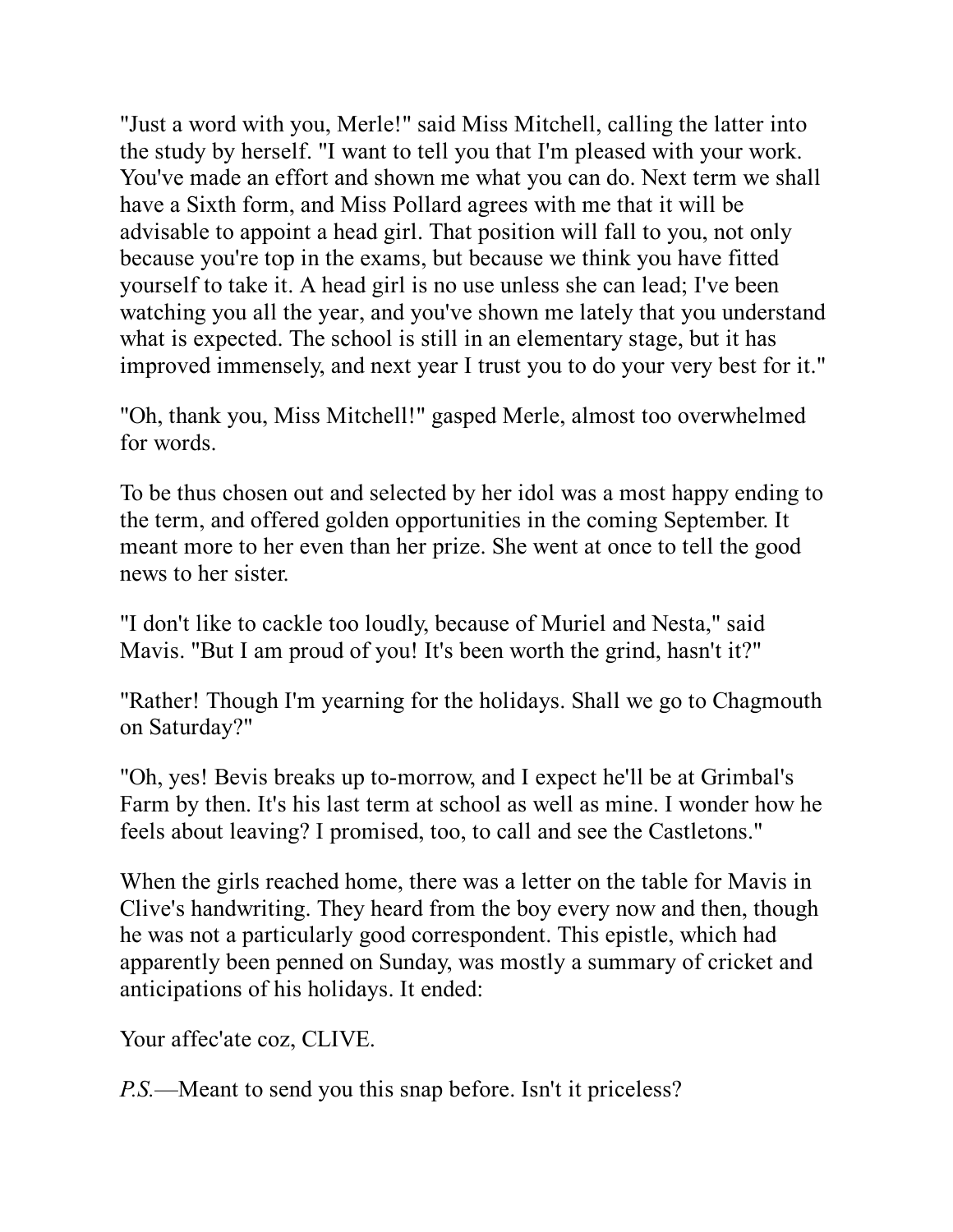"Just a word with you, Merle!" said Miss Mitchell, calling the latter into the study by herself. "I want to tell you that I'm pleased with your work. You've made an effort and shown me what you can do. Next term we shall have a Sixth form, and Miss Pollard agrees with me that it will be advisable to appoint a head girl. That position will fall to you, not only because you're top in the exams, but because we think you have fitted yourself to take it. A head girl is no use unless she can lead; I've been watching you all the year, and you've shown me lately that you understand what is expected. The school is still in an elementary stage, but it has improved immensely, and next year I trust you to do your very best for it."

"Oh, thank you, Miss Mitchell!" gasped Merle, almost too overwhelmed for words.

To be thus chosen out and selected by her idol was a most happy ending to the term, and offered golden opportunities in the coming September. It meant more to her even than her prize. She went at once to tell the good news to her sister.

"I don't like to cackle too loudly, because of Muriel and Nesta," said Mavis. "But I am proud of you! It's been worth the grind, hasn't it?"

"Rather! Though I'm yearning for the holidays. Shall we go to Chagmouth on Saturday?"

"Oh, yes! Bevis breaks up to-morrow, and I expect he'll be at Grimbal's Farm by then. It's his last term at school as well as mine. I wonder how he feels about leaving? I promised, too, to call and see the Castletons."

When the girls reached home, there was a letter on the table for Mavis in Clive's handwriting. They heard from the boy every now and then, though he was not a particularly good correspondent. This epistle, which had apparently been penned on Sunday, was mostly a summary of cricket and anticipations of his holidays. It ended:

Your affec'ate coz, CLIVE.

*P.S.*—Meant to send you this snap before. Isn't it priceless?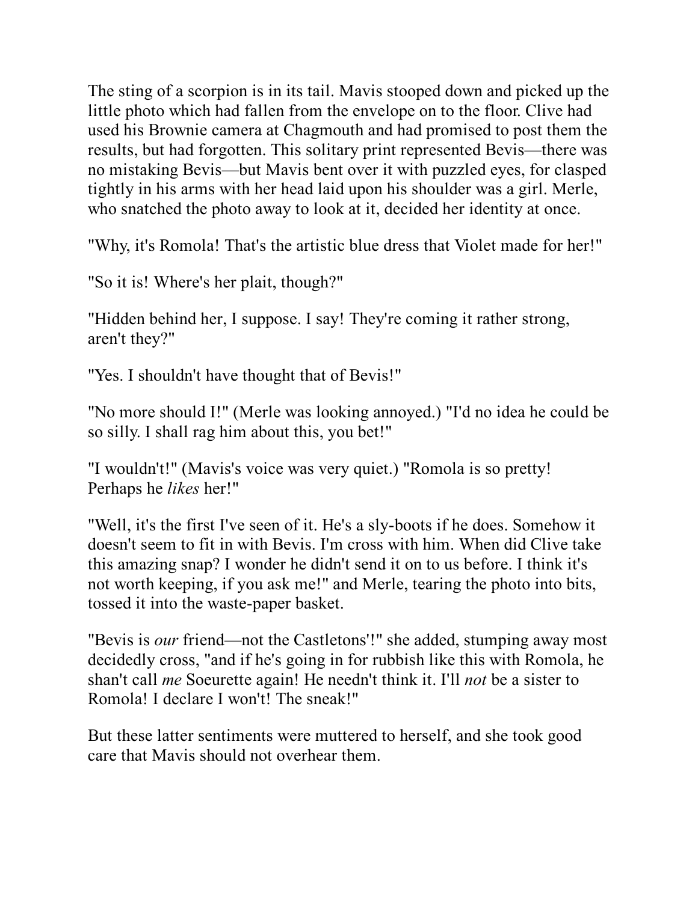The sting of a scorpion is in its tail. Mavis stooped down and picked up the little photo which had fallen from the envelope on to the floor. Clive had used his Brownie camera at Chagmouth and had promised to post them the results, but had forgotten. This solitary print represented Bevis—there was no mistaking Bevis—but Mavis bent over it with puzzled eyes, for clasped tightly in his arms with her head laid upon his shoulder was a girl. Merle, who snatched the photo away to look at it, decided her identity at once.

"Why, it's Romola! That's the artistic blue dress that Violet made for her!"

"So it is! Where's her plait, though?"

"Hidden behind her, I suppose. I say! They're coming it rather strong, aren't they?"

"Yes. I shouldn't have thought that of Bevis!"

"No more should I!" (Merle was looking annoyed.) "I'd no idea he could be so silly. I shall rag him about this, you bet!"

"I wouldn't!" (Mavis's voice was very quiet.) "Romola is so pretty! Perhaps he *likes* her!"

"Well, it's the first I've seen of it. He's a sly-boots if he does. Somehow it doesn't seem to fit in with Bevis. I'm cross with him. When did Clive take this amazing snap? I wonder he didn't send it on to us before. I think it's not worth keeping, if you ask me!" and Merle, tearing the photo into bits, tossed it into the waste-paper basket.

"Bevis is *our* friend—not the Castletons'!" she added, stumping away most decidedly cross, "and if he's going in for rubbish like this with Romola, he shan't call *me* Soeurette again! He needn't think it. I'll *not* be a sister to Romola! I declare I won't! The sneak!"

But these latter sentiments were muttered to herself, and she took good care that Mavis should not overhear them.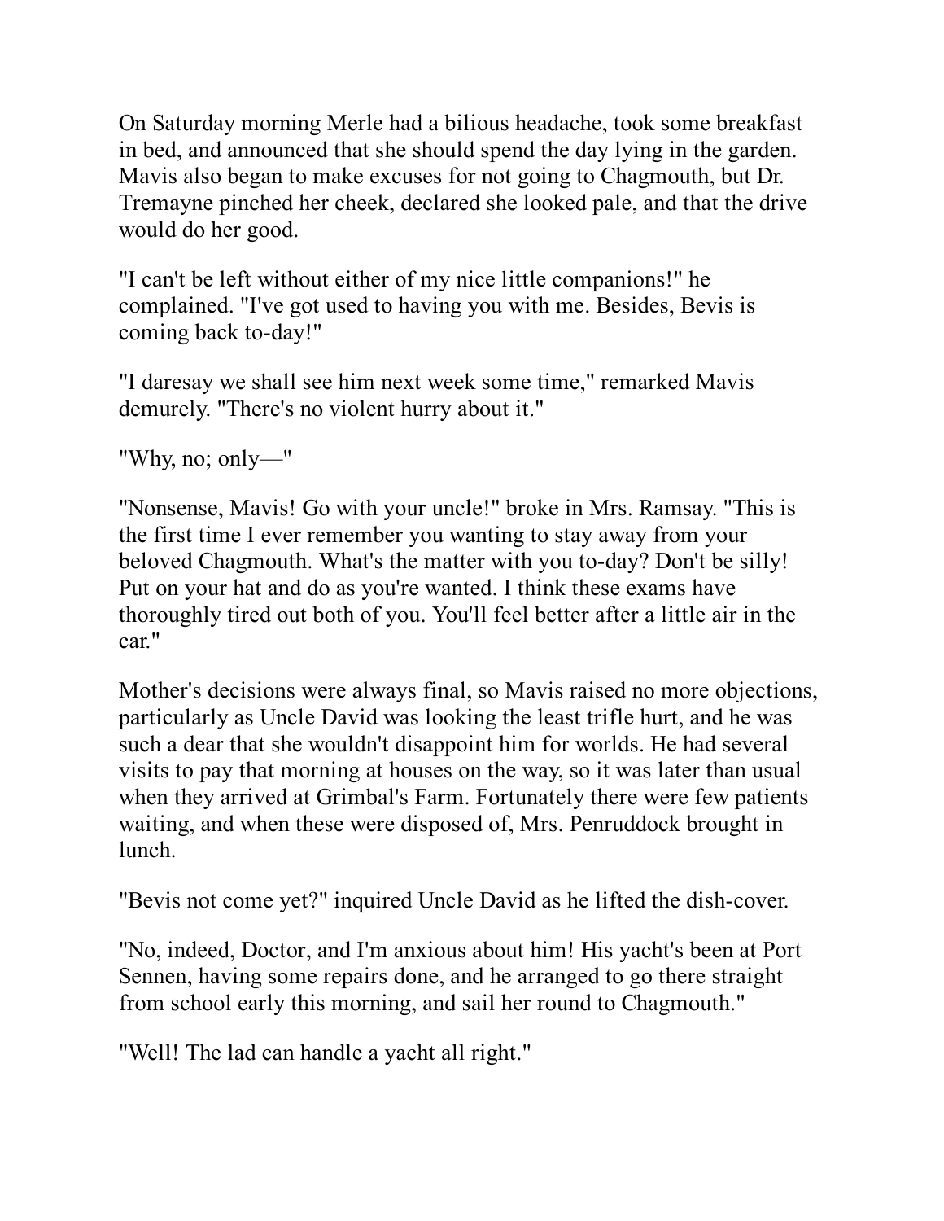On Saturday morning Merle had a bilious headache, took some breakfast in bed, and announced that she should spend the day lying in the garden. Mavis also began to make excuses for not going to Chagmouth, but Dr. Tremayne pinched her cheek, declared she looked pale, and that the drive would do her good.

"I can't be left without either of my nice little companions!" he complained. "I've got used to having you with me. Besides, Bevis is coming back to-day!"

"I daresay we shall see him next week some time," remarked Mavis demurely. "There's no violent hurry about it."

"Why, no; only—"

"Nonsense, Mavis! Go with your uncle!" broke in Mrs. Ramsay. "This is the first time I ever remember you wanting to stay away from your beloved Chagmouth. What's the matter with you to-day? Don't be silly! Put on your hat and do as you're wanted. I think these exams have thoroughly tired out both of you. You'll feel better after a little air in the car."

Mother's decisions were always final, so Mavis raised no more objections, particularly as Uncle David was looking the least trifle hurt, and he was such a dear that she wouldn't disappoint him for worlds. He had several visits to pay that morning at houses on the way, so it was later than usual when they arrived at Grimbal's Farm. Fortunately there were few patients waiting, and when these were disposed of, Mrs. Penruddock brought in lunch.

"Bevis not come yet?" inquired Uncle David as he lifted the dish-cover.

"No, indeed, Doctor, and I'm anxious about him! His yacht's been at Port Sennen, having some repairs done, and he arranged to go there straight from school early this morning, and sail her round to Chagmouth."

"Well! The lad can handle a yacht all right."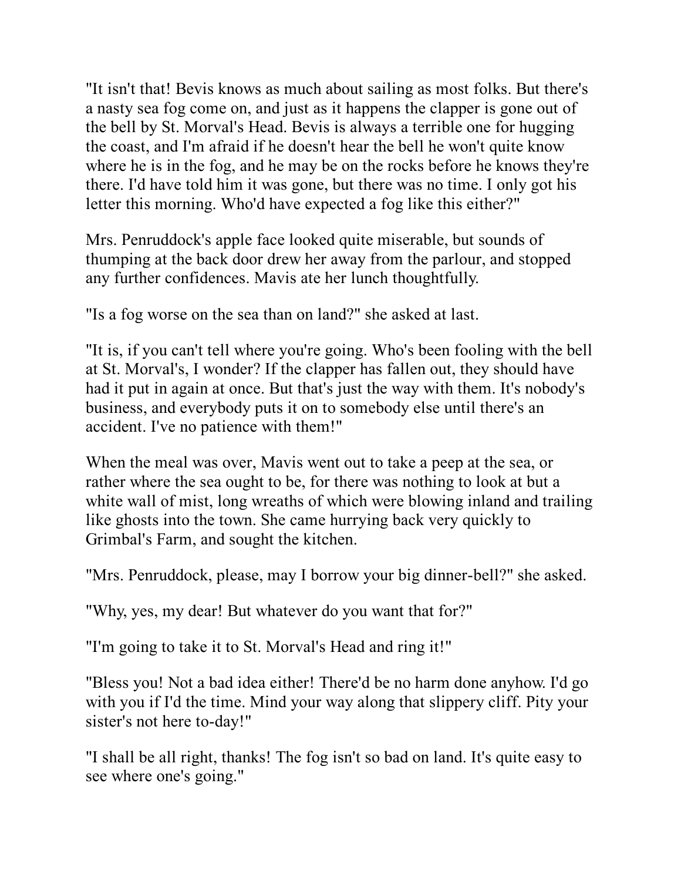"It isn't that! Bevis knows as much about sailing as most folks. But there's a nasty sea fog come on, and just as it happens the clapper is gone out of the bell by St. Morval's Head. Bevis is always a terrible one for hugging the coast, and I'm afraid if he doesn't hear the bell he won't quite know where he is in the fog, and he may be on the rocks before he knows they're there. I'd have told him it was gone, but there was no time. I only got his letter this morning. Who'd have expected a fog like this either?"

Mrs. Penruddock's apple face looked quite miserable, but sounds of thumping at the back door drew her away from the parlour, and stopped any further confidences. Mavis ate her lunch thoughtfully.

"Is a fog worse on the sea than on land?" she asked at last.

"It is, if you can't tell where you're going. Who's been fooling with the bell at St. Morval's, I wonder? If the clapper has fallen out, they should have had it put in again at once. But that's just the way with them. It's nobody's business, and everybody puts it on to somebody else until there's an accident. I've no patience with them!"

When the meal was over, Mavis went out to take a peep at the sea, or rather where the sea ought to be, for there was nothing to look at but a white wall of mist, long wreaths of which were blowing inland and trailing like ghosts into the town. She came hurrying back very quickly to Grimbal's Farm, and sought the kitchen.

"Mrs. Penruddock, please, may I borrow your big dinner-bell?" she asked.

"Why, yes, my dear! But whatever do you want that for?"

"I'm going to take it to St. Morval's Head and ring it!"

"Bless you! Not a bad idea either! There'd be no harm done anyhow. I'd go with you if I'd the time. Mind your way along that slippery cliff. Pity your sister's not here to-day!"

"I shall be all right, thanks! The fog isn't so bad on land. It's quite easy to see where one's going."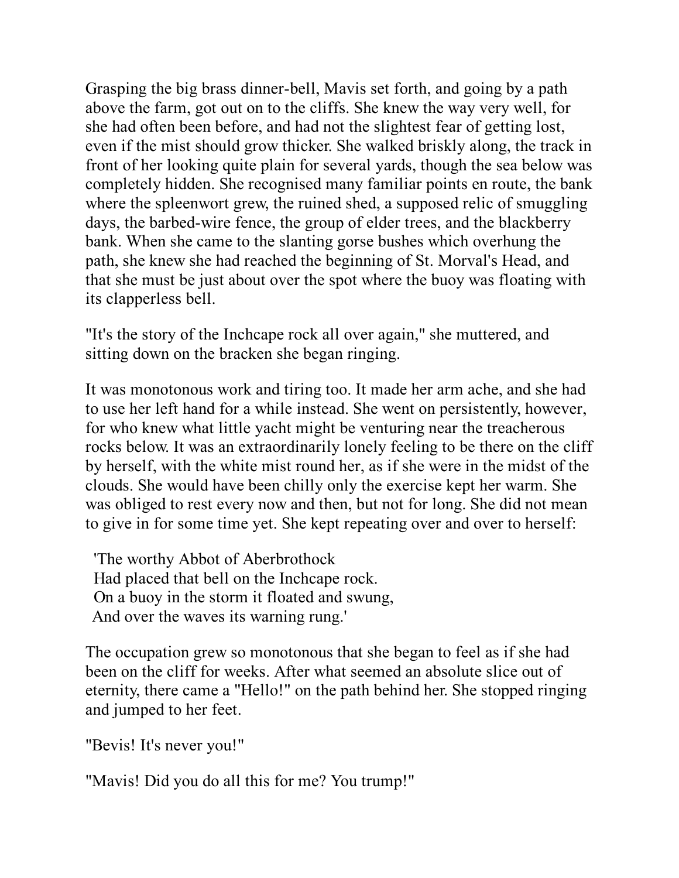Grasping the big brass dinner-bell, Mavis set forth, and going by a path above the farm, got out on to the cliffs. She knew the way very well, for she had often been before, and had not the slightest fear of getting lost, even if the mist should grow thicker. She walked briskly along, the track in front of her looking quite plain for several yards, though the sea below was completely hidden. She recognised many familiar points en route, the bank where the spleenwort grew, the ruined shed, a supposed relic of smuggling days, the barbed-wire fence, the group of elder trees, and the blackberry bank. When she came to the slanting gorse bushes which overhung the path, she knew she had reached the beginning of St. Morval's Head, and that she must be just about over the spot where the buoy was floating with its clapperless bell.

"It's the story of the Inchcape rock all over again," she muttered, and sitting down on the bracken she began ringing.

It was monotonous work and tiring too. It made her arm ache, and she had to use her left hand for a while instead. She went on persistently, however, for who knew what little yacht might be venturing near the treacherous rocks below. It was an extraordinarily lonely feeling to be there on the cliff by herself, with the white mist round her, as if she were in the midst of the clouds. She would have been chilly only the exercise kept her warm. She was obliged to rest every now and then, but not for long. She did not mean to give in for some time yet. She kept repeating over and over to herself:

> 'The worthy Abbot of Aberbrothock  
> Had placed that bell on the Inchcape rock.  
> On a buoy in the storm it floated and swung,  
> And over the waves its warning rung.'

The occupation grew so monotonous that she began to feel as if she had been on the cliff for weeks. After what seemed an absolute slice out of eternity, there came a "Hello!" on the path behind her. She stopped ringing and jumped to her feet.

"Bevis! It's never you!"

"Mavis! Did you do all this for me? You trump!"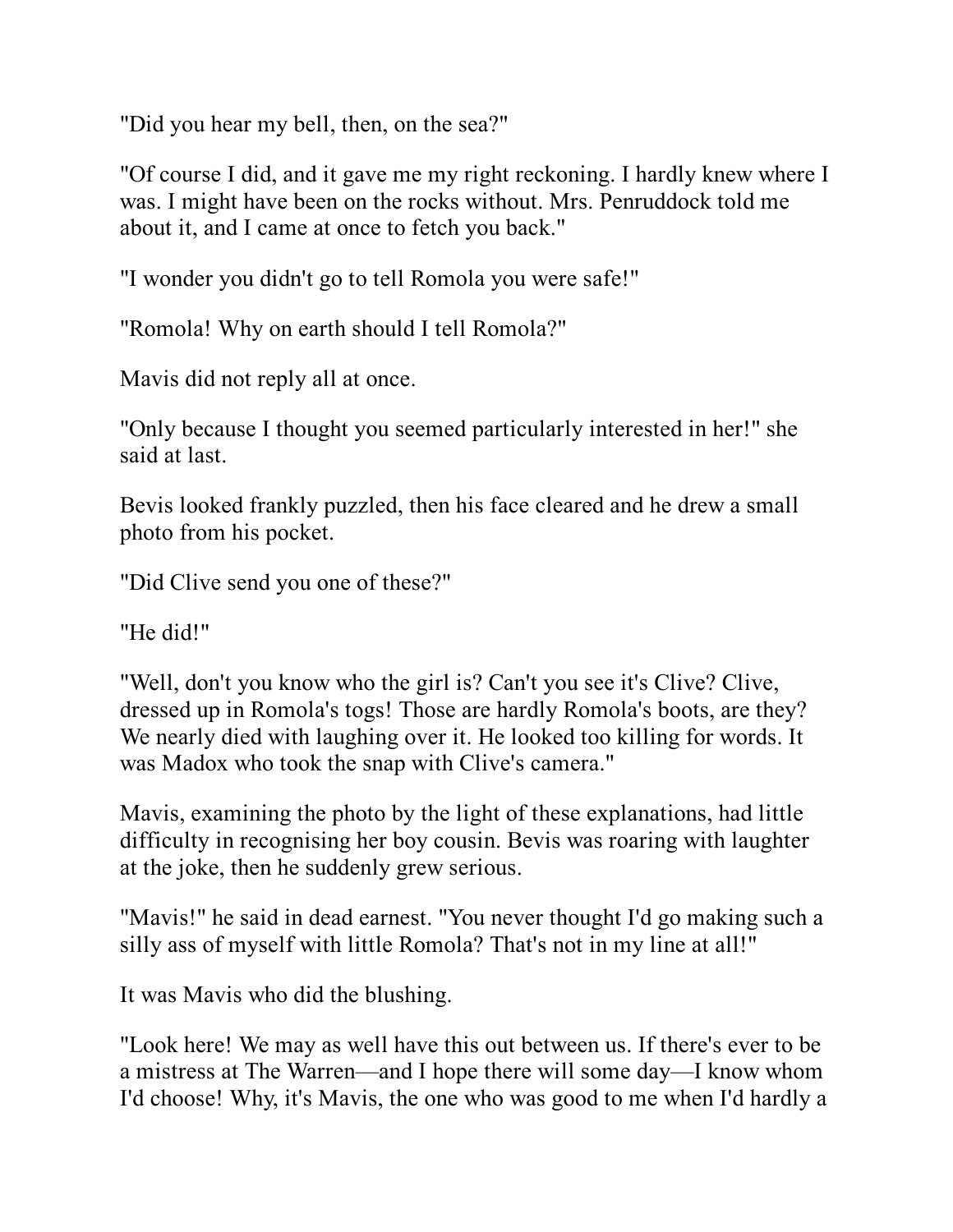"Did you hear my bell, then, on the sea?"

"Of course I did, and it gave me my right reckoning. I hardly knew where I was. I might have been on the rocks without. Mrs. Penruddock told me about it, and I came at once to fetch you back."

"I wonder you didn't go to tell Romola you were safe!"

"Romola! Why on earth should I tell Romola?"

Mavis did not reply all at once.

"Only because I thought you seemed particularly interested in her!" she said at last.

Bevis looked frankly puzzled, then his face cleared and he drew a small photo from his pocket.

"Did Clive send you one of these?"

"He did!"

"Well, don't you know who the girl is? Can't you see it's Clive? Clive, dressed up in Romola's togs! Those are hardly Romola's boots, are they? We nearly died with laughing over it. He looked too killing for words. It was Madox who took the snap with Clive's camera."

Mavis, examining the photo by the light of these explanations, had little difficulty in recognising her boy cousin. Bevis was roaring with laughter at the joke, then he suddenly grew serious.

"Mavis!" he said in dead earnest. "You never thought I'd go making such a silly ass of myself with little Romola? That's not in my line at all!"

It was Mavis who did the blushing.

"Look here! We may as well have this out between us. If there's ever to be a mistress at The Warren—and I hope there will some day—I know whom I'd choose! Why, it's Mavis, the one who was good to me when I'd hardly a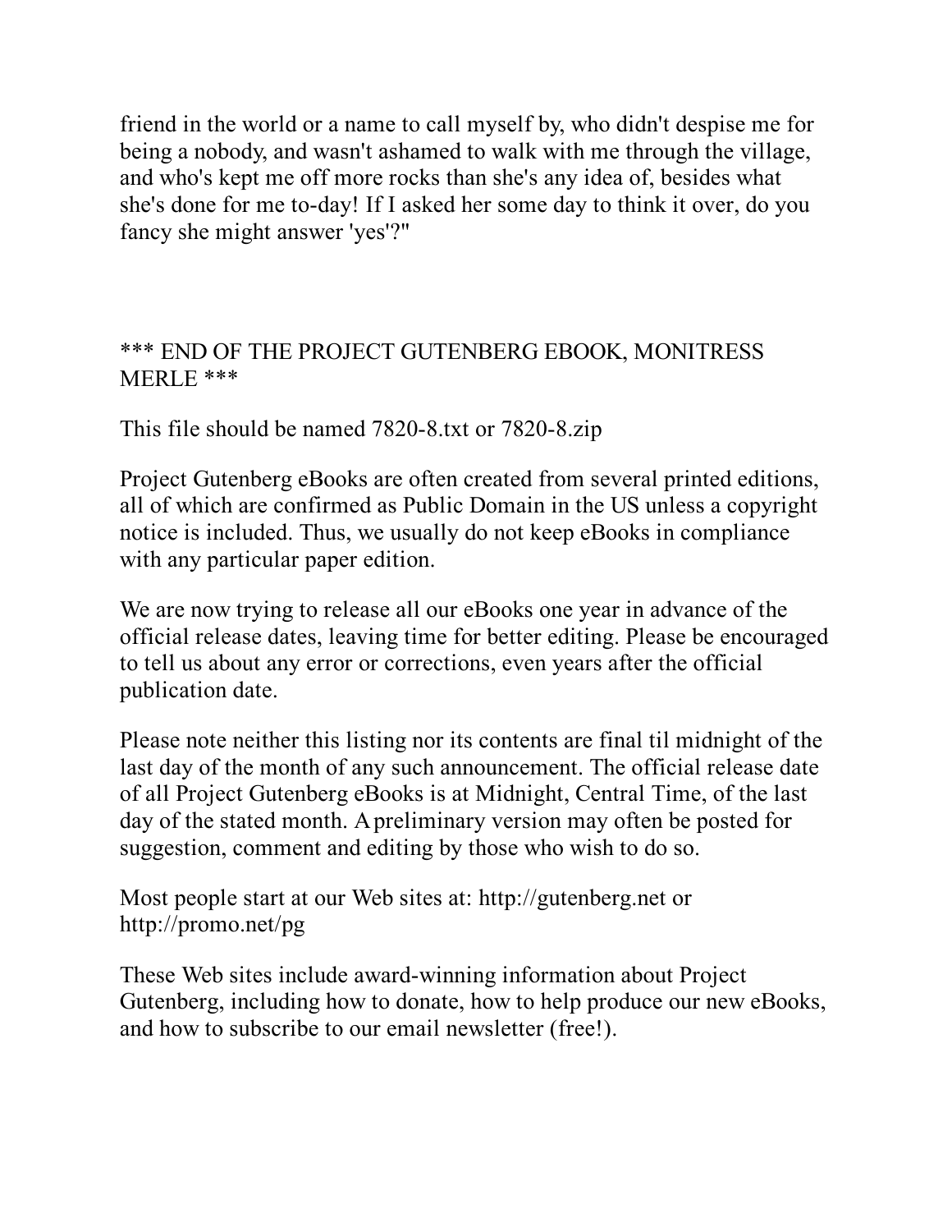friend in the world or a name to call myself by, who didn't despise me for being a nobody, and wasn't ashamed to walk with me through the village, and who's kept me off more rocks than she's any idea of, besides what she's done for me to-day! If I asked her some day to think it over, do you fancy she might answer 'yes'?"

*** END OF THE PROJECT GUTENBERG EBOOK, MONITRESS MERLE ***

This file should be named 7820-8.txt or 7820-8.zip

Project Gutenberg eBooks are often created from several printed editions, all of which are confirmed as Public Domain in the US unless a copyright notice is included. Thus, we usually do not keep eBooks in compliance with any particular paper edition.

We are now trying to release all our eBooks one year in advance of the official release dates, leaving time for better editing. Please be encouraged to tell us about any error or corrections, even years after the official publication date.

Please note neither this listing nor its contents are final til midnight of the last day of the month of any such announcement. The official release date of all Project Gutenberg eBooks is at Midnight, Central Time, of the last day of the stated month. A preliminary version may often be posted for suggestion, comment and editing by those who wish to do so.

Most people start at our Web sites at: http://gutenberg.net or http://promo.net/pg

These Web sites include award-winning information about Project Gutenberg, including how to donate, how to help produce our new eBooks, and how to subscribe to our email newsletter (free!).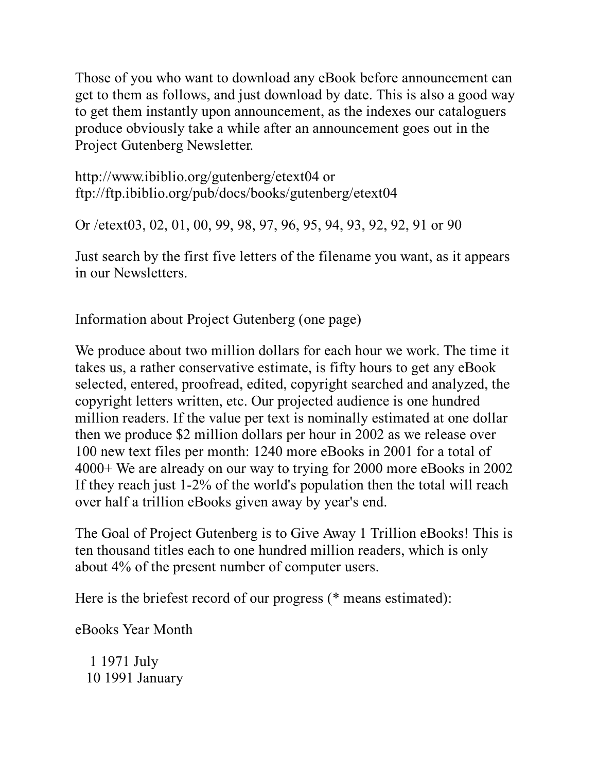Those of you who want to download any eBook before announcement can get to them as follows, and just download by date. This is also a good way to get them instantly upon announcement, as the indexes our cataloguers produce obviously take a while after an announcement goes out in the Project Gutenberg Newsletter.

http://www.ibiblio.org/gutenberg/etext04 or
ftp://ftp.ibiblio.org/pub/docs/books/gutenberg/etext04

Or /etext03, 02, 01, 00, 99, 98, 97, 96, 95, 94, 93, 92, 92, 91 or 90

Just search by the first five letters of the filename you want, as it appears in our Newsletters.

Information about Project Gutenberg (one page)

We produce about two million dollars for each hour we work. The time it takes us, a rather conservative estimate, is fifty hours to get any eBook selected, entered, proofread, edited, copyright searched and analyzed, the copyright letters written, etc. Our projected audience is one hundred million readers. If the value per text is nominally estimated at one dollar then we produce $2 million dollars per hour in 2002 as we release over 100 new text files per month: 1240 more eBooks in 2001 for a total of 4000+ We are already on our way to trying for 2000 more eBooks in 2002 If they reach just 1-2% of the world's population then the total will reach over half a trillion eBooks given away by year's end.

The Goal of Project Gutenberg is to Give Away 1 Trillion eBooks! This is ten thousand titles each to one hundred million readers, which is only about 4% of the present number of computer users.

Here is the briefest record of our progress (* means estimated):

```
eBooks Year Month

    1 1971 July
   10 1991 January
```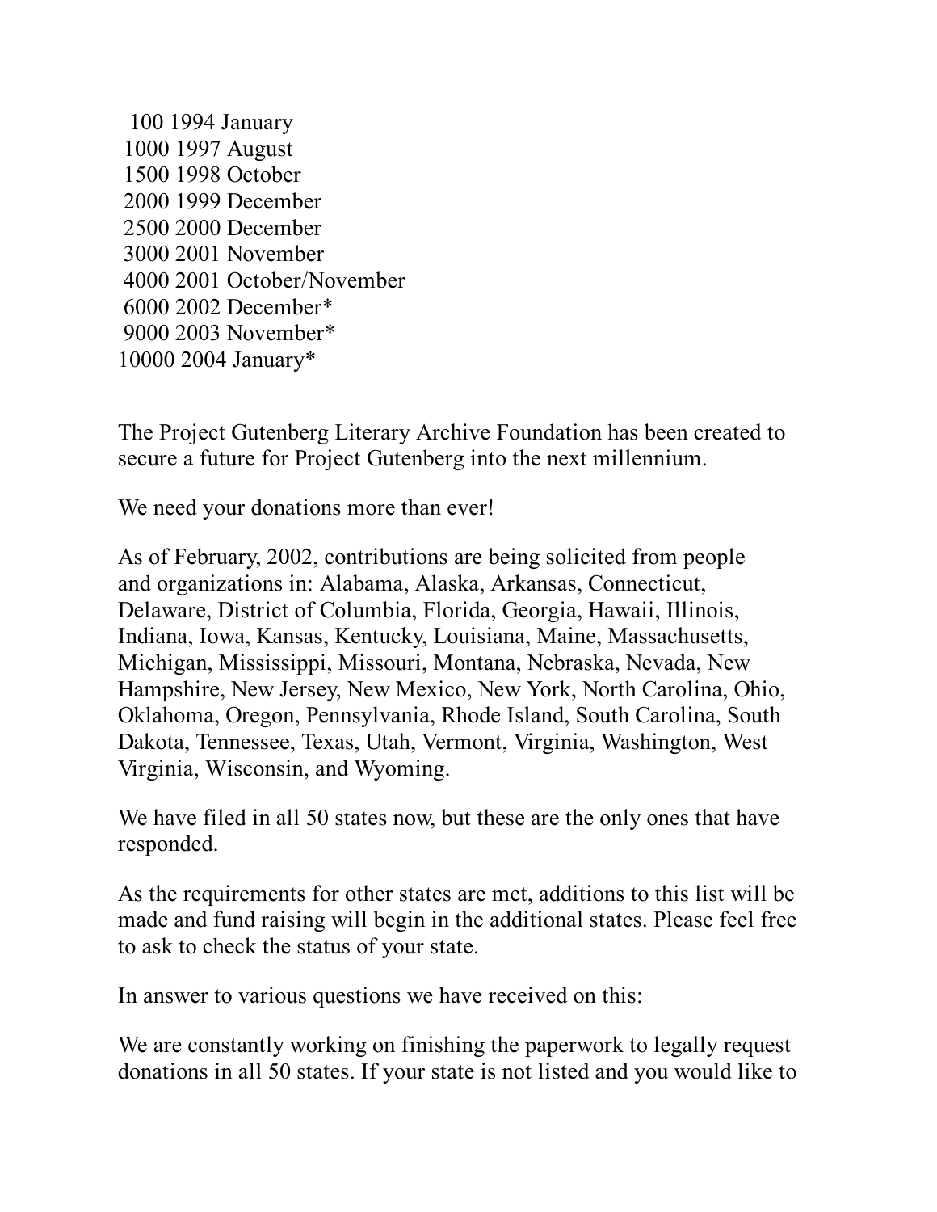```
  100 1994 January
 1000 1997 August
 1500 1998 October
 2000 1999 December
 2500 2000 December
 3000 2001 November
 4000 2001 October/November
 6000 2002 December*
 9000 2003 November*
10000 2004 January*
```

The Project Gutenberg Literary Archive Foundation has been created to secure a future for Project Gutenberg into the next millennium.

We need your donations more than ever!

As of February, 2002, contributions are being solicited from people and organizations in: Alabama, Alaska, Arkansas, Connecticut, Delaware, District of Columbia, Florida, Georgia, Hawaii, Illinois, Indiana, Iowa, Kansas, Kentucky, Louisiana, Maine, Massachusetts, Michigan, Mississippi, Missouri, Montana, Nebraska, Nevada, New Hampshire, New Jersey, New Mexico, New York, North Carolina, Ohio, Oklahoma, Oregon, Pennsylvania, Rhode Island, South Carolina, South Dakota, Tennessee, Texas, Utah, Vermont, Virginia, Washington, West Virginia, Wisconsin, and Wyoming.

We have filed in all 50 states now, but these are the only ones that have responded.

As the requirements for other states are met, additions to this list will be made and fund raising will begin in the additional states. Please feel free to ask to check the status of your state.

In answer to various questions we have received on this:

We are constantly working on finishing the paperwork to legally request donations in all 50 states. If your state is not listed and you would like to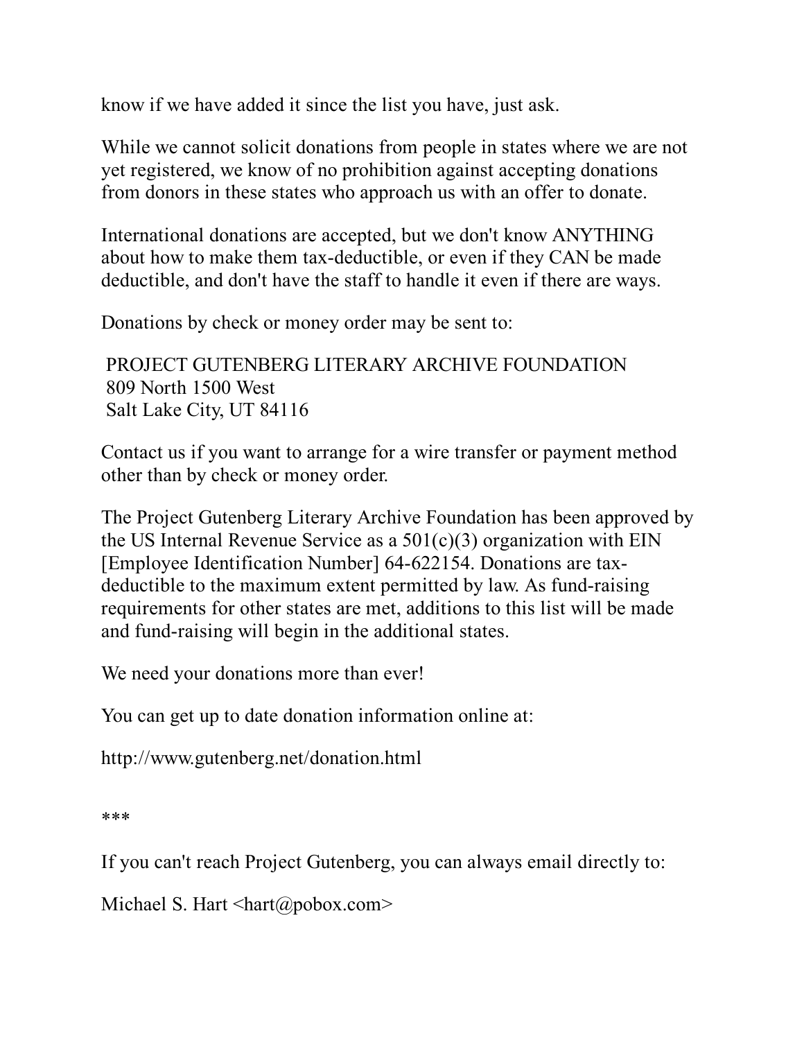know if we have added it since the list you have, just ask.

While we cannot solicit donations from people in states where we are not yet registered, we know of no prohibition against accepting donations from donors in these states who approach us with an offer to donate.

International donations are accepted, but we don't know ANYTHING about how to make them tax-deductible, or even if they CAN be made deductible, and don't have the staff to handle it even if there are ways.

Donations by check or money order may be sent to:

PROJECT GUTENBERG LITERARY ARCHIVE FOUNDATION
809 North 1500 West
Salt Lake City, UT 84116

Contact us if you want to arrange for a wire transfer or payment method other than by check or money order.

The Project Gutenberg Literary Archive Foundation has been approved by the US Internal Revenue Service as a 501(c)(3) organization with EIN [Employee Identification Number] 64-622154. Donations are tax-deductible to the maximum extent permitted by law. As fund-raising requirements for other states are met, additions to this list will be made and fund-raising will begin in the additional states.

We need your donations more than ever!

You can get up to date donation information online at:

http://www.gutenberg.net/donation.html

***

If you can't reach Project Gutenberg, you can always email directly to:

Michael S. Hart <hart@pobox.com>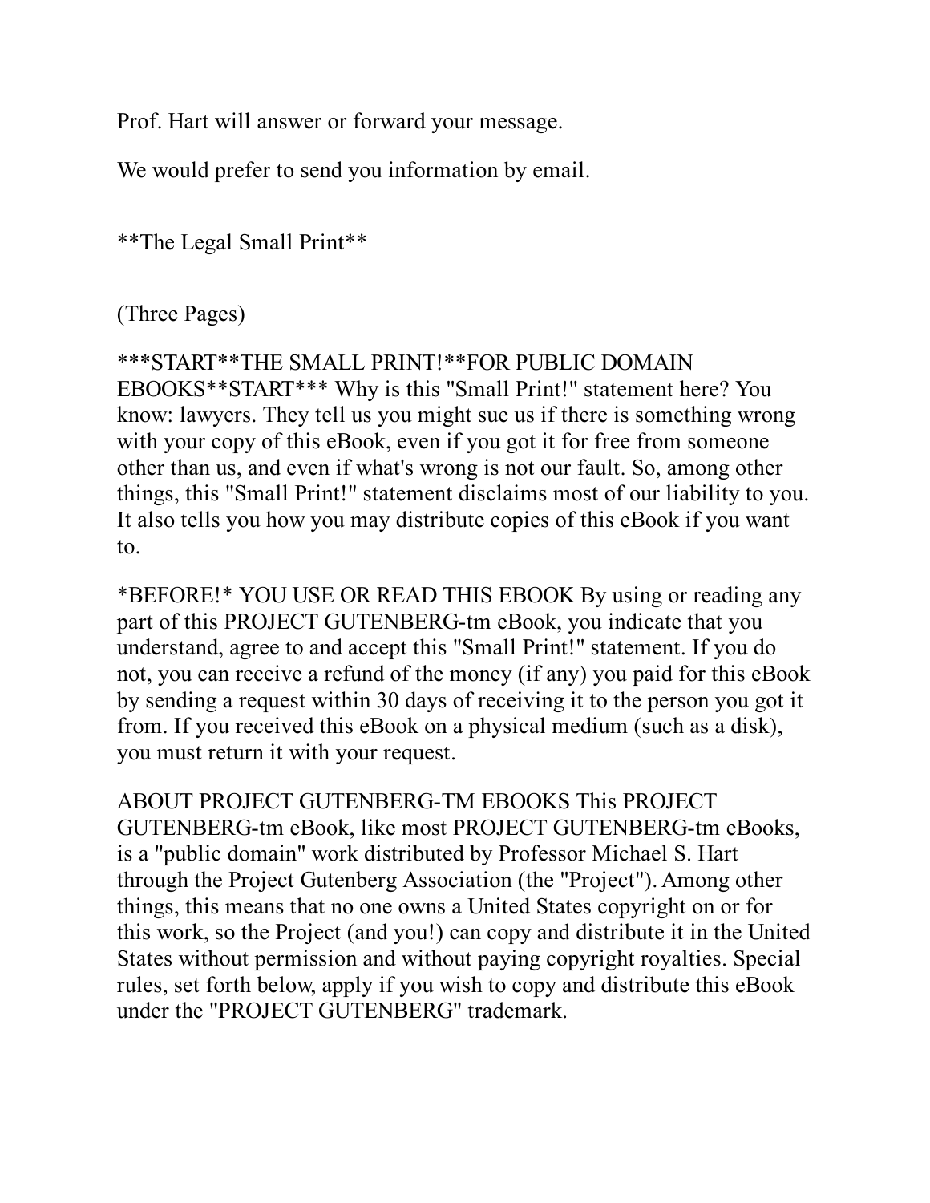Prof. Hart will answer or forward your message.

We would prefer to send you information by email.

**The Legal Small Print**

(Three Pages)

***START**THE SMALL PRINT!**FOR PUBLIC DOMAIN EBOOKS**START*** Why is this "Small Print!" statement here? You know: lawyers. They tell us you might sue us if there is something wrong with your copy of this eBook, even if you got it for free from someone other than us, and even if what's wrong is not our fault. So, among other things, this "Small Print!" statement disclaims most of our liability to you. It also tells you how you may distribute copies of this eBook if you want to.

*BEFORE!* YOU USE OR READ THIS EBOOK By using or reading any part of this PROJECT GUTENBERG-tm eBook, you indicate that you understand, agree to and accept this "Small Print!" statement. If you do not, you can receive a refund of the money (if any) you paid for this eBook by sending a request within 30 days of receiving it to the person you got it from. If you received this eBook on a physical medium (such as a disk), you must return it with your request.

ABOUT PROJECT GUTENBERG-TM EBOOKS This PROJECT GUTENBERG-tm eBook, like most PROJECT GUTENBERG-tm eBooks, is a "public domain" work distributed by Professor Michael S. Hart through the Project Gutenberg Association (the "Project"). Among other things, this means that no one owns a United States copyright on or for this work, so the Project (and you!) can copy and distribute it in the United States without permission and without paying copyright royalties. Special rules, set forth below, apply if you wish to copy and distribute this eBook under the "PROJECT GUTENBERG" trademark.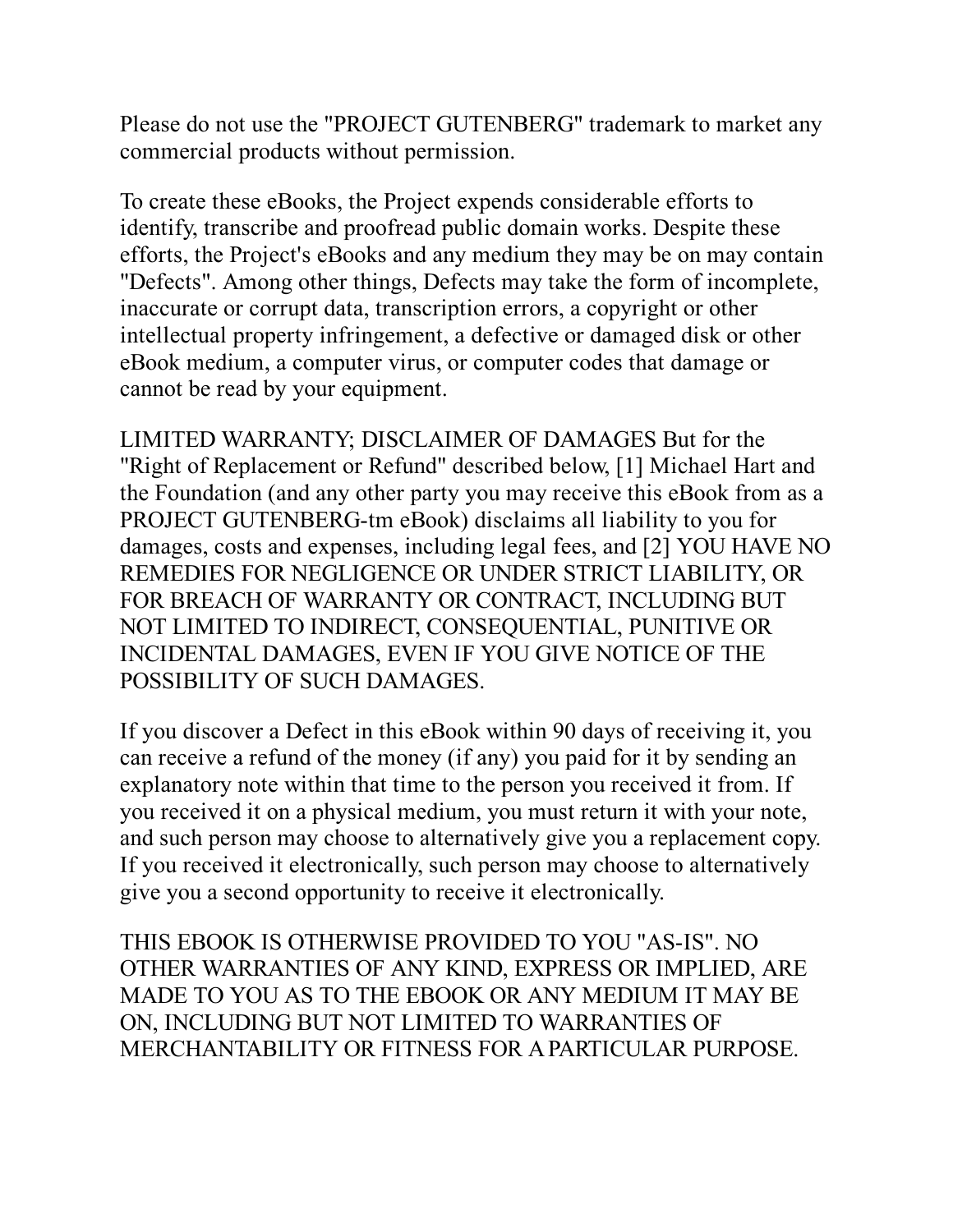Please do not use the "PROJECT GUTENBERG" trademark to market any commercial products without permission.

To create these eBooks, the Project expends considerable efforts to identify, transcribe and proofread public domain works. Despite these efforts, the Project's eBooks and any medium they may be on may contain "Defects". Among other things, Defects may take the form of incomplete, inaccurate or corrupt data, transcription errors, a copyright or other intellectual property infringement, a defective or damaged disk or other eBook medium, a computer virus, or computer codes that damage or cannot be read by your equipment.

LIMITED WARRANTY; DISCLAIMER OF DAMAGES But for the "Right of Replacement or Refund" described below, [1] Michael Hart and the Foundation (and any other party you may receive this eBook from as a PROJECT GUTENBERG-tm eBook) disclaims all liability to you for damages, costs and expenses, including legal fees, and [2] YOU HAVE NO REMEDIES FOR NEGLIGENCE OR UNDER STRICT LIABILITY, OR FOR BREACH OF WARRANTY OR CONTRACT, INCLUDING BUT NOT LIMITED TO INDIRECT, CONSEQUENTIAL, PUNITIVE OR INCIDENTAL DAMAGES, EVEN IF YOU GIVE NOTICE OF THE POSSIBILITY OF SUCH DAMAGES.

If you discover a Defect in this eBook within 90 days of receiving it, you can receive a refund of the money (if any) you paid for it by sending an explanatory note within that time to the person you received it from. If you received it on a physical medium, you must return it with your note, and such person may choose to alternatively give you a replacement copy. If you received it electronically, such person may choose to alternatively give you a second opportunity to receive it electronically.

THIS EBOOK IS OTHERWISE PROVIDED TO YOU "AS-IS". NO OTHER WARRANTIES OF ANY KIND, EXPRESS OR IMPLIED, ARE MADE TO YOU AS TO THE EBOOK OR ANY MEDIUM IT MAY BE ON, INCLUDING BUT NOT LIMITED TO WARRANTIES OF MERCHANTABILITY OR FITNESS FOR A PARTICULAR PURPOSE.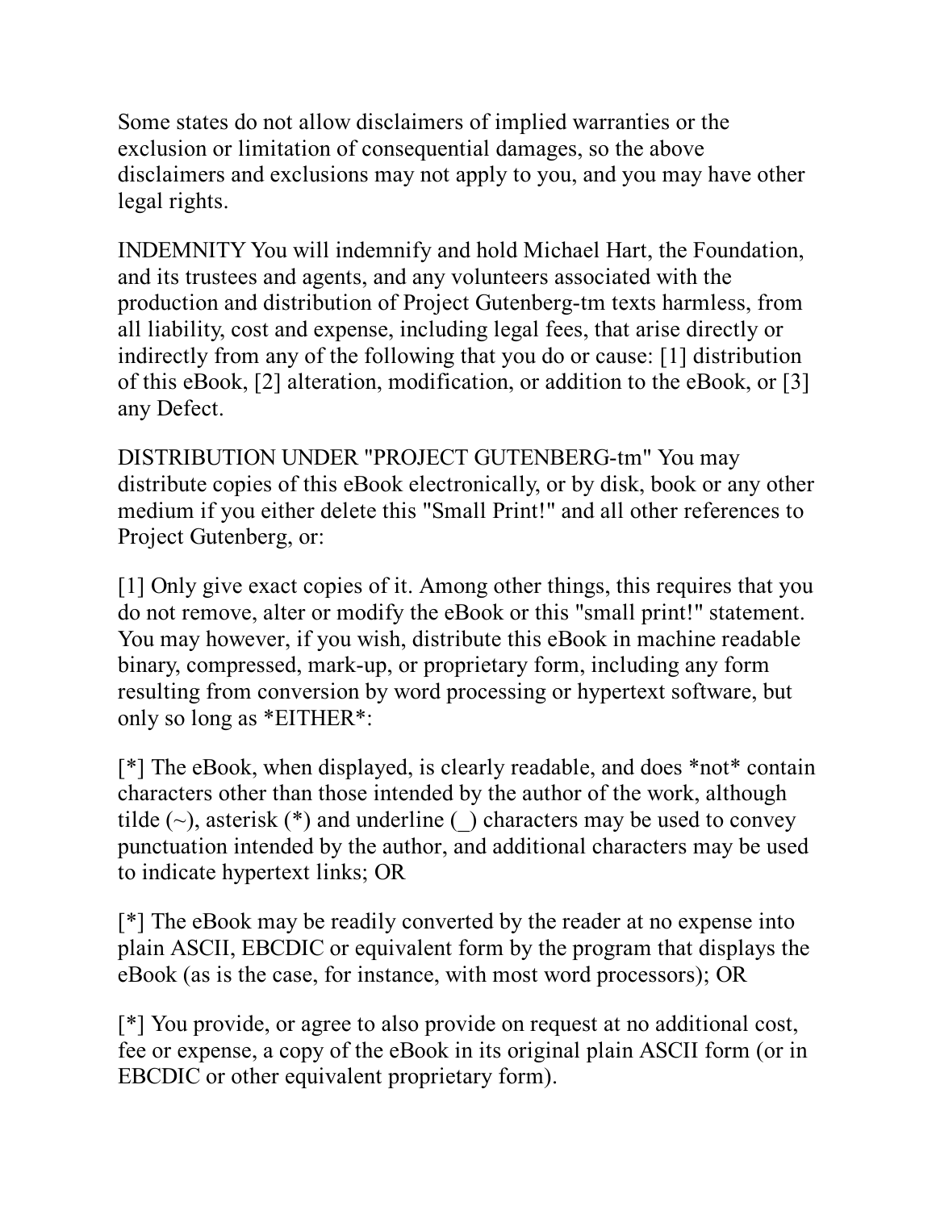Some states do not allow disclaimers of implied warranties or the exclusion or limitation of consequential damages, so the above disclaimers and exclusions may not apply to you, and you may have other legal rights.

INDEMNITY You will indemnify and hold Michael Hart, the Foundation, and its trustees and agents, and any volunteers associated with the production and distribution of Project Gutenberg-tm texts harmless, from all liability, cost and expense, including legal fees, that arise directly or indirectly from any of the following that you do or cause: [1] distribution of this eBook, [2] alteration, modification, or addition to the eBook, or [3] any Defect.

DISTRIBUTION UNDER "PROJECT GUTENBERG-tm" You may distribute copies of this eBook electronically, or by disk, book or any other medium if you either delete this "Small Print!" and all other references to Project Gutenberg, or:

[1] Only give exact copies of it. Among other things, this requires that you do not remove, alter or modify the eBook or this "small print!" statement. You may however, if you wish, distribute this eBook in machine readable binary, compressed, mark-up, or proprietary form, including any form resulting from conversion by word processing or hypertext software, but only so long as *EITHER*:

[*] The eBook, when displayed, is clearly readable, and does *not* contain characters other than those intended by the author of the work, although tilde (~), asterisk (*) and underline (_) characters may be used to convey punctuation intended by the author, and additional characters may be used to indicate hypertext links; OR

[*] The eBook may be readily converted by the reader at no expense into plain ASCII, EBCDIC or equivalent form by the program that displays the eBook (as is the case, for instance, with most word processors); OR

[*] You provide, or agree to also provide on request at no additional cost, fee or expense, a copy of the eBook in its original plain ASCII form (or in EBCDIC or other equivalent proprietary form).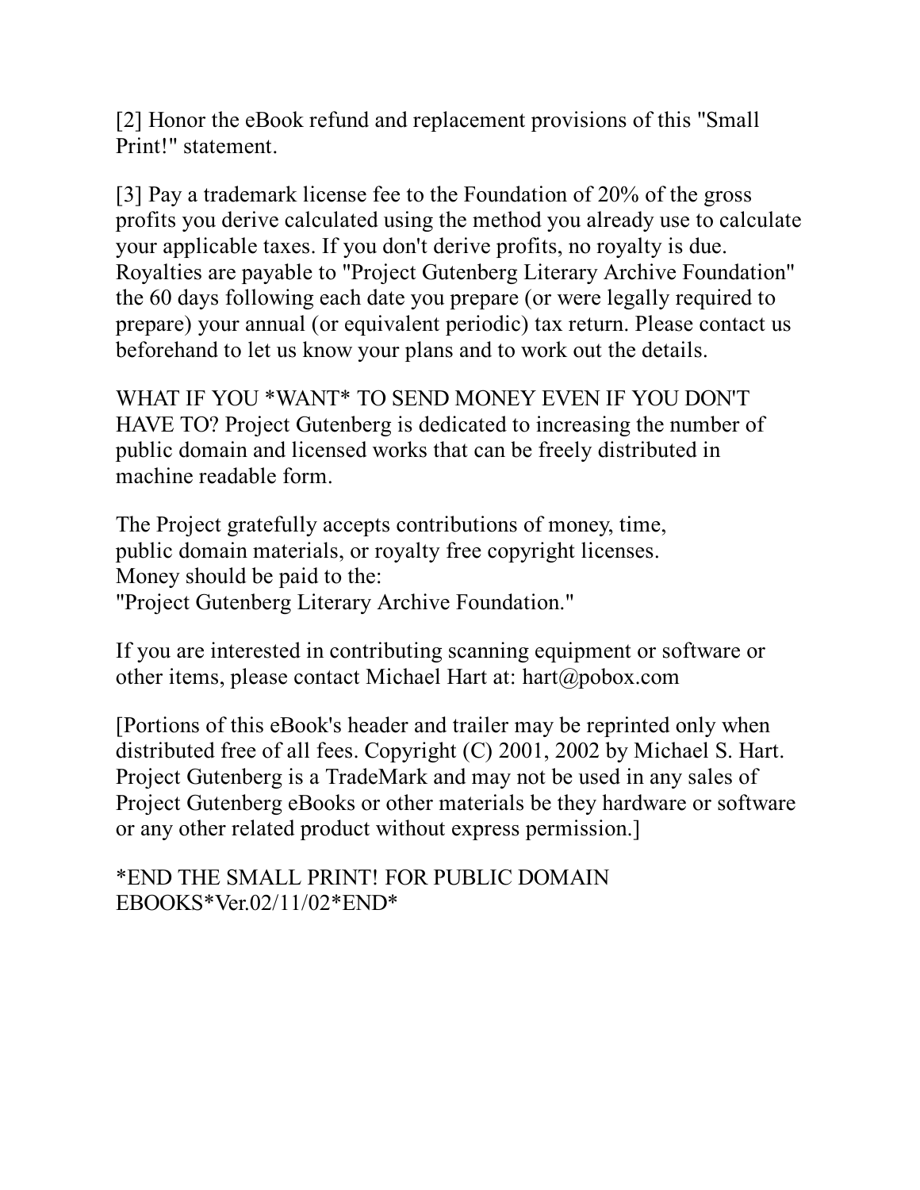[2] Honor the eBook refund and replacement provisions of this "Small Print!" statement.

[3] Pay a trademark license fee to the Foundation of 20% of the gross profits you derive calculated using the method you already use to calculate your applicable taxes. If you don't derive profits, no royalty is due. Royalties are payable to "Project Gutenberg Literary Archive Foundation" the 60 days following each date you prepare (or were legally required to prepare) your annual (or equivalent periodic) tax return. Please contact us beforehand to let us know your plans and to work out the details.

WHAT IF YOU *WANT* TO SEND MONEY EVEN IF YOU DON'T HAVE TO? Project Gutenberg is dedicated to increasing the number of public domain and licensed works that can be freely distributed in machine readable form.

The Project gratefully accepts contributions of money, time,
public domain materials, or royalty free copyright licenses.
Money should be paid to the:
"Project Gutenberg Literary Archive Foundation."

If you are interested in contributing scanning equipment or software or other items, please contact Michael Hart at: hart@pobox.com

[Portions of this eBook's header and trailer may be reprinted only when distributed free of all fees. Copyright (C) 2001, 2002 by Michael S. Hart. Project Gutenberg is a TradeMark and may not be used in any sales of Project Gutenberg eBooks or other materials be they hardware or software or any other related product without express permission.]

*END THE SMALL PRINT! FOR PUBLIC DOMAIN EBOOKS*Ver.02/11/02*END*